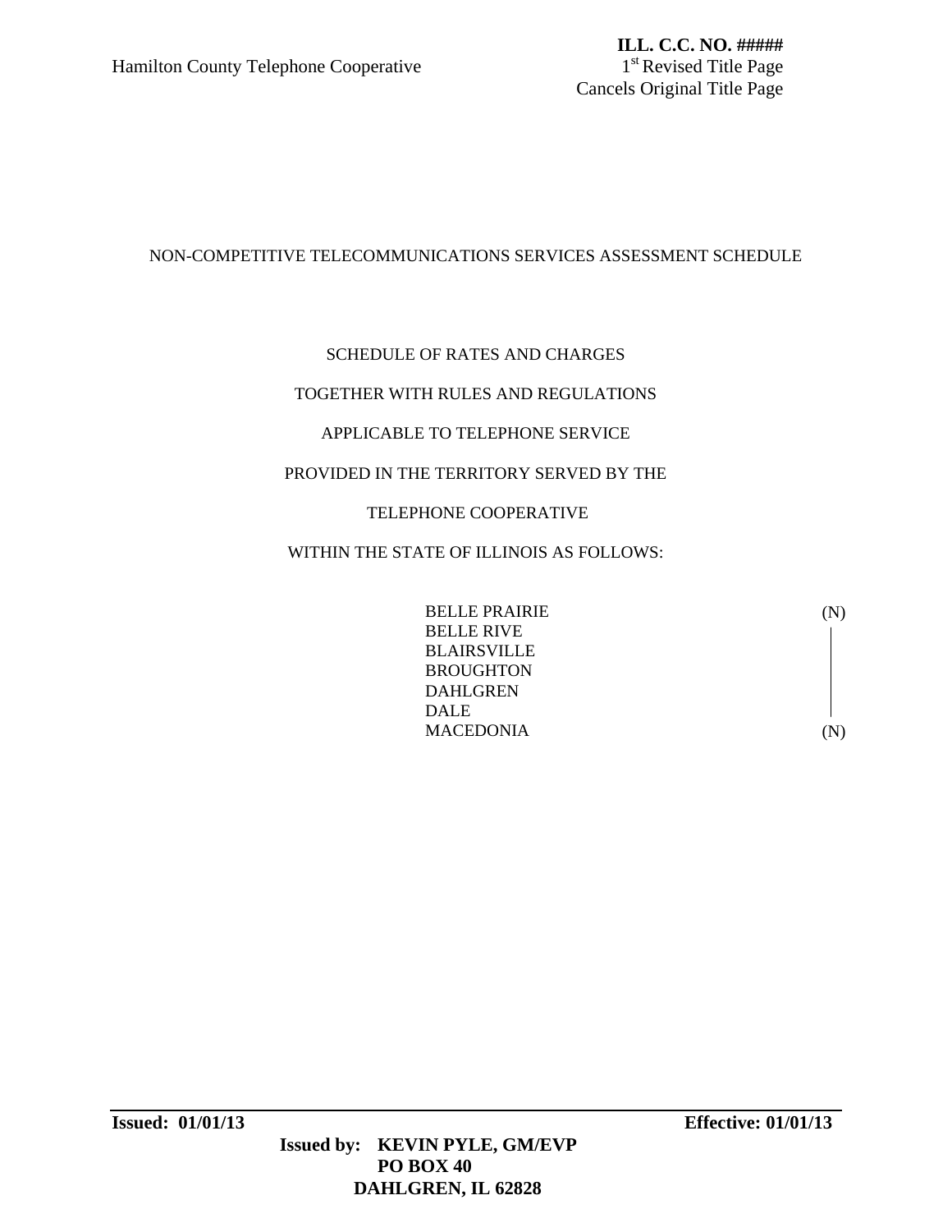**ILL. C.C. NO. #####**
Hamilton County Telephone Cooperative
1st Revised Title Page
Cancels Original Title Page

NON-COMPETITIVE TELECOMMUNICATIONS SERVICES ASSESSMENT SCHEDULE

SCHEDULE OF RATES AND CHARGES

TOGETHER WITH RULES AND REGULATIONS

APPLICABLE TO TELEPHONE SERVICE

PROVIDED IN THE TERRITORY SERVED BY THE

TELEPHONE COOPERATIVE

WITHIN THE STATE OF ILLINOIS AS FOLLOWS:

BELLE PRAIRIE (N)
BELLE RIVE
BLAIRSVILLE
BROUGHTON
DAHLGREN
DALE
MACEDONIA (N)

**Issued: 01/01/13** **Effective: 01/01/13**

**Issued by: KEVIN PYLE, GM/EVP**
**PO BOX 40**
**DAHLGREN, IL 62828**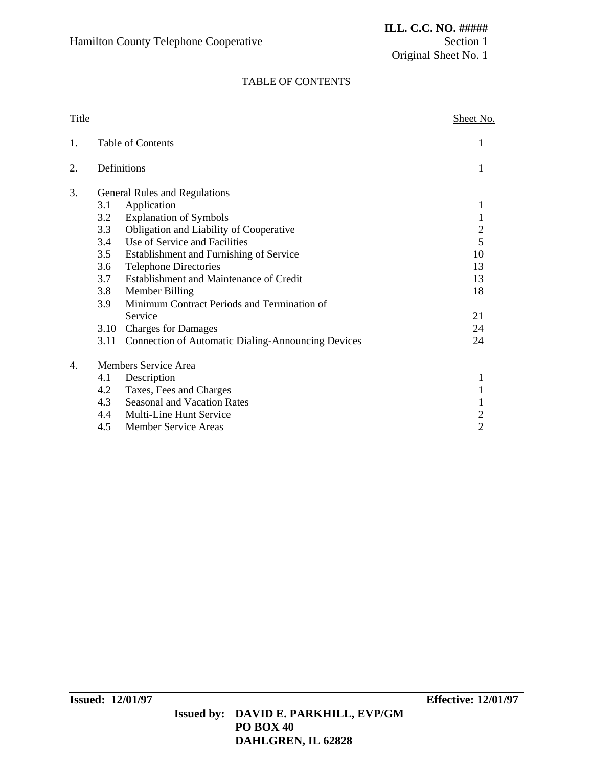# TABLE OF CONTENTS

| Title | | Sheet No. |
|---|---|---|
| 1. | Table of Contents | 1 |
| 2. | Definitions | 1 |
| 3. | General Rules and Regulations | |
| | 3.1 Application | 1 |
| | 3.2 Explanation of Symbols | 1 |
| | 3.3 Obligation and Liability of Cooperative | 2 |
| | 3.4 Use of Service and Facilities | 5 |
| | 3.5 Establishment and Furnishing of Service | 10 |
| | 3.6 Telephone Directories | 13 |
| | 3.7 Establishment and Maintenance of Credit | 13 |
| | 3.8 Member Billing | 18 |
| | 3.9 Minimum Contract Periods and Termination of Service | 21 |
| | 3.10 Charges for Damages | 24 |
| | 3.11 Connection of Automatic Dialing-Announcing Devices | 24 |
| 4. | Members Service Area | |
| | 4.1 Description | 1 |
| | 4.2 Taxes, Fees and Charges | 1 |
| | 4.3 Seasonal and Vacation Rates | 1 |
| | 4.4 Multi-Line Hunt Service | 2 |
| | 4.5 Member Service Areas | 2 |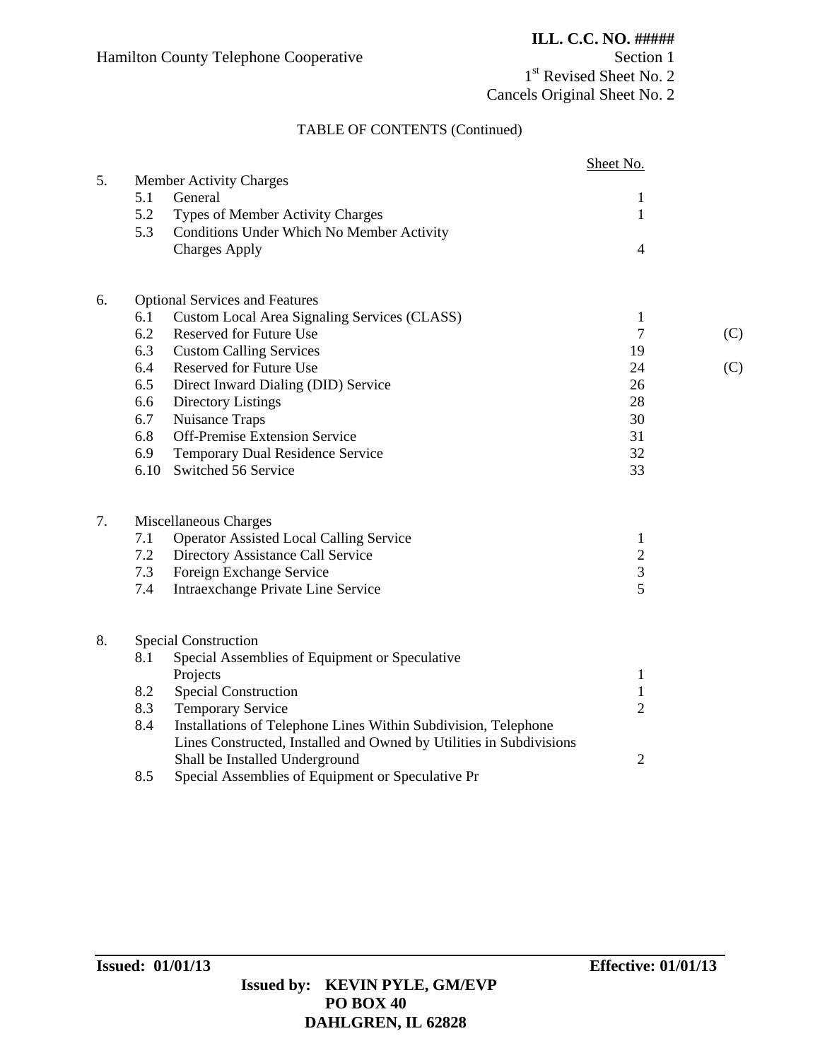Hamilton County Telephone Cooperative

**ILL. C.C. NO. #####**
Section 1
1st Revised Sheet No. 2
Cancels Original Sheet No. 2

TABLE OF CONTENTS (Continued)

| | | | Sheet No. | |
|---|---|---|---|---|
| 5. | | Member Activity Charges | | |
| | 5.1 | General | 1 | |
| | 5.2 | Types of Member Activity Charges | 1 | |
| | 5.3 | Conditions Under Which No Member Activity Charges Apply | 4 | |
| 6. | | Optional Services and Features | | |
| | 6.1 | Custom Local Area Signaling Services (CLASS) | 1 | |
| | 6.2 | Reserved for Future Use | 7 | (C) |
| | 6.3 | Custom Calling Services | 19 | |
| | 6.4 | Reserved for Future Use | 24 | (C) |
| | 6.5 | Direct Inward Dialing (DID) Service | 26 | |
| | 6.6 | Directory Listings | 28 | |
| | 6.7 | Nuisance Traps | 30 | |
| | 6.8 | Off-Premise Extension Service | 31 | |
| | 6.9 | Temporary Dual Residence Service | 32 | |
| | 6.10 | Switched 56 Service | 33 | |
| 7. | | Miscellaneous Charges | | |
| | 7.1 | Operator Assisted Local Calling Service | 1 | |
| | 7.2 | Directory Assistance Call Service | 2 | |
| | 7.3 | Foreign Exchange Service | 3 | |
| | 7.4 | Intraexchange Private Line Service | 5 | |
| 8. | | Special Construction | | |
| | 8.1 | Special Assemblies of Equipment or Speculative Projects | 1 | |
| | 8.2 | Special Construction | 1 | |
| | 8.3 | Temporary Service | 2 | |
| | 8.4 | Installations of Telephone Lines Within Subdivision, Telephone Lines Constructed, Installed and Owned by Utilities in Subdivisions Shall be Installed Underground | 2 | |
| | 8.5 | Special Assemblies of Equipment or Speculative Pr | | |

**Issued: 01/01/13** **Effective: 01/01/13**

**Issued by: KEVIN PYLE, GM/EVP**
**PO BOX 40**
**DAHLGREN, IL 62828**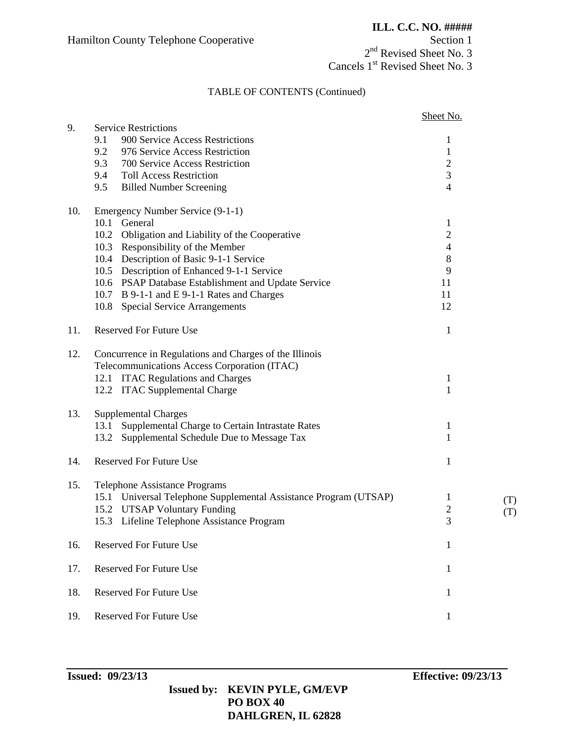**ILL. C.C. NO. #####**

Hamilton County Telephone Cooperative

Section 1

2nd Revised Sheet No. 3

Cancels 1st Revised Sheet No. 3

TABLE OF CONTENTS (Continued)

| | | Sheet No. | |
|---|---|---|---|
| 9. | Service Restrictions | | |
| | 9.1 900 Service Access Restrictions | 1 | |
| | 9.2 976 Service Access Restriction | 1 | |
| | 9.3 700 Service Access Restriction | 2 | |
| | 9.4 Toll Access Restriction | 3 | |
| | 9.5 Billed Number Screening | 4 | |
| 10. | Emergency Number Service (9-1-1) | | |
| | 10.1 General | 1 | |
| | 10.2 Obligation and Liability of the Cooperative | 2 | |
| | 10.3 Responsibility of the Member | 4 | |
| | 10.4 Description of Basic 9-1-1 Service | 8 | |
| | 10.5 Description of Enhanced 9-1-1 Service | 9 | |
| | 10.6 PSAP Database Establishment and Update Service | 11 | |
| | 10.7 B 9-1-1 and E 9-1-1 Rates and Charges | 11 | |
| | 10.8 Special Service Arrangements | 12 | |
| 11. | Reserved For Future Use | 1 | |
| 12. | Concurrence in Regulations and Charges of the Illinois Telecommunications Access Corporation (ITAC) | | |
| | 12.1 ITAC Regulations and Charges | 1 | |
| | 12.2 ITAC Supplemental Charge | 1 | |
| 13. | Supplemental Charges | | |
| | 13.1 Supplemental Charge to Certain Intrastate Rates | 1 | |
| | 13.2 Supplemental Schedule Due to Message Tax | 1 | |
| 14. | Reserved For Future Use | 1 | |
| 15. | Telephone Assistance Programs | | |
| | 15.1 Universal Telephone Supplemental Assistance Program (UTSAP) | 1 | (T) |
| | 15.2 UTSAP Voluntary Funding | 2 | (T) |
| | 15.3 Lifeline Telephone Assistance Program | 3 | |
| 16. | Reserved For Future Use | 1 | |
| 17. | Reserved For Future Use | 1 | |
| 18. | Reserved For Future Use | 1 | |
| 19. | Reserved For Future Use | 1 | |

**Issued: 09/23/13** **Effective: 09/23/13**

**Issued by: KEVIN PYLE, GM/EVP**
**PO BOX 40**
**DAHLGREN, IL 62828**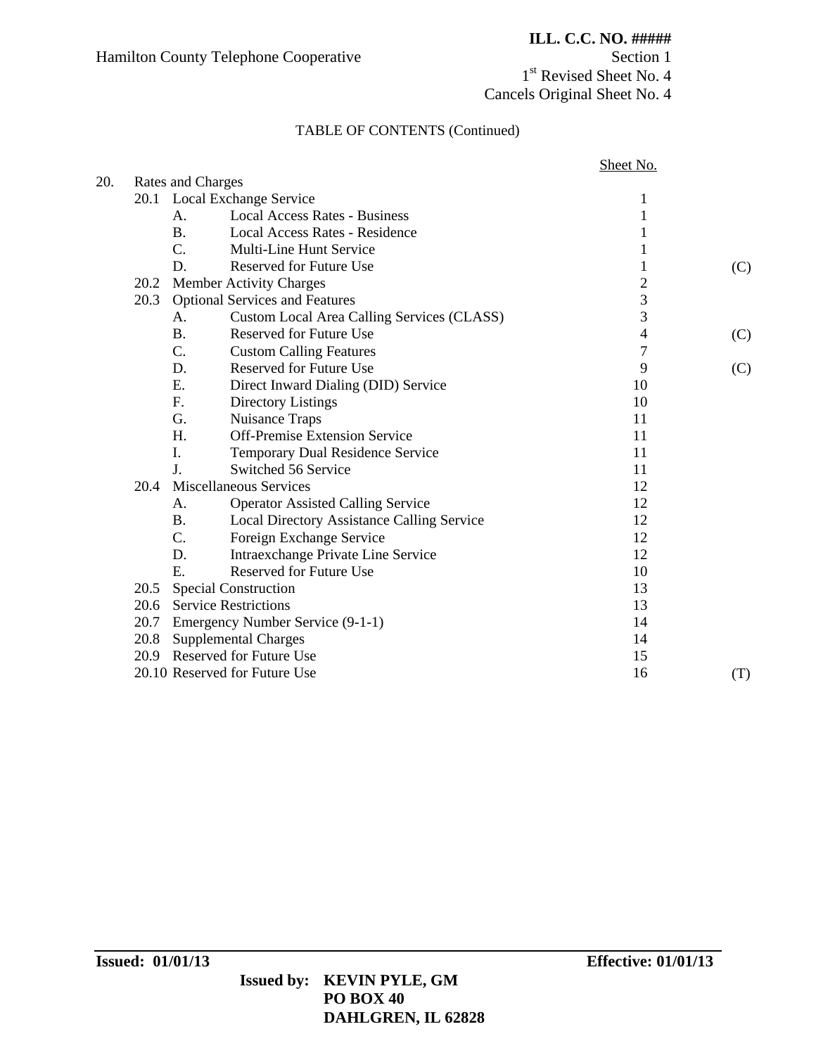**ILL. C.C. NO. #####**

Hamilton County Telephone Cooperative

Section 1
1st Revised Sheet No. 4
Cancels Original Sheet No. 4

TABLE OF CONTENTS (Continued)

| | | | | Sheet No. | |
|---|---|---|---|---|---|
| 20. | Rates and Charges | | | | |
| | 20.1 | Local Exchange Service | | 1 | |
| | | A. | Local Access Rates - Business | 1 | |
| | | B. | Local Access Rates - Residence | 1 | |
| | | C. | Multi-Line Hunt Service | 1 | |
| | | D. | Reserved for Future Use | 1 | (C) |
| | 20.2 | Member Activity Charges | | 2 | |
| | 20.3 | Optional Services and Features | | 3 | |
| | | A. | Custom Local Area Calling Services (CLASS) | 3 | |
| | | B. | Reserved for Future Use | 4 | (C) |
| | | C. | Custom Calling Features | 7 | |
| | | D. | Reserved for Future Use | 9 | (C) |
| | | E. | Direct Inward Dialing (DID) Service | 10 | |
| | | F. | Directory Listings | 10 | |
| | | G. | Nuisance Traps | 11 | |
| | | H. | Off-Premise Extension Service | 11 | |
| | | I. | Temporary Dual Residence Service | 11 | |
| | | J. | Switched 56 Service | 11 | |
| | 20.4 | Miscellaneous Services | | 12 | |
| | | A. | Operator Assisted Calling Service | 12 | |
| | | B. | Local Directory Assistance Calling Service | 12 | |
| | | C. | Foreign Exchange Service | 12 | |
| | | D. | Intraexchange Private Line Service | 12 | |
| | | E. | Reserved for Future Use | 10 | |
| | 20.5 | Special Construction | | 13 | |
| | 20.6 | Service Restrictions | | 13 | |
| | 20.7 | Emergency Number Service (9-1-1) | | 14 | |
| | 20.8 | Supplemental Charges | | 14 | |
| | 20.9 | Reserved for Future Use | | 15 | |
| | 20.10 | Reserved for Future Use | | 16 | (T) |

**Issued: 01/01/13** **Effective: 01/01/13**

**Issued by: KEVIN PYLE, GM**
**PO BOX 40**
**DAHLGREN, IL 62828**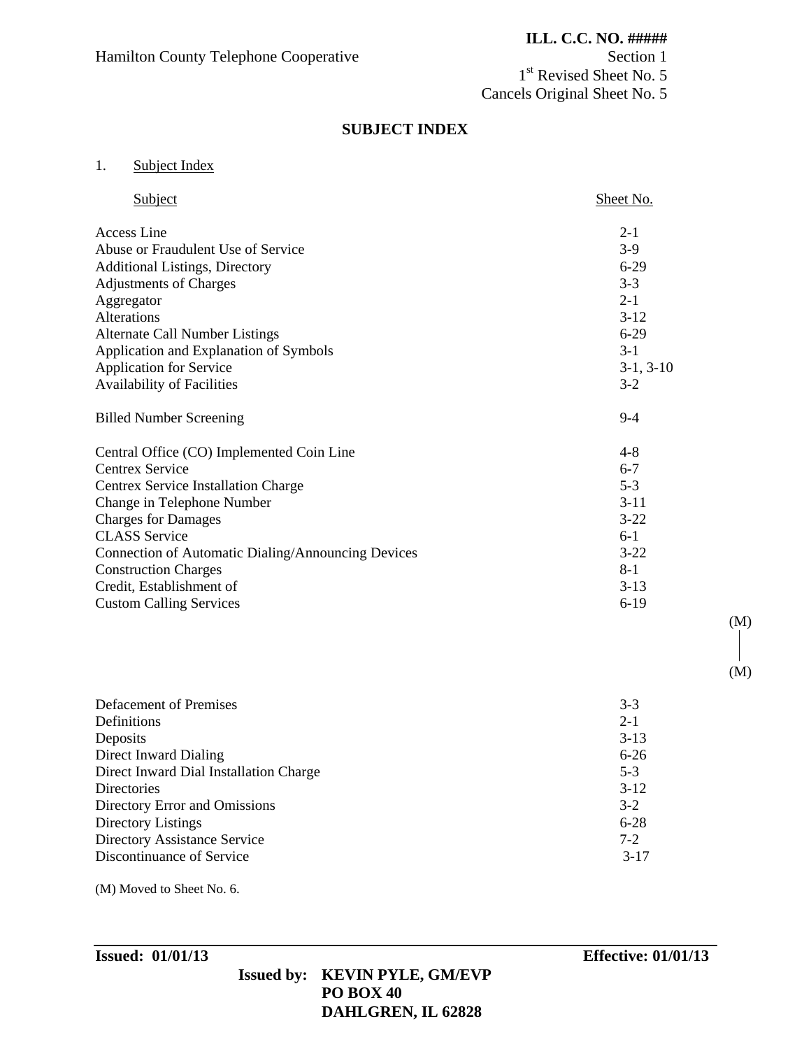ILL. C.C. NO. #####

Hamilton County Telephone Cooperative

Section 1
1st Revised Sheet No. 5
Cancels Original Sheet No. 5

## SUBJECT INDEX

1. Subject Index

| Subject | Sheet No. |
|---|---|
| Access Line | 2-1 |
| Abuse or Fraudulent Use of Service | 3-9 |
| Additional Listings, Directory | 6-29 |
| Adjustments of Charges | 3-3 |
| Aggregator | 2-1 |
| Alterations | 3-12 |
| Alternate Call Number Listings | 6-29 |
| Application and Explanation of Symbols | 3-1 |
| Application for Service | 3-1, 3-10 |
| Availability of Facilities | 3-2 |
| | |
| Billed Number Screening | 9-4 |
| | |
| Central Office (CO) Implemented Coin Line | 4-8 |
| Centrex Service | 6-7 |
| Centrex Service Installation Charge | 5-3 |
| Change in Telephone Number | 3-11 |
| Charges for Damages | 3-22 |
| CLASS Service | 6-1 |
| Connection of Automatic Dialing/Announcing Devices | 3-22 |
| Construction Charges | 8-1 |
| Credit, Establishment of | 3-13 |
| Custom Calling Services | 6-19 |
| | (M) |
| | (M) |
| Defacement of Premises | 3-3 |
| Definitions | 2-1 |
| Deposits | 3-13 |
| Direct Inward Dialing | 6-26 |
| Direct Inward Dial Installation Charge | 5-3 |
| Directories | 3-12 |
| Directory Error and Omissions | 3-2 |
| Directory Listings | 6-28 |
| Directory Assistance Service | 7-2 |
| Discontinuance of Service | 3-17 |

(M) Moved to Sheet No. 6.

**Issued: 01/01/13** **Effective: 01/01/13**

**Issued by: KEVIN PYLE, GM/EVP**
**PO BOX 40**
**DAHLGREN, IL 62828**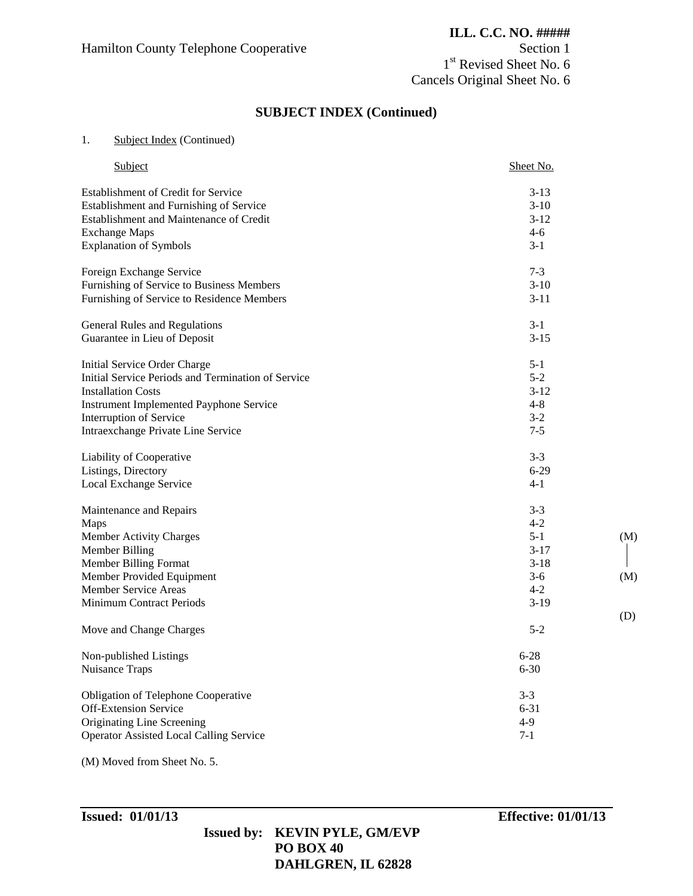ILL. C.C. NO. #####

Hamilton County Telephone Cooperative

Section 1
1st Revised Sheet No. 6
Cancels Original Sheet No. 6

## SUBJECT INDEX (Continued)

1. Subject Index (Continued)

| Subject | Sheet No. | |
|---|---|---|
| Establishment of Credit for Service | 3-13 | |
| Establishment and Furnishing of Service | 3-10 | |
| Establishment and Maintenance of Credit | 3-12 | |
| Exchange Maps | 4-6 | |
| Explanation of Symbols | 3-1 | |
| | | |
| Foreign Exchange Service | 7-3 | |
| Furnishing of Service to Business Members | 3-10 | |
| Furnishing of Service to Residence Members | 3-11 | |
| | | |
| General Rules and Regulations | 3-1 | |
| Guarantee in Lieu of Deposit | 3-15 | |
| | | |
| Initial Service Order Charge | 5-1 | |
| Initial Service Periods and Termination of Service | 5-2 | |
| Installation Costs | 3-12 | |
| Instrument Implemented Payphone Service | 4-8 | |
| Interruption of Service | 3-2 | |
| Intraexchange Private Line Service | 7-5 | |
| | | |
| Liability of Cooperative | 3-3 | |
| Listings, Directory | 6-29 | |
| Local Exchange Service | 4-1 | |
| | | |
| Maintenance and Repairs | 3-3 | |
| Maps | 4-2 | |
| Member Activity Charges | 5-1 | (M) |
| Member Billing | 3-17 | \| |
| Member Billing Format | 3-18 | \| |
| Member Provided Equipment | 3-6 | (M) |
| Member Service Areas | 4-2 | |
| Minimum Contract Periods | 3-19 | |
| | | (D) |
| Move and Change Charges | 5-2 | |
| | | |
| Non-published Listings | 6-28 | |
| Nuisance Traps | 6-30 | |
| | | |
| Obligation of Telephone Cooperative | 3-3 | |
| Off-Extension Service | 6-31 | |
| Originating Line Screening | 4-9 | |
| Operator Assisted Local Calling Service | 7-1 | |

(M) Moved from Sheet No. 5.

**Issued: 01/01/13** **Effective: 01/01/13**

**Issued by: KEVIN PYLE, GM/EVP**
**PO BOX 40**
**DAHLGREN, IL 62828**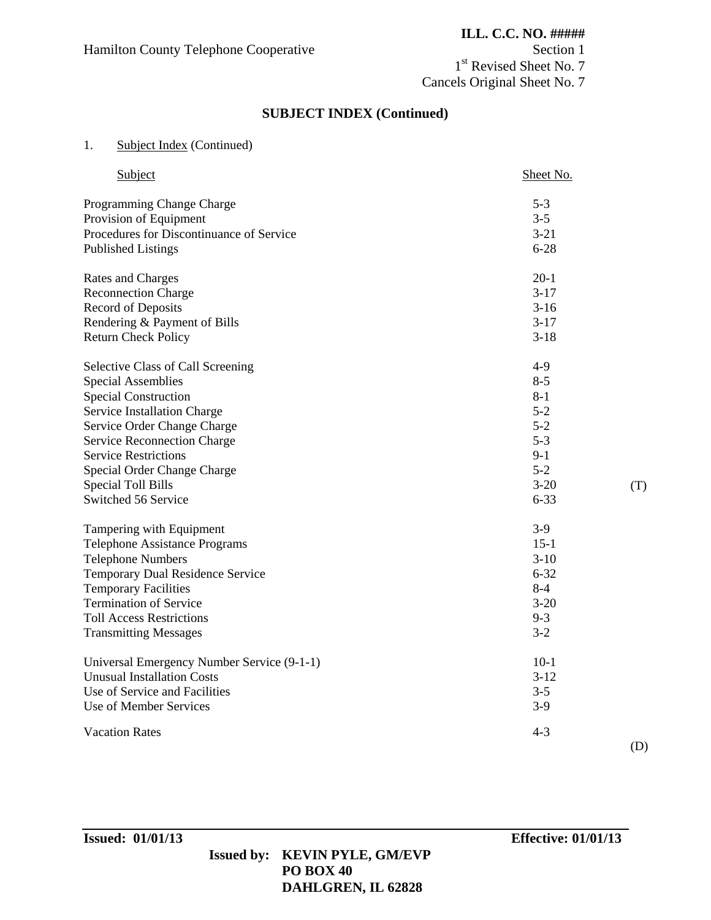Hamilton County Telephone Cooperative

**ILL. C.C. NO. #####**
Section 1
1st Revised Sheet No. 7
Cancels Original Sheet No. 7

## SUBJECT INDEX (Continued)

1. Subject Index (Continued)

| Subject | Sheet No. | |
|---|---|---|
| Programming Change Charge | 5-3 | |
| Provision of Equipment | 3-5 | |
| Procedures for Discontinuance of Service | 3-21 | |
| Published Listings | 6-28 | |
| | | |
| Rates and Charges | 20-1 | |
| Reconnection Charge | 3-17 | |
| Record of Deposits | 3-16 | |
| Rendering & Payment of Bills | 3-17 | |
| Return Check Policy | 3-18 | |
| | | |
| Selective Class of Call Screening | 4-9 | |
| Special Assemblies | 8-5 | |
| Special Construction | 8-1 | |
| Service Installation Charge | 5-2 | |
| Service Order Change Charge | 5-2 | |
| Service Reconnection Charge | 5-3 | |
| Service Restrictions | 9-1 | |
| Special Order Change Charge | 5-2 | |
| Special Toll Bills | 3-20 | (T) |
| Switched 56 Service | 6-33 | |
| | | |
| Tampering with Equipment | 3-9 | |
| Telephone Assistance Programs | 15-1 | |
| Telephone Numbers | 3-10 | |
| Temporary Dual Residence Service | 6-32 | |
| Temporary Facilities | 8-4 | |
| Termination of Service | 3-20 | |
| Toll Access Restrictions | 9-3 | |
| Transmitting Messages | 3-2 | |
| | | |
| Universal Emergency Number Service (9-1-1) | 10-1 | |
| Unusual Installation Costs | 3-12 | |
| Use of Service and Facilities | 3-5 | |
| Use of Member Services | 3-9 | |
| | | |
| Vacation Rates | 4-3 | |
| | | (D) |

**Issued: 01/01/13** **Effective: 01/01/13**

**Issued by: KEVIN PYLE, GM/EVP**
**PO BOX 40**
**DAHLGREN, IL 62828**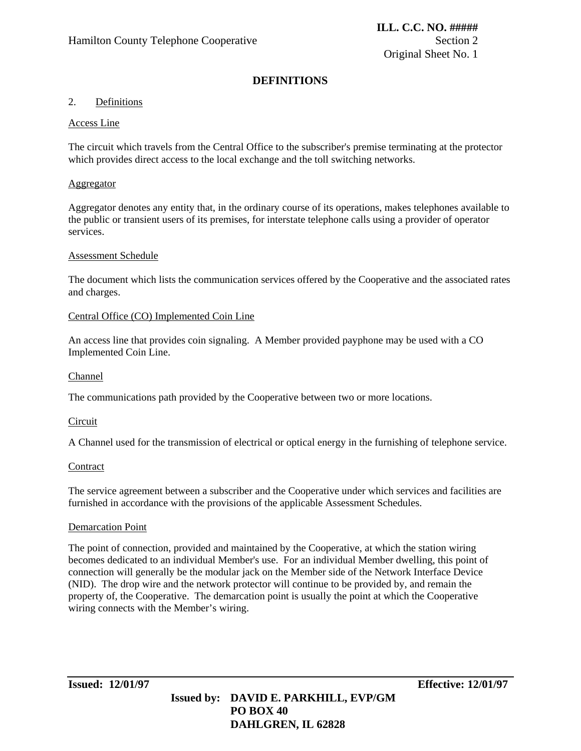# DEFINITIONS

## 2. Definitions

### Access Line

The circuit which travels from the Central Office to the subscriber's premise terminating at the protector which provides direct access to the local exchange and the toll switching networks.

### Aggregator

Aggregator denotes any entity that, in the ordinary course of its operations, makes telephones available to the public or transient users of its premises, for interstate telephone calls using a provider of operator services.

### Assessment Schedule

The document which lists the communication services offered by the Cooperative and the associated rates and charges.

### Central Office (CO) Implemented Coin Line

An access line that provides coin signaling. A Member provided payphone may be used with a CO Implemented Coin Line.

### Channel

The communications path provided by the Cooperative between two or more locations.

### Circuit

A Channel used for the transmission of electrical or optical energy in the furnishing of telephone service.

### Contract

The service agreement between a subscriber and the Cooperative under which services and facilities are furnished in accordance with the provisions of the applicable Assessment Schedules.

### Demarcation Point

The point of connection, provided and maintained by the Cooperative, at which the station wiring becomes dedicated to an individual Member's use. For an individual Member dwelling, this point of connection will generally be the modular jack on the Member side of the Network Interface Device (NID). The drop wire and the network protector will continue to be provided by, and remain the property of, the Cooperative. The demarcation point is usually the point at which the Cooperative wiring connects with the Member's wiring.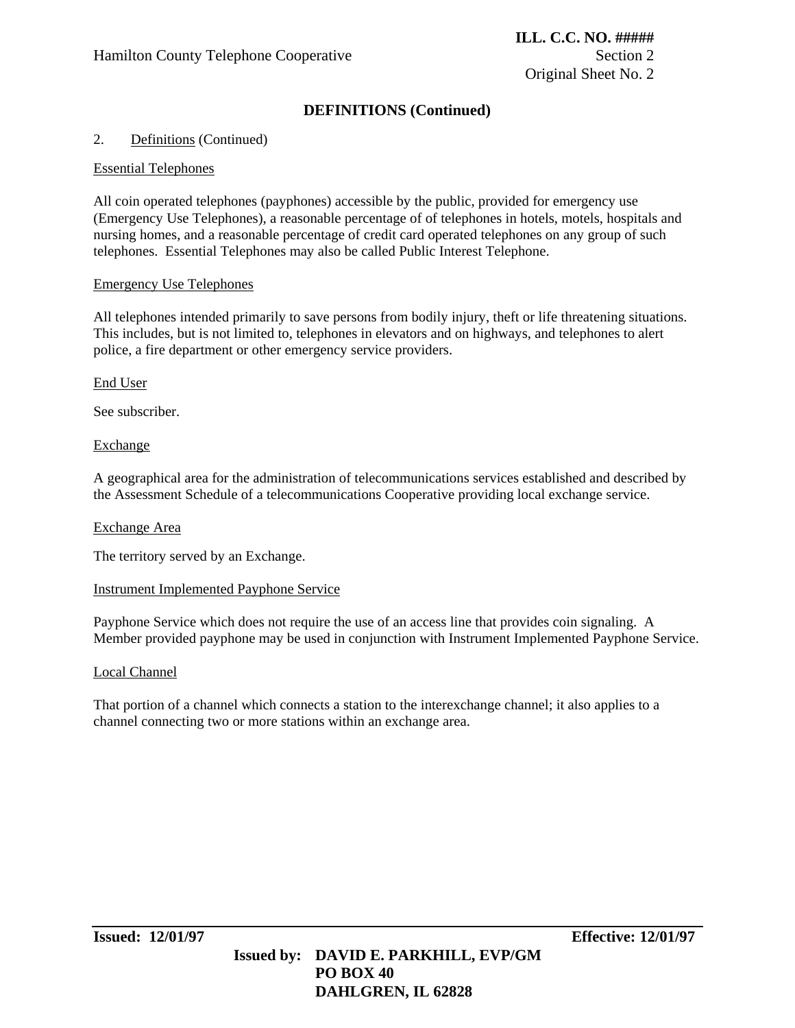## DEFINITIONS (Continued)

2. Definitions (Continued)

Essential Telephones

All coin operated telephones (payphones) accessible by the public, provided for emergency use (Emergency Use Telephones), a reasonable percentage of of telephones in hotels, motels, hospitals and nursing homes, and a reasonable percentage of credit card operated telephones on any group of such telephones. Essential Telephones may also be called Public Interest Telephone.

Emergency Use Telephones

All telephones intended primarily to save persons from bodily injury, theft or life threatening situations. This includes, but is not limited to, telephones in elevators and on highways, and telephones to alert police, a fire department or other emergency service providers.

End User

See subscriber.

Exchange

A geographical area for the administration of telecommunications services established and described by the Assessment Schedule of a telecommunications Cooperative providing local exchange service.

Exchange Area

The territory served by an Exchange.

Instrument Implemented Payphone Service

Payphone Service which does not require the use of an access line that provides coin signaling. A Member provided payphone may be used in conjunction with Instrument Implemented Payphone Service.

Local Channel

That portion of a channel which connects a station to the interexchange channel; it also applies to a channel connecting two or more stations within an exchange area.

**Issued: 12/01/97** **Effective: 12/01/97**

**Issued by: DAVID E. PARKHILL, EVP/GM**
**PO BOX 40**
**DAHLGREN, IL 62828**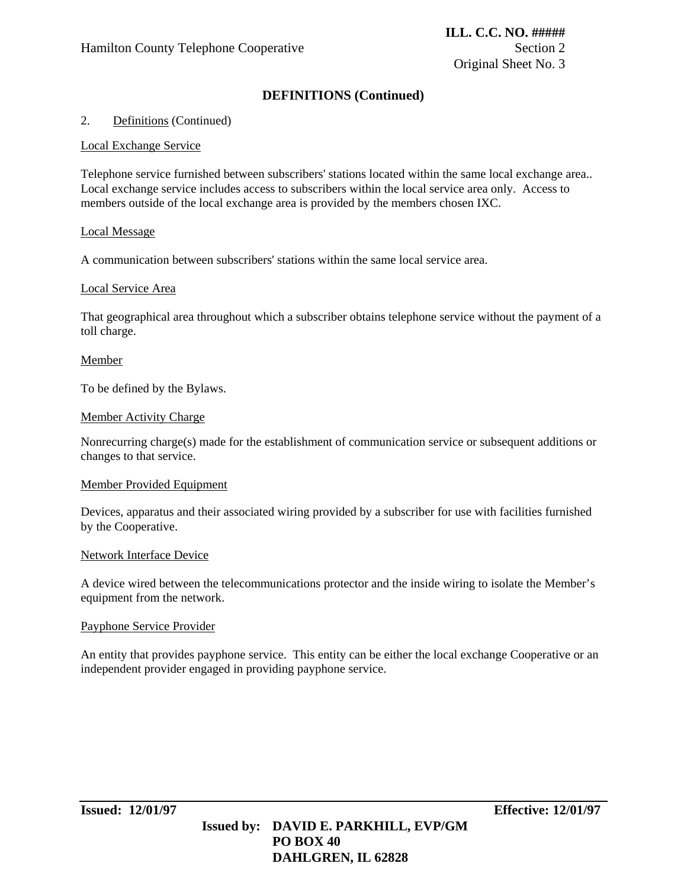## DEFINITIONS (Continued)

2. Definitions (Continued)

Local Exchange Service

Telephone service furnished between subscribers' stations located within the same local exchange area.. Local exchange service includes access to subscribers within the local service area only. Access to members outside of the local exchange area is provided by the members chosen IXC.

Local Message

A communication between subscribers' stations within the same local service area.

Local Service Area

That geographical area throughout which a subscriber obtains telephone service without the payment of a toll charge.

Member

To be defined by the Bylaws.

Member Activity Charge

Nonrecurring charge(s) made for the establishment of communication service or subsequent additions or changes to that service.

Member Provided Equipment

Devices, apparatus and their associated wiring provided by a subscriber for use with facilities furnished by the Cooperative.

Network Interface Device

A device wired between the telecommunications protector and the inside wiring to isolate the Member's equipment from the network.

Payphone Service Provider

An entity that provides payphone service. This entity can be either the local exchange Cooperative or an independent provider engaged in providing payphone service.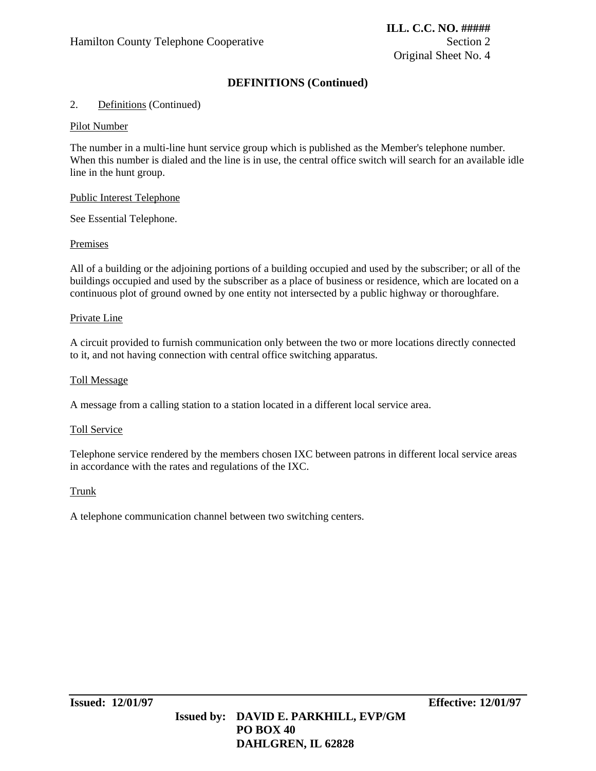## DEFINITIONS (Continued)

2. Definitions (Continued)

Pilot Number

The number in a multi-line hunt service group which is published as the Member's telephone number. When this number is dialed and the line is in use, the central office switch will search for an available idle line in the hunt group.

Public Interest Telephone

See Essential Telephone.

Premises

All of a building or the adjoining portions of a building occupied and used by the subscriber; or all of the buildings occupied and used by the subscriber as a place of business or residence, which are located on a continuous plot of ground owned by one entity not intersected by a public highway or thoroughfare.

Private Line

A circuit provided to furnish communication only between the two or more locations directly connected to it, and not having connection with central office switching apparatus.

Toll Message

A message from a calling station to a station located in a different local service area.

Toll Service

Telephone service rendered by the members chosen IXC between patrons in different local service areas in accordance with the rates and regulations of the IXC.

Trunk

A telephone communication channel between two switching centers.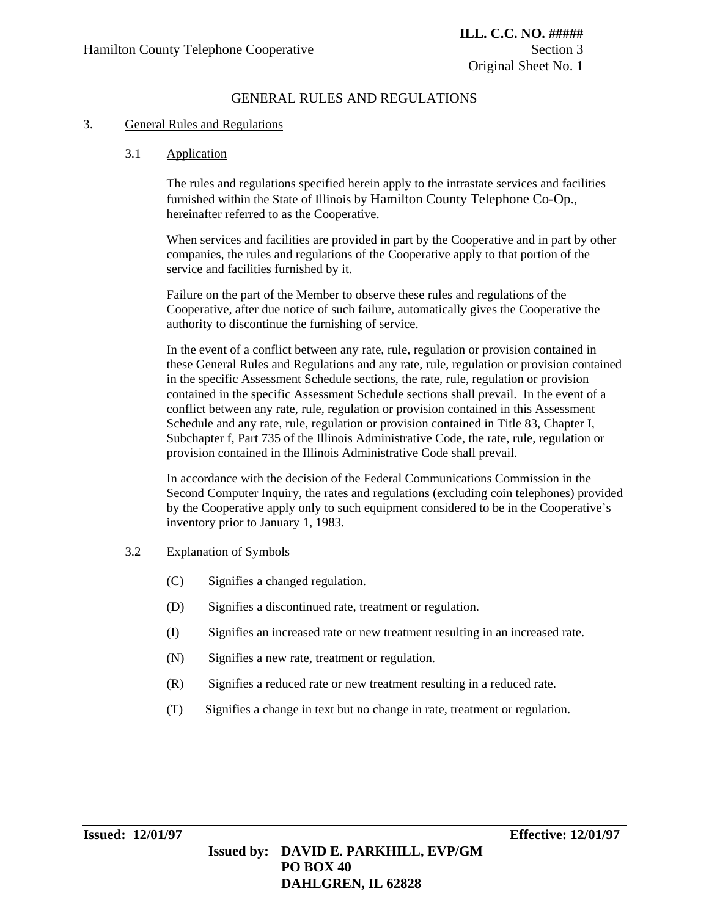# GENERAL RULES AND REGULATIONS

## 3. General Rules and Regulations

### 3.1 Application

The rules and regulations specified herein apply to the intrastate services and facilities furnished within the State of Illinois by Hamilton County Telephone Co-Op., hereinafter referred to as the Cooperative.

When services and facilities are provided in part by the Cooperative and in part by other companies, the rules and regulations of the Cooperative apply to that portion of the service and facilities furnished by it.

Failure on the part of the Member to observe these rules and regulations of the Cooperative, after due notice of such failure, automatically gives the Cooperative the authority to discontinue the furnishing of service.

In the event of a conflict between any rate, rule, regulation or provision contained in these General Rules and Regulations and any rate, rule, regulation or provision contained in the specific Assessment Schedule sections, the rate, rule, regulation or provision contained in the specific Assessment Schedule sections shall prevail. In the event of a conflict between any rate, rule, regulation or provision contained in this Assessment Schedule and any rate, rule, regulation or provision contained in Title 83, Chapter I, Subchapter f, Part 735 of the Illinois Administrative Code, the rate, rule, regulation or provision contained in the Illinois Administrative Code shall prevail.

In accordance with the decision of the Federal Communications Commission in the Second Computer Inquiry, the rates and regulations (excluding coin telephones) provided by the Cooperative apply only to such equipment considered to be in the Cooperative's inventory prior to January 1, 1983.

### 3.2 Explanation of Symbols

(C) Signifies a changed regulation.

(D) Signifies a discontinued rate, treatment or regulation.

(I) Signifies an increased rate or new treatment resulting in an increased rate.

(N) Signifies a new rate, treatment or regulation.

(R) Signifies a reduced rate or new treatment resulting in a reduced rate.

(T) Signifies a change in text but no change in rate, treatment or regulation.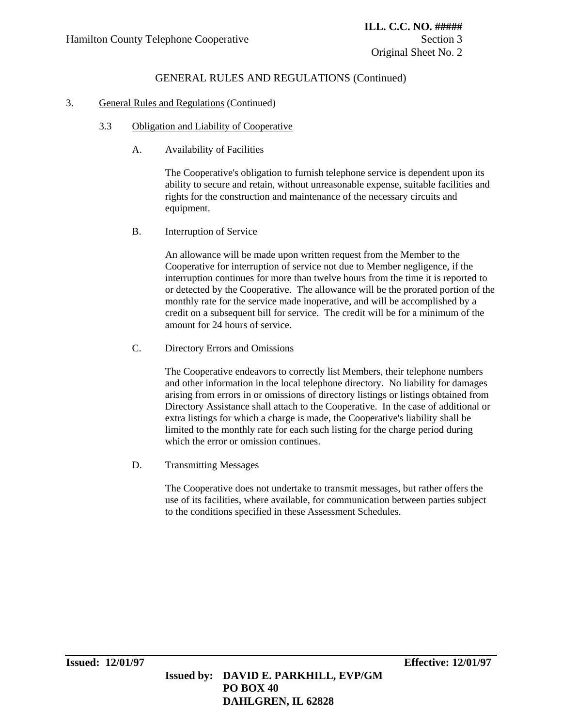# GENERAL RULES AND REGULATIONS (Continued)

3. General Rules and Regulations (Continued)

## 3.3 Obligation and Liability of Cooperative

### A. Availability of Facilities

The Cooperative's obligation to furnish telephone service is dependent upon its ability to secure and retain, without unreasonable expense, suitable facilities and rights for the construction and maintenance of the necessary circuits and equipment.

### B. Interruption of Service

An allowance will be made upon written request from the Member to the Cooperative for interruption of service not due to Member negligence, if the interruption continues for more than twelve hours from the time it is reported to or detected by the Cooperative. The allowance will be the prorated portion of the monthly rate for the service made inoperative, and will be accomplished by a credit on a subsequent bill for service. The credit will be for a minimum of the amount for 24 hours of service.

### C. Directory Errors and Omissions

The Cooperative endeavors to correctly list Members, their telephone numbers and other information in the local telephone directory. No liability for damages arising from errors in or omissions of directory listings or listings obtained from Directory Assistance shall attach to the Cooperative. In the case of additional or extra listings for which a charge is made, the Cooperative's liability shall be limited to the monthly rate for each such listing for the charge period during which the error or omission continues.

### D. Transmitting Messages

The Cooperative does not undertake to transmit messages, but rather offers the use of its facilities, where available, for communication between parties subject to the conditions specified in these Assessment Schedules.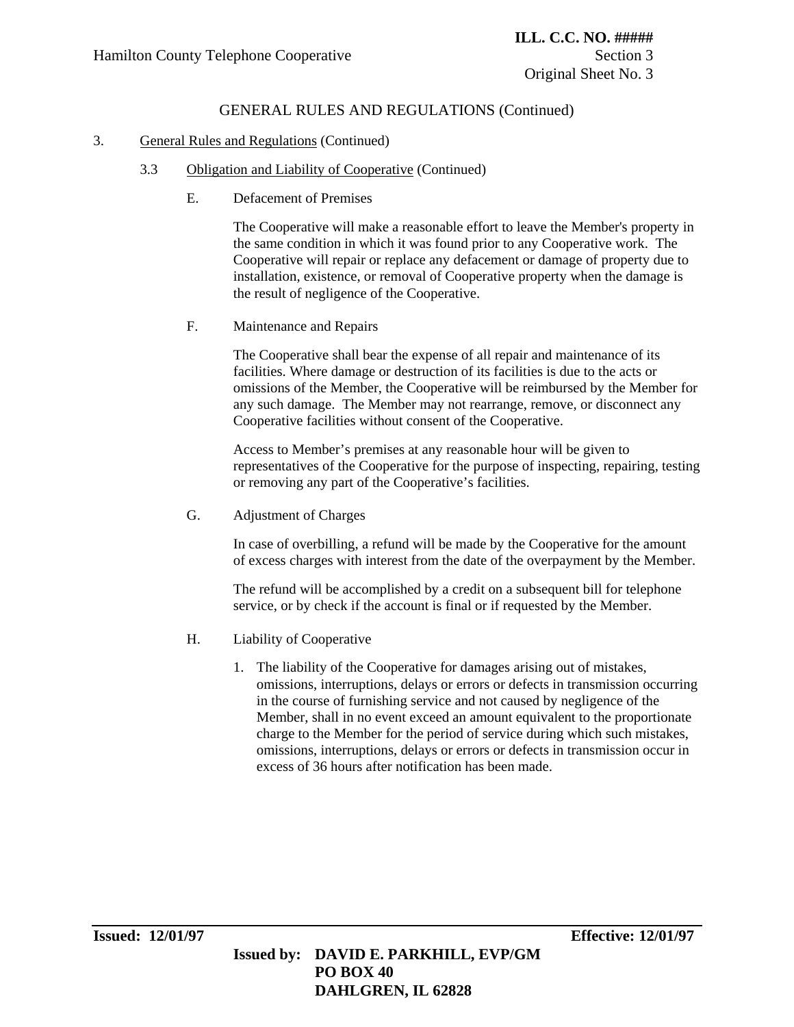## GENERAL RULES AND REGULATIONS (Continued)

3. General Rules and Regulations (Continued)

### 3.3 Obligation and Liability of Cooperative (Continued)

#### E. Defacement of Premises

The Cooperative will make a reasonable effort to leave the Member's property in the same condition in which it was found prior to any Cooperative work. The Cooperative will repair or replace any defacement or damage of property due to installation, existence, or removal of Cooperative property when the damage is the result of negligence of the Cooperative.

#### F. Maintenance and Repairs

The Cooperative shall bear the expense of all repair and maintenance of its facilities. Where damage or destruction of its facilities is due to the acts or omissions of the Member, the Cooperative will be reimbursed by the Member for any such damage. The Member may not rearrange, remove, or disconnect any Cooperative facilities without consent of the Cooperative.

Access to Member's premises at any reasonable hour will be given to representatives of the Cooperative for the purpose of inspecting, repairing, testing or removing any part of the Cooperative's facilities.

#### G. Adjustment of Charges

In case of overbilling, a refund will be made by the Cooperative for the amount of excess charges with interest from the date of the overpayment by the Member.

The refund will be accomplished by a credit on a subsequent bill for telephone service, or by check if the account is final or if requested by the Member.

#### H. Liability of Cooperative

1. The liability of the Cooperative for damages arising out of mistakes, omissions, interruptions, delays or errors or defects in transmission occurring in the course of furnishing service and not caused by negligence of the Member, shall in no event exceed an amount equivalent to the proportionate charge to the Member for the period of service during which such mistakes, omissions, interruptions, delays or errors or defects in transmission occur in excess of 36 hours after notification has been made.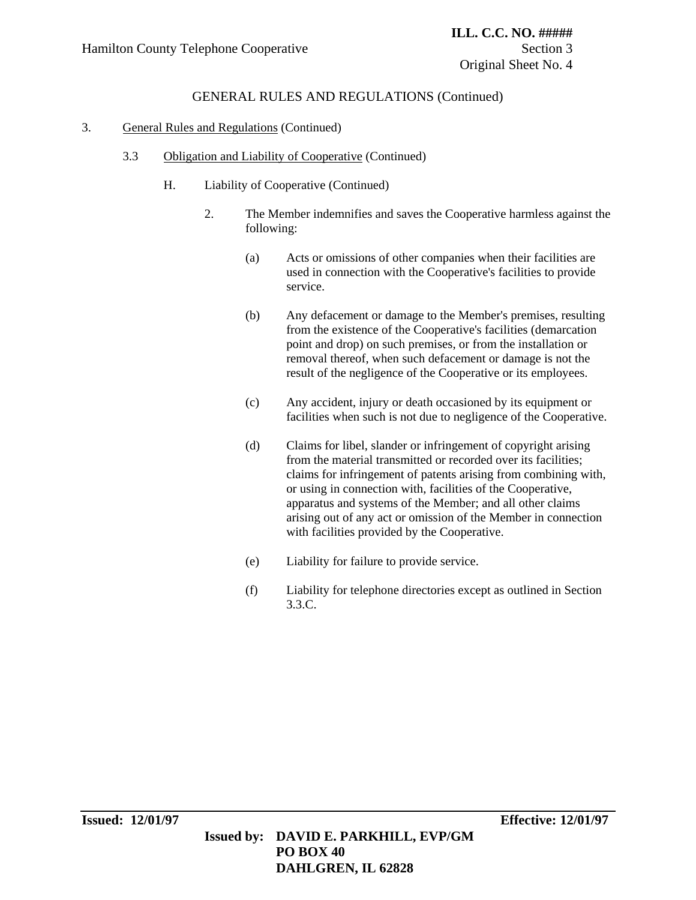GENERAL RULES AND REGULATIONS (Continued)

3. General Rules and Regulations (Continued)

3.3 Obligation and Liability of Cooperative (Continued)

H. Liability of Cooperative (Continued)

2. The Member indemnifies and saves the Cooperative harmless against the following:

(a) Acts or omissions of other companies when their facilities are used in connection with the Cooperative's facilities to provide service.

(b) Any defacement or damage to the Member's premises, resulting from the existence of the Cooperative's facilities (demarcation point and drop) on such premises, or from the installation or removal thereof, when such defacement or damage is not the result of the negligence of the Cooperative or its employees.

(c) Any accident, injury or death occasioned by its equipment or facilities when such is not due to negligence of the Cooperative.

(d) Claims for libel, slander or infringement of copyright arising from the material transmitted or recorded over its facilities; claims for infringement of patents arising from combining with, or using in connection with, facilities of the Cooperative, apparatus and systems of the Member; and all other claims arising out of any act or omission of the Member in connection with facilities provided by the Cooperative.

(e) Liability for failure to provide service.

(f) Liability for telephone directories except as outlined in Section 3.3.C.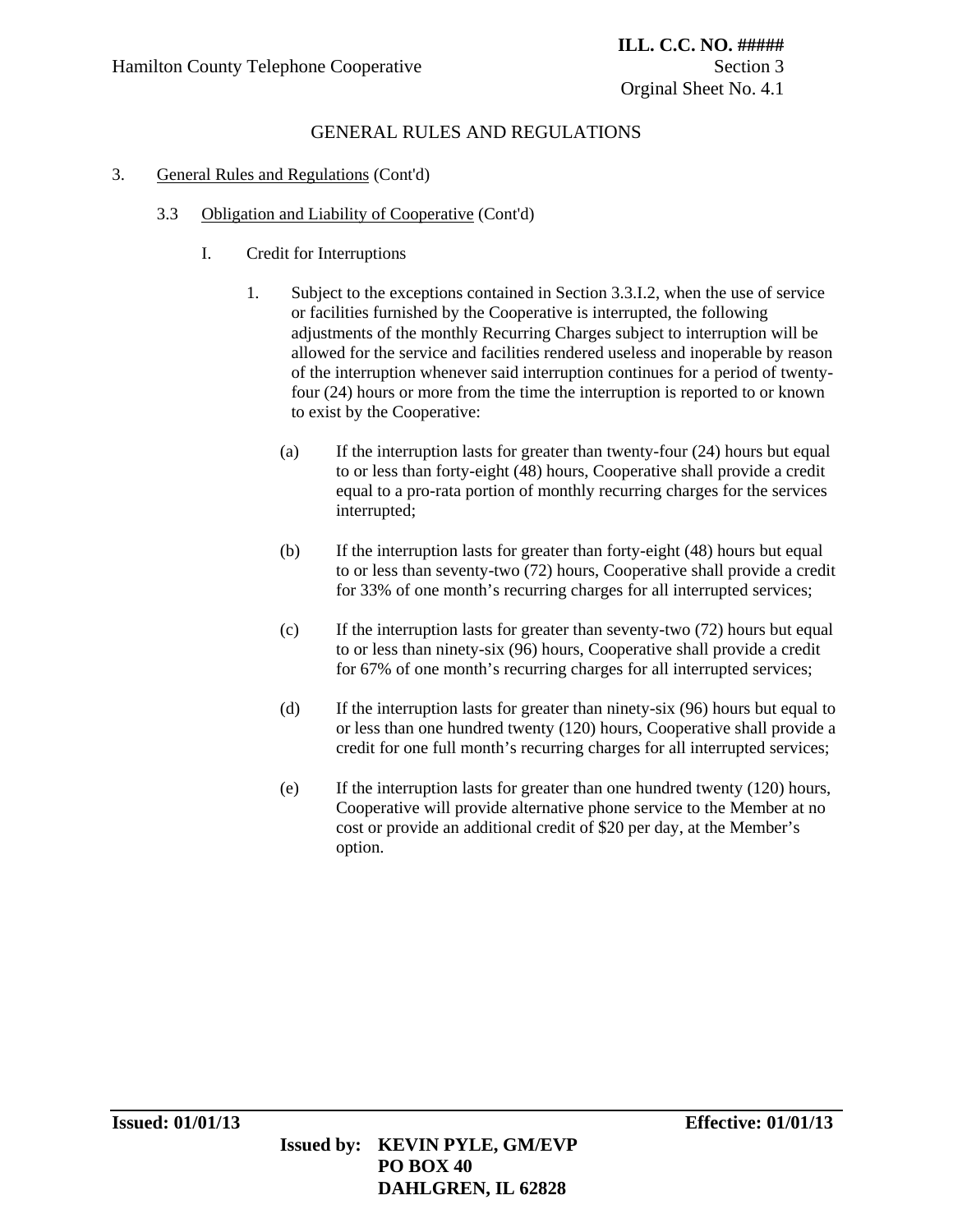# GENERAL RULES AND REGULATIONS

3. General Rules and Regulations (Cont'd)

   3.3 Obligation and Liability of Cooperative (Cont'd)

      I. Credit for Interruptions

         1. Subject to the exceptions contained in Section 3.3.I.2, when the use of service or facilities furnished by the Cooperative is interrupted, the following adjustments of the monthly Recurring Charges subject to interruption will be allowed for the service and facilities rendered useless and inoperable by reason of the interruption whenever said interruption continues for a period of twenty-four (24) hours or more from the time the interruption is reported to or known to exist by the Cooperative:

            (a) If the interruption lasts for greater than twenty-four (24) hours but equal to or less than forty-eight (48) hours, Cooperative shall provide a credit equal to a pro-rata portion of monthly recurring charges for the services interrupted;

            (b) If the interruption lasts for greater than forty-eight (48) hours but equal to or less than seventy-two (72) hours, Cooperative shall provide a credit for 33% of one month's recurring charges for all interrupted services;

            (c) If the interruption lasts for greater than seventy-two (72) hours but equal to or less than ninety-six (96) hours, Cooperative shall provide a credit for 67% of one month's recurring charges for all interrupted services;

            (d) If the interruption lasts for greater than ninety-six (96) hours but equal to or less than one hundred twenty (120) hours, Cooperative shall provide a credit for one full month's recurring charges for all interrupted services;

            (e) If the interruption lasts for greater than one hundred twenty (120) hours, Cooperative will provide alternative phone service to the Member at no cost or provide an additional credit of $20 per day, at the Member's option.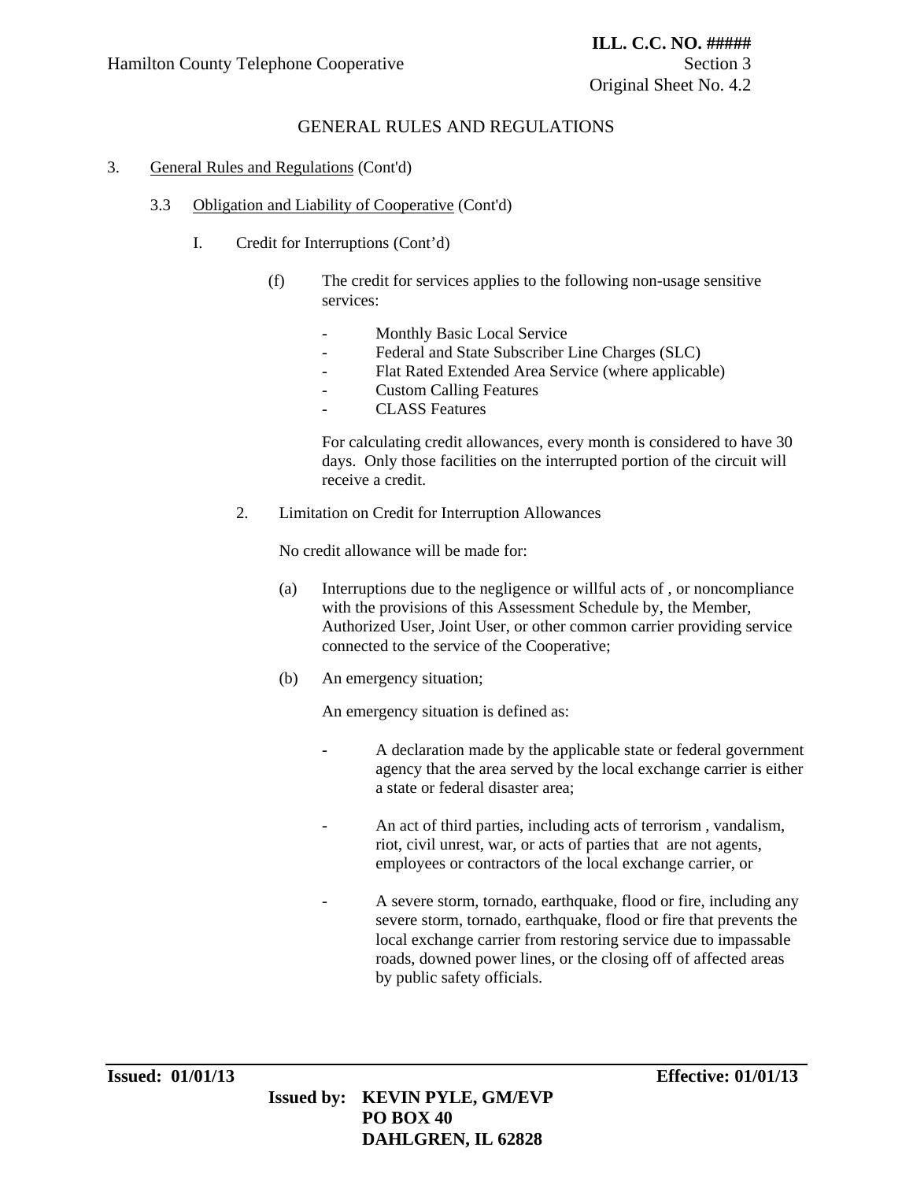GENERAL RULES AND REGULATIONS

3. General Rules and Regulations (Cont'd)

3.3 Obligation and Liability of Cooperative (Cont'd)

I. Credit for Interruptions (Cont'd)

(f) The credit for services applies to the following non-usage sensitive services:

- Monthly Basic Local Service
- Federal and State Subscriber Line Charges (SLC)
- Flat Rated Extended Area Service (where applicable)
- Custom Calling Features
- CLASS Features

For calculating credit allowances, every month is considered to have 30 days. Only those facilities on the interrupted portion of the circuit will receive a credit.

2. Limitation on Credit for Interruption Allowances

No credit allowance will be made for:

(a) Interruptions due to the negligence or willful acts of , or noncompliance with the provisions of this Assessment Schedule by, the Member, Authorized User, Joint User, or other common carrier providing service connected to the service of the Cooperative;

(b) An emergency situation;

An emergency situation is defined as:

- A declaration made by the applicable state or federal government agency that the area served by the local exchange carrier is either a state or federal disaster area;

- An act of third parties, including acts of terrorism , vandalism, riot, civil unrest, war, or acts of parties that are not agents, employees or contractors of the local exchange carrier, or

- A severe storm, tornado, earthquake, flood or fire, including any severe storm, tornado, earthquake, flood or fire that prevents the local exchange carrier from restoring service due to impassable roads, downed power lines, or the closing off of affected areas by public safety officials.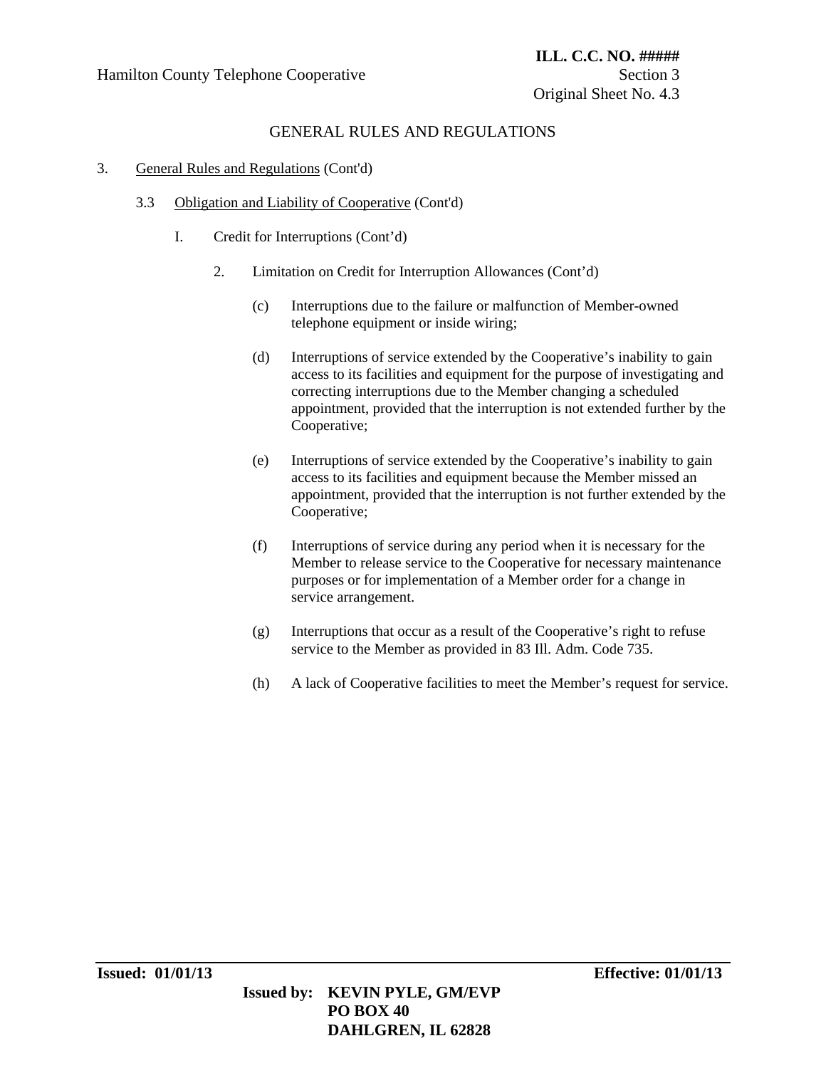GENERAL RULES AND REGULATIONS

3. General Rules and Regulations (Cont'd)

   3.3 Obligation and Liability of Cooperative (Cont'd)

      I. Credit for Interruptions (Cont'd)

         2. Limitation on Credit for Interruption Allowances (Cont'd)

            (c) Interruptions due to the failure or malfunction of Member-owned telephone equipment or inside wiring;

            (d) Interruptions of service extended by the Cooperative's inability to gain access to its facilities and equipment for the purpose of investigating and correcting interruptions due to the Member changing a scheduled appointment, provided that the interruption is not extended further by the Cooperative;

            (e) Interruptions of service extended by the Cooperative's inability to gain access to its facilities and equipment because the Member missed an appointment, provided that the interruption is not further extended by the Cooperative;

            (f) Interruptions of service during any period when it is necessary for the Member to release service to the Cooperative for necessary maintenance purposes or for implementation of a Member order for a change in service arrangement.

            (g) Interruptions that occur as a result of the Cooperative's right to refuse service to the Member as provided in 83 Ill. Adm. Code 735.

            (h) A lack of Cooperative facilities to meet the Member's request for service.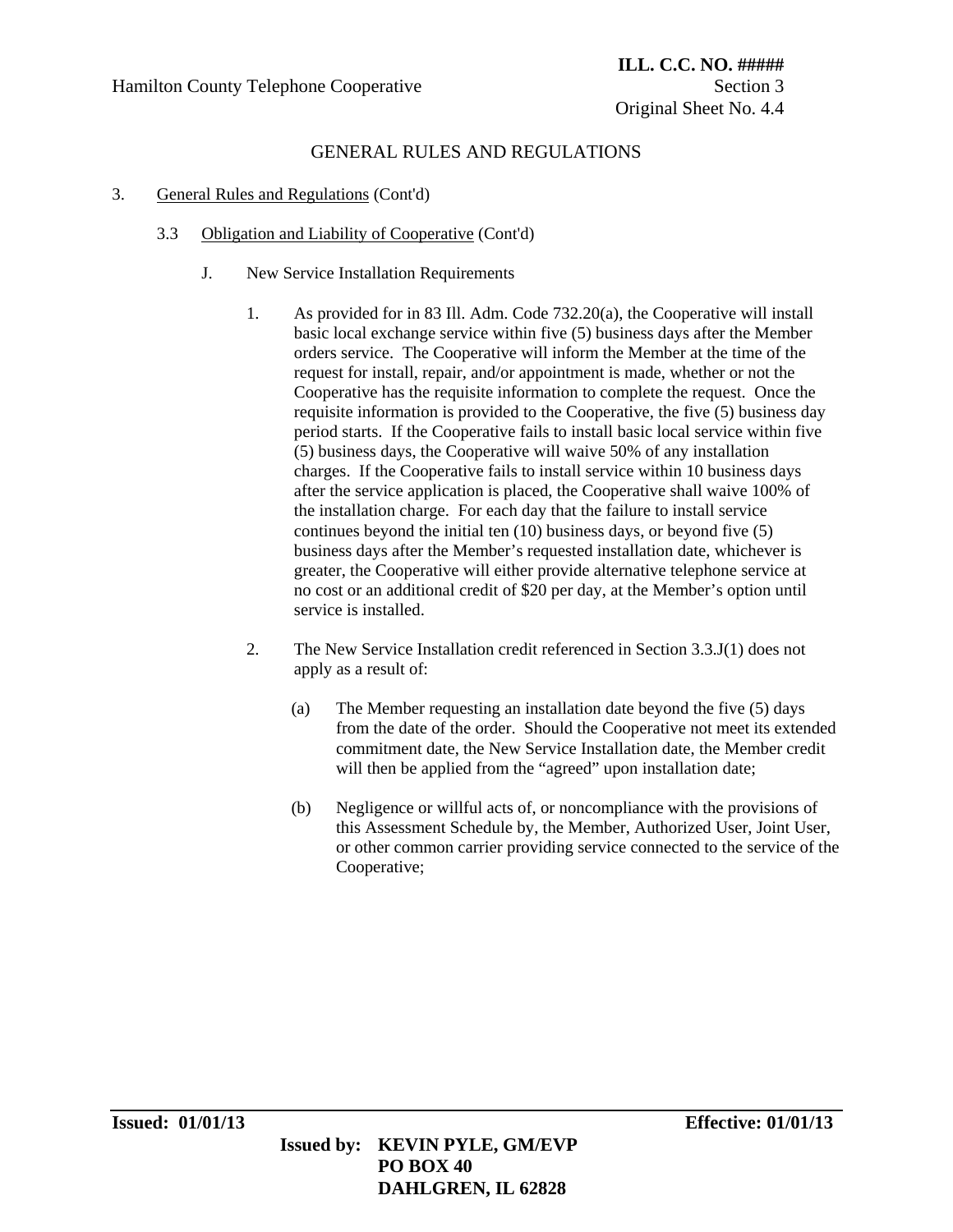## GENERAL RULES AND REGULATIONS

3. General Rules and Regulations (Cont'd)

   3.3 Obligation and Liability of Cooperative (Cont'd)

      J. New Service Installation Requirements

         1. As provided for in 83 Ill. Adm. Code 732.20(a), the Cooperative will install basic local exchange service within five (5) business days after the Member orders service. The Cooperative will inform the Member at the time of the request for install, repair, and/or appointment is made, whether or not the Cooperative has the requisite information to complete the request. Once the requisite information is provided to the Cooperative, the five (5) business day period starts. If the Cooperative fails to install basic local service within five (5) business days, the Cooperative will waive 50% of any installation charges. If the Cooperative fails to install service within 10 business days after the service application is placed, the Cooperative shall waive 100% of the installation charge. For each day that the failure to install service continues beyond the initial ten (10) business days, or beyond five (5) business days after the Member's requested installation date, whichever is greater, the Cooperative will either provide alternative telephone service at no cost or an additional credit of $20 per day, at the Member's option until service is installed.

         2. The New Service Installation credit referenced in Section 3.3.J(1) does not apply as a result of:

            (a) The Member requesting an installation date beyond the five (5) days from the date of the order. Should the Cooperative not meet its extended commitment date, the New Service Installation date, the Member credit will then be applied from the "agreed" upon installation date;

            (b) Negligence or willful acts of, or noncompliance with the provisions of this Assessment Schedule by, the Member, Authorized User, Joint User, or other common carrier providing service connected to the service of the Cooperative;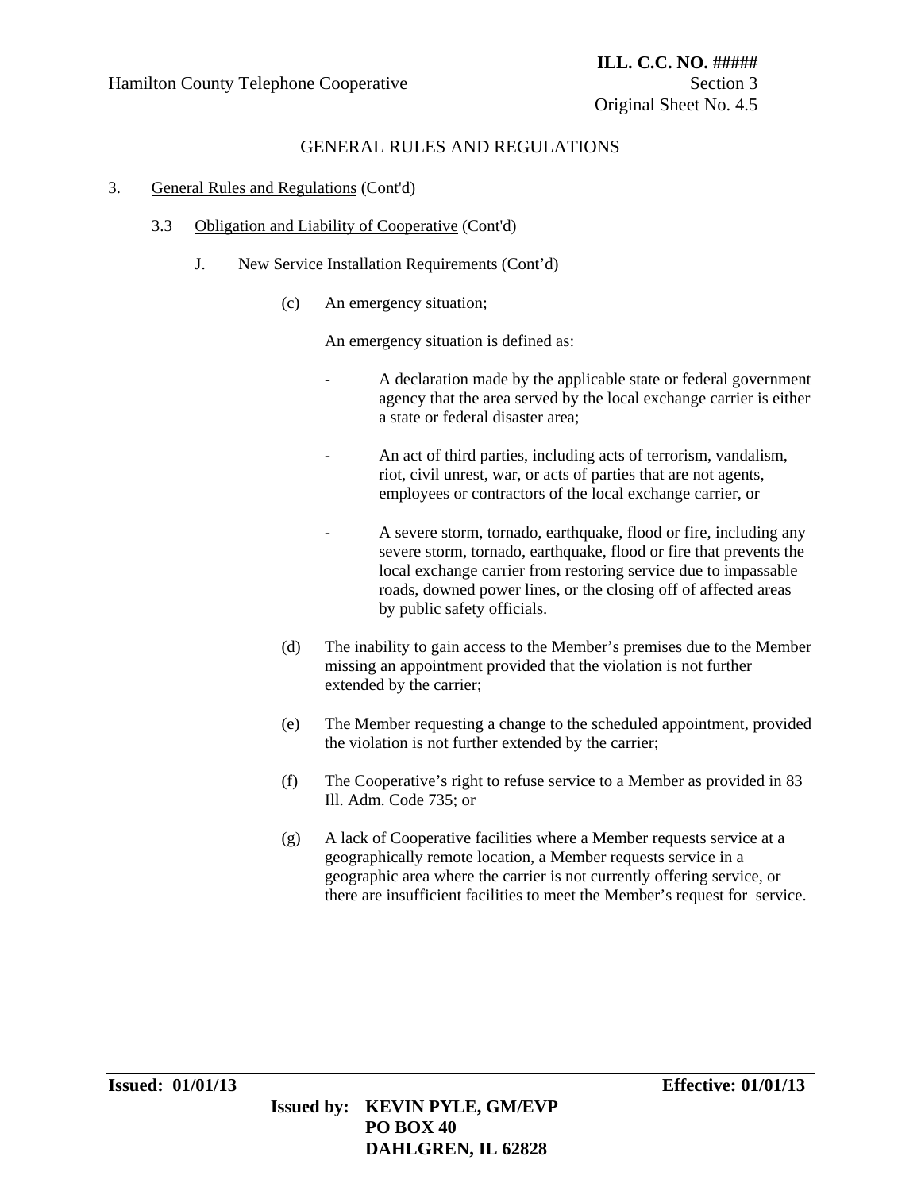GENERAL RULES AND REGULATIONS

3. General Rules and Regulations (Cont'd)

   3.3 Obligation and Liability of Cooperative (Cont'd)

      J. New Service Installation Requirements (Cont'd)

         (c) An emergency situation;

            An emergency situation is defined as:

            - A declaration made by the applicable state or federal government agency that the area served by the local exchange carrier is either a state or federal disaster area;

            - An act of third parties, including acts of terrorism, vandalism, riot, civil unrest, war, or acts of parties that are not agents, employees or contractors of the local exchange carrier, or

            - A severe storm, tornado, earthquake, flood or fire, including any severe storm, tornado, earthquake, flood or fire that prevents the local exchange carrier from restoring service due to impassable roads, downed power lines, or the closing off of affected areas by public safety officials.

         (d) The inability to gain access to the Member's premises due to the Member missing an appointment provided that the violation is not further extended by the carrier;

         (e) The Member requesting a change to the scheduled appointment, provided the violation is not further extended by the carrier;

         (f) The Cooperative's right to refuse service to a Member as provided in 83 Ill. Adm. Code 735; or

         (g) A lack of Cooperative facilities where a Member requests service at a geographically remote location, a Member requests service in a geographic area where the carrier is not currently offering service, or there are insufficient facilities to meet the Member's request for service.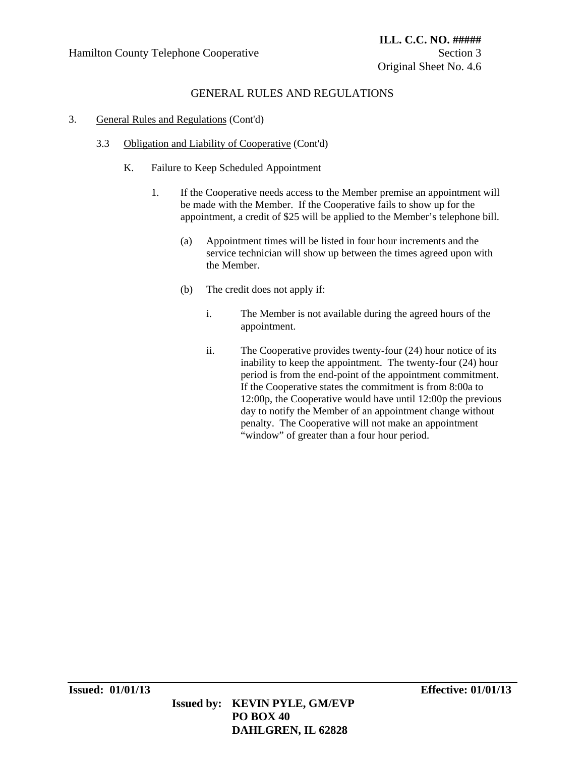## GENERAL RULES AND REGULATIONS

3. General Rules and Regulations (Cont'd)

   3.3 Obligation and Liability of Cooperative (Cont'd)

      K. Failure to Keep Scheduled Appointment

         1. If the Cooperative needs access to the Member premise an appointment will be made with the Member. If the Cooperative fails to show up for the appointment, a credit of $25 will be applied to the Member's telephone bill.

            (a) Appointment times will be listed in four hour increments and the service technician will show up between the times agreed upon with the Member.

            (b) The credit does not apply if:

               i. The Member is not available during the agreed hours of the appointment.

               ii. The Cooperative provides twenty-four (24) hour notice of its inability to keep the appointment. The twenty-four (24) hour period is from the end-point of the appointment commitment. If the Cooperative states the commitment is from 8:00a to 12:00p, the Cooperative would have until 12:00p the previous day to notify the Member of an appointment change without penalty. The Cooperative will not make an appointment "window" of greater than a four hour period.

**Issued: 01/01/13** **Effective: 01/01/13**

**Issued by: KEVIN PYLE, GM/EVP**
**PO BOX 40**
**DAHLGREN, IL 62828**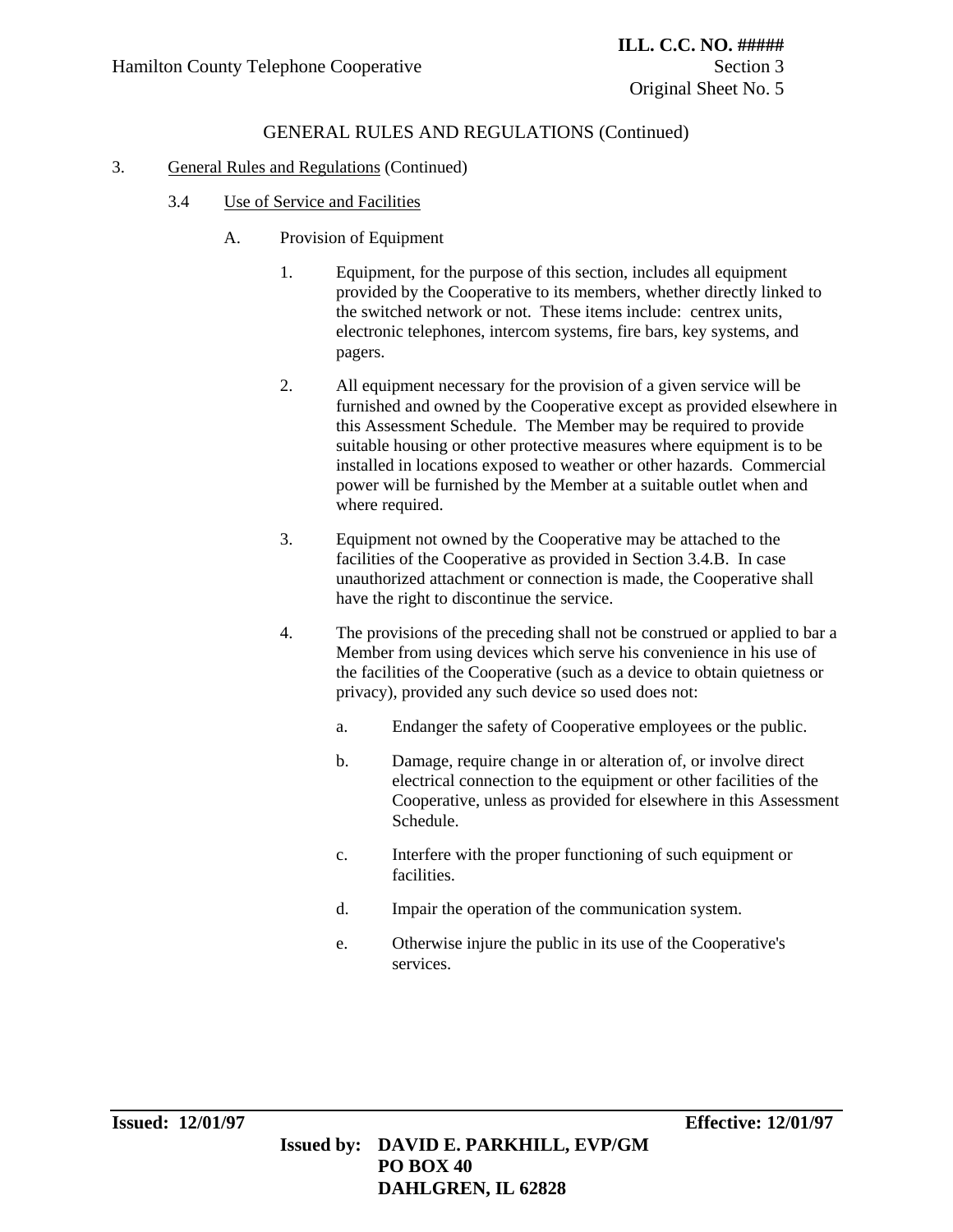## GENERAL RULES AND REGULATIONS (Continued)

3. General Rules and Regulations (Continued)

### 3.4 Use of Service and Facilities

A. Provision of Equipment

1. Equipment, for the purpose of this section, includes all equipment provided by the Cooperative to its members, whether directly linked to the switched network or not. These items include: centrex units, electronic telephones, intercom systems, fire bars, key systems, and pagers.

2. All equipment necessary for the provision of a given service will be furnished and owned by the Cooperative except as provided elsewhere in this Assessment Schedule. The Member may be required to provide suitable housing or other protective measures where equipment is to be installed in locations exposed to weather or other hazards. Commercial power will be furnished by the Member at a suitable outlet when and where required.

3. Equipment not owned by the Cooperative may be attached to the facilities of the Cooperative as provided in Section 3.4.B. In case unauthorized attachment or connection is made, the Cooperative shall have the right to discontinue the service.

4. The provisions of the preceding shall not be construed or applied to bar a Member from using devices which serve his convenience in his use of the facilities of the Cooperative (such as a device to obtain quietness or privacy), provided any such device so used does not:

   a. Endanger the safety of Cooperative employees or the public.

   b. Damage, require change in or alteration of, or involve direct electrical connection to the equipment or other facilities of the Cooperative, unless as provided for elsewhere in this Assessment Schedule.

   c. Interfere with the proper functioning of such equipment or facilities.

   d. Impair the operation of the communication system.

   e. Otherwise injure the public in its use of the Cooperative's services.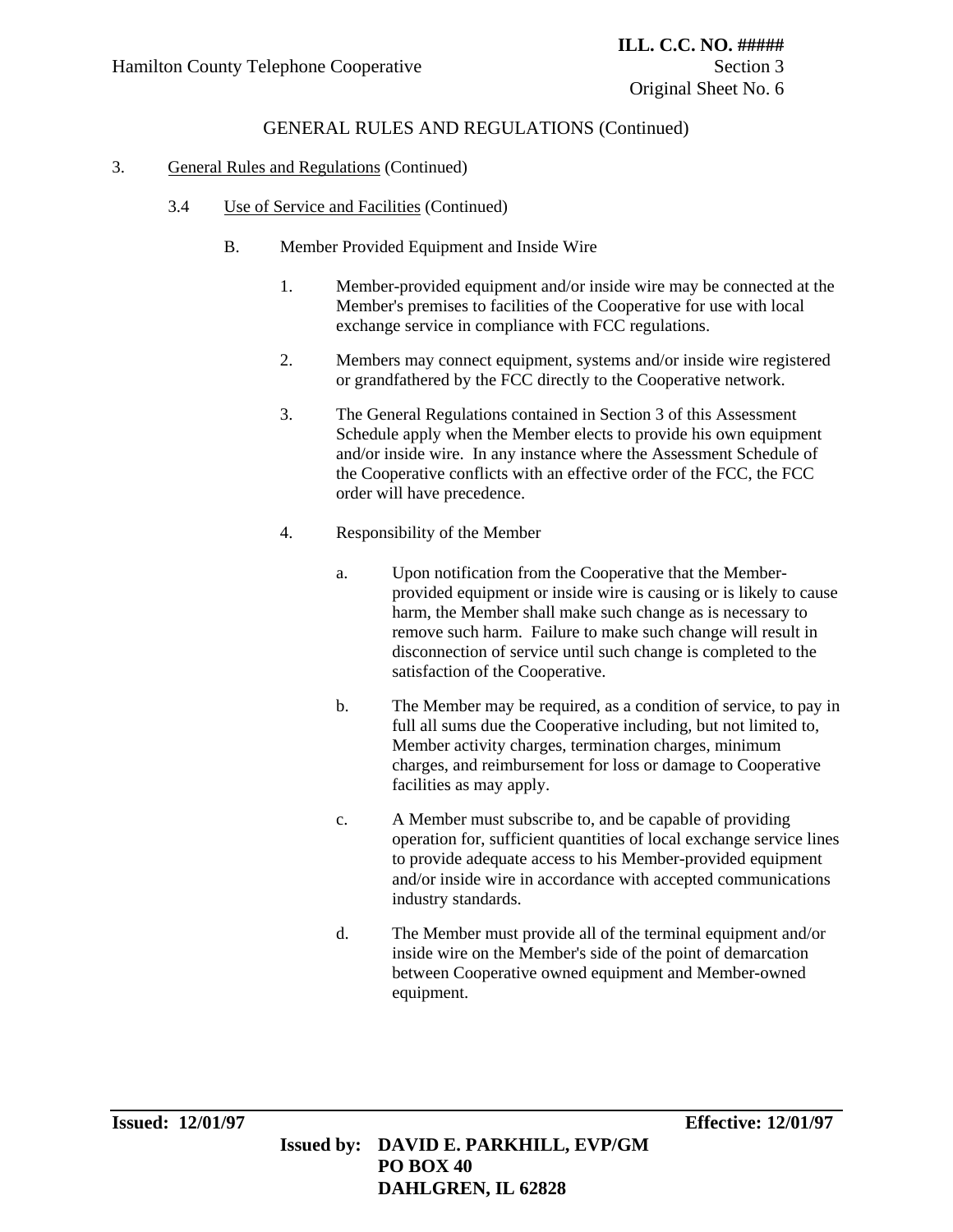GENERAL RULES AND REGULATIONS (Continued)

3. General Rules and Regulations (Continued)

3.4 Use of Service and Facilities (Continued)

B. Member Provided Equipment and Inside Wire

1. Member-provided equipment and/or inside wire may be connected at the Member's premises to facilities of the Cooperative for use with local exchange service in compliance with FCC regulations.

2. Members may connect equipment, systems and/or inside wire registered or grandfathered by the FCC directly to the Cooperative network.

3. The General Regulations contained in Section 3 of this Assessment Schedule apply when the Member elects to provide his own equipment and/or inside wire. In any instance where the Assessment Schedule of the Cooperative conflicts with an effective order of the FCC, the FCC order will have precedence.

4. Responsibility of the Member

a. Upon notification from the Cooperative that the Member-provided equipment or inside wire is causing or is likely to cause harm, the Member shall make such change as is necessary to remove such harm. Failure to make such change will result in disconnection of service until such change is completed to the satisfaction of the Cooperative.

b. The Member may be required, as a condition of service, to pay in full all sums due the Cooperative including, but not limited to, Member activity charges, termination charges, minimum charges, and reimbursement for loss or damage to Cooperative facilities as may apply.

c. A Member must subscribe to, and be capable of providing operation for, sufficient quantities of local exchange service lines to provide adequate access to his Member-provided equipment and/or inside wire in accordance with accepted communications industry standards.

d. The Member must provide all of the terminal equipment and/or inside wire on the Member's side of the point of demarcation between Cooperative owned equipment and Member-owned equipment.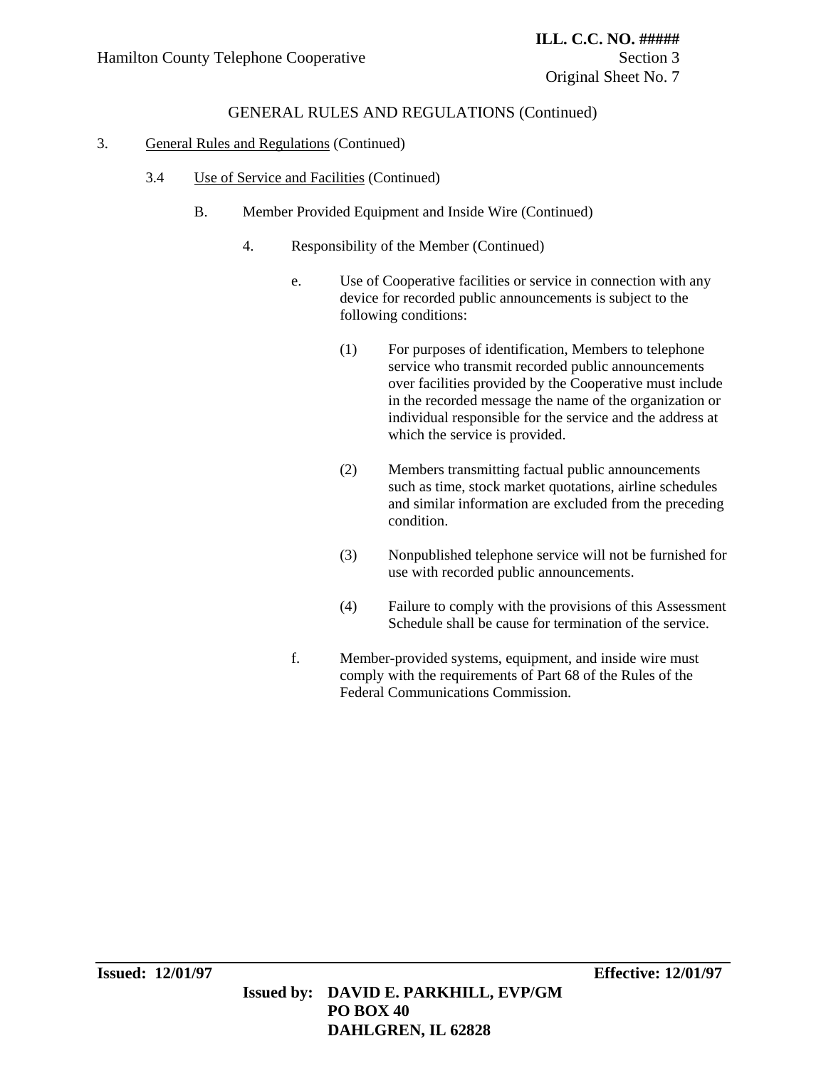## GENERAL RULES AND REGULATIONS (Continued)

3. General Rules and Regulations (Continued)

   3.4 Use of Service and Facilities (Continued)

      B. Member Provided Equipment and Inside Wire (Continued)

         4. Responsibility of the Member (Continued)

            e. Use of Cooperative facilities or service in connection with any device for recorded public announcements is subject to the following conditions:

               (1) For purposes of identification, Members to telephone service who transmit recorded public announcements over facilities provided by the Cooperative must include in the recorded message the name of the organization or individual responsible for the service and the address at which the service is provided.

               (2) Members transmitting factual public announcements such as time, stock market quotations, airline schedules and similar information are excluded from the preceding condition.

               (3) Nonpublished telephone service will not be furnished for use with recorded public announcements.

               (4) Failure to comply with the provisions of this Assessment Schedule shall be cause for termination of the service.

            f. Member-provided systems, equipment, and inside wire must comply with the requirements of Part 68 of the Rules of the Federal Communications Commission.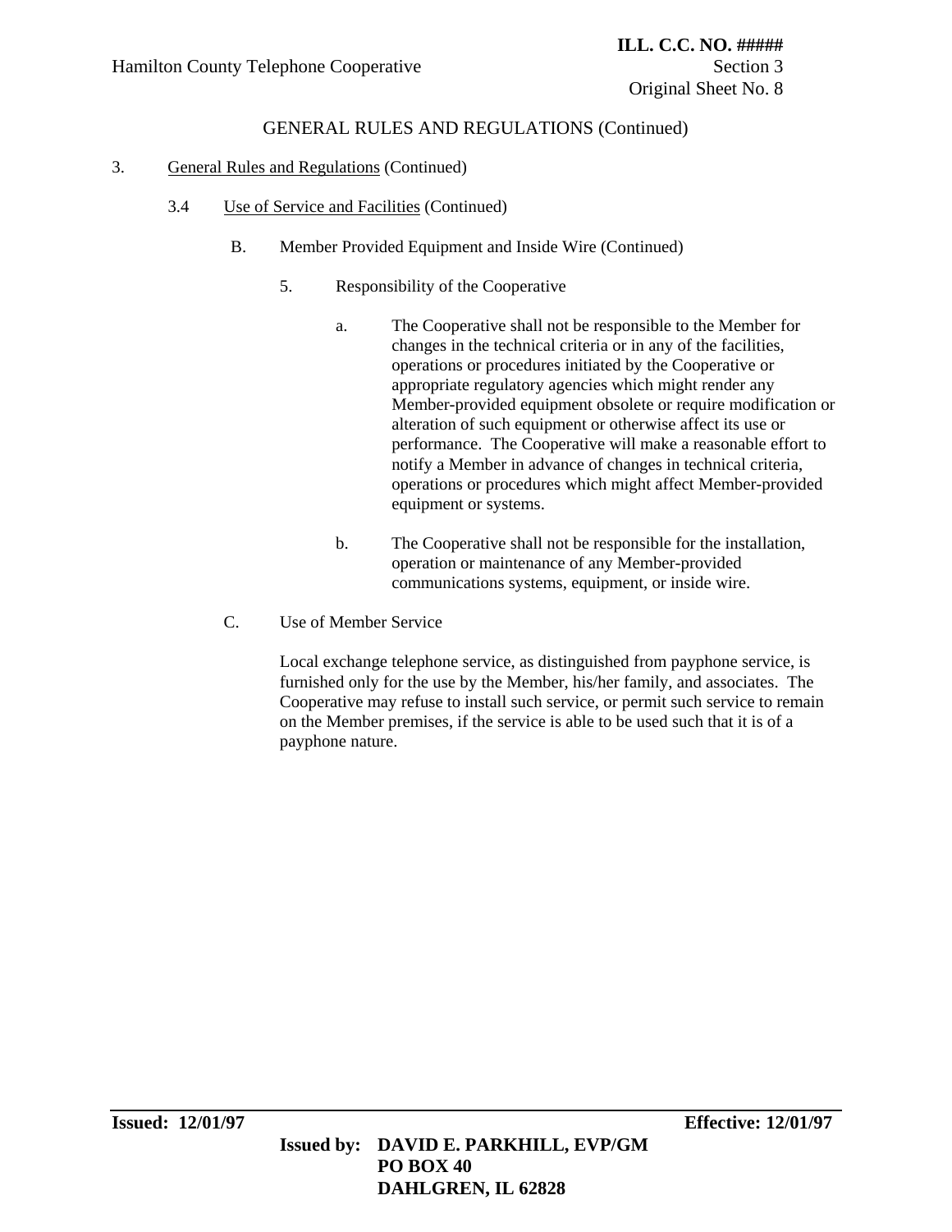GENERAL RULES AND REGULATIONS (Continued)

3. General Rules and Regulations (Continued)

3.4 Use of Service and Facilities (Continued)

B. Member Provided Equipment and Inside Wire (Continued)

5. Responsibility of the Cooperative

a. The Cooperative shall not be responsible to the Member for changes in the technical criteria or in any of the facilities, operations or procedures initiated by the Cooperative or appropriate regulatory agencies which might render any Member-provided equipment obsolete or require modification or alteration of such equipment or otherwise affect its use or performance. The Cooperative will make a reasonable effort to notify a Member in advance of changes in technical criteria, operations or procedures which might affect Member-provided equipment or systems.

b. The Cooperative shall not be responsible for the installation, operation or maintenance of any Member-provided communications systems, equipment, or inside wire.

C. Use of Member Service

Local exchange telephone service, as distinguished from payphone service, is furnished only for the use by the Member, his/her family, and associates. The Cooperative may refuse to install such service, or permit such service to remain on the Member premises, if the service is able to be used such that it is of a payphone nature.

**Issued: 12/01/97** **Effective: 12/01/97**

**Issued by: DAVID E. PARKHILL, EVP/GM**
**PO BOX 40**
**DAHLGREN, IL 62828**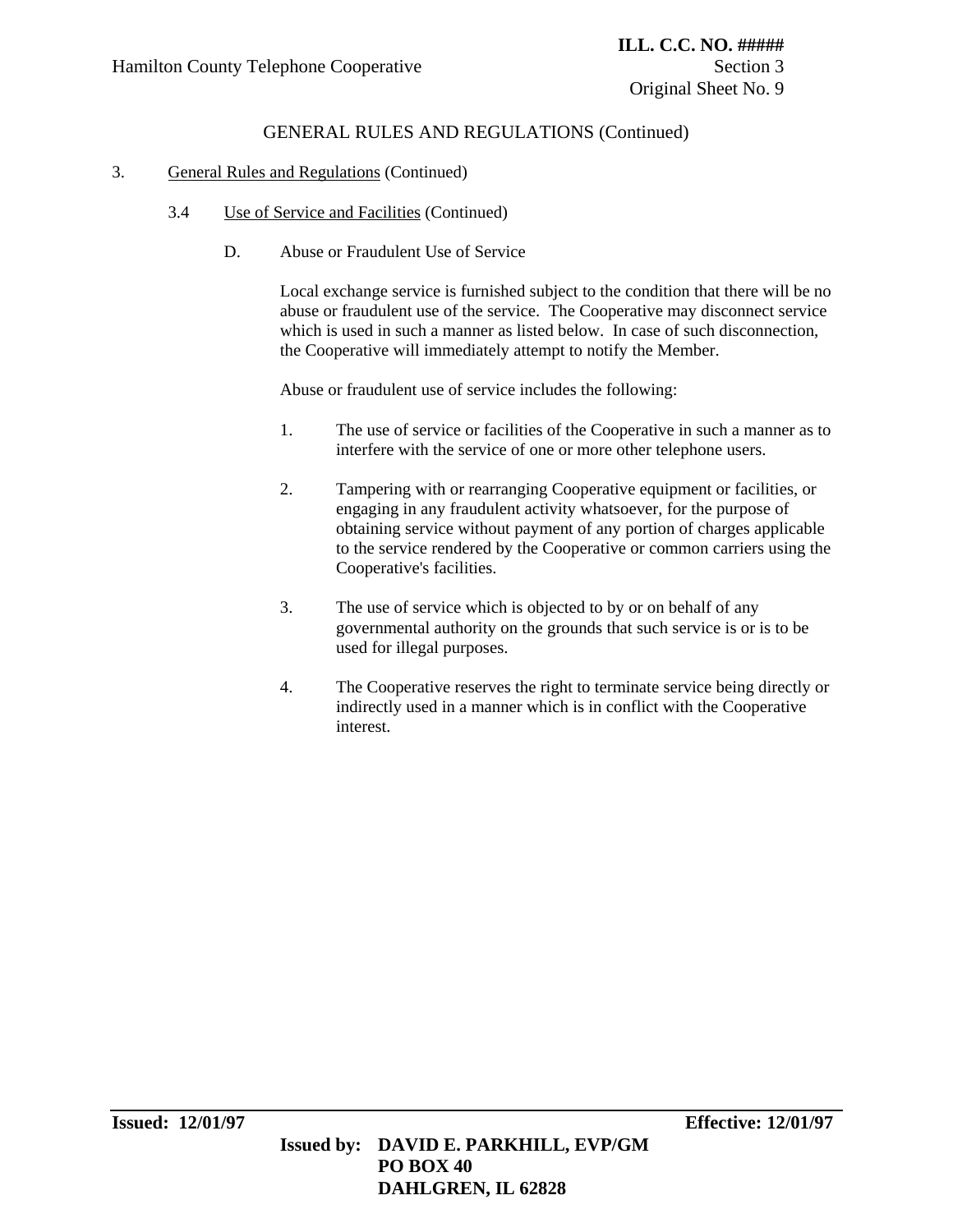GENERAL RULES AND REGULATIONS (Continued)

3. General Rules and Regulations (Continued)

3.4 Use of Service and Facilities (Continued)

D. Abuse or Fraudulent Use of Service

Local exchange service is furnished subject to the condition that there will be no abuse or fraudulent use of the service. The Cooperative may disconnect service which is used in such a manner as listed below. In case of such disconnection, the Cooperative will immediately attempt to notify the Member.

Abuse or fraudulent use of service includes the following:

1. The use of service or facilities of the Cooperative in such a manner as to interfere with the service of one or more other telephone users.

2. Tampering with or rearranging Cooperative equipment or facilities, or engaging in any fraudulent activity whatsoever, for the purpose of obtaining service without payment of any portion of charges applicable to the service rendered by the Cooperative or common carriers using the Cooperative's facilities.

3. The use of service which is objected to by or on behalf of any governmental authority on the grounds that such service is or is to be used for illegal purposes.

4. The Cooperative reserves the right to terminate service being directly or indirectly used in a manner which is in conflict with the Cooperative interest.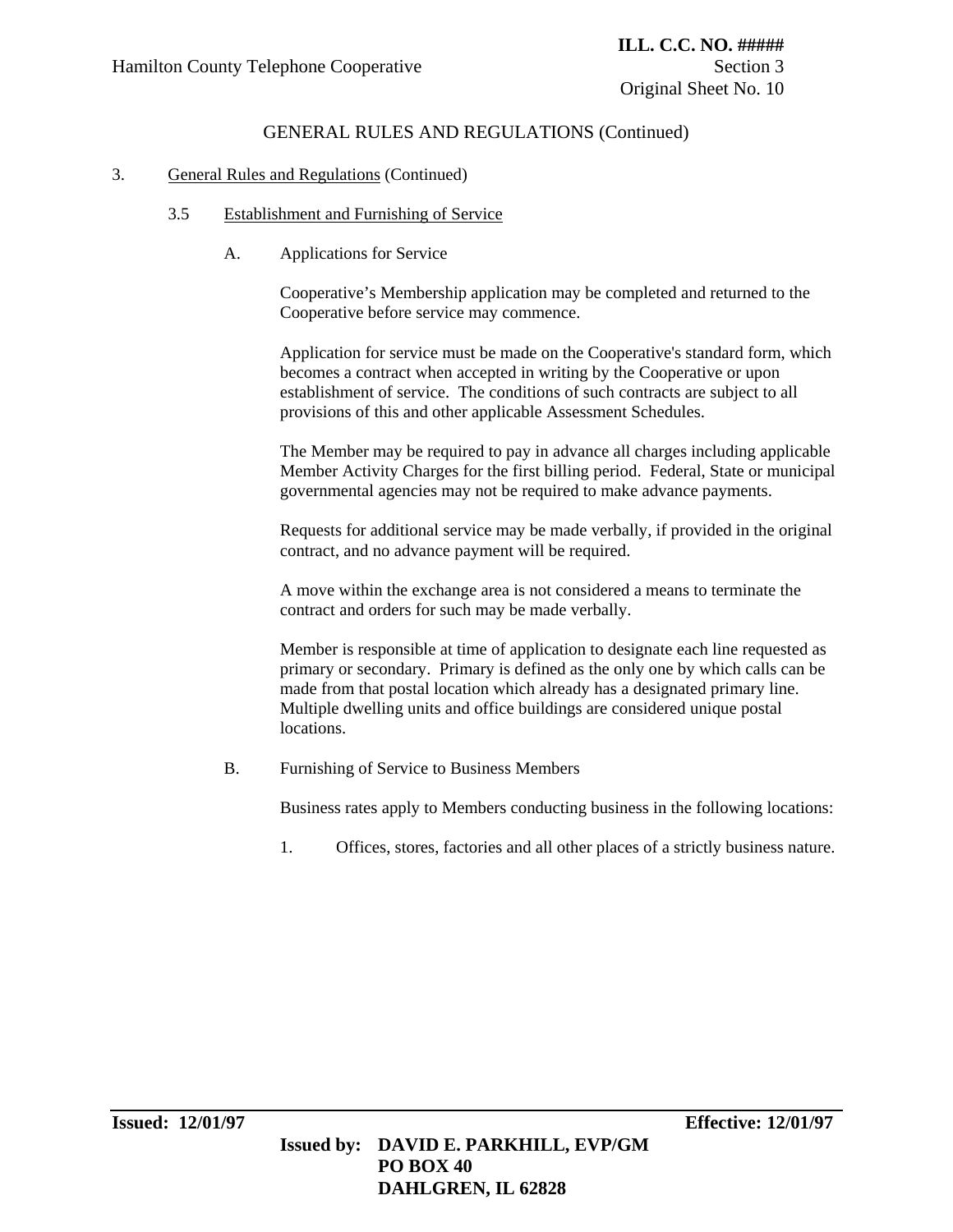## GENERAL RULES AND REGULATIONS (Continued)

3. General Rules and Regulations (Continued)

### 3.5 Establishment and Furnishing of Service

#### A. Applications for Service

Cooperative's Membership application may be completed and returned to the Cooperative before service may commence.

Application for service must be made on the Cooperative's standard form, which becomes a contract when accepted in writing by the Cooperative or upon establishment of service. The conditions of such contracts are subject to all provisions of this and other applicable Assessment Schedules.

The Member may be required to pay in advance all charges including applicable Member Activity Charges for the first billing period. Federal, State or municipal governmental agencies may not be required to make advance payments.

Requests for additional service may be made verbally, if provided in the original contract, and no advance payment will be required.

A move within the exchange area is not considered a means to terminate the contract and orders for such may be made verbally.

Member is responsible at time of application to designate each line requested as primary or secondary. Primary is defined as the only one by which calls can be made from that postal location which already has a designated primary line. Multiple dwelling units and office buildings are considered unique postal locations.

#### B. Furnishing of Service to Business Members

Business rates apply to Members conducting business in the following locations:

1. Offices, stores, factories and all other places of a strictly business nature.

**Issued: 12/01/97** **Effective: 12/01/97**

**Issued by: DAVID E. PARKHILL, EVP/GM**
**PO BOX 40**
**DAHLGREN, IL 62828**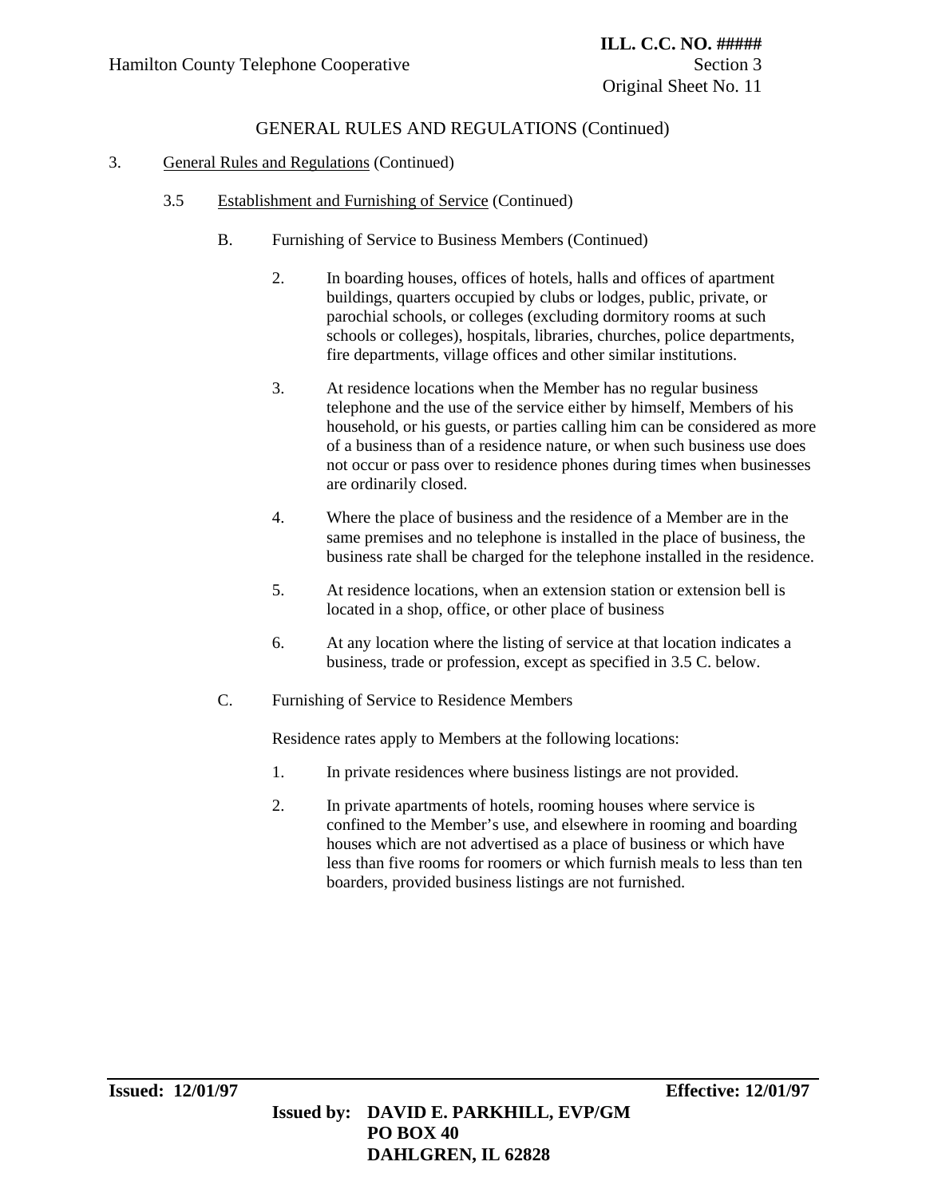GENERAL RULES AND REGULATIONS (Continued)

3. General Rules and Regulations (Continued)

3.5 Establishment and Furnishing of Service (Continued)

B. Furnishing of Service to Business Members (Continued)

2. In boarding houses, offices of hotels, halls and offices of apartment buildings, quarters occupied by clubs or lodges, public, private, or parochial schools, or colleges (excluding dormitory rooms at such schools or colleges), hospitals, libraries, churches, police departments, fire departments, village offices and other similar institutions.

3. At residence locations when the Member has no regular business telephone and the use of the service either by himself, Members of his household, or his guests, or parties calling him can be considered as more of a business than of a residence nature, or when such business use does not occur or pass over to residence phones during times when businesses are ordinarily closed.

4. Where the place of business and the residence of a Member are in the same premises and no telephone is installed in the place of business, the business rate shall be charged for the telephone installed in the residence.

5. At residence locations, when an extension station or extension bell is located in a shop, office, or other place of business

6. At any location where the listing of service at that location indicates a business, trade or profession, except as specified in 3.5 C. below.

C. Furnishing of Service to Residence Members

Residence rates apply to Members at the following locations:

1. In private residences where business listings are not provided.

2. In private apartments of hotels, rooming houses where service is confined to the Member's use, and elsewhere in rooming and boarding houses which are not advertised as a place of business or which have less than five rooms for roomers or which furnish meals to less than ten boarders, provided business listings are not furnished.

**Issued: 12/01/97** **Effective: 12/01/97**

**Issued by: DAVID E. PARKHILL, EVP/GM**
**PO BOX 40**
**DAHLGREN, IL 62828**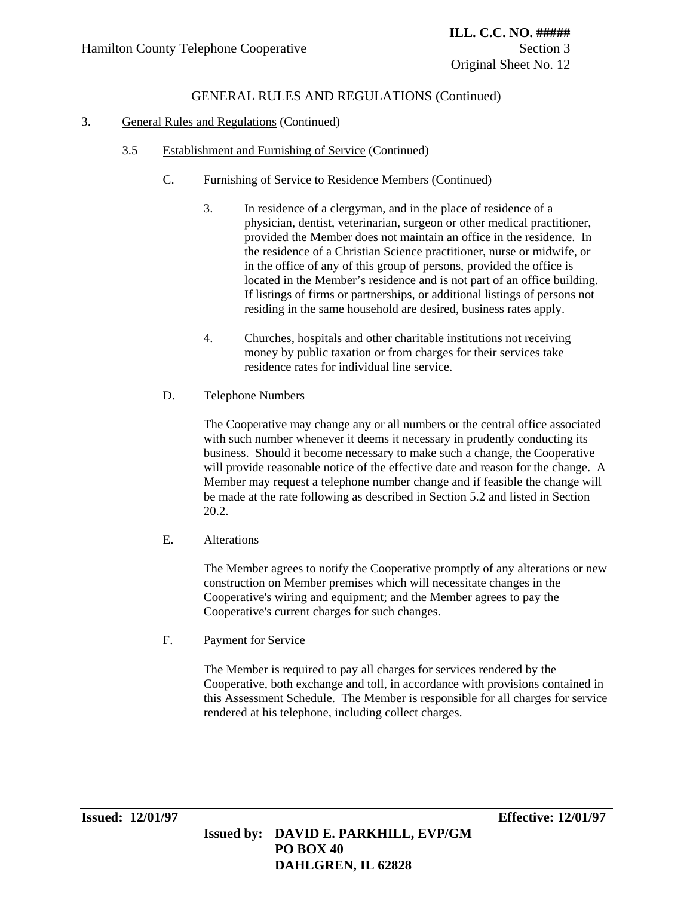GENERAL RULES AND REGULATIONS (Continued)

3. General Rules and Regulations (Continued)

3.5 Establishment and Furnishing of Service (Continued)

C. Furnishing of Service to Residence Members (Continued)

3. In residence of a clergyman, and in the place of residence of a physician, dentist, veterinarian, surgeon or other medical practitioner, provided the Member does not maintain an office in the residence. In the residence of a Christian Science practitioner, nurse or midwife, or in the office of any of this group of persons, provided the office is located in the Member's residence and is not part of an office building. If listings of firms or partnerships, or additional listings of persons not residing in the same household are desired, business rates apply.

4. Churches, hospitals and other charitable institutions not receiving money by public taxation or from charges for their services take residence rates for individual line service.

D. Telephone Numbers

The Cooperative may change any or all numbers or the central office associated with such number whenever it deems it necessary in prudently conducting its business. Should it become necessary to make such a change, the Cooperative will provide reasonable notice of the effective date and reason for the change. A Member may request a telephone number change and if feasible the change will be made at the rate following as described in Section 5.2 and listed in Section 20.2.

E. Alterations

The Member agrees to notify the Cooperative promptly of any alterations or new construction on Member premises which will necessitate changes in the Cooperative's wiring and equipment; and the Member agrees to pay the Cooperative's current charges for such changes.

F. Payment for Service

The Member is required to pay all charges for services rendered by the Cooperative, both exchange and toll, in accordance with provisions contained in this Assessment Schedule. The Member is responsible for all charges for service rendered at his telephone, including collect charges.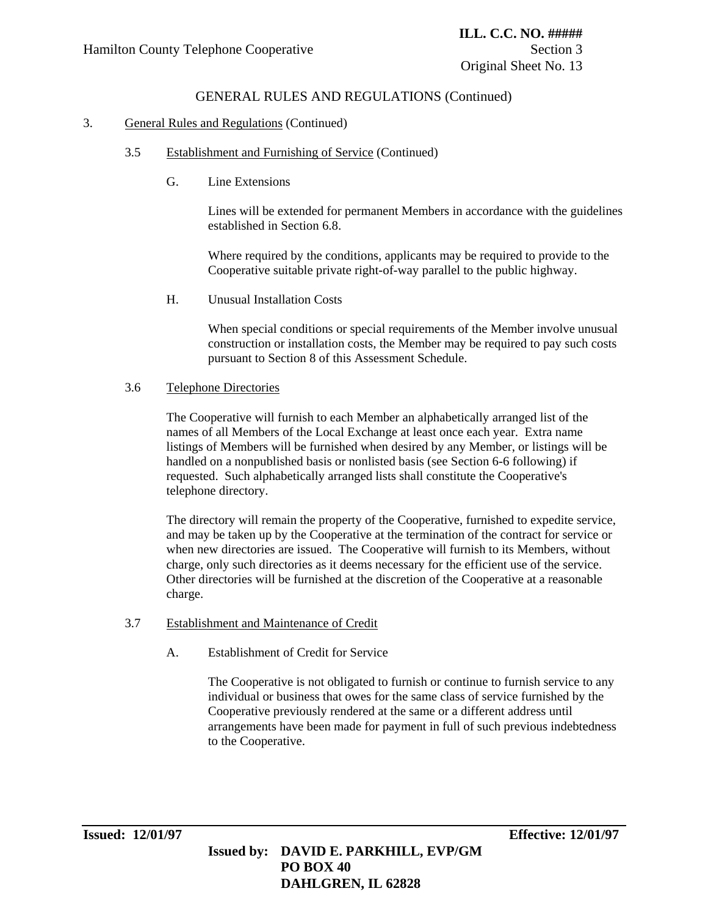## GENERAL RULES AND REGULATIONS (Continued)

3. General Rules and Regulations (Continued)

3.5 Establishment and Furnishing of Service (Continued)

G. Line Extensions

Lines will be extended for permanent Members in accordance with the guidelines established in Section 6.8.

Where required by the conditions, applicants may be required to provide to the Cooperative suitable private right-of-way parallel to the public highway.

H. Unusual Installation Costs

When special conditions or special requirements of the Member involve unusual construction or installation costs, the Member may be required to pay such costs pursuant to Section 8 of this Assessment Schedule.

3.6 Telephone Directories

The Cooperative will furnish to each Member an alphabetically arranged list of the names of all Members of the Local Exchange at least once each year. Extra name listings of Members will be furnished when desired by any Member, or listings will be handled on a nonpublished basis or nonlisted basis (see Section 6-6 following) if requested. Such alphabetically arranged lists shall constitute the Cooperative's telephone directory.

The directory will remain the property of the Cooperative, furnished to expedite service, and may be taken up by the Cooperative at the termination of the contract for service or when new directories are issued. The Cooperative will furnish to its Members, without charge, only such directories as it deems necessary for the efficient use of the service. Other directories will be furnished at the discretion of the Cooperative at a reasonable charge.

3.7 Establishment and Maintenance of Credit

A. Establishment of Credit for Service

The Cooperative is not obligated to furnish or continue to furnish service to any individual or business that owes for the same class of service furnished by the Cooperative previously rendered at the same or a different address until arrangements have been made for payment in full of such previous indebtedness to the Cooperative.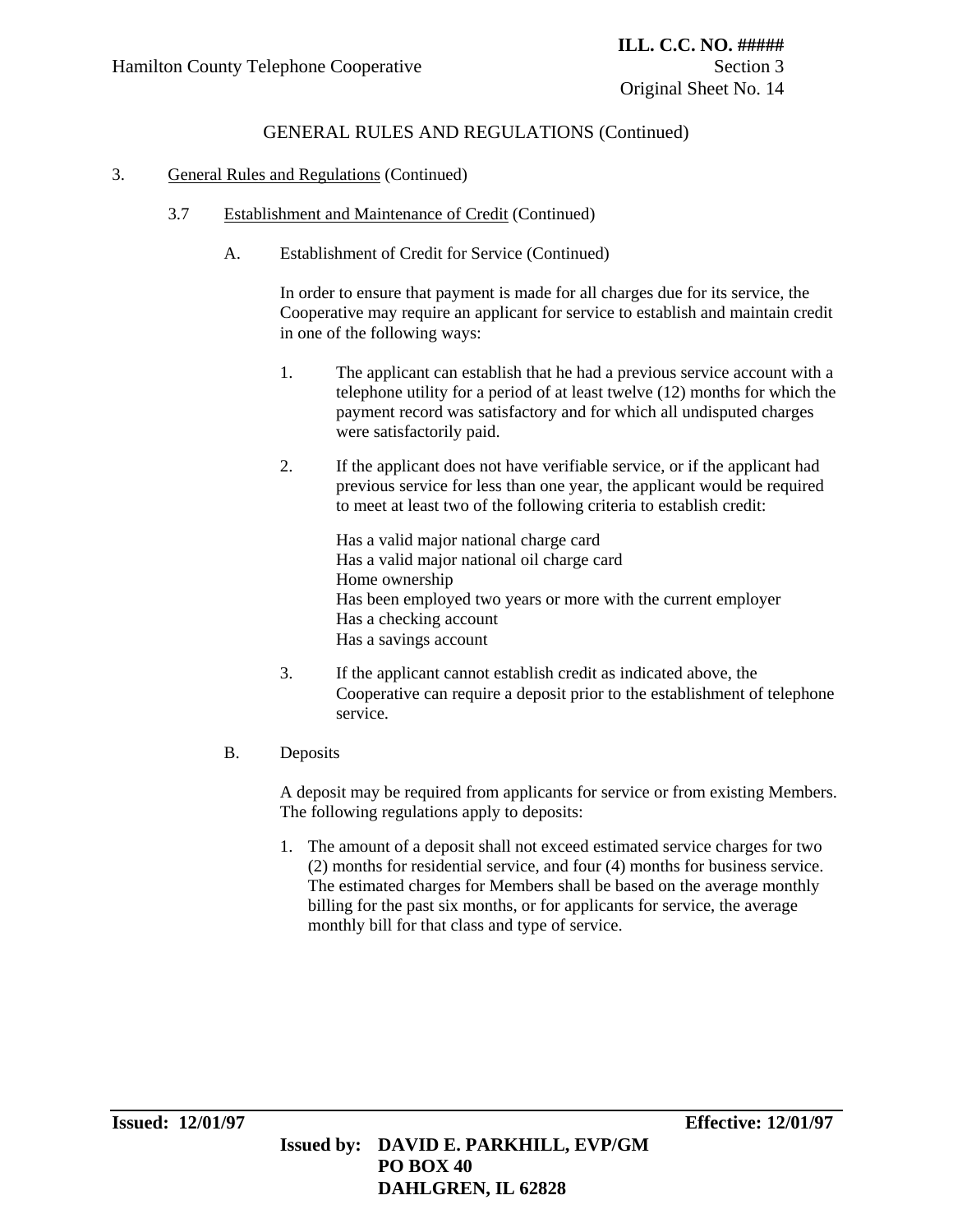GENERAL RULES AND REGULATIONS (Continued)

3. General Rules and Regulations (Continued)

3.7 Establishment and Maintenance of Credit (Continued)

A. Establishment of Credit for Service (Continued)

In order to ensure that payment is made for all charges due for its service, the Cooperative may require an applicant for service to establish and maintain credit in one of the following ways:

1. The applicant can establish that he had a previous service account with a telephone utility for a period of at least twelve (12) months for which the payment record was satisfactory and for which all undisputed charges were satisfactorily paid.

2. If the applicant does not have verifiable service, or if the applicant had previous service for less than one year, the applicant would be required to meet at least two of the following criteria to establish credit:

   Has a valid major national charge card
   Has a valid major national oil charge card
   Home ownership
   Has been employed two years or more with the current employer
   Has a checking account
   Has a savings account

3. If the applicant cannot establish credit as indicated above, the Cooperative can require a deposit prior to the establishment of telephone service.

B. Deposits

A deposit may be required from applicants for service or from existing Members. The following regulations apply to deposits:

1. The amount of a deposit shall not exceed estimated service charges for two (2) months for residential service, and four (4) months for business service. The estimated charges for Members shall be based on the average monthly billing for the past six months, or for applicants for service, the average monthly bill for that class and type of service.

**Issued: 12/01/97** **Effective: 12/01/97**

**Issued by: DAVID E. PARKHILL, EVP/GM**
**PO BOX 40**
**DAHLGREN, IL 62828**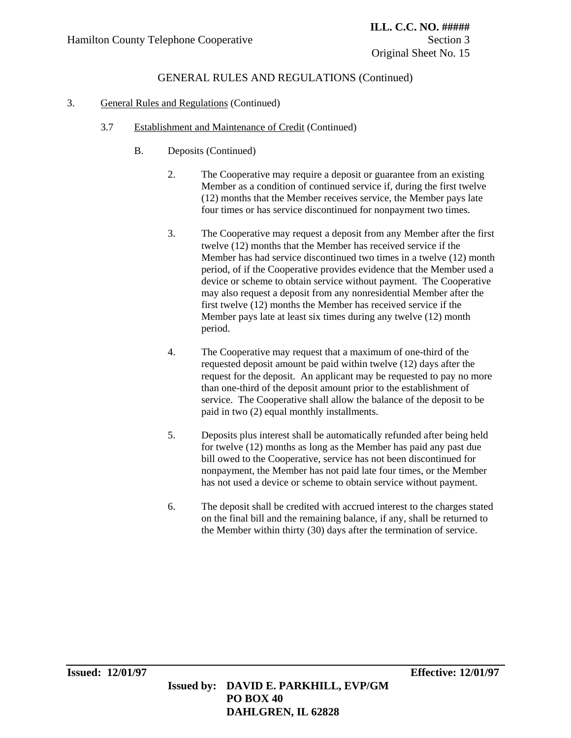GENERAL RULES AND REGULATIONS (Continued)

3. General Rules and Regulations (Continued)

3.7 Establishment and Maintenance of Credit (Continued)

B. Deposits (Continued)

2. The Cooperative may require a deposit or guarantee from an existing Member as a condition of continued service if, during the first twelve (12) months that the Member receives service, the Member pays late four times or has service discontinued for nonpayment two times.

3. The Cooperative may request a deposit from any Member after the first twelve (12) months that the Member has received service if the Member has had service discontinued two times in a twelve (12) month period, of if the Cooperative provides evidence that the Member used a device or scheme to obtain service without payment. The Cooperative may also request a deposit from any nonresidential Member after the first twelve (12) months the Member has received service if the Member pays late at least six times during any twelve (12) month period.

4. The Cooperative may request that a maximum of one-third of the requested deposit amount be paid within twelve (12) days after the request for the deposit. An applicant may be requested to pay no more than one-third of the deposit amount prior to the establishment of service. The Cooperative shall allow the balance of the deposit to be paid in two (2) equal monthly installments.

5. Deposits plus interest shall be automatically refunded after being held for twelve (12) months as long as the Member has paid any past due bill owed to the Cooperative, service has not been discontinued for nonpayment, the Member has not paid late four times, or the Member has not used a device or scheme to obtain service without payment.

6. The deposit shall be credited with accrued interest to the charges stated on the final bill and the remaining balance, if any, shall be returned to the Member within thirty (30) days after the termination of service.

**Issued: 12/01/97** **Effective: 12/01/97**

**Issued by: DAVID E. PARKHILL, EVP/GM**
**PO BOX 40**
**DAHLGREN, IL 62828**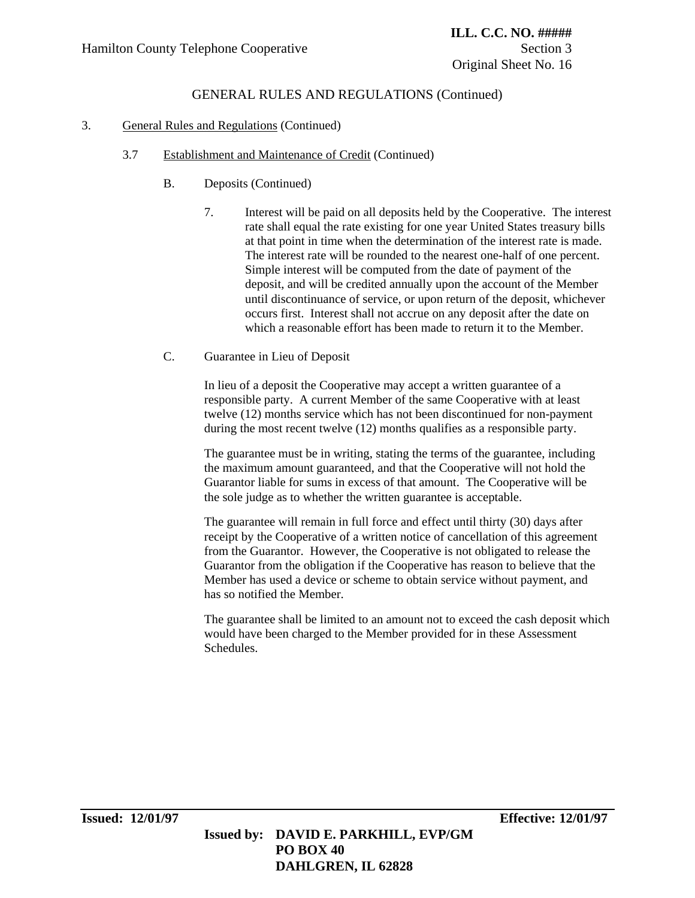GENERAL RULES AND REGULATIONS (Continued)

3. General Rules and Regulations (Continued)

3.7 Establishment and Maintenance of Credit (Continued)

B. Deposits (Continued)

7. Interest will be paid on all deposits held by the Cooperative. The interest rate shall equal the rate existing for one year United States treasury bills at that point in time when the determination of the interest rate is made. The interest rate will be rounded to the nearest one-half of one percent. Simple interest will be computed from the date of payment of the deposit, and will be credited annually upon the account of the Member until discontinuance of service, or upon return of the deposit, whichever occurs first. Interest shall not accrue on any deposit after the date on which a reasonable effort has been made to return it to the Member.

C. Guarantee in Lieu of Deposit

In lieu of a deposit the Cooperative may accept a written guarantee of a responsible party. A current Member of the same Cooperative with at least twelve (12) months service which has not been discontinued for non-payment during the most recent twelve (12) months qualifies as a responsible party.

The guarantee must be in writing, stating the terms of the guarantee, including the maximum amount guaranteed, and that the Cooperative will not hold the Guarantor liable for sums in excess of that amount. The Cooperative will be the sole judge as to whether the written guarantee is acceptable.

The guarantee will remain in full force and effect until thirty (30) days after receipt by the Cooperative of a written notice of cancellation of this agreement from the Guarantor. However, the Cooperative is not obligated to release the Guarantor from the obligation if the Cooperative has reason to believe that the Member has used a device or scheme to obtain service without payment, and has so notified the Member.

The guarantee shall be limited to an amount not to exceed the cash deposit which would have been charged to the Member provided for in these Assessment Schedules.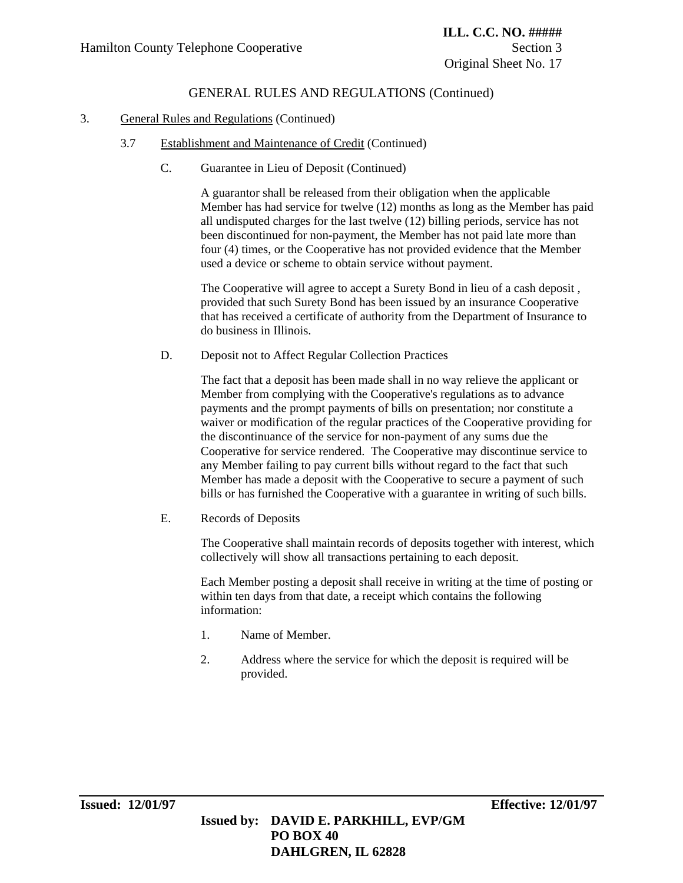## GENERAL RULES AND REGULATIONS (Continued)

3. General Rules and Regulations (Continued)

   3.7 Establishment and Maintenance of Credit (Continued)

      C. Guarantee in Lieu of Deposit (Continued)

         A guarantor shall be released from their obligation when the applicable Member has had service for twelve (12) months as long as the Member has paid all undisputed charges for the last twelve (12) billing periods, service has not been discontinued for non-payment, the Member has not paid late more than four (4) times, or the Cooperative has not provided evidence that the Member used a device or scheme to obtain service without payment.

         The Cooperative will agree to accept a Surety Bond in lieu of a cash deposit , provided that such Surety Bond has been issued by an insurance Cooperative that has received a certificate of authority from the Department of Insurance to do business in Illinois.

      D. Deposit not to Affect Regular Collection Practices

         The fact that a deposit has been made shall in no way relieve the applicant or Member from complying with the Cooperative's regulations as to advance payments and the prompt payments of bills on presentation; nor constitute a waiver or modification of the regular practices of the Cooperative providing for the discontinuance of the service for non-payment of any sums due the Cooperative for service rendered. The Cooperative may discontinue service to any Member failing to pay current bills without regard to the fact that such Member has made a deposit with the Cooperative to secure a payment of such bills or has furnished the Cooperative with a guarantee in writing of such bills.

      E. Records of Deposits

         The Cooperative shall maintain records of deposits together with interest, which collectively will show all transactions pertaining to each deposit.

         Each Member posting a deposit shall receive in writing at the time of posting or within ten days from that date, a receipt which contains the following information:

         1. Name of Member.

         2. Address where the service for which the deposit is required will be provided.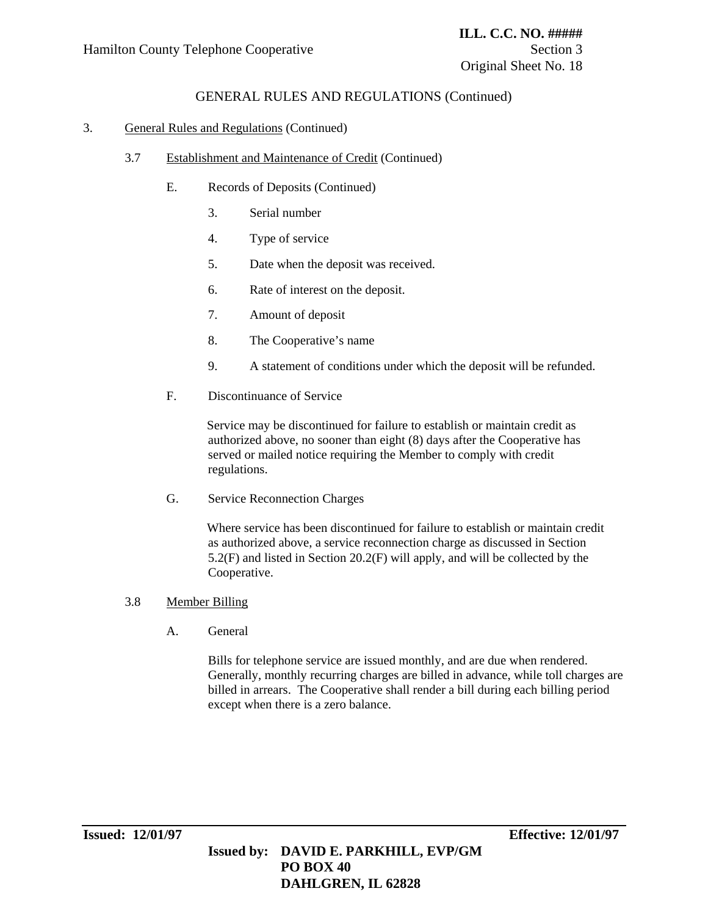GENERAL RULES AND REGULATIONS (Continued)

3. General Rules and Regulations (Continued)

3.7 Establishment and Maintenance of Credit (Continued)

E. Records of Deposits (Continued)

3. Serial number
4. Type of service
5. Date when the deposit was received.
6. Rate of interest on the deposit.
7. Amount of deposit
8. The Cooperative's name
9. A statement of conditions under which the deposit will be refunded.

F. Discontinuance of Service

Service may be discontinued for failure to establish or maintain credit as authorized above, no sooner than eight (8) days after the Cooperative has served or mailed notice requiring the Member to comply with credit regulations.

G. Service Reconnection Charges

Where service has been discontinued for failure to establish or maintain credit as authorized above, a service reconnection charge as discussed in Section 5.2(F) and listed in Section 20.2(F) will apply, and will be collected by the Cooperative.

3.8 Member Billing

A. General

Bills for telephone service are issued monthly, and are due when rendered. Generally, monthly recurring charges are billed in advance, while toll charges are billed in arrears. The Cooperative shall render a bill during each billing period except when there is a zero balance.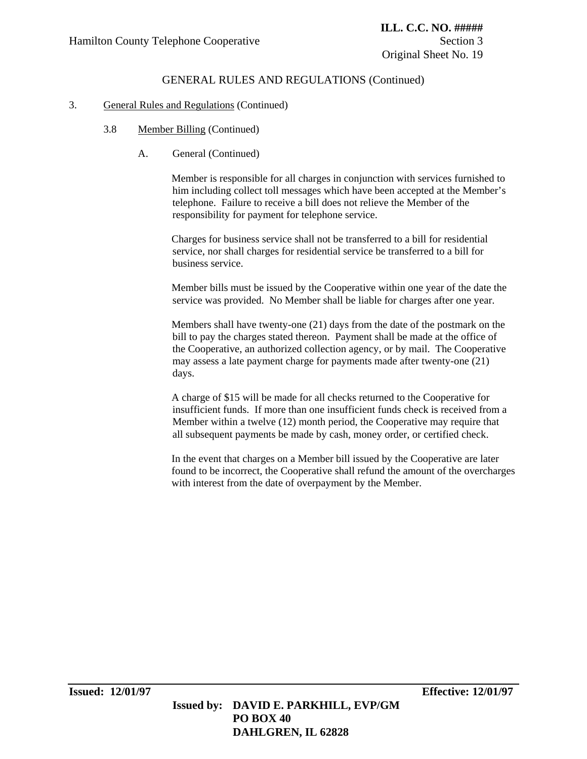GENERAL RULES AND REGULATIONS (Continued)

3. General Rules and Regulations (Continued)

3.8 Member Billing (Continued)

A. General (Continued)

Member is responsible for all charges in conjunction with services furnished to him including collect toll messages which have been accepted at the Member's telephone. Failure to receive a bill does not relieve the Member of the responsibility for payment for telephone service.

Charges for business service shall not be transferred to a bill for residential service, nor shall charges for residential service be transferred to a bill for business service.

Member bills must be issued by the Cooperative within one year of the date the service was provided. No Member shall be liable for charges after one year.

Members shall have twenty-one (21) days from the date of the postmark on the bill to pay the charges stated thereon. Payment shall be made at the office of the Cooperative, an authorized collection agency, or by mail. The Cooperative may assess a late payment charge for payments made after twenty-one (21) days.

A charge of $15 will be made for all checks returned to the Cooperative for insufficient funds. If more than one insufficient funds check is received from a Member within a twelve (12) month period, the Cooperative may require that all subsequent payments be made by cash, money order, or certified check.

In the event that charges on a Member bill issued by the Cooperative are later found to be incorrect, the Cooperative shall refund the amount of the overcharges with interest from the date of overpayment by the Member.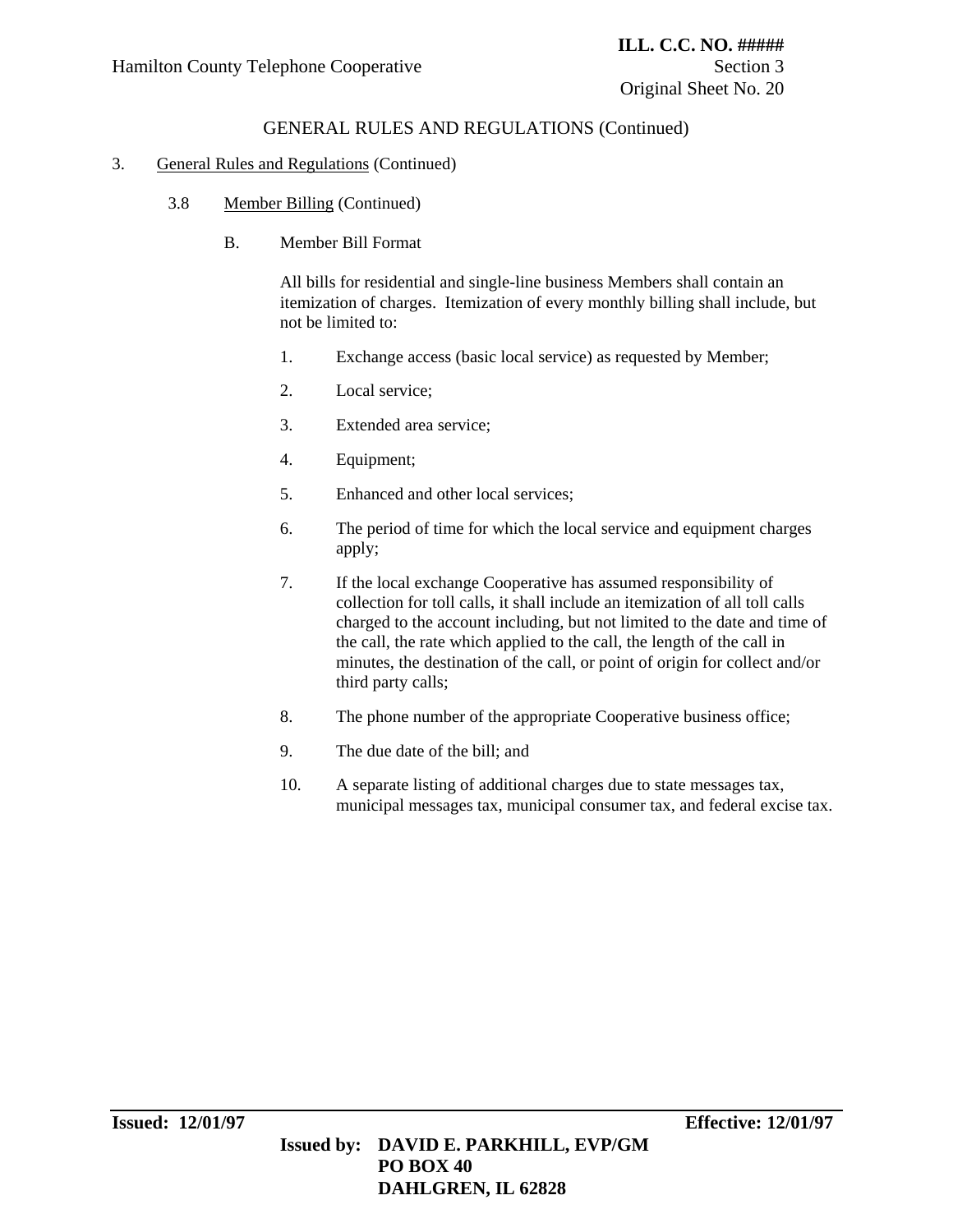## GENERAL RULES AND REGULATIONS (Continued)

3. General Rules and Regulations (Continued)

   3.8 Member Billing (Continued)

   B. Member Bill Format

   All bills for residential and single-line business Members shall contain an itemization of charges. Itemization of every monthly billing shall include, but not be limited to:

   1. Exchange access (basic local service) as requested by Member;
   2. Local service;
   3. Extended area service;
   4. Equipment;
   5. Enhanced and other local services;
   6. The period of time for which the local service and equipment charges apply;
   7. If the local exchange Cooperative has assumed responsibility of collection for toll calls, it shall include an itemization of all toll calls charged to the account including, but not limited to the date and time of the call, the rate which applied to the call, the length of the call in minutes, the destination of the call, or point of origin for collect and/or third party calls;
   8. The phone number of the appropriate Cooperative business office;
   9. The due date of the bill; and
   10. A separate listing of additional charges due to state messages tax, municipal messages tax, municipal consumer tax, and federal excise tax.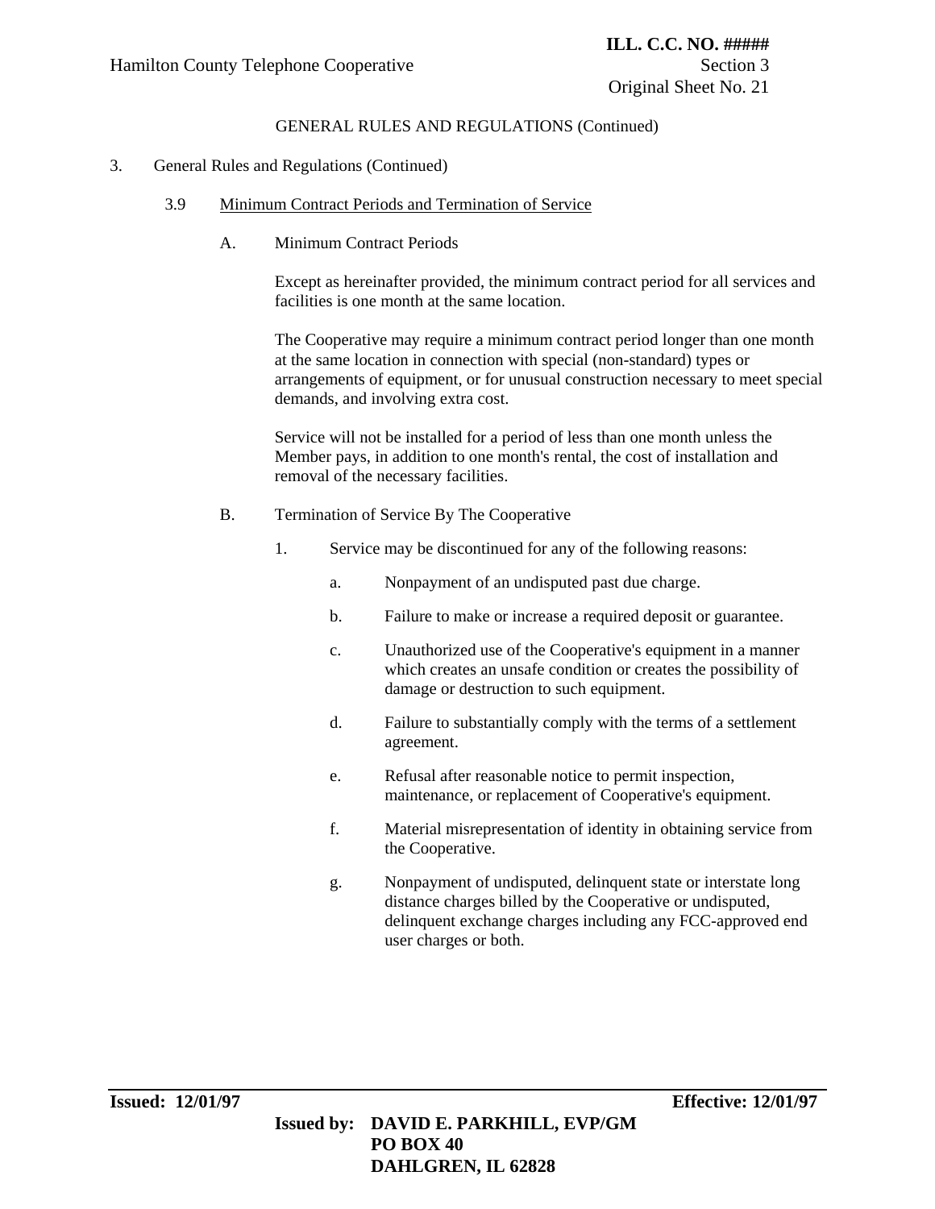GENERAL RULES AND REGULATIONS (Continued)

3. General Rules and Regulations (Continued)

### 3.9 Minimum Contract Periods and Termination of Service

A. Minimum Contract Periods

Except as hereinafter provided, the minimum contract period for all services and facilities is one month at the same location.

The Cooperative may require a minimum contract period longer than one month at the same location in connection with special (non-standard) types or arrangements of equipment, or for unusual construction necessary to meet special demands, and involving extra cost.

Service will not be installed for a period of less than one month unless the Member pays, in addition to one month's rental, the cost of installation and removal of the necessary facilities.

B. Termination of Service By The Cooperative

1. Service may be discontinued for any of the following reasons:

   a. Nonpayment of an undisputed past due charge.

   b. Failure to make or increase a required deposit or guarantee.

   c. Unauthorized use of the Cooperative's equipment in a manner which creates an unsafe condition or creates the possibility of damage or destruction to such equipment.

   d. Failure to substantially comply with the terms of a settlement agreement.

   e. Refusal after reasonable notice to permit inspection, maintenance, or replacement of Cooperative's equipment.

   f. Material misrepresentation of identity in obtaining service from the Cooperative.

   g. Nonpayment of undisputed, delinquent state or interstate long distance charges billed by the Cooperative or undisputed, delinquent exchange charges including any FCC-approved end user charges or both.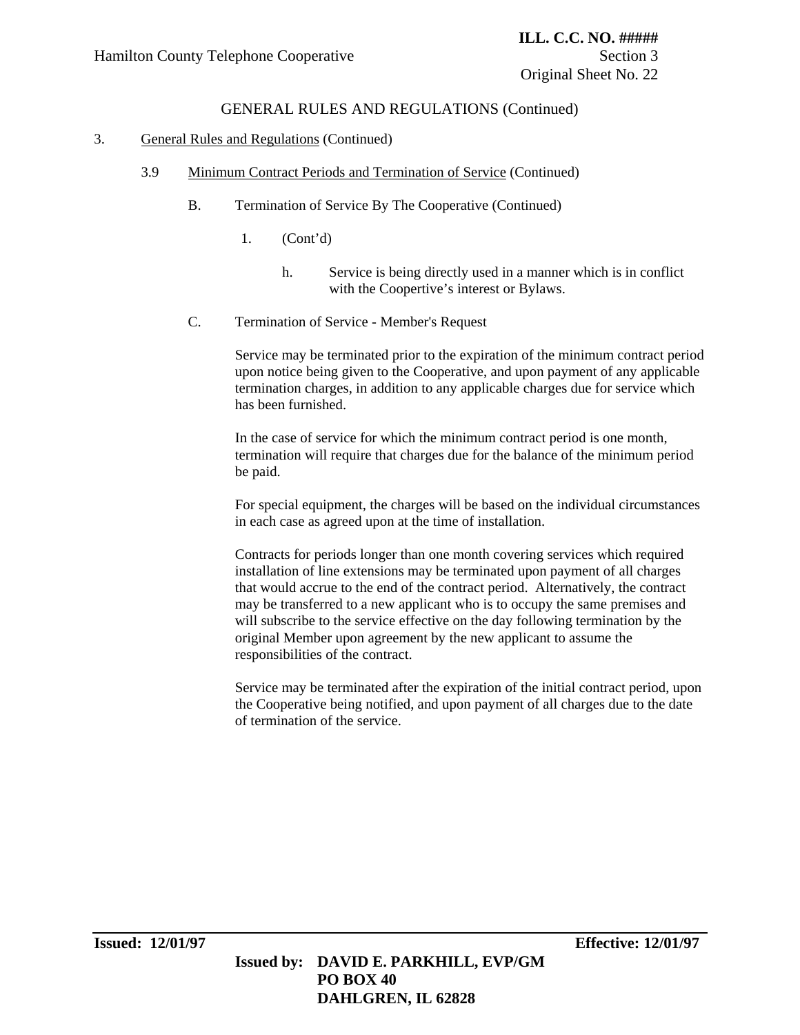GENERAL RULES AND REGULATIONS (Continued)

3. General Rules and Regulations (Continued)

3.9 Minimum Contract Periods and Termination of Service (Continued)

B. Termination of Service By The Cooperative (Continued)

1. (Cont'd)

h. Service is being directly used in a manner which is in conflict with the Coopertive's interest or Bylaws.

C. Termination of Service - Member's Request

Service may be terminated prior to the expiration of the minimum contract period upon notice being given to the Cooperative, and upon payment of any applicable termination charges, in addition to any applicable charges due for service which has been furnished.

In the case of service for which the minimum contract period is one month, termination will require that charges due for the balance of the minimum period be paid.

For special equipment, the charges will be based on the individual circumstances in each case as agreed upon at the time of installation.

Contracts for periods longer than one month covering services which required installation of line extensions may be terminated upon payment of all charges that would accrue to the end of the contract period. Alternatively, the contract may be transferred to a new applicant who is to occupy the same premises and will subscribe to the service effective on the day following termination by the original Member upon agreement by the new applicant to assume the responsibilities of the contract.

Service may be terminated after the expiration of the initial contract period, upon the Cooperative being notified, and upon payment of all charges due to the date of termination of the service.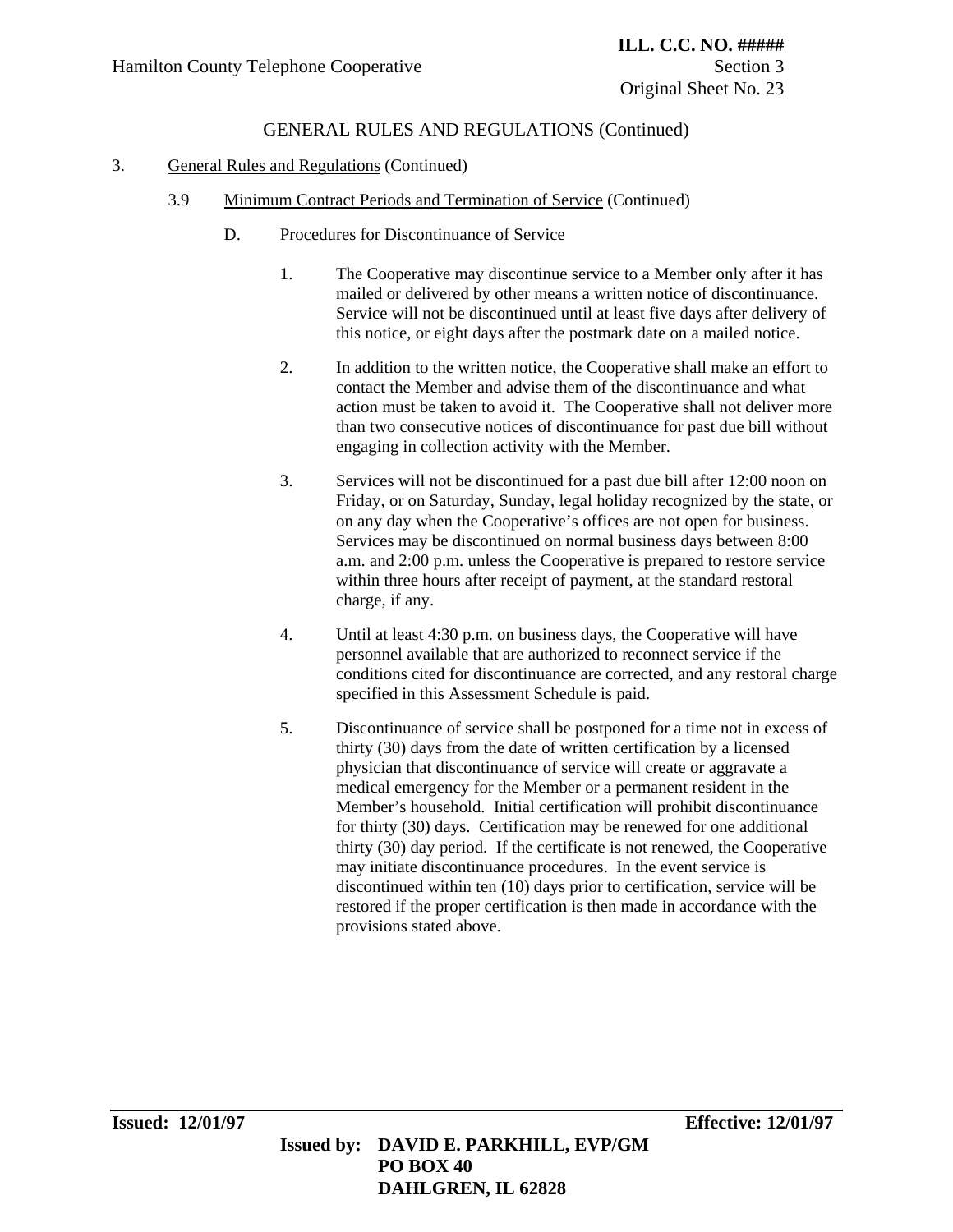GENERAL RULES AND REGULATIONS (Continued)

3. General Rules and Regulations (Continued)

3.9 Minimum Contract Periods and Termination of Service (Continued)

D. Procedures for Discontinuance of Service

1. The Cooperative may discontinue service to a Member only after it has mailed or delivered by other means a written notice of discontinuance. Service will not be discontinued until at least five days after delivery of this notice, or eight days after the postmark date on a mailed notice.

2. In addition to the written notice, the Cooperative shall make an effort to contact the Member and advise them of the discontinuance and what action must be taken to avoid it. The Cooperative shall not deliver more than two consecutive notices of discontinuance for past due bill without engaging in collection activity with the Member.

3. Services will not be discontinued for a past due bill after 12:00 noon on Friday, or on Saturday, Sunday, legal holiday recognized by the state, or on any day when the Cooperative's offices are not open for business. Services may be discontinued on normal business days between 8:00 a.m. and 2:00 p.m. unless the Cooperative is prepared to restore service within three hours after receipt of payment, at the standard restoral charge, if any.

4. Until at least 4:30 p.m. on business days, the Cooperative will have personnel available that are authorized to reconnect service if the conditions cited for discontinuance are corrected, and any restoral charge specified in this Assessment Schedule is paid.

5. Discontinuance of service shall be postponed for a time not in excess of thirty (30) days from the date of written certification by a licensed physician that discontinuance of service will create or aggravate a medical emergency for the Member or a permanent resident in the Member's household. Initial certification will prohibit discontinuance for thirty (30) days. Certification may be renewed for one additional thirty (30) day period. If the certificate is not renewed, the Cooperative may initiate discontinuance procedures. In the event service is discontinued within ten (10) days prior to certification, service will be restored if the proper certification is then made in accordance with the provisions stated above.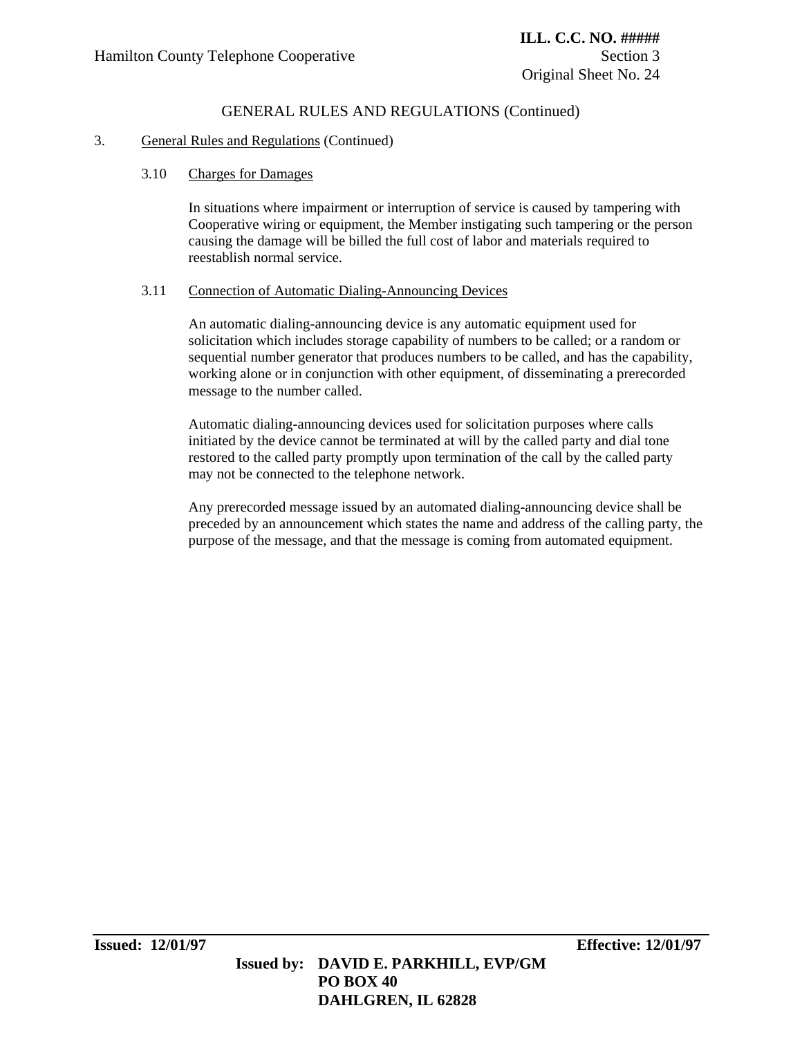## GENERAL RULES AND REGULATIONS (Continued)

3. General Rules and Regulations (Continued)

### 3.10 Charges for Damages

In situations where impairment or interruption of service is caused by tampering with Cooperative wiring or equipment, the Member instigating such tampering or the person causing the damage will be billed the full cost of labor and materials required to reestablish normal service.

### 3.11 Connection of Automatic Dialing-Announcing Devices

An automatic dialing-announcing device is any automatic equipment used for solicitation which includes storage capability of numbers to be called; or a random or sequential number generator that produces numbers to be called, and has the capability, working alone or in conjunction with other equipment, of disseminating a prerecorded message to the number called.

Automatic dialing-announcing devices used for solicitation purposes where calls initiated by the device cannot be terminated at will by the called party and dial tone restored to the called party promptly upon termination of the call by the called party may not be connected to the telephone network.

Any prerecorded message issued by an automated dialing-announcing device shall be preceded by an announcement which states the name and address of the calling party, the purpose of the message, and that the message is coming from automated equipment.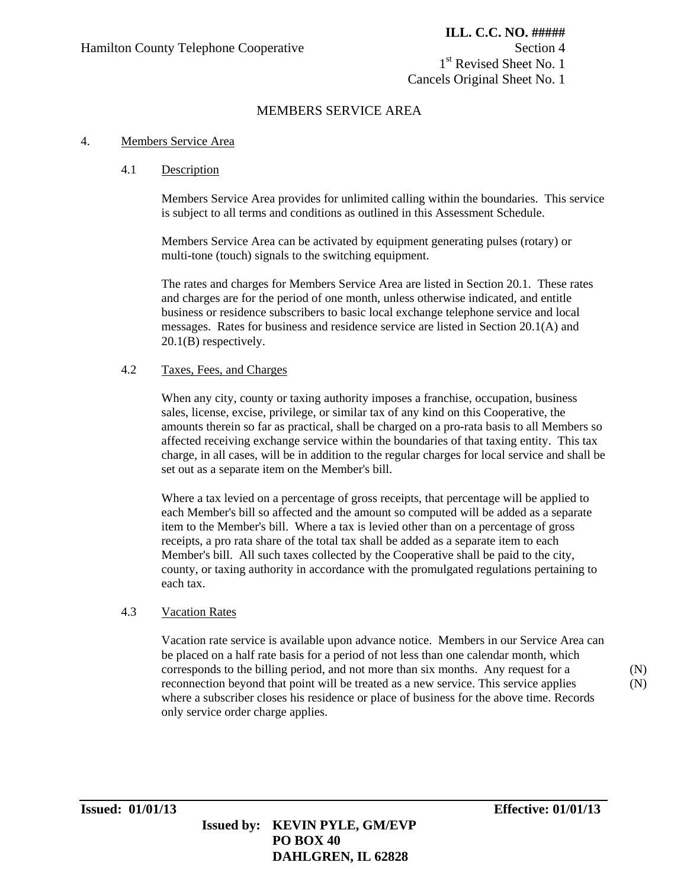Hamilton County Telephone Cooperative

**ILL. C.C. NO. #####**
Section 4
1st Revised Sheet No. 1
Cancels Original Sheet No. 1

MEMBERS SERVICE AREA

4. Members Service Area

4.1 Description

Members Service Area provides for unlimited calling within the boundaries. This service is subject to all terms and conditions as outlined in this Assessment Schedule.

Members Service Area can be activated by equipment generating pulses (rotary) or multi-tone (touch) signals to the switching equipment.

The rates and charges for Members Service Area are listed in Section 20.1. These rates and charges are for the period of one month, unless otherwise indicated, and entitle business or residence subscribers to basic local exchange telephone service and local messages. Rates for business and residence service are listed in Section 20.1(A) and 20.1(B) respectively.

4.2 Taxes, Fees, and Charges

When any city, county or taxing authority imposes a franchise, occupation, business sales, license, excise, privilege, or similar tax of any kind on this Cooperative, the amounts therein so far as practical, shall be charged on a pro-rata basis to all Members so affected receiving exchange service within the boundaries of that taxing entity. This tax charge, in all cases, will be in addition to the regular charges for local service and shall be set out as a separate item on the Member's bill.

Where a tax levied on a percentage of gross receipts, that percentage will be applied to each Member's bill so affected and the amount so computed will be added as a separate item to the Member's bill. Where a tax is levied other than on a percentage of gross receipts, a pro rata share of the total tax shall be added as a separate item to each Member's bill. All such taxes collected by the Cooperative shall be paid to the city, county, or taxing authority in accordance with the promulgated regulations pertaining to each tax.

4.3 Vacation Rates

Vacation rate service is available upon advance notice. Members in our Service Area can be placed on a half rate basis for a period of not less than one calendar month, which corresponds to the billing period, and not more than six months. Any request for a reconnection beyond that point will be treated as a new service. This service applies where a subscriber closes his residence or place of business for the above time. Records only service order charge applies. (N) (N)

**Issued: 01/01/13** **Effective: 01/01/13**

**Issued by: KEVIN PYLE, GM/EVP**
**PO BOX 40**
**DAHLGREN, IL 62828**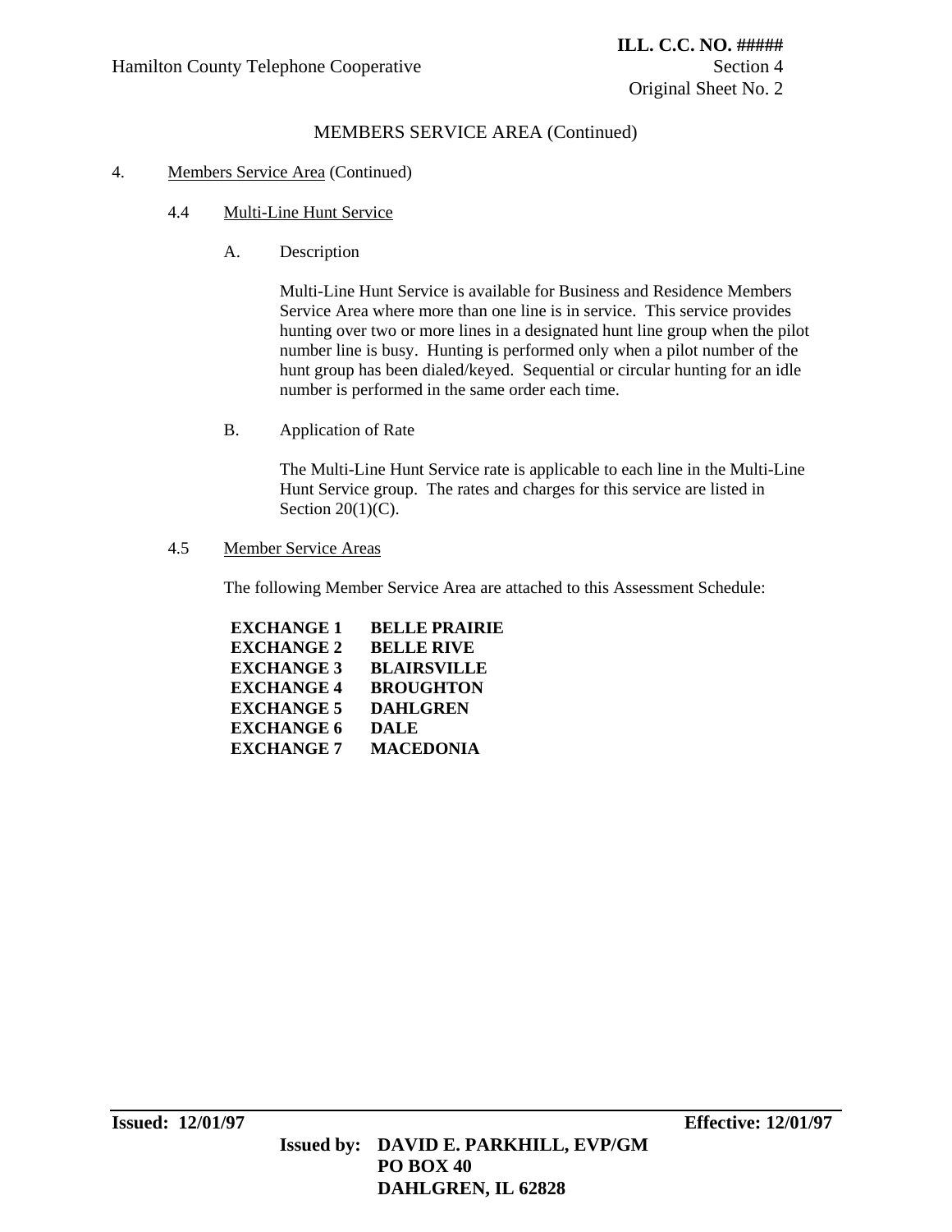## MEMBERS SERVICE AREA (Continued)

4. Members Service Area (Continued)

4.4 Multi-Line Hunt Service

A. Description

Multi-Line Hunt Service is available for Business and Residence Members Service Area where more than one line is in service. This service provides hunting over two or more lines in a designated hunt line group when the pilot number line is busy. Hunting is performed only when a pilot number of the hunt group has been dialed/keyed. Sequential or circular hunting for an idle number is performed in the same order each time.

B. Application of Rate

The Multi-Line Hunt Service rate is applicable to each line in the Multi-Line Hunt Service group. The rates and charges for this service are listed in Section 20(1)(C).

4.5 Member Service Areas

The following Member Service Area are attached to this Assessment Schedule:

| | |
|---|---|
| **EXCHANGE 1** | **BELLE PRAIRIE** |
| **EXCHANGE 2** | **BELLE RIVE** |
| **EXCHANGE 3** | **BLAIRSVILLE** |
| **EXCHANGE 4** | **BROUGHTON** |
| **EXCHANGE 5** | **DAHLGREN** |
| **EXCHANGE 6** | **DALE** |
| **EXCHANGE 7** | **MACEDONIA** |

**Issued: 12/01/97** **Effective: 12/01/97**

**Issued by: DAVID E. PARKHILL, EVP/GM**
**PO BOX 40**
**DAHLGREN, IL 62828**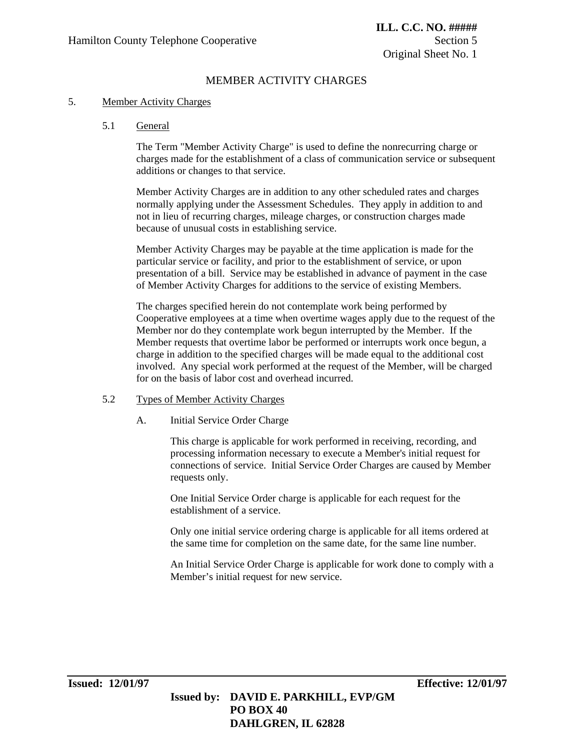# MEMBER ACTIVITY CHARGES

## 5. Member Activity Charges

### 5.1 General

The Term "Member Activity Charge" is used to define the nonrecurring charge or charges made for the establishment of a class of communication service or subsequent additions or changes to that service.

Member Activity Charges are in addition to any other scheduled rates and charges normally applying under the Assessment Schedules. They apply in addition to and not in lieu of recurring charges, mileage charges, or construction charges made because of unusual costs in establishing service.

Member Activity Charges may be payable at the time application is made for the particular service or facility, and prior to the establishment of service, or upon presentation of a bill. Service may be established in advance of payment in the case of Member Activity Charges for additions to the service of existing Members.

The charges specified herein do not contemplate work being performed by Cooperative employees at a time when overtime wages apply due to the request of the Member nor do they contemplate work begun interrupted by the Member. If the Member requests that overtime labor be performed or interrupts work once begun, a charge in addition to the specified charges will be made equal to the additional cost involved. Any special work performed at the request of the Member, will be charged for on the basis of labor cost and overhead incurred.

### 5.2 Types of Member Activity Charges

A. Initial Service Order Charge

This charge is applicable for work performed in receiving, recording, and processing information necessary to execute a Member's initial request for connections of service. Initial Service Order Charges are caused by Member requests only.

One Initial Service Order charge is applicable for each request for the establishment of a service.

Only one initial service ordering charge is applicable for all items ordered at the same time for completion on the same date, for the same line number.

An Initial Service Order Charge is applicable for work done to comply with a Member's initial request for new service.

**Issued: 12/01/97** **Effective: 12/01/97**

**Issued by: DAVID E. PARKHILL, EVP/GM**
**PO BOX 40**
**DAHLGREN, IL 62828**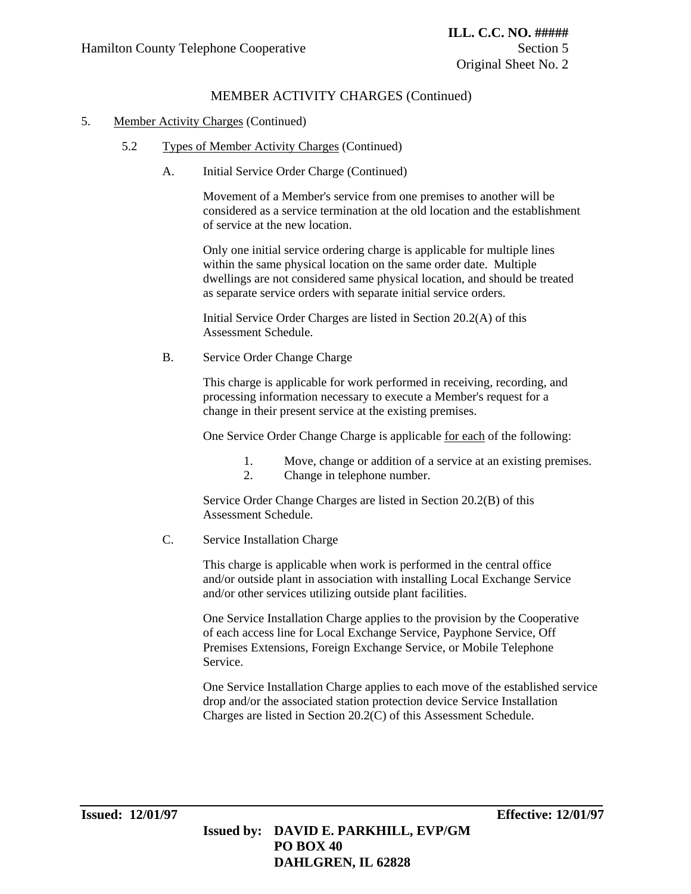MEMBER ACTIVITY CHARGES (Continued)

5. Member Activity Charges (Continued)

5.2 Types of Member Activity Charges (Continued)

A. Initial Service Order Charge (Continued)

Movement of a Member's service from one premises to another will be considered as a service termination at the old location and the establishment of service at the new location.

Only one initial service ordering charge is applicable for multiple lines within the same physical location on the same order date. Multiple dwellings are not considered same physical location, and should be treated as separate service orders with separate initial service orders.

Initial Service Order Charges are listed in Section 20.2(A) of this Assessment Schedule.

B. Service Order Change Charge

This charge is applicable for work performed in receiving, recording, and processing information necessary to execute a Member's request for a change in their present service at the existing premises.

One Service Order Change Charge is applicable for each of the following:

1. Move, change or addition of a service at an existing premises.
2. Change in telephone number.

Service Order Change Charges are listed in Section 20.2(B) of this Assessment Schedule.

C. Service Installation Charge

This charge is applicable when work is performed in the central office and/or outside plant in association with installing Local Exchange Service and/or other services utilizing outside plant facilities.

One Service Installation Charge applies to the provision by the Cooperative of each access line for Local Exchange Service, Payphone Service, Off Premises Extensions, Foreign Exchange Service, or Mobile Telephone Service.

One Service Installation Charge applies to each move of the established service drop and/or the associated station protection device Service Installation Charges are listed in Section 20.2(C) of this Assessment Schedule.

**Issued: 12/01/97** **Effective: 12/01/97**

**Issued by: DAVID E. PARKHILL, EVP/GM**
**PO BOX 40**
**DAHLGREN, IL 62828**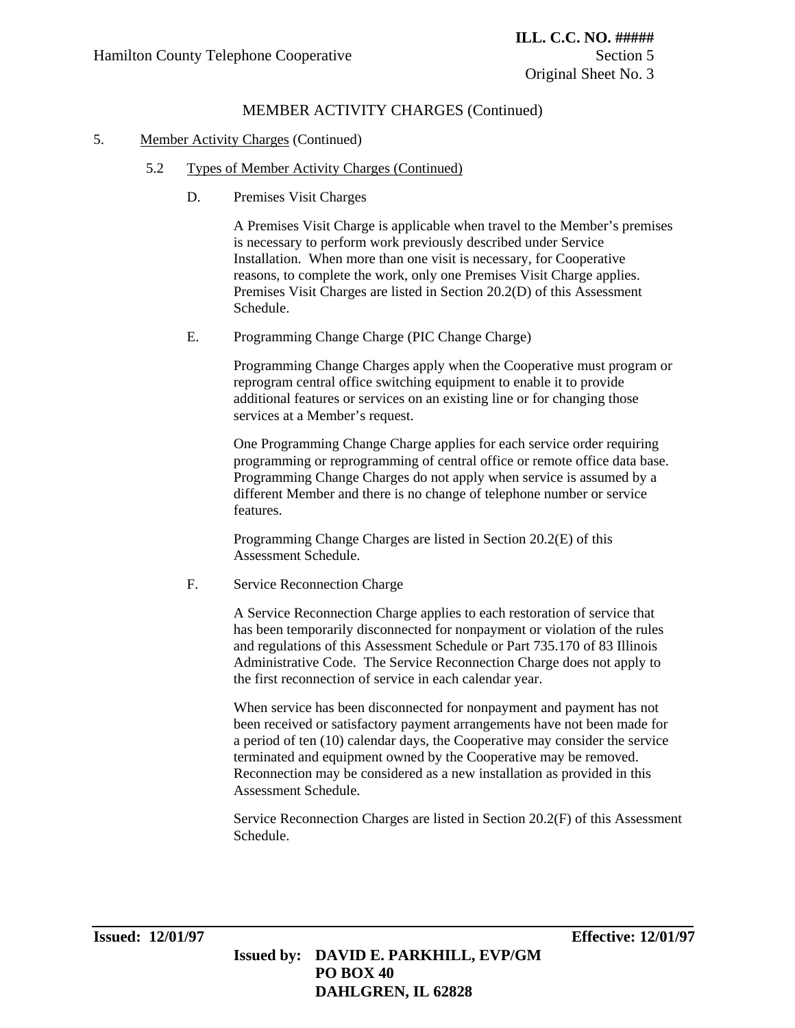MEMBER ACTIVITY CHARGES (Continued)

5. Member Activity Charges (Continued)

5.2 Types of Member Activity Charges (Continued)

D. Premises Visit Charges

A Premises Visit Charge is applicable when travel to the Member's premises is necessary to perform work previously described under Service Installation. When more than one visit is necessary, for Cooperative reasons, to complete the work, only one Premises Visit Charge applies. Premises Visit Charges are listed in Section 20.2(D) of this Assessment Schedule.

E. Programming Change Charge (PIC Change Charge)

Programming Change Charges apply when the Cooperative must program or reprogram central office switching equipment to enable it to provide additional features or services on an existing line or for changing those services at a Member's request.

One Programming Change Charge applies for each service order requiring programming or reprogramming of central office or remote office data base. Programming Change Charges do not apply when service is assumed by a different Member and there is no change of telephone number or service features.

Programming Change Charges are listed in Section 20.2(E) of this Assessment Schedule.

F. Service Reconnection Charge

A Service Reconnection Charge applies to each restoration of service that has been temporarily disconnected for nonpayment or violation of the rules and regulations of this Assessment Schedule or Part 735.170 of 83 Illinois Administrative Code. The Service Reconnection Charge does not apply to the first reconnection of service in each calendar year.

When service has been disconnected for nonpayment and payment has not been received or satisfactory payment arrangements have not been made for a period of ten (10) calendar days, the Cooperative may consider the service terminated and equipment owned by the Cooperative may be removed. Reconnection may be considered as a new installation as provided in this Assessment Schedule.

Service Reconnection Charges are listed in Section 20.2(F) of this Assessment Schedule.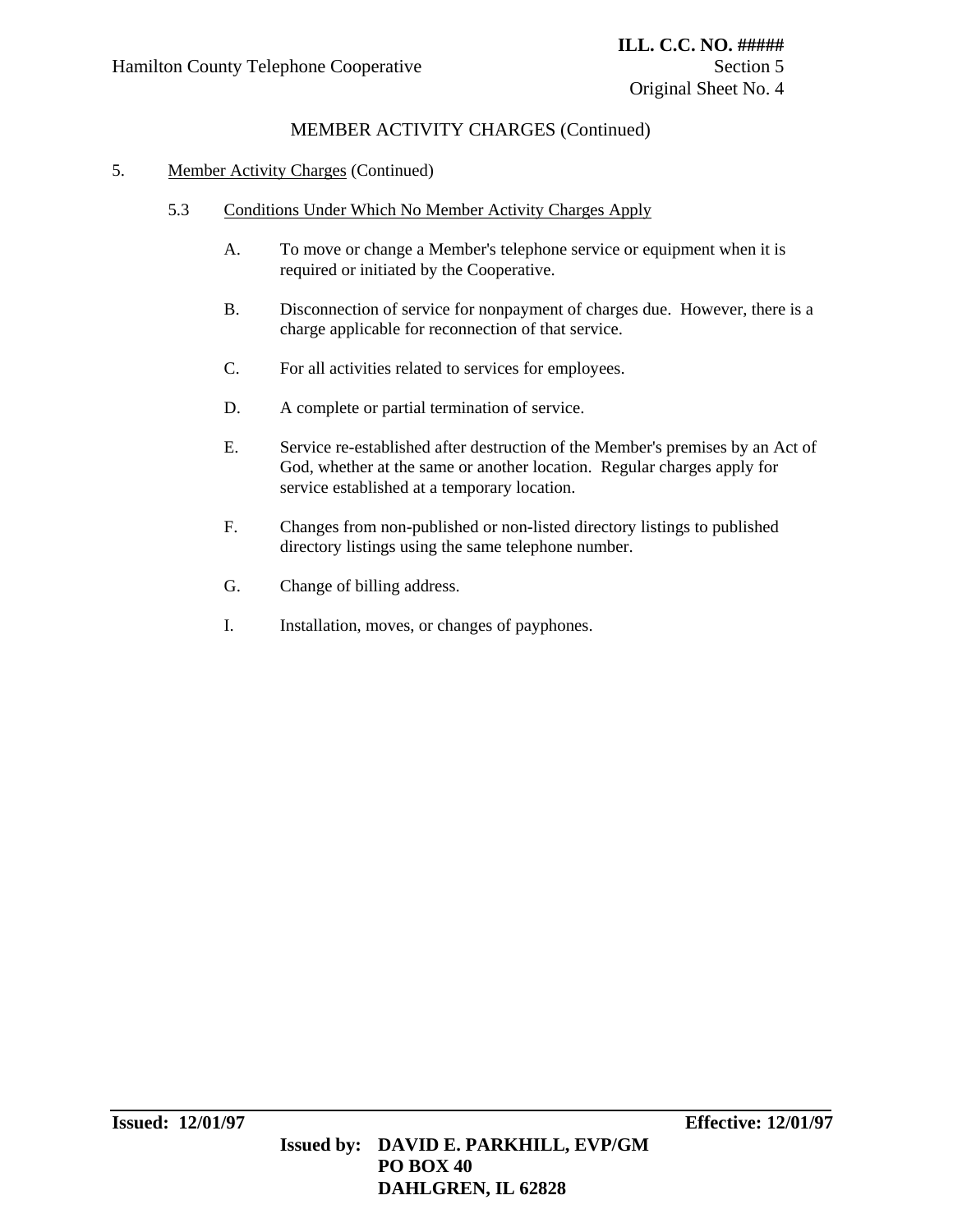## MEMBER ACTIVITY CHARGES (Continued)

5. Member Activity Charges (Continued)

   5.3 Conditions Under Which No Member Activity Charges Apply

   A. To move or change a Member's telephone service or equipment when it is required or initiated by the Cooperative.

   B. Disconnection of service for nonpayment of charges due. However, there is a charge applicable for reconnection of that service.

   C. For all activities related to services for employees.

   D. A complete or partial termination of service.

   E. Service re-established after destruction of the Member's premises by an Act of God, whether at the same or another location. Regular charges apply for service established at a temporary location.

   F. Changes from non-published or non-listed directory listings to published directory listings using the same telephone number.

   G. Change of billing address.

   I. Installation, moves, or changes of payphones.

**Issued: 12/01/97** **Effective: 12/01/97**

**Issued by: DAVID E. PARKHILL, EVP/GM**
**PO BOX 40**
**DAHLGREN, IL 62828**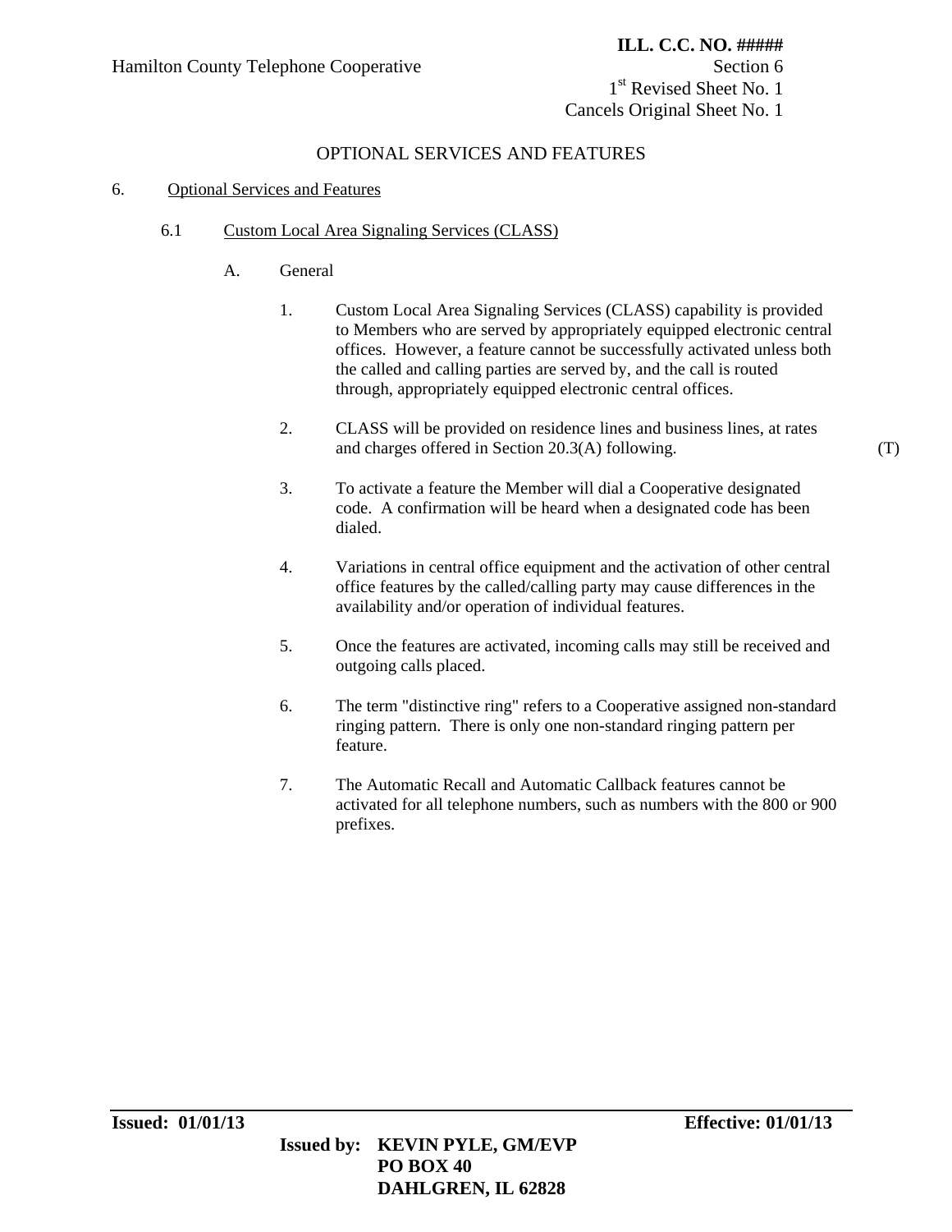# OPTIONAL SERVICES AND FEATURES

## 6. Optional Services and Features

### 6.1 Custom Local Area Signaling Services (CLASS)

#### A. General

1. Custom Local Area Signaling Services (CLASS) capability is provided to Members who are served by appropriately equipped electronic central offices. However, a feature cannot be successfully activated unless both the called and calling parties are served by, and the call is routed through, appropriately equipped electronic central offices.

2. CLASS will be provided on residence lines and business lines, at rates and charges offered in Section 20.3(A) following. (T)

3. To activate a feature the Member will dial a Cooperative designated code. A confirmation will be heard when a designated code has been dialed.

4. Variations in central office equipment and the activation of other central office features by the called/calling party may cause differences in the availability and/or operation of individual features.

5. Once the features are activated, incoming calls may still be received and outgoing calls placed.

6. The term "distinctive ring" refers to a Cooperative assigned non-standard ringing pattern. There is only one non-standard ringing pattern per feature.

7. The Automatic Recall and Automatic Callback features cannot be activated for all telephone numbers, such as numbers with the 800 or 900 prefixes.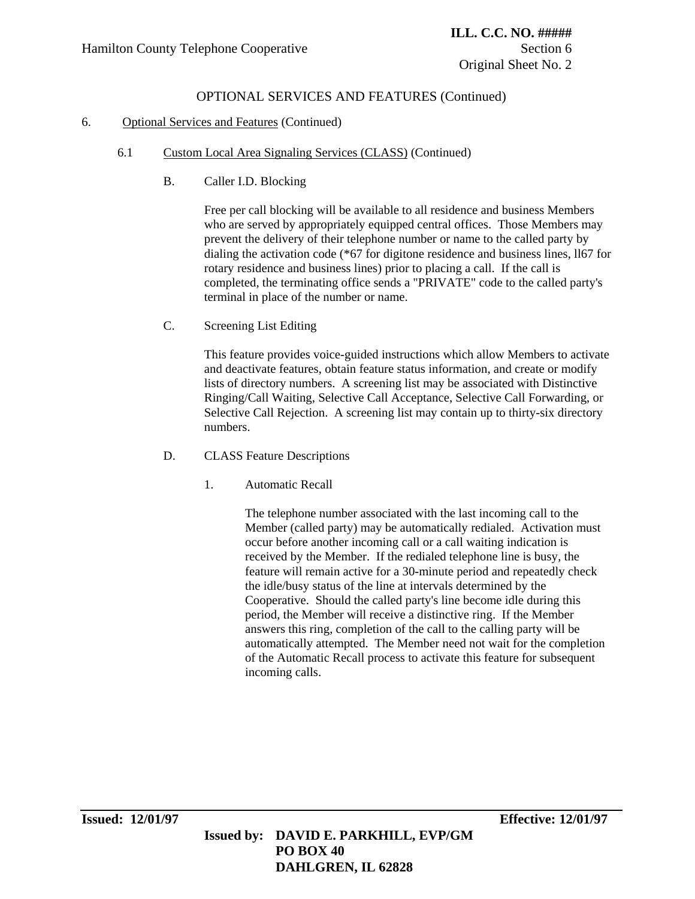## OPTIONAL SERVICES AND FEATURES (Continued)

6. Optional Services and Features (Continued)

6.1 Custom Local Area Signaling Services (CLASS) (Continued)

B. Caller I.D. Blocking

Free per call blocking will be available to all residence and business Members who are served by appropriately equipped central offices. Those Members may prevent the delivery of their telephone number or name to the called party by dialing the activation code (*67 for digitone residence and business lines, ll67 for rotary residence and business lines) prior to placing a call. If the call is completed, the terminating office sends a "PRIVATE" code to the called party's terminal in place of the number or name.

C. Screening List Editing

This feature provides voice-guided instructions which allow Members to activate and deactivate features, obtain feature status information, and create or modify lists of directory numbers. A screening list may be associated with Distinctive Ringing/Call Waiting, Selective Call Acceptance, Selective Call Forwarding, or Selective Call Rejection. A screening list may contain up to thirty-six directory numbers.

D. CLASS Feature Descriptions

1. Automatic Recall

The telephone number associated with the last incoming call to the Member (called party) may be automatically redialed. Activation must occur before another incoming call or a call waiting indication is received by the Member. If the redialed telephone line is busy, the feature will remain active for a 30-minute period and repeatedly check the idle/busy status of the line at intervals determined by the Cooperative. Should the called party's line become idle during this period, the Member will receive a distinctive ring. If the Member answers this ring, completion of the call to the calling party will be automatically attempted. The Member need not wait for the completion of the Automatic Recall process to activate this feature for subsequent incoming calls.

**Issued: 12/01/97** **Effective: 12/01/97**

**Issued by: DAVID E. PARKHILL, EVP/GM**
**PO BOX 40**
**DAHLGREN, IL 62828**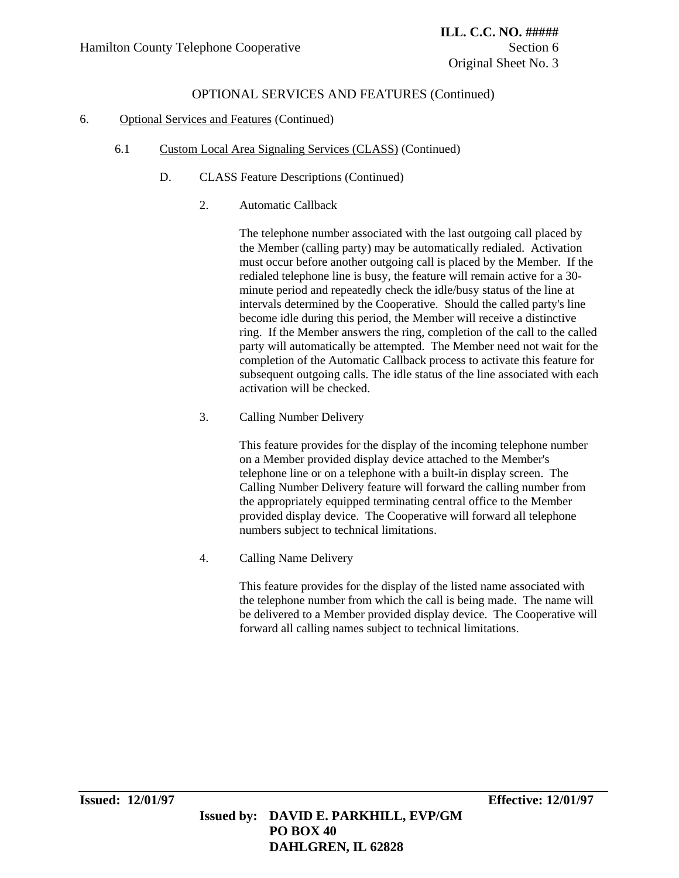## OPTIONAL SERVICES AND FEATURES (Continued)

6. Optional Services and Features (Continued)

6.1 Custom Local Area Signaling Services (CLASS) (Continued)

D. CLASS Feature Descriptions (Continued)

2. Automatic Callback

The telephone number associated with the last outgoing call placed by the Member (calling party) may be automatically redialed. Activation must occur before another outgoing call is placed by the Member. If the redialed telephone line is busy, the feature will remain active for a 30-minute period and repeatedly check the idle/busy status of the line at intervals determined by the Cooperative. Should the called party's line become idle during this period, the Member will receive a distinctive ring. If the Member answers the ring, completion of the call to the called party will automatically be attempted. The Member need not wait for the completion of the Automatic Callback process to activate this feature for subsequent outgoing calls. The idle status of the line associated with each activation will be checked.

3. Calling Number Delivery

This feature provides for the display of the incoming telephone number on a Member provided display device attached to the Member's telephone line or on a telephone with a built-in display screen. The Calling Number Delivery feature will forward the calling number from the appropriately equipped terminating central office to the Member provided display device. The Cooperative will forward all telephone numbers subject to technical limitations.

4. Calling Name Delivery

This feature provides for the display of the listed name associated with the telephone number from which the call is being made. The name will be delivered to a Member provided display device. The Cooperative will forward all calling names subject to technical limitations.

**Issued: 12/01/97** **Effective: 12/01/97**

**Issued by: DAVID E. PARKHILL, EVP/GM**
**PO BOX 40**
**DAHLGREN, IL 62828**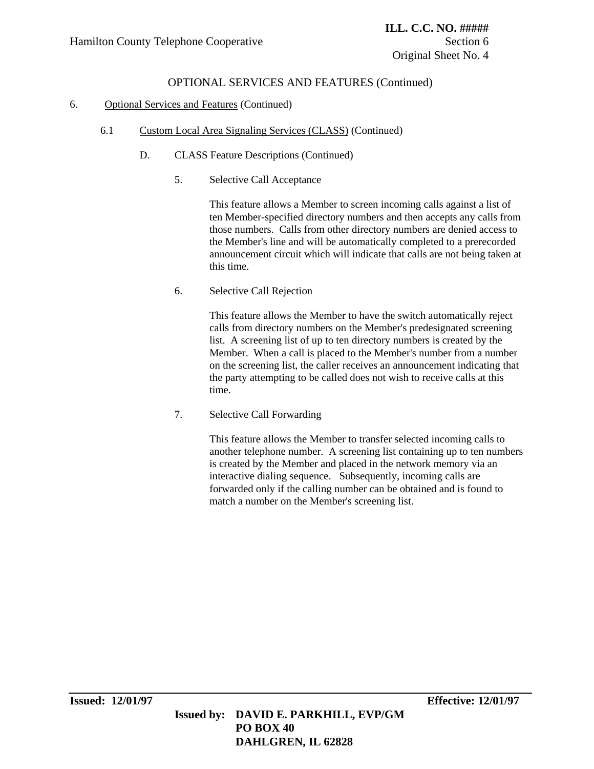## OPTIONAL SERVICES AND FEATURES (Continued)

6. Optional Services and Features (Continued)

6.1 Custom Local Area Signaling Services (CLASS) (Continued)

D. CLASS Feature Descriptions (Continued)

5. Selective Call Acceptance

This feature allows a Member to screen incoming calls against a list of ten Member-specified directory numbers and then accepts any calls from those numbers. Calls from other directory numbers are denied access to the Member's line and will be automatically completed to a prerecorded announcement circuit which will indicate that calls are not being taken at this time.

6. Selective Call Rejection

This feature allows the Member to have the switch automatically reject calls from directory numbers on the Member's predesignated screening list. A screening list of up to ten directory numbers is created by the Member. When a call is placed to the Member's number from a number on the screening list, the caller receives an announcement indicating that the party attempting to be called does not wish to receive calls at this time.

7. Selective Call Forwarding

This feature allows the Member to transfer selected incoming calls to another telephone number. A screening list containing up to ten numbers is created by the Member and placed in the network memory via an interactive dialing sequence. Subsequently, incoming calls are forwarded only if the calling number can be obtained and is found to match a number on the Member's screening list.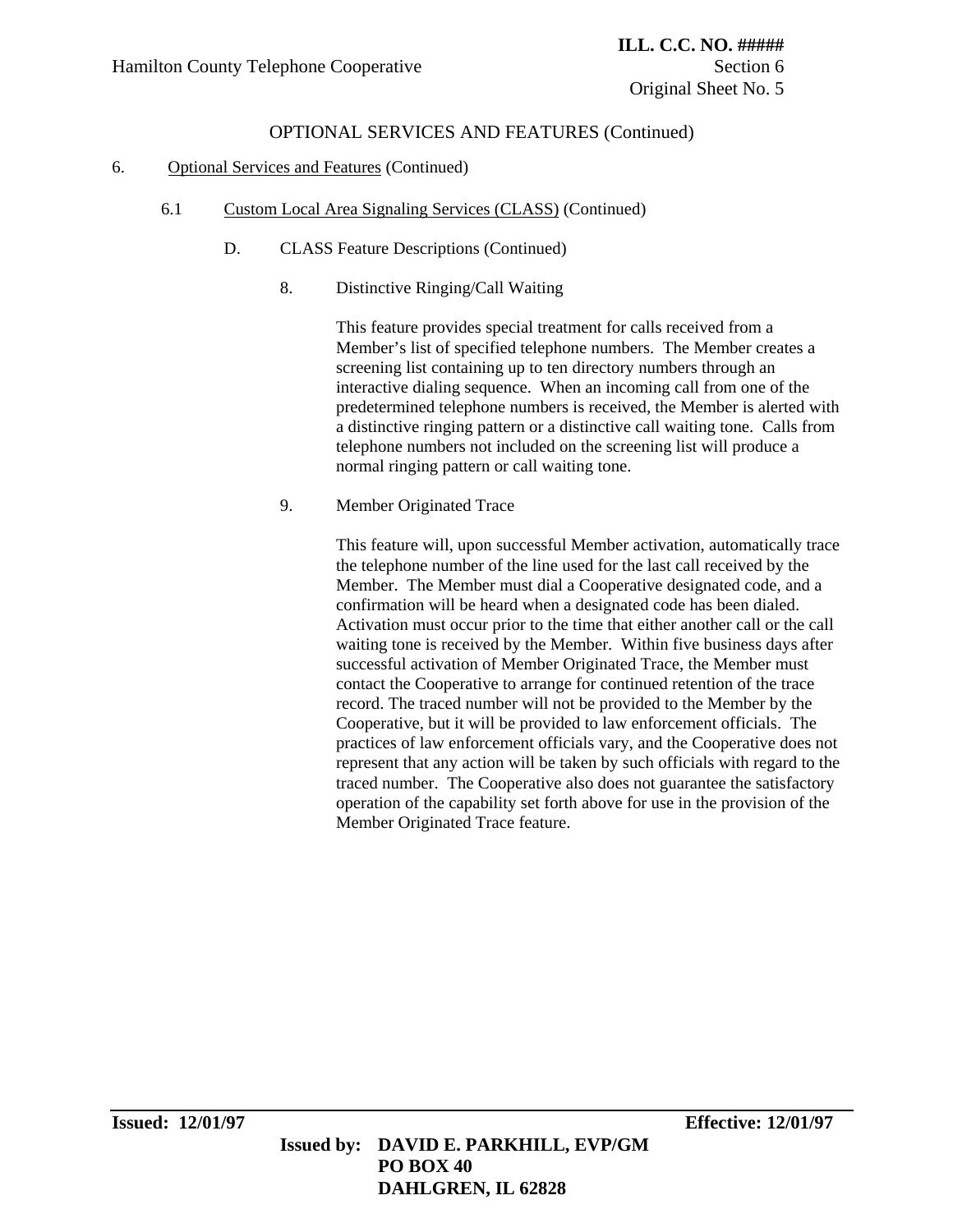## OPTIONAL SERVICES AND FEATURES (Continued)

6. Optional Services and Features (Continued)

6.1 Custom Local Area Signaling Services (CLASS) (Continued)

D. CLASS Feature Descriptions (Continued)

8. Distinctive Ringing/Call Waiting

This feature provides special treatment for calls received from a Member's list of specified telephone numbers. The Member creates a screening list containing up to ten directory numbers through an interactive dialing sequence. When an incoming call from one of the predetermined telephone numbers is received, the Member is alerted with a distinctive ringing pattern or a distinctive call waiting tone. Calls from telephone numbers not included on the screening list will produce a normal ringing pattern or call waiting tone.

9. Member Originated Trace

This feature will, upon successful Member activation, automatically trace the telephone number of the line used for the last call received by the Member. The Member must dial a Cooperative designated code, and a confirmation will be heard when a designated code has been dialed. Activation must occur prior to the time that either another call or the call waiting tone is received by the Member. Within five business days after successful activation of Member Originated Trace, the Member must contact the Cooperative to arrange for continued retention of the trace record. The traced number will not be provided to the Member by the Cooperative, but it will be provided to law enforcement officials. The practices of law enforcement officials vary, and the Cooperative does not represent that any action will be taken by such officials with regard to the traced number. The Cooperative also does not guarantee the satisfactory operation of the capability set forth above for use in the provision of the Member Originated Trace feature.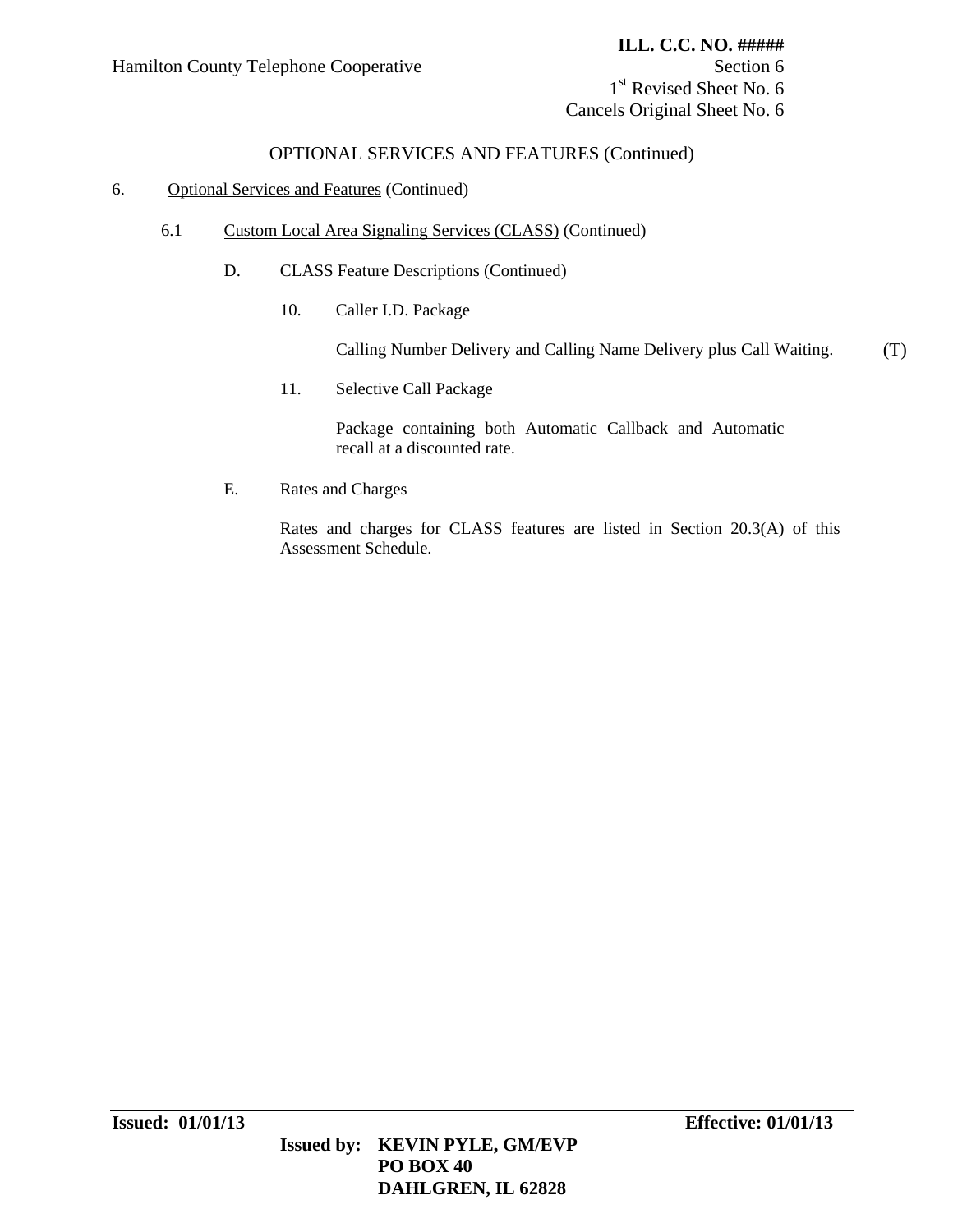OPTIONAL SERVICES AND FEATURES (Continued)

6. Optional Services and Features (Continued)

6.1 Custom Local Area Signaling Services (CLASS) (Continued)

D. CLASS Feature Descriptions (Continued)

10. Caller I.D. Package

Calling Number Delivery and Calling Name Delivery plus Call Waiting. (T)

11. Selective Call Package

Package containing both Automatic Callback and Automatic recall at a discounted rate.

E. Rates and Charges

Rates and charges for CLASS features are listed in Section 20.3(A) of this Assessment Schedule.

**Issued: 01/01/13** **Effective: 01/01/13**

**Issued by: KEVIN PYLE, GM/EVP**
**PO BOX 40**
**DAHLGREN, IL 62828**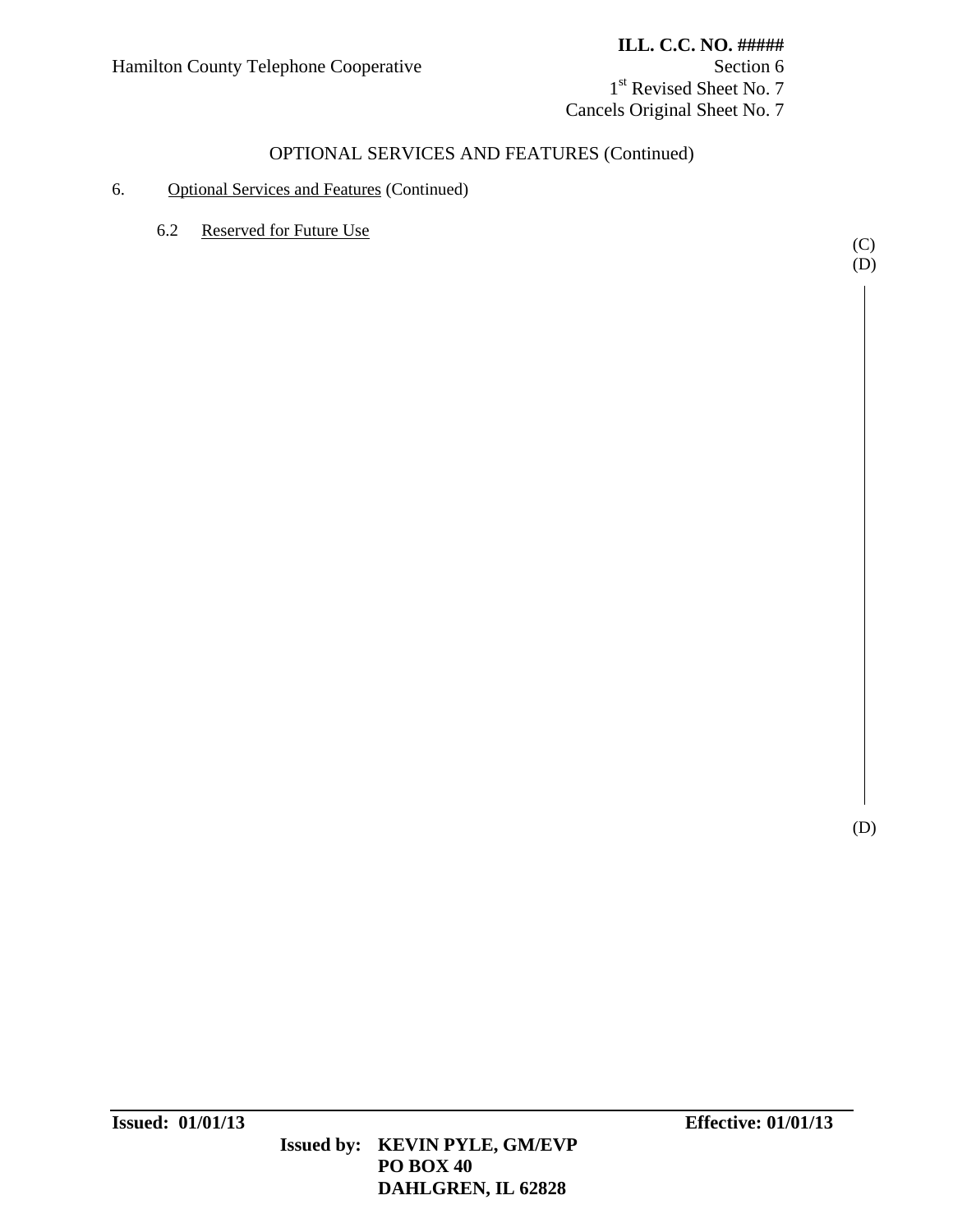## OPTIONAL SERVICES AND FEATURES (Continued)

6. Optional Services and Features (Continued)

   6.2 Reserved for Future Use

(C)
(D)

(D)

**Issued: 01/01/13** **Effective: 01/01/13**

**Issued by: KEVIN PYLE, GM/EVP**
**PO BOX 40**
**DAHLGREN, IL 62828**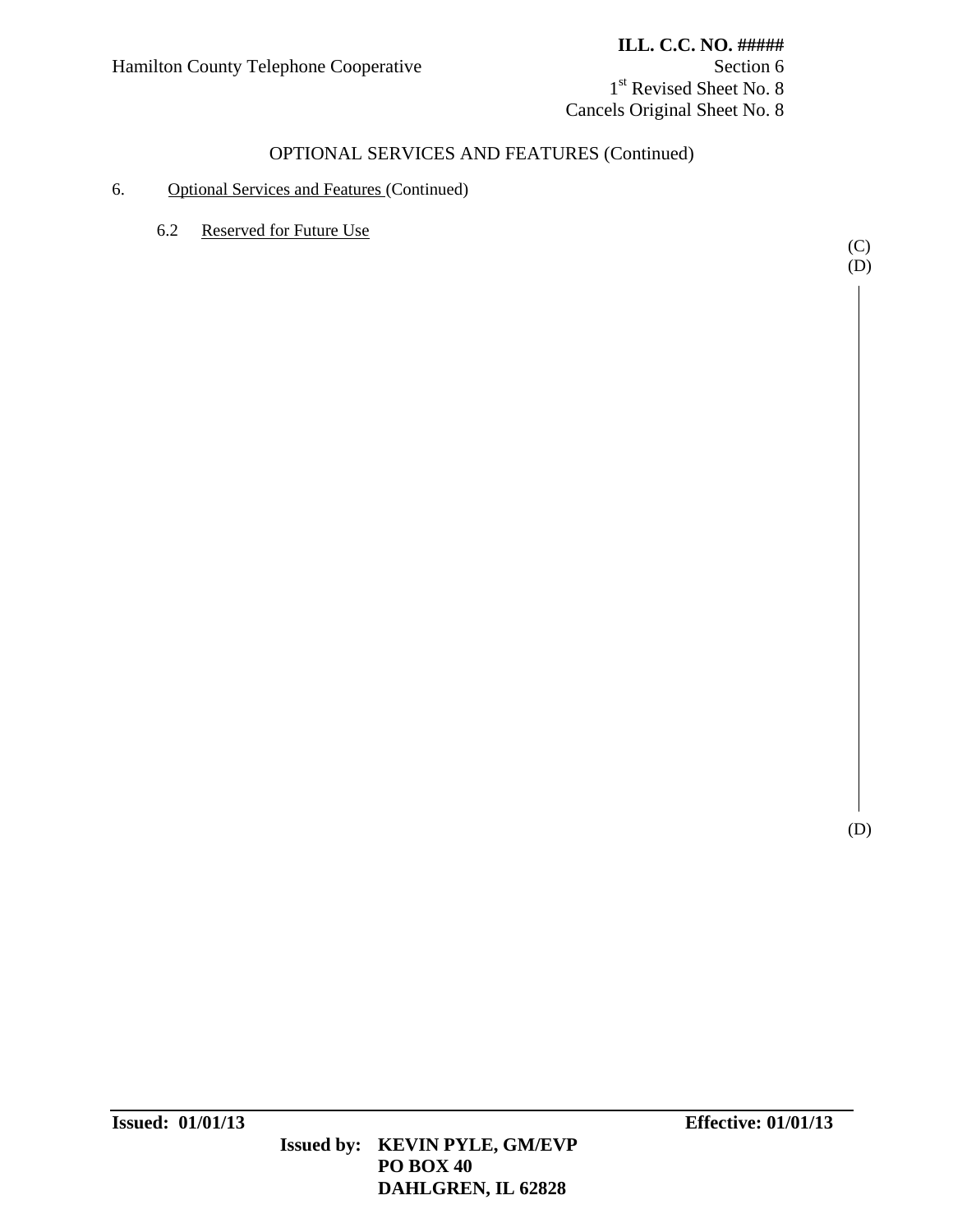OPTIONAL SERVICES AND FEATURES (Continued)

6. Optional Services and Features (Continued)

6.2 Reserved for Future Use

(C)
(D)

(D)

**Issued: 01/01/13** **Effective: 01/01/13**

**Issued by: KEVIN PYLE, GM/EVP**
**PO BOX 40**
**DAHLGREN, IL 62828**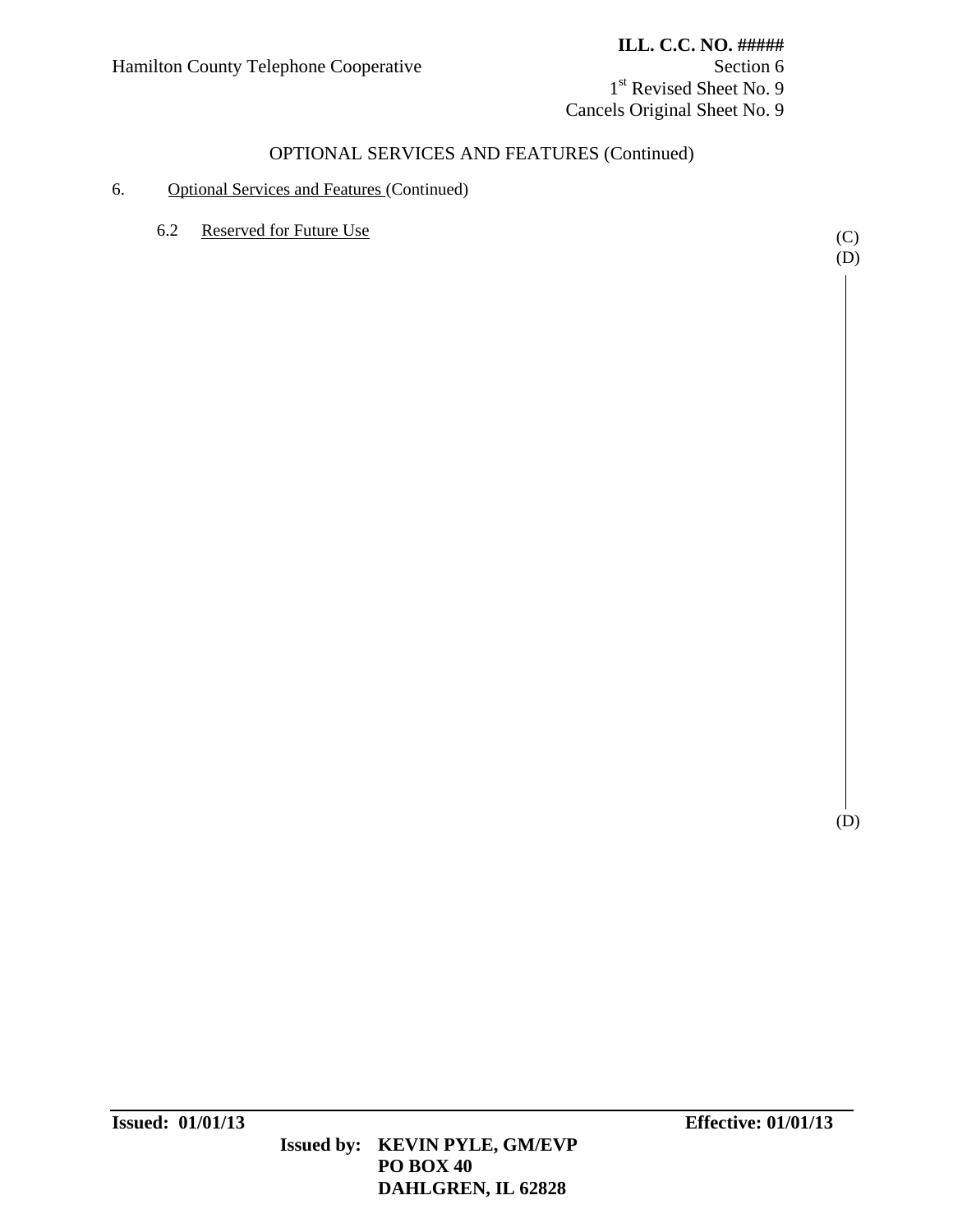OPTIONAL SERVICES AND FEATURES (Continued)

6. Optional Services and Features (Continued)

6.2 Reserved for Future Use (C) (D)

(D)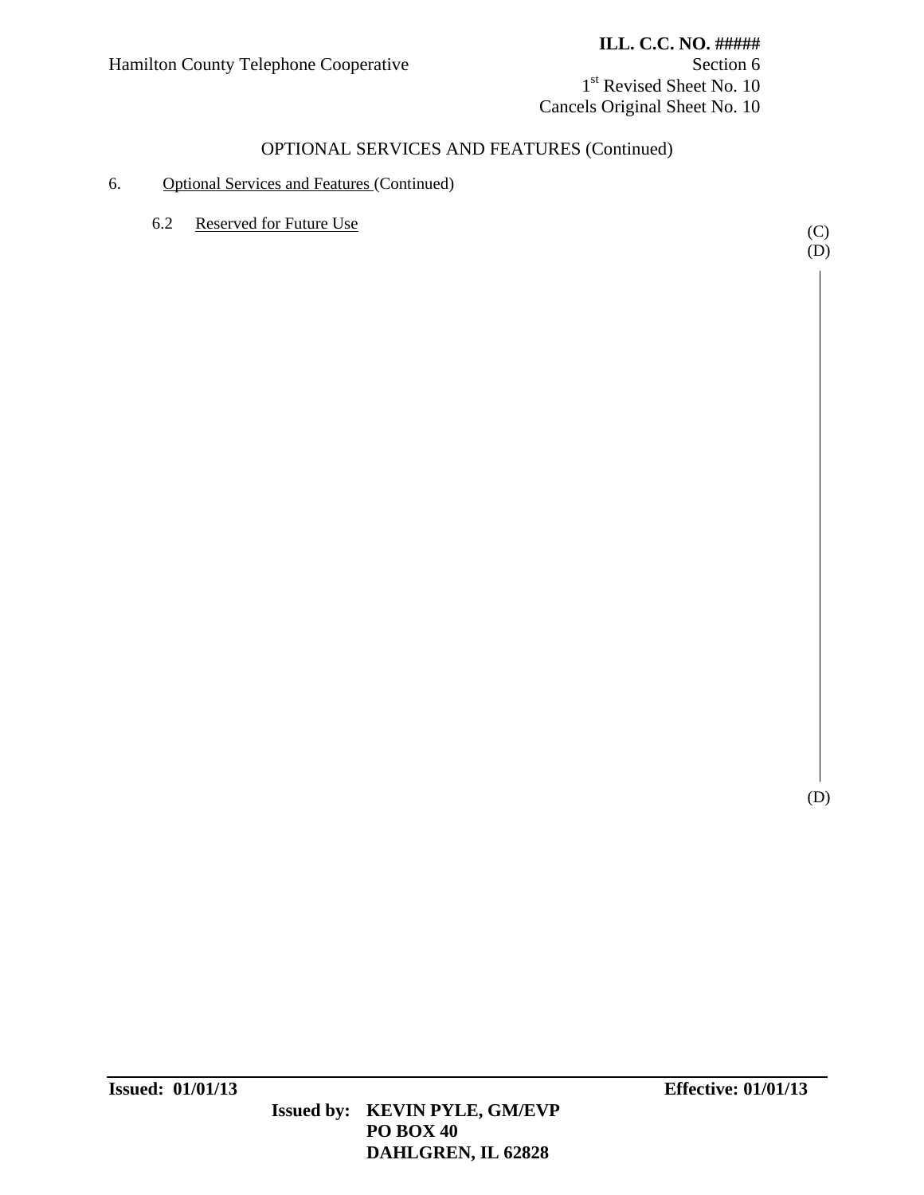OPTIONAL SERVICES AND FEATURES (Continued)

6. Optional Services and Features (Continued)

6.2 Reserved for Future Use (C)

(D)

(D)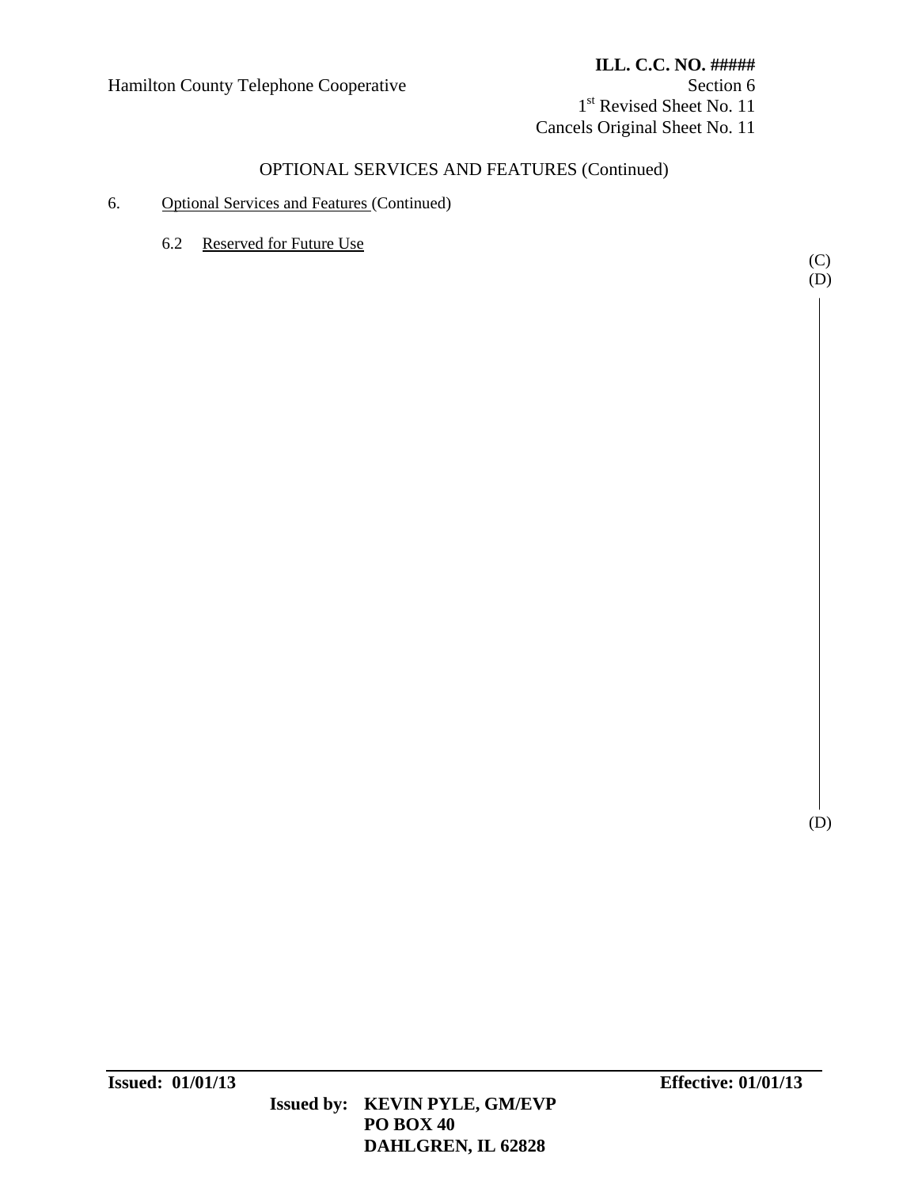# OPTIONAL SERVICES AND FEATURES (Continued)

6. Optional Services and Features (Continued)

6.2 Reserved for Future Use

(C)
(D)

(D)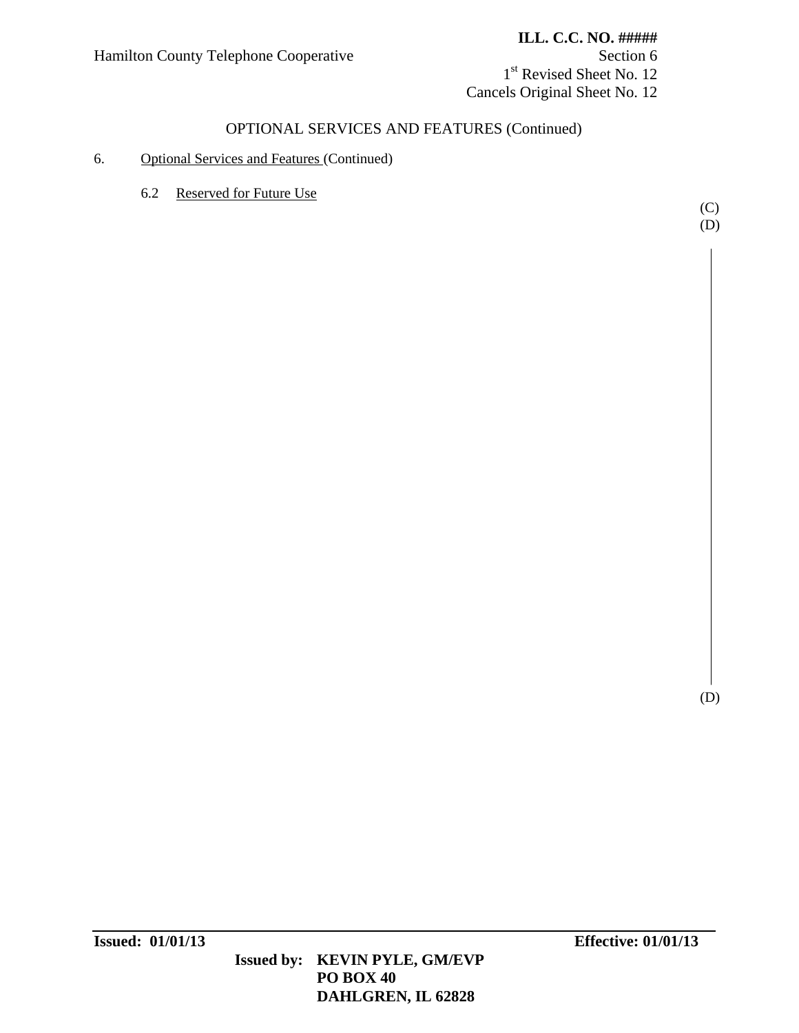# OPTIONAL SERVICES AND FEATURES (Continued)

6. Optional Services and Features (Continued)

   6.2 Reserved for Future Use

(C)
(D)

(D)

**Issued: 01/01/13** **Effective: 01/01/13**

**Issued by: KEVIN PYLE, GM/EVP**
**PO BOX 40**
**DAHLGREN, IL 62828**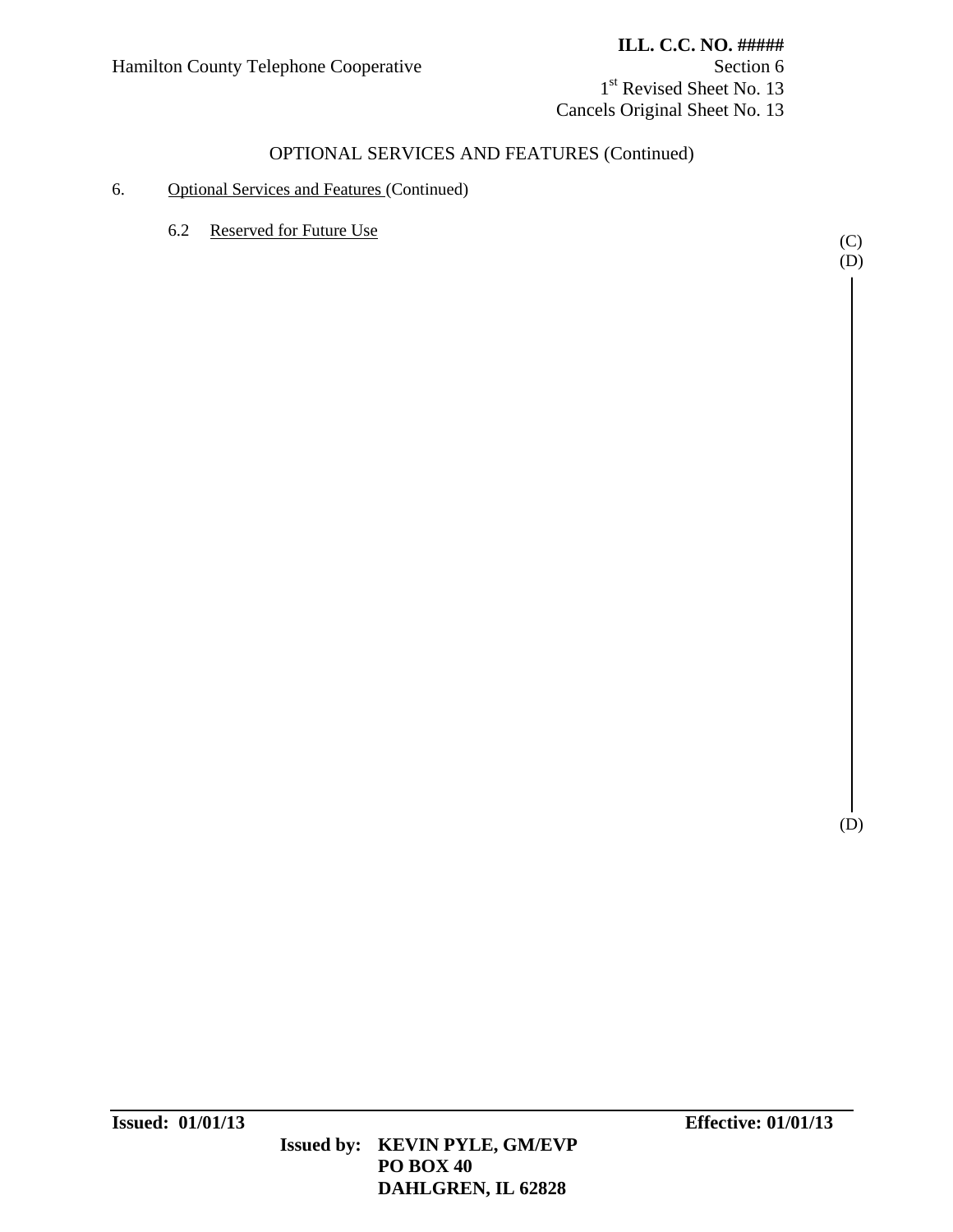OPTIONAL SERVICES AND FEATURES (Continued)

6. Optional Services and Features (Continued)

6.2 Reserved for Future Use

(C)
(D)

(D)

**Issued: 01/01/13**

**Effective: 01/01/13**

**Issued by: KEVIN PYLE, GM/EVP**
**PO BOX 40**
**DAHLGREN, IL 62828**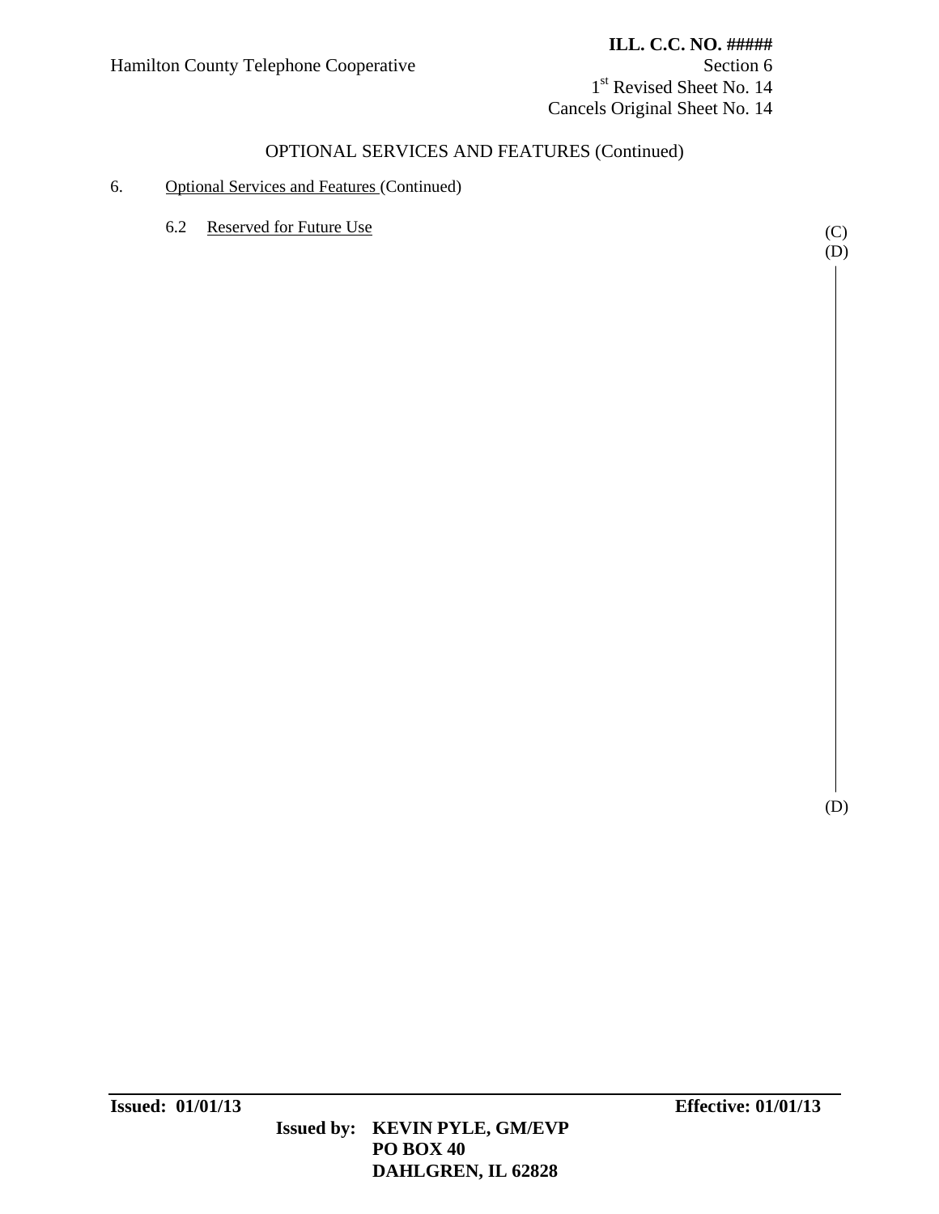OPTIONAL SERVICES AND FEATURES (Continued)

6. Optional Services and Features (Continued)

6.2 Reserved for Future Use (C) (D)

(D)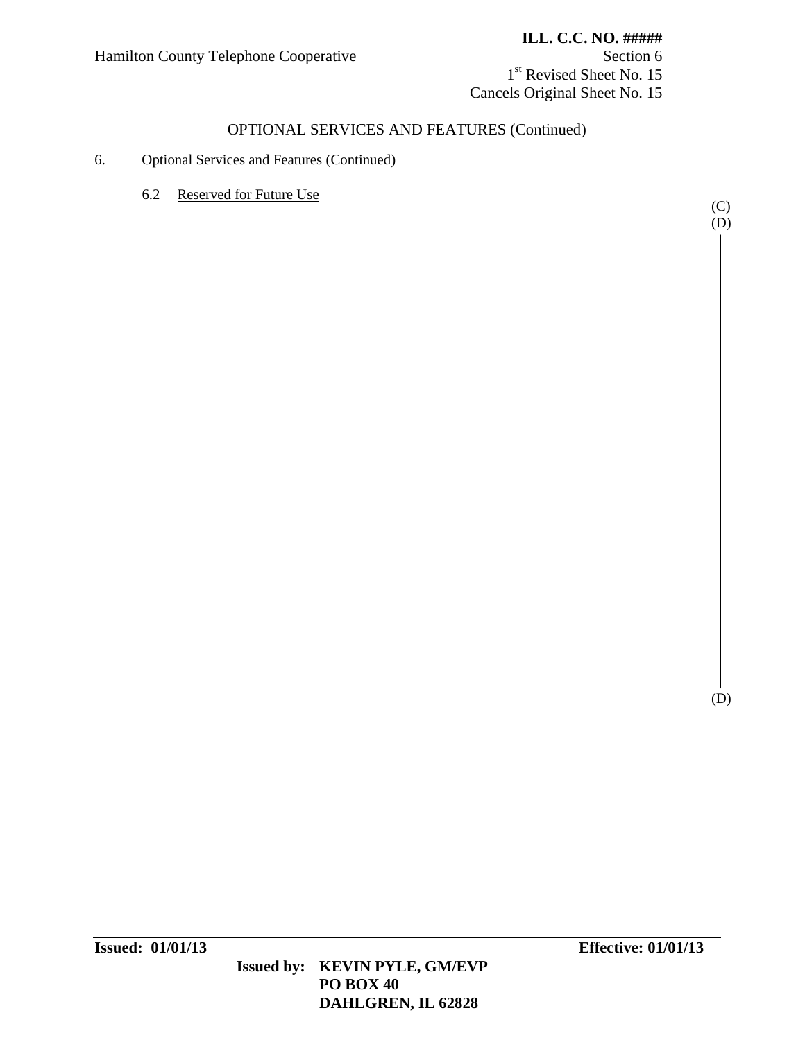## OPTIONAL SERVICES AND FEATURES (Continued)

6. Optional Services and Features (Continued)

 6.2 Reserved for Future Use

(C)
(D)

(D)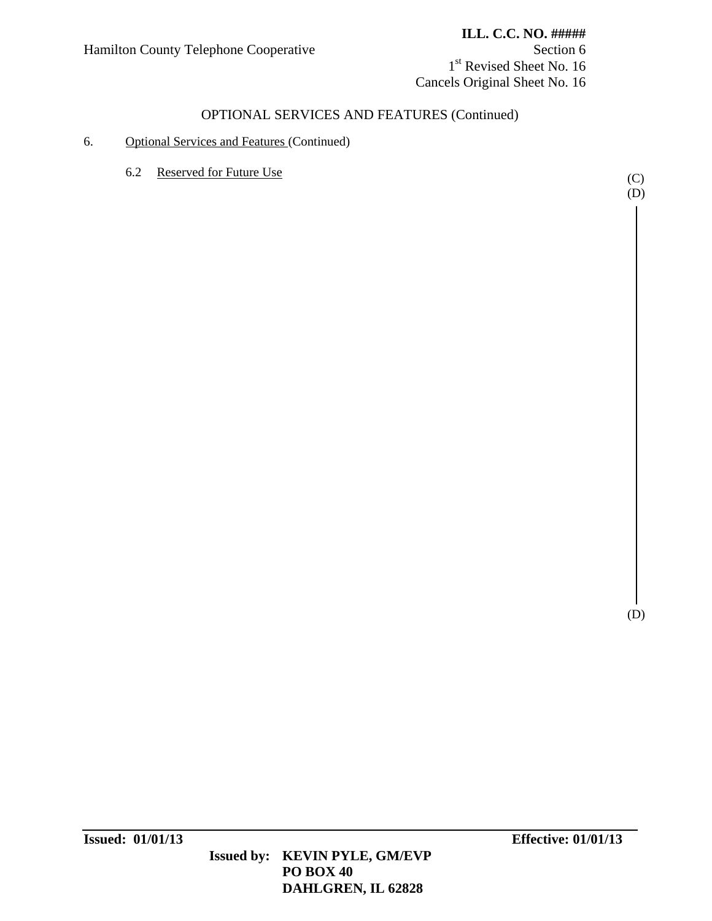# OPTIONAL SERVICES AND FEATURES (Continued)

6. Optional Services and Features (Continued)

   6.2 Reserved for Future Use

(C)
(D)

(D)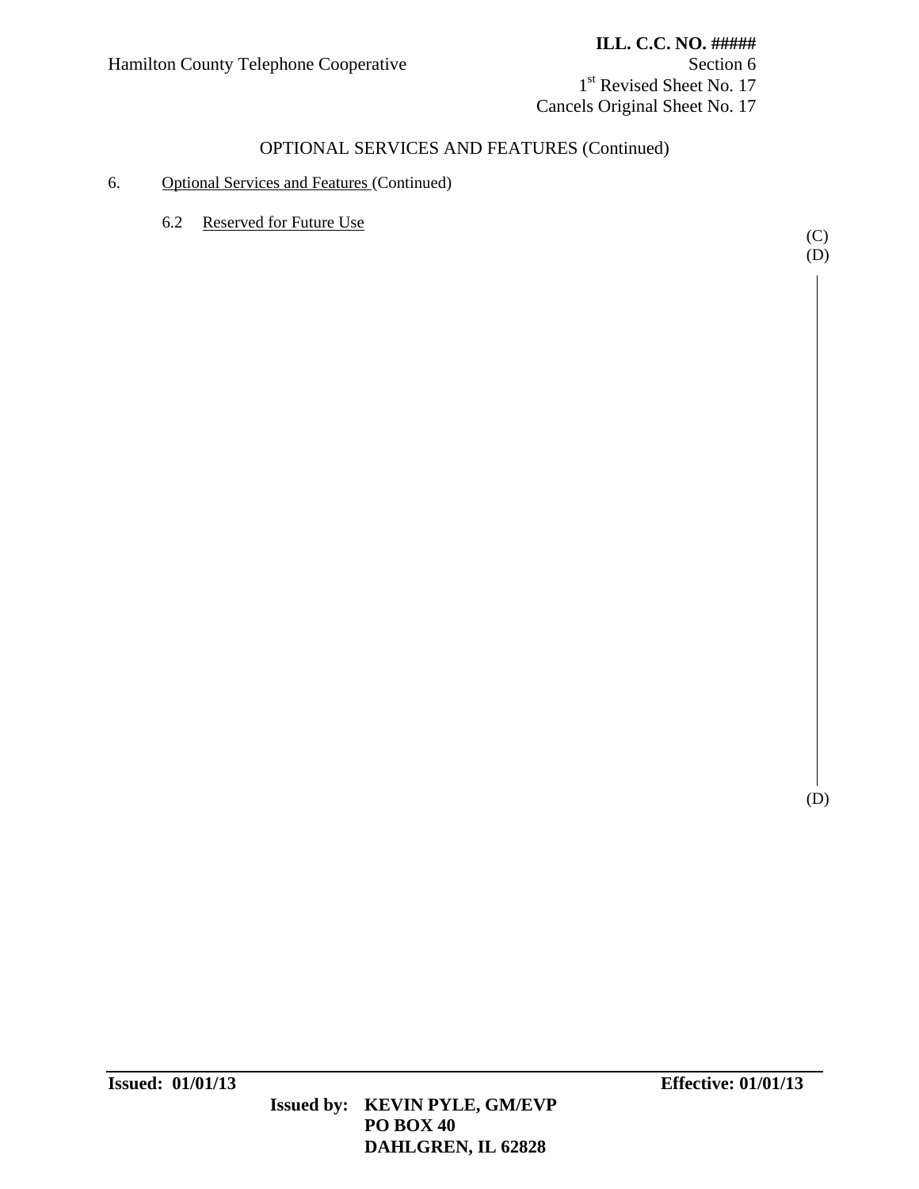OPTIONAL SERVICES AND FEATURES (Continued)

6. Optional Services and Features (Continued)

6.2 Reserved for Future Use

(C)
(D)

(D)

**Issued: 01/01/13** **Effective: 01/01/13**

**Issued by: KEVIN PYLE, GM/EVP**
**PO BOX 40**
**DAHLGREN, IL 62828**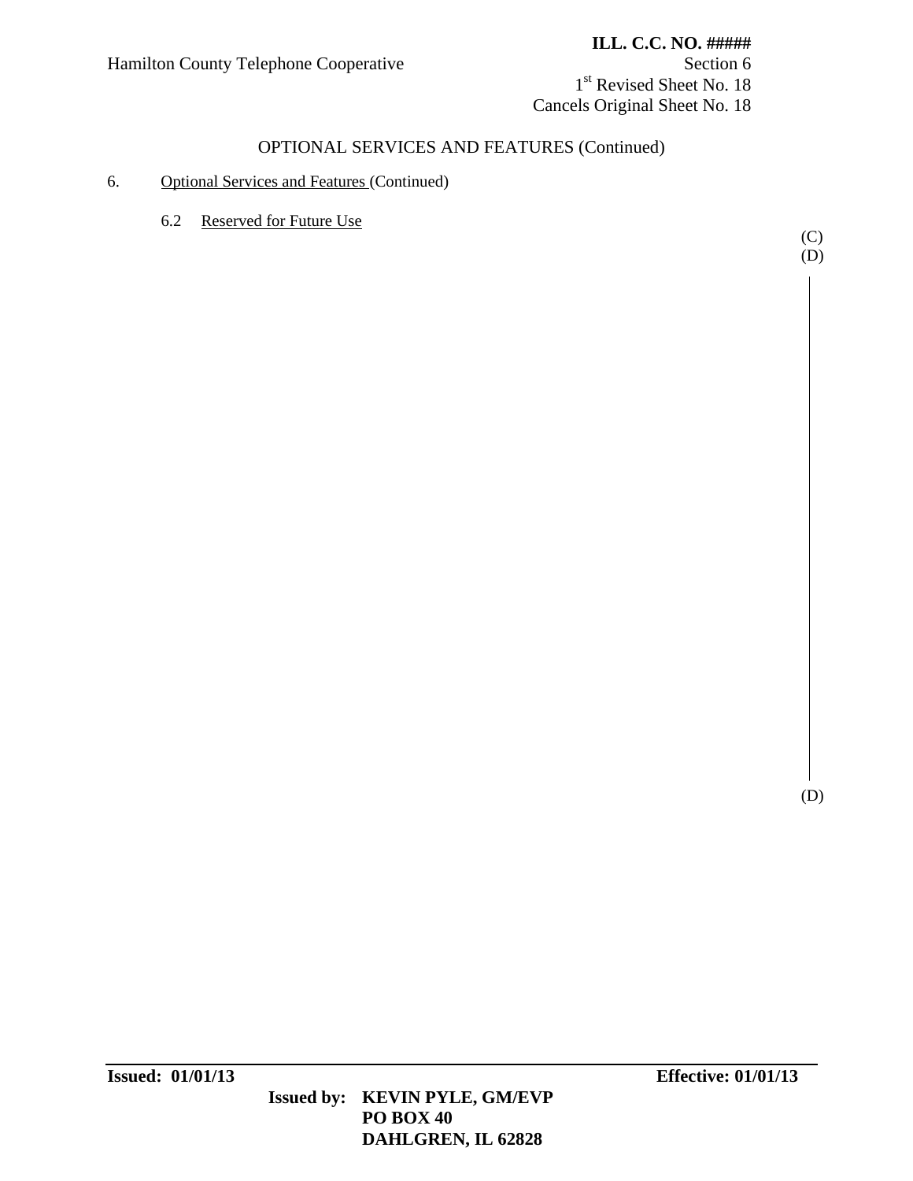OPTIONAL SERVICES AND FEATURES (Continued)

6. Optional Services and Features (Continued)

6.2 Reserved for Future Use

(C)
(D)

(D)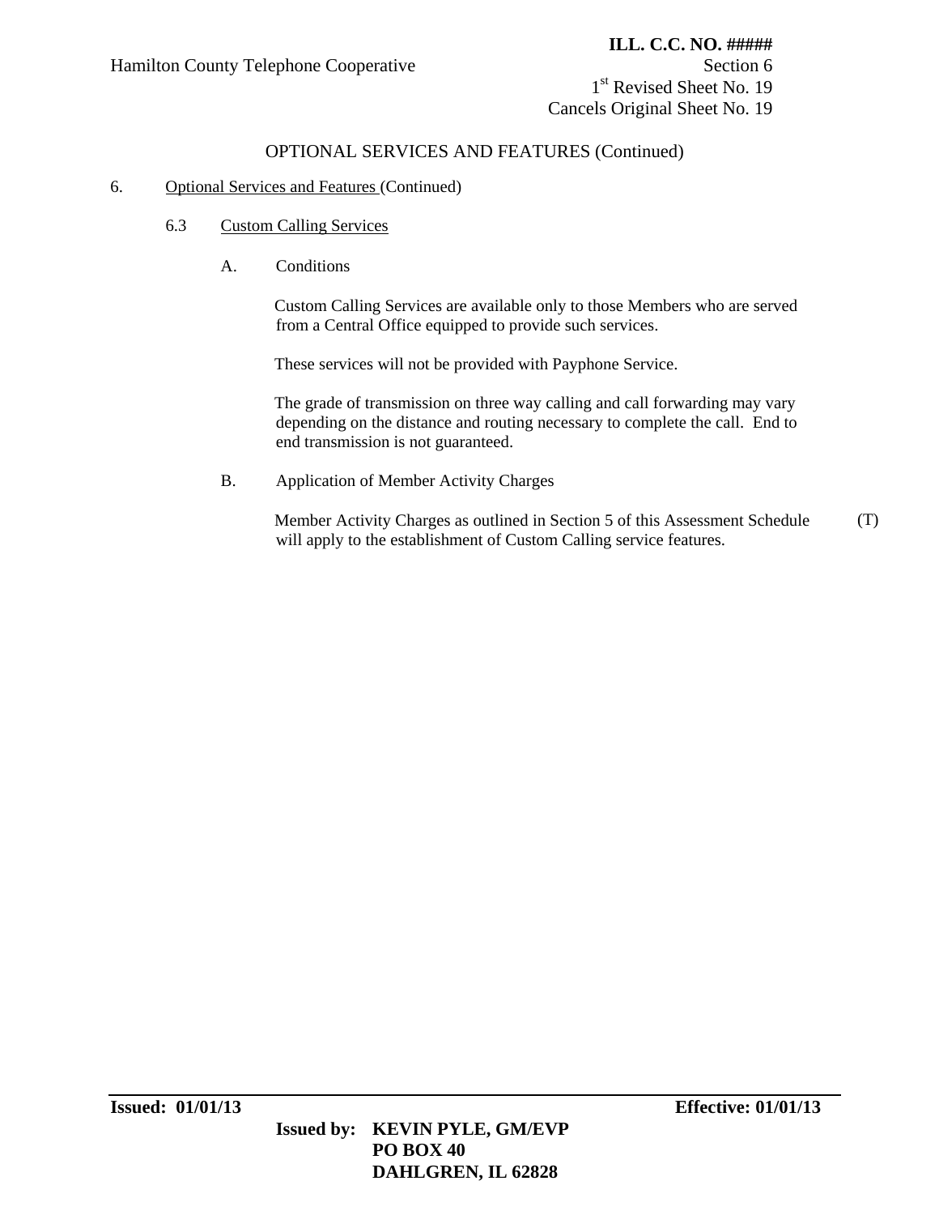OPTIONAL SERVICES AND FEATURES (Continued)

6. Optional Services and Features (Continued)

6.3 Custom Calling Services

A. Conditions

Custom Calling Services are available only to those Members who are served from a Central Office equipped to provide such services.

These services will not be provided with Payphone Service.

The grade of transmission on three way calling and call forwarding may vary depending on the distance and routing necessary to complete the call. End to end transmission is not guaranteed.

B. Application of Member Activity Charges

Member Activity Charges as outlined in Section 5 of this Assessment Schedule will apply to the establishment of Custom Calling service features. (T)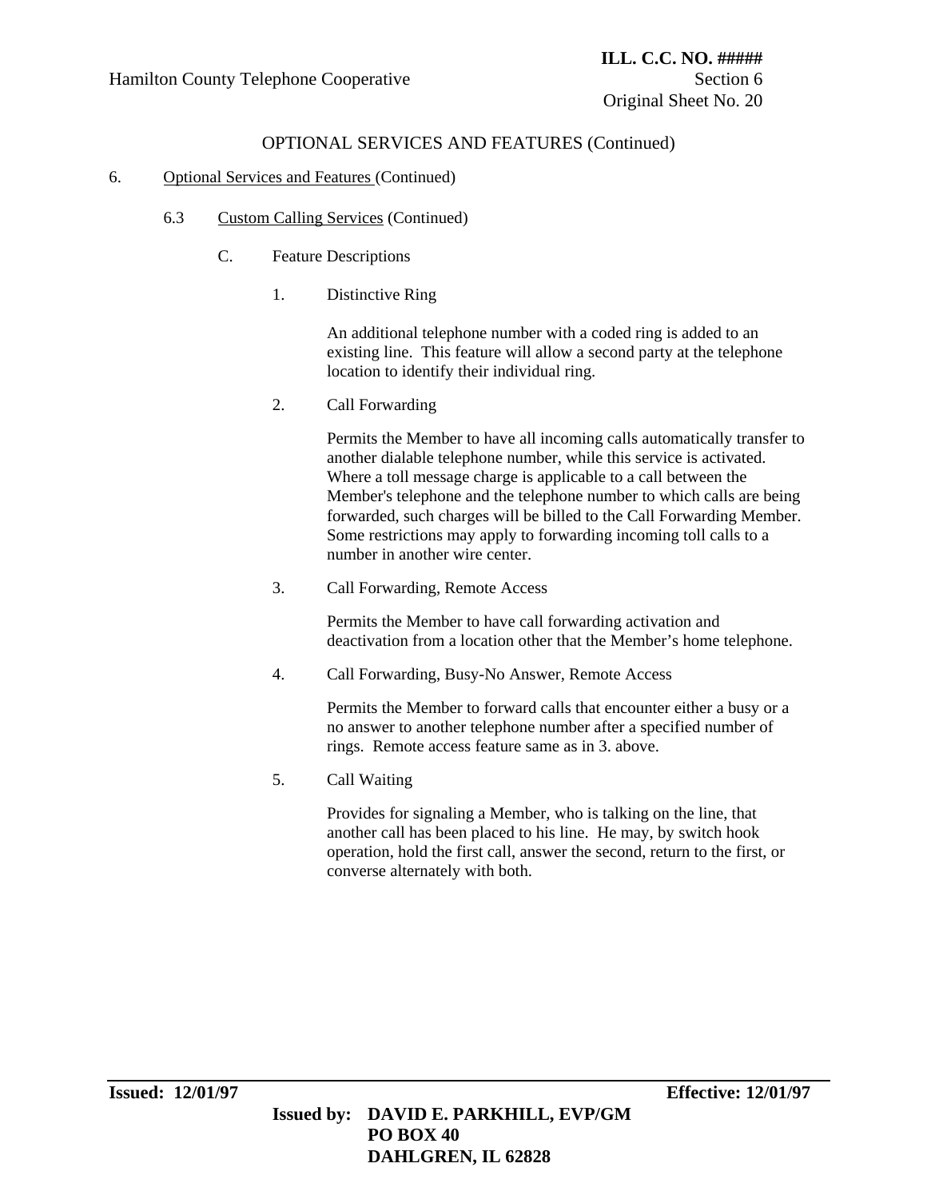## OPTIONAL SERVICES AND FEATURES (Continued)

6. Optional Services and Features (Continued)

   6.3 Custom Calling Services (Continued)

      C. Feature Descriptions

         1. Distinctive Ring

            An additional telephone number with a coded ring is added to an existing line. This feature will allow a second party at the telephone location to identify their individual ring.

         2. Call Forwarding

            Permits the Member to have all incoming calls automatically transfer to another dialable telephone number, while this service is activated. Where a toll message charge is applicable to a call between the Member's telephone and the telephone number to which calls are being forwarded, such charges will be billed to the Call Forwarding Member. Some restrictions may apply to forwarding incoming toll calls to a number in another wire center.

         3. Call Forwarding, Remote Access

            Permits the Member to have call forwarding activation and deactivation from a location other that the Member's home telephone.

         4. Call Forwarding, Busy-No Answer, Remote Access

            Permits the Member to forward calls that encounter either a busy or a no answer to another telephone number after a specified number of rings. Remote access feature same as in 3. above.

         5. Call Waiting

            Provides for signaling a Member, who is talking on the line, that another call has been placed to his line. He may, by switch hook operation, hold the first call, answer the second, return to the first, or converse alternately with both.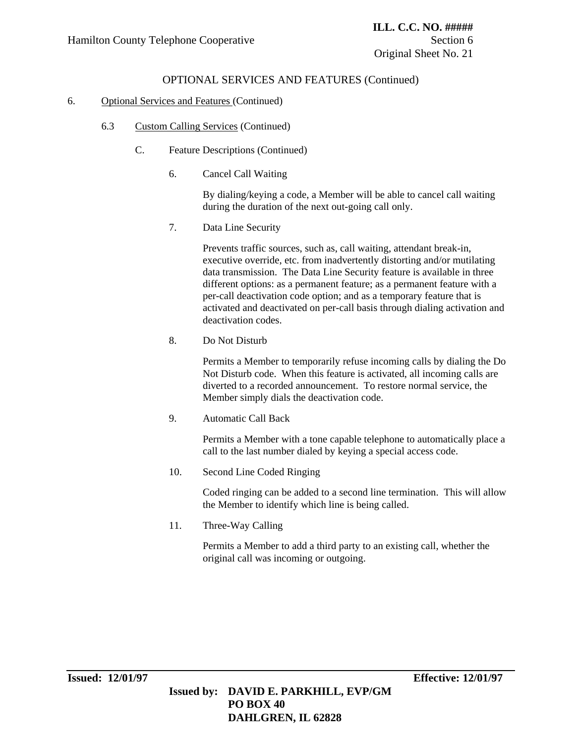OPTIONAL SERVICES AND FEATURES (Continued)

6. Optional Services and Features (Continued)

6.3 Custom Calling Services (Continued)

C. Feature Descriptions (Continued)

6. Cancel Call Waiting

By dialing/keying a code, a Member will be able to cancel call waiting during the duration of the next out-going call only.

7. Data Line Security

Prevents traffic sources, such as, call waiting, attendant break-in, executive override, etc. from inadvertently distorting and/or mutilating data transmission. The Data Line Security feature is available in three different options: as a permanent feature; as a permanent feature with a per-call deactivation code option; and as a temporary feature that is activated and deactivated on per-call basis through dialing activation and deactivation codes.

8. Do Not Disturb

Permits a Member to temporarily refuse incoming calls by dialing the Do Not Disturb code. When this feature is activated, all incoming calls are diverted to a recorded announcement. To restore normal service, the Member simply dials the deactivation code.

9. Automatic Call Back

Permits a Member with a tone capable telephone to automatically place a call to the last number dialed by keying a special access code.

10. Second Line Coded Ringing

Coded ringing can be added to a second line termination. This will allow the Member to identify which line is being called.

11. Three-Way Calling

Permits a Member to add a third party to an existing call, whether the original call was incoming or outgoing.

**Issued: 12/01/97** **Effective: 12/01/97**

**Issued by: DAVID E. PARKHILL, EVP/GM**
**PO BOX 40**
**DAHLGREN, IL 62828**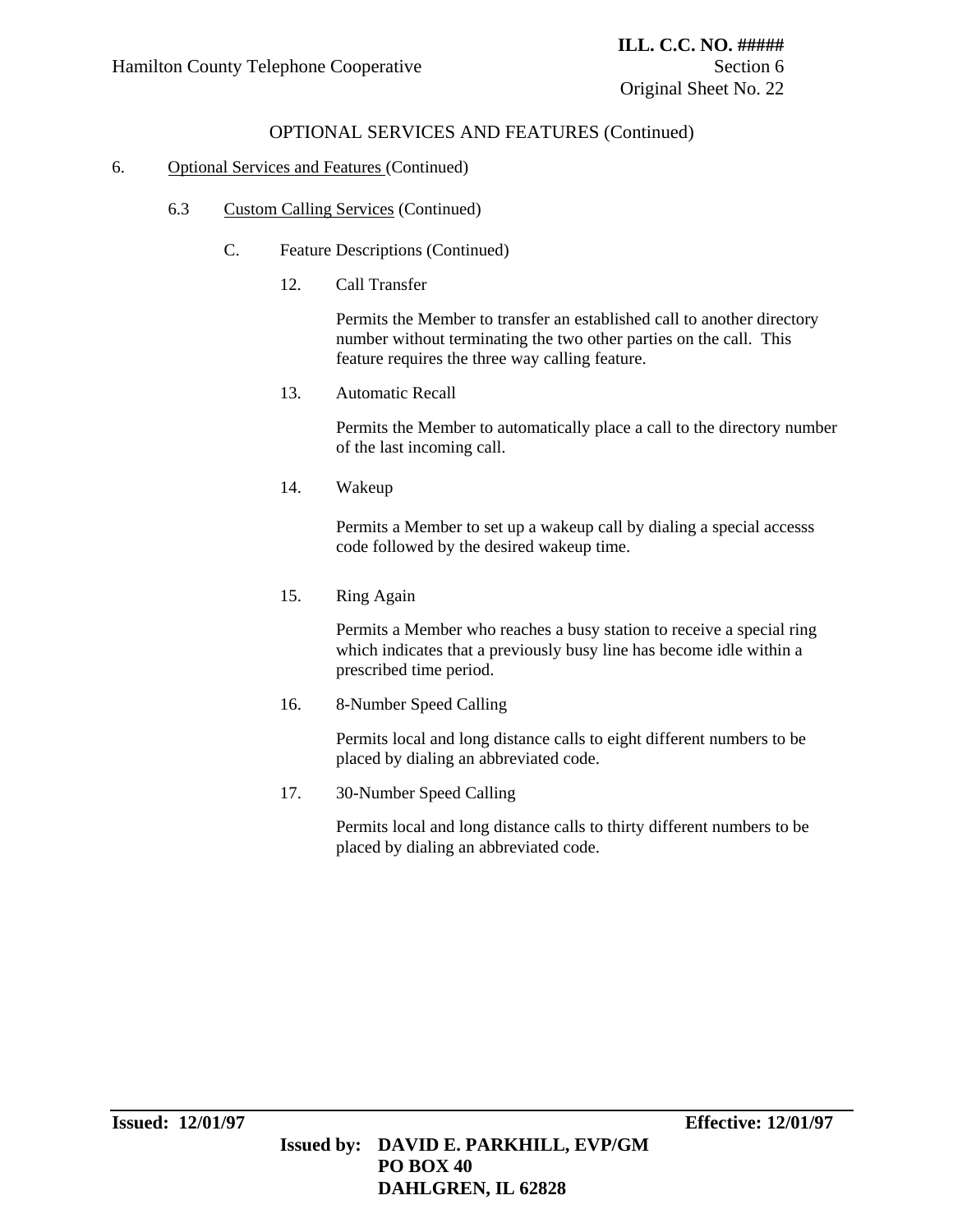OPTIONAL SERVICES AND FEATURES (Continued)

6. Optional Services and Features (Continued)

6.3 Custom Calling Services (Continued)

C. Feature Descriptions (Continued)

12. Call Transfer

Permits the Member to transfer an established call to another directory number without terminating the two other parties on the call. This feature requires the three way calling feature.

13. Automatic Recall

Permits the Member to automatically place a call to the directory number of the last incoming call.

14. Wakeup

Permits a Member to set up a wakeup call by dialing a special accesss code followed by the desired wakeup time.

15. Ring Again

Permits a Member who reaches a busy station to receive a special ring which indicates that a previously busy line has become idle within a prescribed time period.

16. 8-Number Speed Calling

Permits local and long distance calls to eight different numbers to be placed by dialing an abbreviated code.

17. 30-Number Speed Calling

Permits local and long distance calls to thirty different numbers to be placed by dialing an abbreviated code.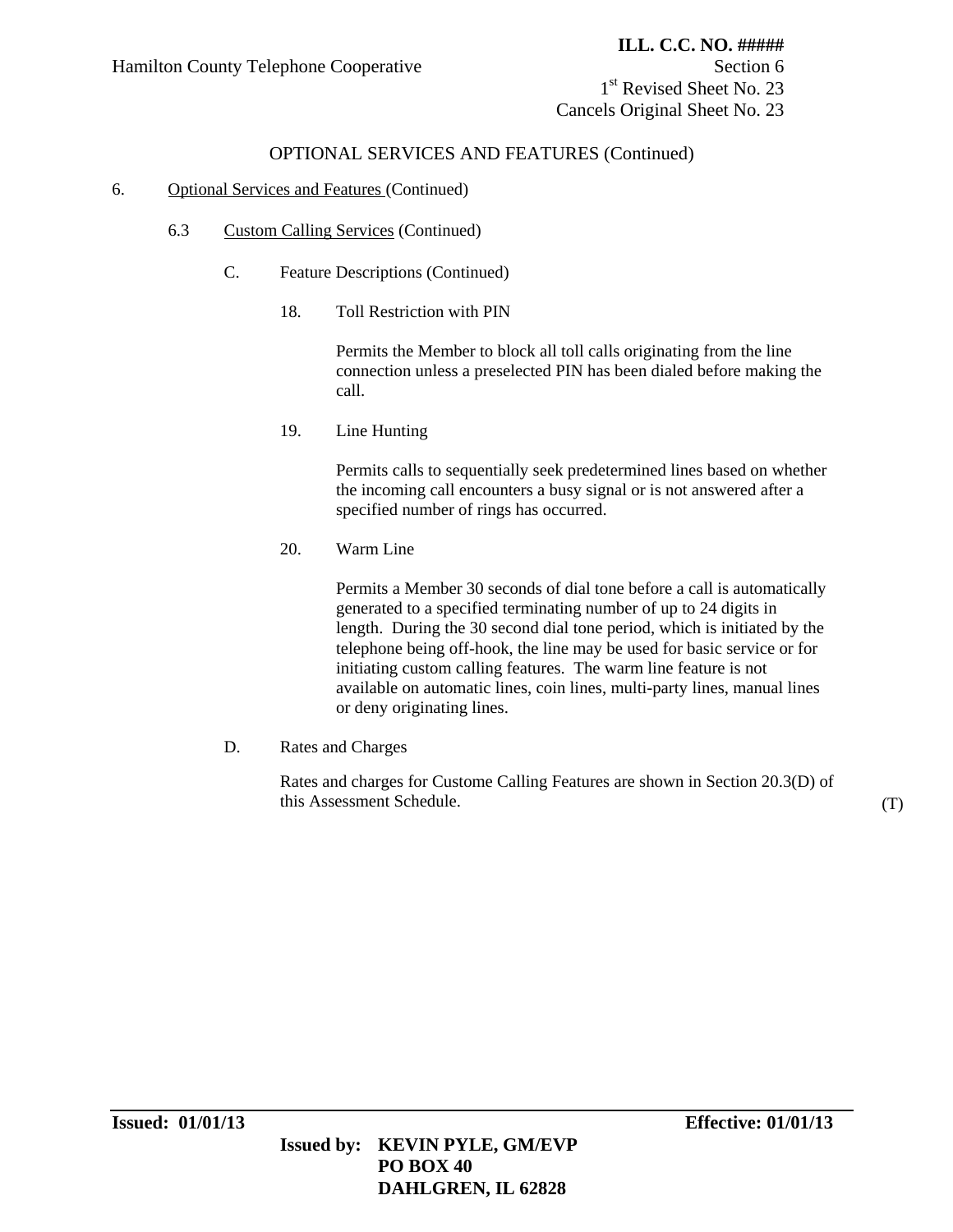Hamilton County Telephone Cooperative

**ILL. C.C. NO. #####**
Section 6
1st Revised Sheet No. 23
Cancels Original Sheet No. 23

OPTIONAL SERVICES AND FEATURES (Continued)

6. Optional Services and Features (Continued)

6.3 Custom Calling Services (Continued)

C. Feature Descriptions (Continued)

18. Toll Restriction with PIN

Permits the Member to block all toll calls originating from the line connection unless a preselected PIN has been dialed before making the call.

19. Line Hunting

Permits calls to sequentially seek predetermined lines based on whether the incoming call encounters a busy signal or is not answered after a specified number of rings has occurred.

20. Warm Line

Permits a Member 30 seconds of dial tone before a call is automatically generated to a specified terminating number of up to 24 digits in length. During the 30 second dial tone period, which is initiated by the telephone being off-hook, the line may be used for basic service or for initiating custom calling features. The warm line feature is not available on automatic lines, coin lines, multi-party lines, manual lines or deny originating lines.

D. Rates and Charges

Rates and charges for Custome Calling Features are shown in Section 20.3(D) of this Assessment Schedule. (T)

**Issued: 01/01/13** **Effective: 01/01/13**

**Issued by: KEVIN PYLE, GM/EVP**
**PO BOX 40**
**DAHLGREN, IL 62828**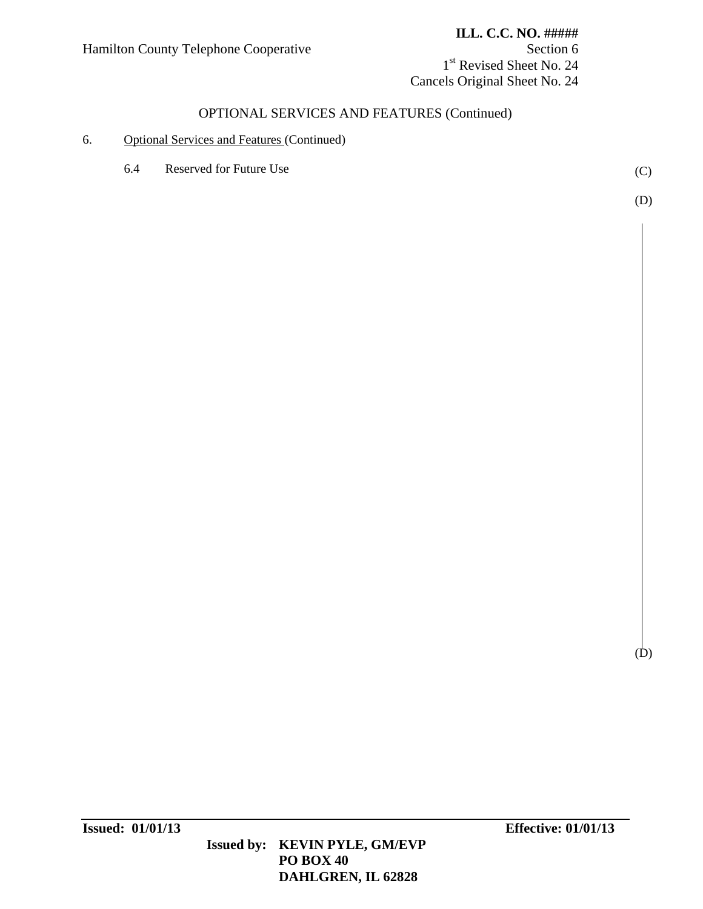## OPTIONAL SERVICES AND FEATURES (Continued)

6. Optional Services and Features (Continued)

   6.4 Reserved for Future Use (C)

(D)

(D)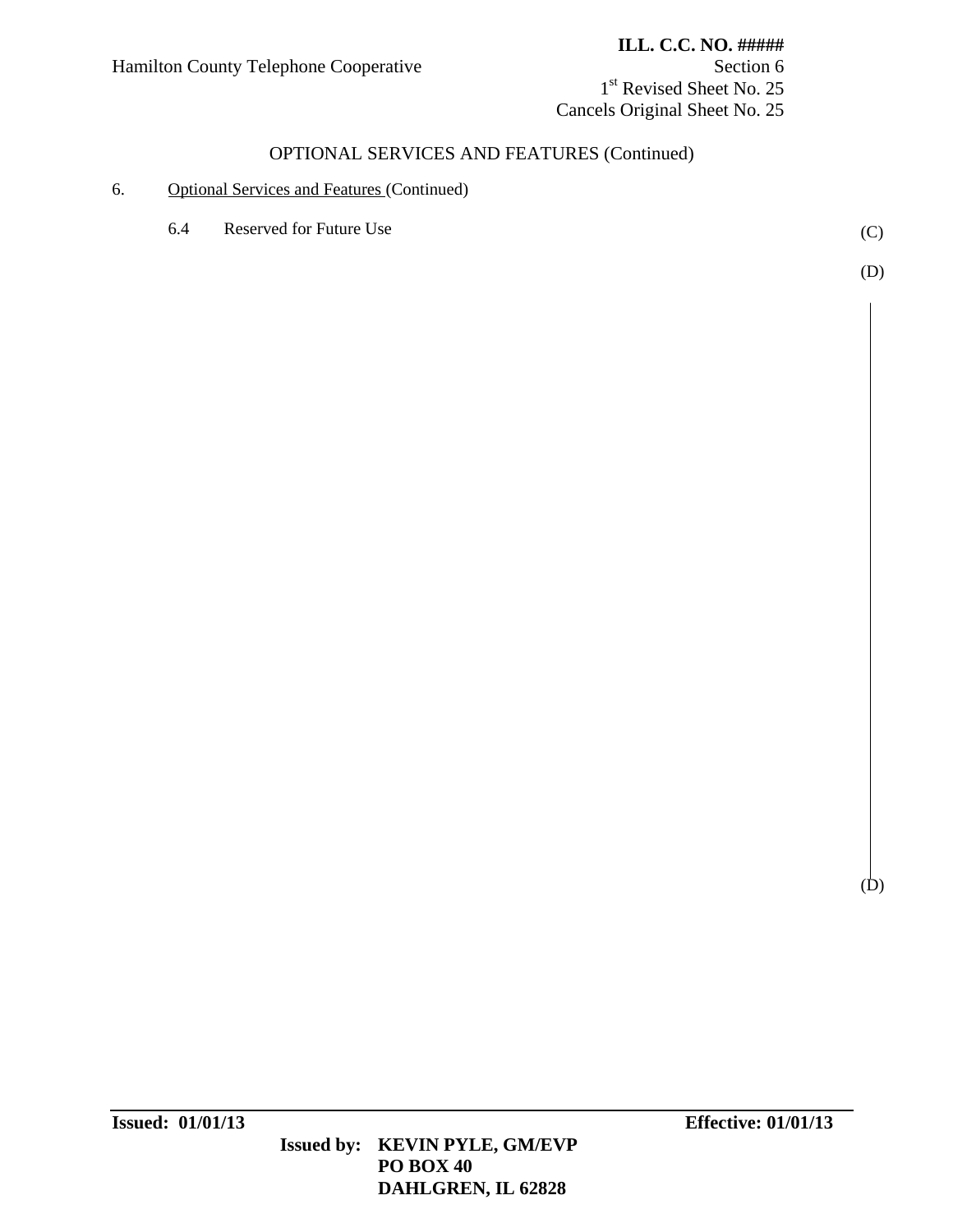Hamilton County Telephone Cooperative

**ILL. C.C. NO. #####**
Section 6
1st Revised Sheet No. 25
Cancels Original Sheet No. 25

OPTIONAL SERVICES AND FEATURES (Continued)

6. Optional Services and Features (Continued)

6.4 Reserved for Future Use (C)

(D)

(D)

**Issued: 01/01/13** **Effective: 01/01/13**

**Issued by: KEVIN PYLE, GM/EVP**
**PO BOX 40**
**DAHLGREN, IL 62828**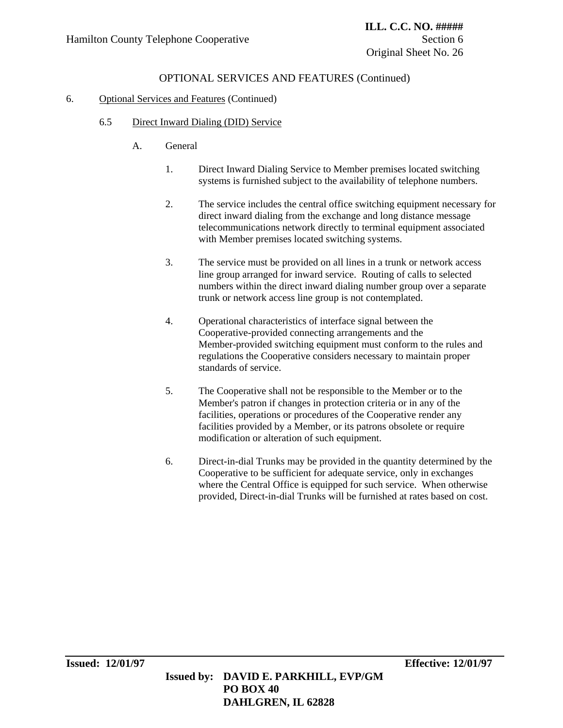## OPTIONAL SERVICES AND FEATURES (Continued)

6. Optional Services and Features (Continued)

### 6.5 Direct Inward Dialing (DID) Service

A. General

1. Direct Inward Dialing Service to Member premises located switching systems is furnished subject to the availability of telephone numbers.

2. The service includes the central office switching equipment necessary for direct inward dialing from the exchange and long distance message telecommunications network directly to terminal equipment associated with Member premises located switching systems.

3. The service must be provided on all lines in a trunk or network access line group arranged for inward service. Routing of calls to selected numbers within the direct inward dialing number group over a separate trunk or network access line group is not contemplated.

4. Operational characteristics of interface signal between the Cooperative-provided connecting arrangements and the Member-provided switching equipment must conform to the rules and regulations the Cooperative considers necessary to maintain proper standards of service.

5. The Cooperative shall not be responsible to the Member or to the Member's patron if changes in protection criteria or in any of the facilities, operations or procedures of the Cooperative render any facilities provided by a Member, or its patrons obsolete or require modification or alteration of such equipment.

6. Direct-in-dial Trunks may be provided in the quantity determined by the Cooperative to be sufficient for adequate service, only in exchanges where the Central Office is equipped for such service. When otherwise provided, Direct-in-dial Trunks will be furnished at rates based on cost.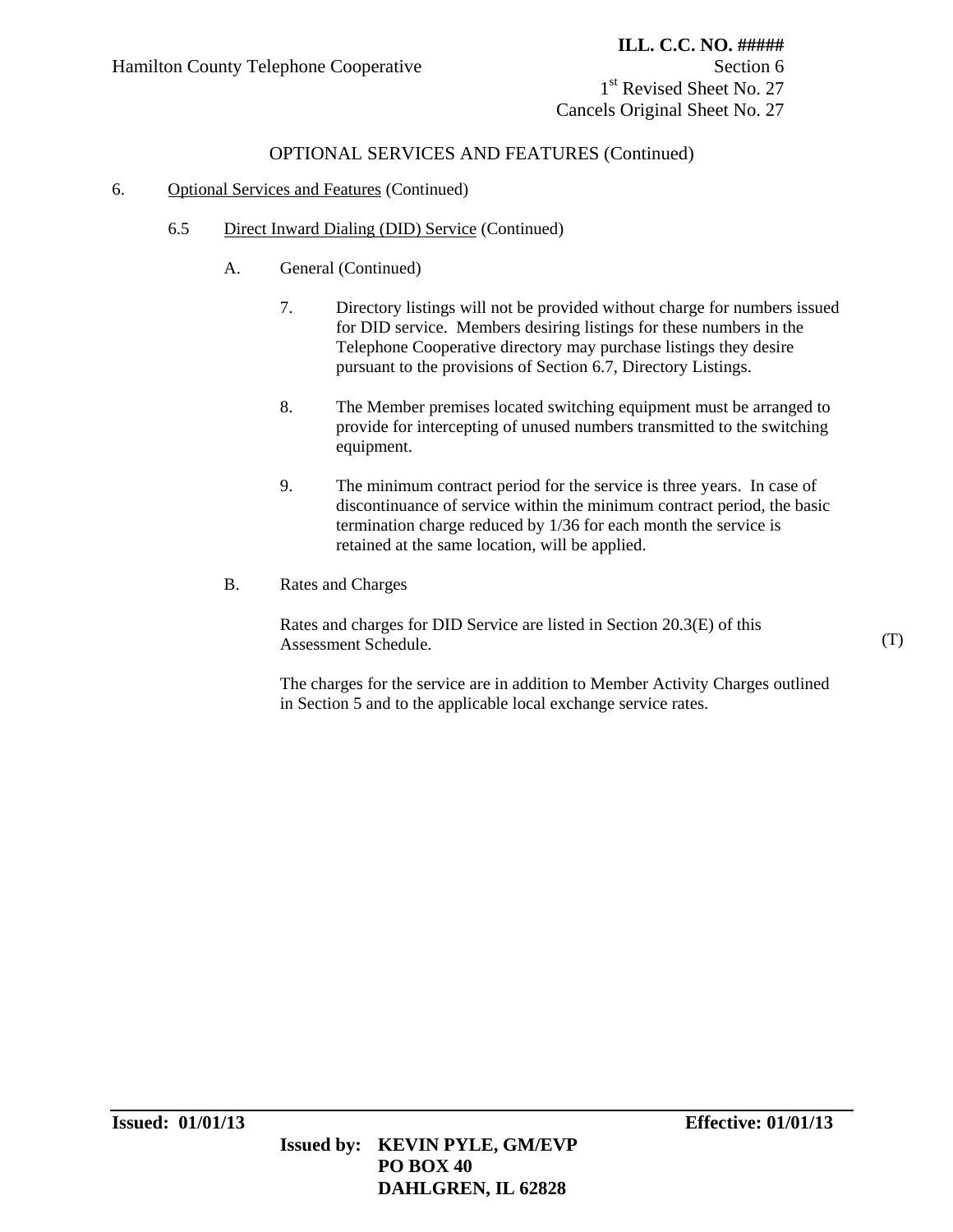OPTIONAL SERVICES AND FEATURES (Continued)

6. Optional Services and Features (Continued)

6.5 Direct Inward Dialing (DID) Service (Continued)

A. General (Continued)

7. Directory listings will not be provided without charge for numbers issued for DID service. Members desiring listings for these numbers in the Telephone Cooperative directory may purchase listings they desire pursuant to the provisions of Section 6.7, Directory Listings.

8. The Member premises located switching equipment must be arranged to provide for intercepting of unused numbers transmitted to the switching equipment.

9. The minimum contract period for the service is three years. In case of discontinuance of service within the minimum contract period, the basic termination charge reduced by 1/36 for each month the service is retained at the same location, will be applied.

B. Rates and Charges

Rates and charges for DID Service are listed in Section 20.3(E) of this Assessment Schedule. (T)

The charges for the service are in addition to Member Activity Charges outlined in Section 5 and to the applicable local exchange service rates.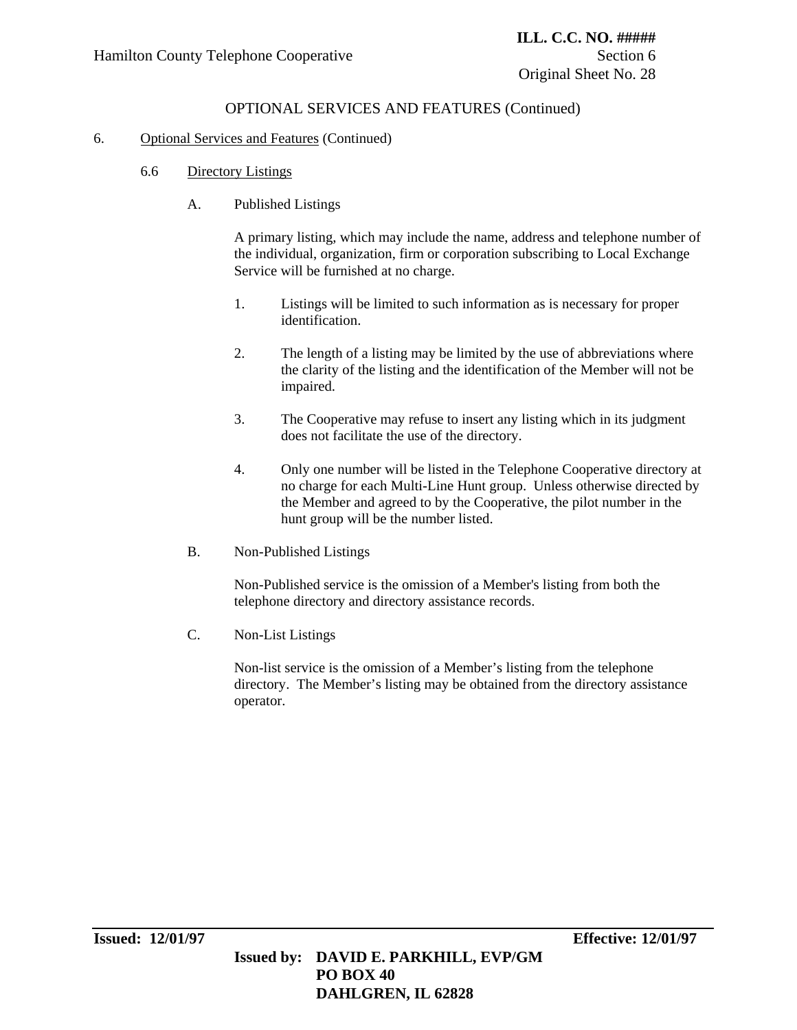OPTIONAL SERVICES AND FEATURES (Continued)

6. Optional Services and Features (Continued)

6.6 Directory Listings

A. Published Listings

A primary listing, which may include the name, address and telephone number of the individual, organization, firm or corporation subscribing to Local Exchange Service will be furnished at no charge.

1. Listings will be limited to such information as is necessary for proper identification.

2. The length of a listing may be limited by the use of abbreviations where the clarity of the listing and the identification of the Member will not be impaired.

3. The Cooperative may refuse to insert any listing which in its judgment does not facilitate the use of the directory.

4. Only one number will be listed in the Telephone Cooperative directory at no charge for each Multi-Line Hunt group. Unless otherwise directed by the Member and agreed to by the Cooperative, the pilot number in the hunt group will be the number listed.

B. Non-Published Listings

Non-Published service is the omission of a Member's listing from both the telephone directory and directory assistance records.

C. Non-List Listings

Non-list service is the omission of a Member's listing from the telephone directory. The Member's listing may be obtained from the directory assistance operator.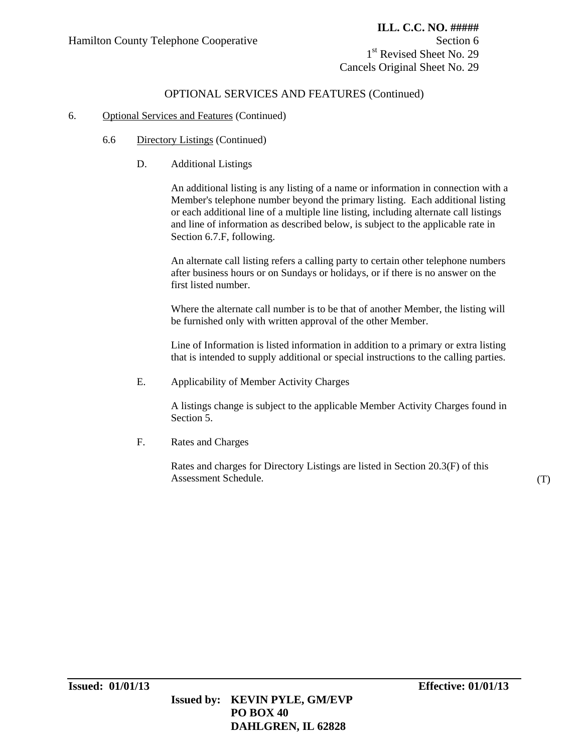# OPTIONAL SERVICES AND FEATURES (Continued)

6. Optional Services and Features (Continued)

6.6 Directory Listings (Continued)

D. Additional Listings

An additional listing is any listing of a name or information in connection with a Member's telephone number beyond the primary listing. Each additional listing or each additional line of a multiple line listing, including alternate call listings and line of information as described below, is subject to the applicable rate in Section 6.7.F, following.

An alternate call listing refers a calling party to certain other telephone numbers after business hours or on Sundays or holidays, or if there is no answer on the first listed number.

Where the alternate call number is to be that of another Member, the listing will be furnished only with written approval of the other Member.

Line of Information is listed information in addition to a primary or extra listing that is intended to supply additional or special instructions to the calling parties.

E. Applicability of Member Activity Charges

A listings change is subject to the applicable Member Activity Charges found in Section 5.

F. Rates and Charges

Rates and charges for Directory Listings are listed in Section 20.3(F) of this Assessment Schedule. (T)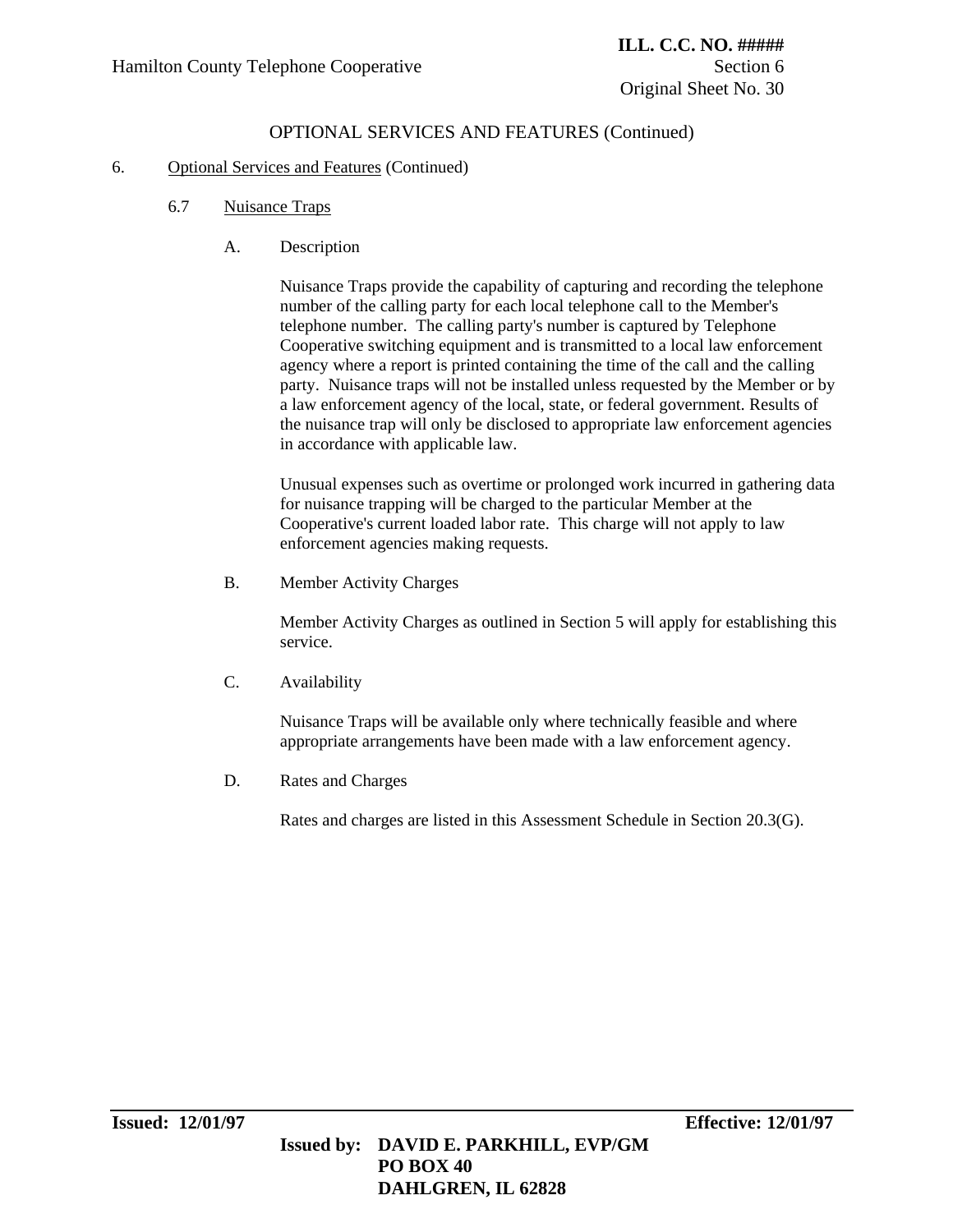## OPTIONAL SERVICES AND FEATURES (Continued)

6. Optional Services and Features (Continued)

### 6.7 Nuisance Traps

A. Description

Nuisance Traps provide the capability of capturing and recording the telephone number of the calling party for each local telephone call to the Member's telephone number. The calling party's number is captured by Telephone Cooperative switching equipment and is transmitted to a local law enforcement agency where a report is printed containing the time of the call and the calling party. Nuisance traps will not be installed unless requested by the Member or by a law enforcement agency of the local, state, or federal government. Results of the nuisance trap will only be disclosed to appropriate law enforcement agencies in accordance with applicable law.

Unusual expenses such as overtime or prolonged work incurred in gathering data for nuisance trapping will be charged to the particular Member at the Cooperative's current loaded labor rate. This charge will not apply to law enforcement agencies making requests.

B. Member Activity Charges

Member Activity Charges as outlined in Section 5 will apply for establishing this service.

C. Availability

Nuisance Traps will be available only where technically feasible and where appropriate arrangements have been made with a law enforcement agency.

D. Rates and Charges

Rates and charges are listed in this Assessment Schedule in Section 20.3(G).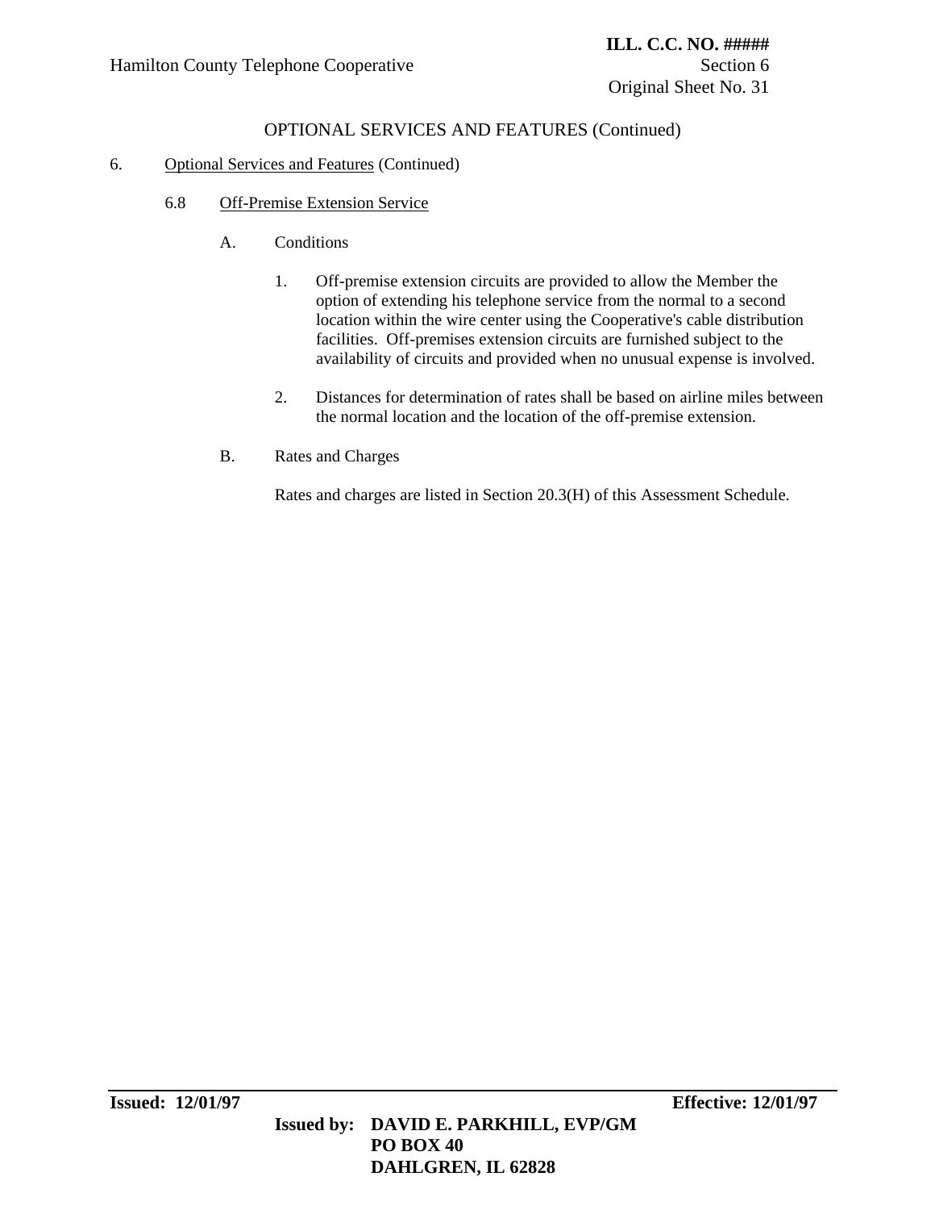## OPTIONAL SERVICES AND FEATURES (Continued)

6. Optional Services and Features (Continued)

### 6.8 Off-Premise Extension Service

A. Conditions

1. Off-premise extension circuits are provided to allow the Member the option of extending his telephone service from the normal to a second location within the wire center using the Cooperative's cable distribution facilities. Off-premises extension circuits are furnished subject to the availability of circuits and provided when no unusual expense is involved.

2. Distances for determination of rates shall be based on airline miles between the normal location and the location of the off-premise extension.

B. Rates and Charges

Rates and charges are listed in Section 20.3(H) of this Assessment Schedule.

**Issued: 12/01/97** **Effective: 12/01/97**

**Issued by: DAVID E. PARKHILL, EVP/GM**
**PO BOX 40**
**DAHLGREN, IL 62828**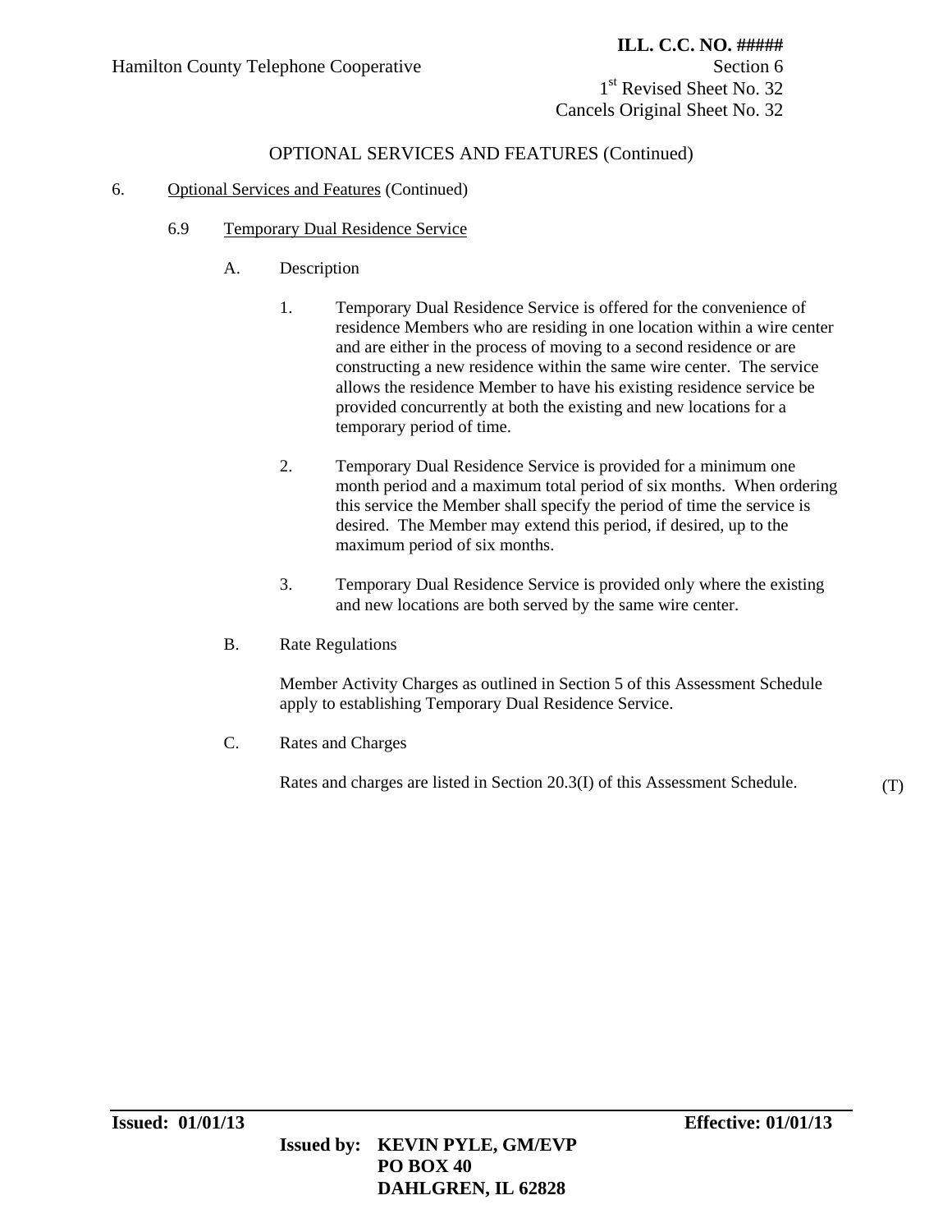## OPTIONAL SERVICES AND FEATURES (Continued)

6. Optional Services and Features (Continued)

### 6.9 Temporary Dual Residence Service

A. Description

1. Temporary Dual Residence Service is offered for the convenience of residence Members who are residing in one location within a wire center and are either in the process of moving to a second residence or are constructing a new residence within the same wire center. The service allows the residence Member to have his existing residence service be provided concurrently at both the existing and new locations for a temporary period of time.

2. Temporary Dual Residence Service is provided for a minimum one month period and a maximum total period of six months. When ordering this service the Member shall specify the period of time the service is desired. The Member may extend this period, if desired, up to the maximum period of six months.

3. Temporary Dual Residence Service is provided only where the existing and new locations are both served by the same wire center.

B. Rate Regulations

Member Activity Charges as outlined in Section 5 of this Assessment Schedule apply to establishing Temporary Dual Residence Service.

C. Rates and Charges

Rates and charges are listed in Section 20.3(I) of this Assessment Schedule. (T)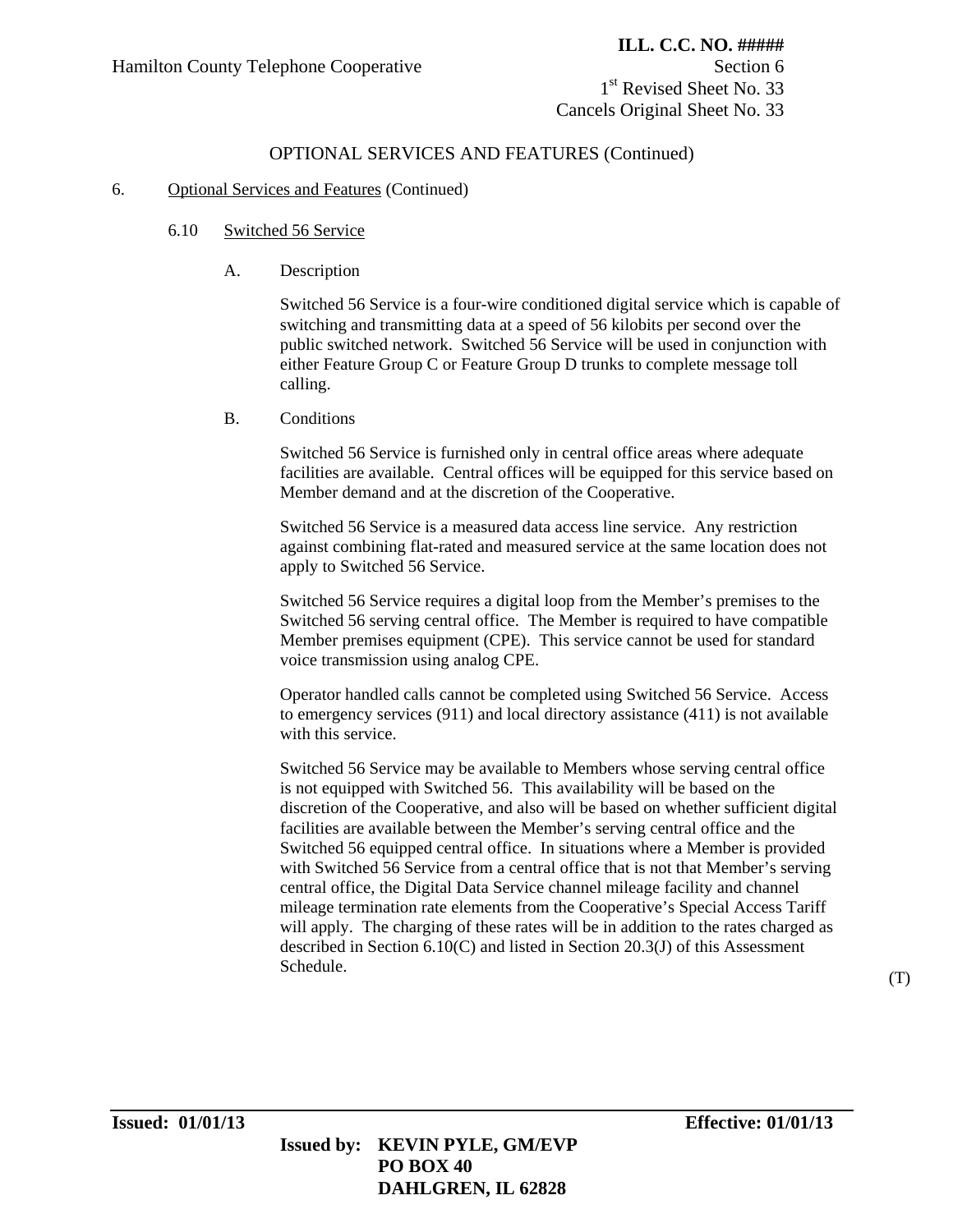## OPTIONAL SERVICES AND FEATURES (Continued)

6. Optional Services and Features (Continued)

### 6.10 Switched 56 Service

A. Description

Switched 56 Service is a four-wire conditioned digital service which is capable of switching and transmitting data at a speed of 56 kilobits per second over the public switched network. Switched 56 Service will be used in conjunction with either Feature Group C or Feature Group D trunks to complete message toll calling.

B. Conditions

Switched 56 Service is furnished only in central office areas where adequate facilities are available. Central offices will be equipped for this service based on Member demand and at the discretion of the Cooperative.

Switched 56 Service is a measured data access line service. Any restriction against combining flat-rated and measured service at the same location does not apply to Switched 56 Service.

Switched 56 Service requires a digital loop from the Member's premises to the Switched 56 serving central office. The Member is required to have compatible Member premises equipment (CPE). This service cannot be used for standard voice transmission using analog CPE.

Operator handled calls cannot be completed using Switched 56 Service. Access to emergency services (911) and local directory assistance (411) is not available with this service.

Switched 56 Service may be available to Members whose serving central office is not equipped with Switched 56. This availability will be based on the discretion of the Cooperative, and also will be based on whether sufficient digital facilities are available between the Member's serving central office and the Switched 56 equipped central office. In situations where a Member is provided with Switched 56 Service from a central office that is not that Member's serving central office, the Digital Data Service channel mileage facility and channel mileage termination rate elements from the Cooperative's Special Access Tariff will apply. The charging of these rates will be in addition to the rates charged as described in Section 6.10(C) and listed in Section 20.3(J) of this Assessment Schedule. (T)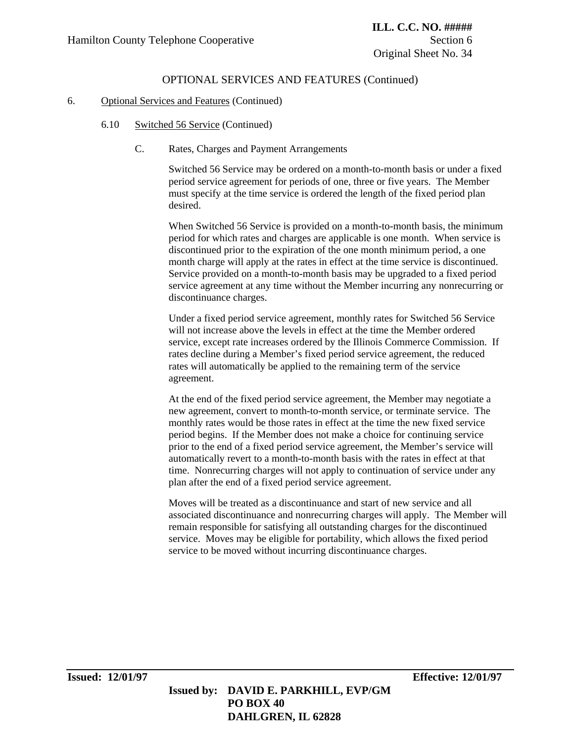## OPTIONAL SERVICES AND FEATURES (Continued)

6. Optional Services and Features (Continued)

6.10 Switched 56 Service (Continued)

C. Rates, Charges and Payment Arrangements

Switched 56 Service may be ordered on a month-to-month basis or under a fixed period service agreement for periods of one, three or five years. The Member must specify at the time service is ordered the length of the fixed period plan desired.

When Switched 56 Service is provided on a month-to-month basis, the minimum period for which rates and charges are applicable is one month. When service is discontinued prior to the expiration of the one month minimum period, a one month charge will apply at the rates in effect at the time service is discontinued. Service provided on a month-to-month basis may be upgraded to a fixed period service agreement at any time without the Member incurring any nonrecurring or discontinuance charges.

Under a fixed period service agreement, monthly rates for Switched 56 Service will not increase above the levels in effect at the time the Member ordered service, except rate increases ordered by the Illinois Commerce Commission. If rates decline during a Member's fixed period service agreement, the reduced rates will automatically be applied to the remaining term of the service agreement.

At the end of the fixed period service agreement, the Member may negotiate a new agreement, convert to month-to-month service, or terminate service. The monthly rates would be those rates in effect at the time the new fixed service period begins. If the Member does not make a choice for continuing service prior to the end of a fixed period service agreement, the Member's service will automatically revert to a month-to-month basis with the rates in effect at that time. Nonrecurring charges will not apply to continuation of service under any plan after the end of a fixed period service agreement.

Moves will be treated as a discontinuance and start of new service and all associated discontinuance and nonrecurring charges will apply. The Member will remain responsible for satisfying all outstanding charges for the discontinued service. Moves may be eligible for portability, which allows the fixed period service to be moved without incurring discontinuance charges.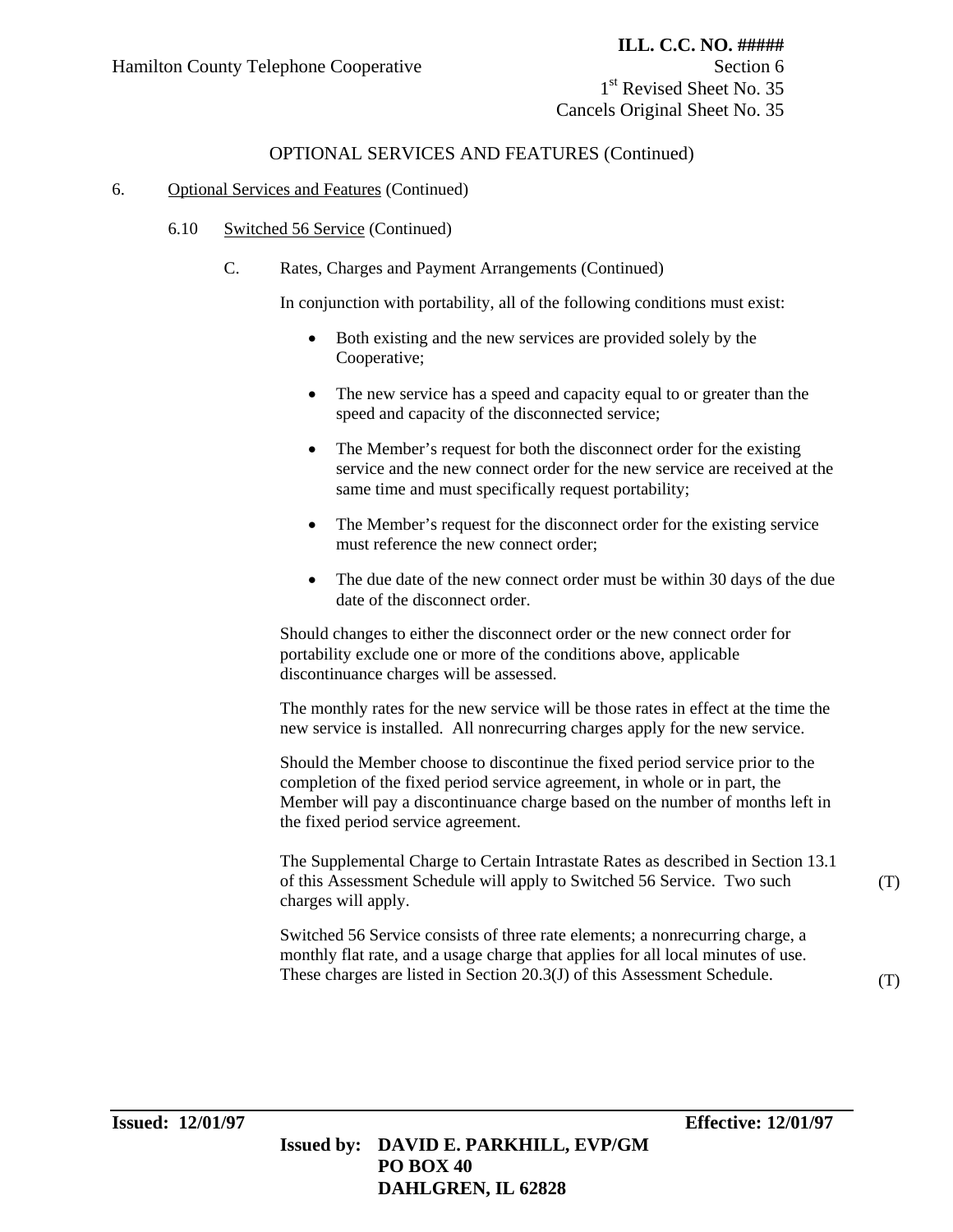OPTIONAL SERVICES AND FEATURES (Continued)

6. Optional Services and Features (Continued)

6.10 Switched 56 Service (Continued)

C. Rates, Charges and Payment Arrangements (Continued)

In conjunction with portability, all of the following conditions must exist:

- Both existing and the new services are provided solely by the Cooperative;
- The new service has a speed and capacity equal to or greater than the speed and capacity of the disconnected service;
- The Member's request for both the disconnect order for the existing service and the new connect order for the new service are received at the same time and must specifically request portability;
- The Member's request for the disconnect order for the existing service must reference the new connect order;
- The due date of the new connect order must be within 30 days of the due date of the disconnect order.

Should changes to either the disconnect order or the new connect order for portability exclude one or more of the conditions above, applicable discontinuance charges will be assessed.

The monthly rates for the new service will be those rates in effect at the time the new service is installed. All nonrecurring charges apply for the new service.

Should the Member choose to discontinue the fixed period service prior to the completion of the fixed period service agreement, in whole or in part, the Member will pay a discontinuance charge based on the number of months left in the fixed period service agreement.

The Supplemental Charge to Certain Intrastate Rates as described in Section 13.1 of this Assessment Schedule will apply to Switched 56 Service. Two such charges will apply. (T)

Switched 56 Service consists of three rate elements; a nonrecurring charge, a monthly flat rate, and a usage charge that applies for all local minutes of use. These charges are listed in Section 20.3(J) of this Assessment Schedule. (T)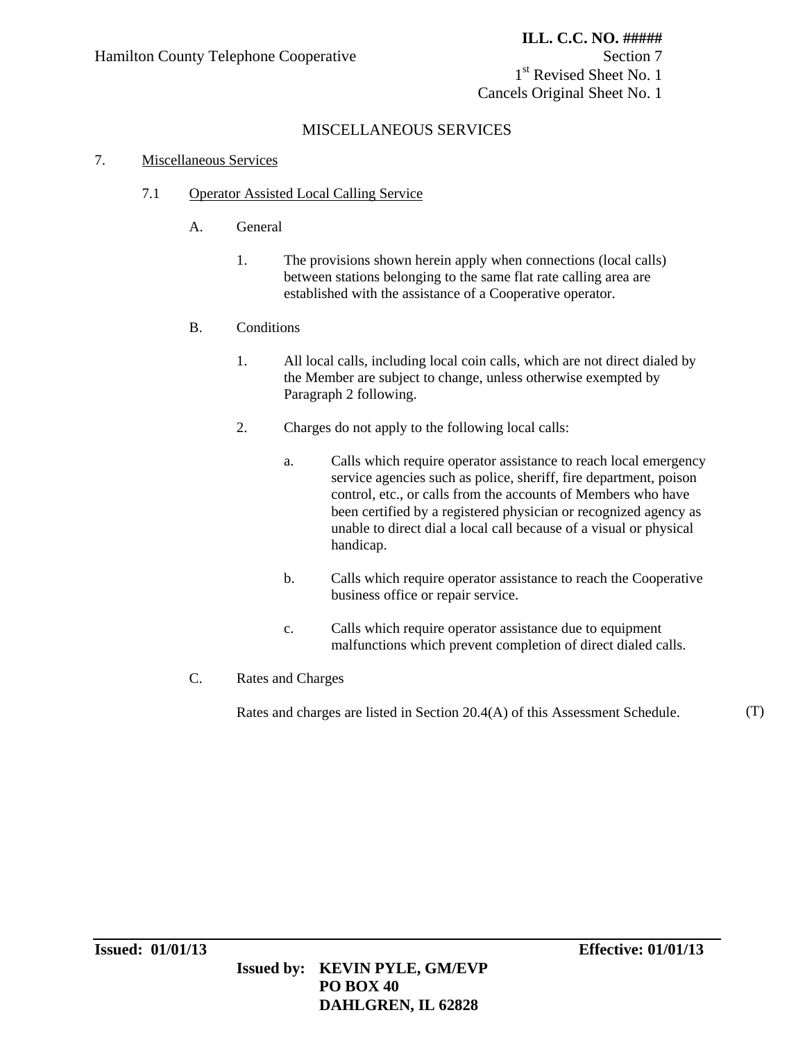# MISCELLANEOUS SERVICES

7. Miscellaneous Services

## 7.1 Operator Assisted Local Calling Service

### A. General

1. The provisions shown herein apply when connections (local calls) between stations belonging to the same flat rate calling area are established with the assistance of a Cooperative operator.

### B. Conditions

1. All local calls, including local coin calls, which are not direct dialed by the Member are subject to change, unless otherwise exempted by Paragraph 2 following.

2. Charges do not apply to the following local calls:

   a. Calls which require operator assistance to reach local emergency service agencies such as police, sheriff, fire department, poison control, etc., or calls from the accounts of Members who have been certified by a registered physician or recognized agency as unable to direct dial a local call because of a visual or physical handicap.

   b. Calls which require operator assistance to reach the Cooperative business office or repair service.

   c. Calls which require operator assistance due to equipment malfunctions which prevent completion of direct dialed calls.

### C. Rates and Charges

Rates and charges are listed in Section 20.4(A) of this Assessment Schedule. (T)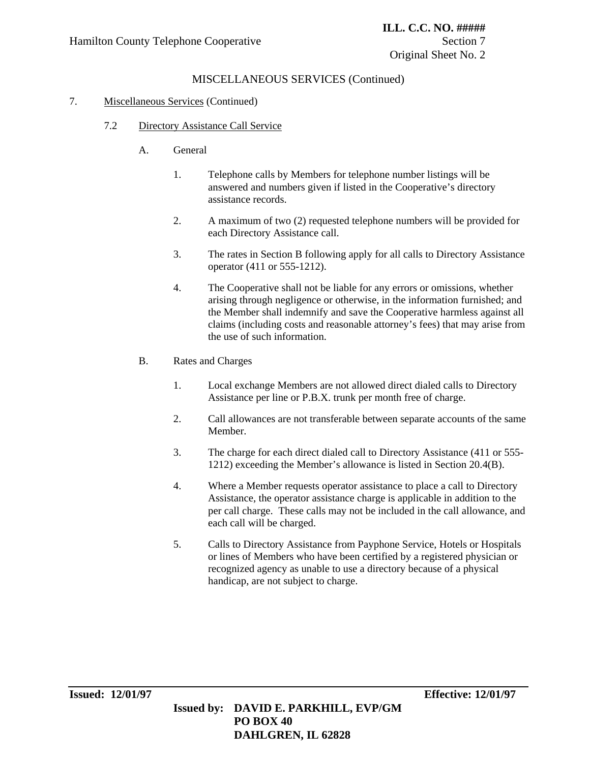## MISCELLANEOUS SERVICES (Continued)

7. Miscellaneous Services (Continued)

### 7.2 Directory Assistance Call Service

A. General

1. Telephone calls by Members for telephone number listings will be answered and numbers given if listed in the Cooperative's directory assistance records.

2. A maximum of two (2) requested telephone numbers will be provided for each Directory Assistance call.

3. The rates in Section B following apply for all calls to Directory Assistance operator (411 or 555-1212).

4. The Cooperative shall not be liable for any errors or omissions, whether arising through negligence or otherwise, in the information furnished; and the Member shall indemnify and save the Cooperative harmless against all claims (including costs and reasonable attorney's fees) that may arise from the use of such information.

B. Rates and Charges

1. Local exchange Members are not allowed direct dialed calls to Directory Assistance per line or P.B.X. trunk per month free of charge.

2. Call allowances are not transferable between separate accounts of the same Member.

3. The charge for each direct dialed call to Directory Assistance (411 or 555-1212) exceeding the Member's allowance is listed in Section 20.4(B).

4. Where a Member requests operator assistance to place a call to Directory Assistance, the operator assistance charge is applicable in addition to the per call charge. These calls may not be included in the call allowance, and each call will be charged.

5. Calls to Directory Assistance from Payphone Service, Hotels or Hospitals or lines of Members who have been certified by a registered physician or recognized agency as unable to use a directory because of a physical handicap, are not subject to charge.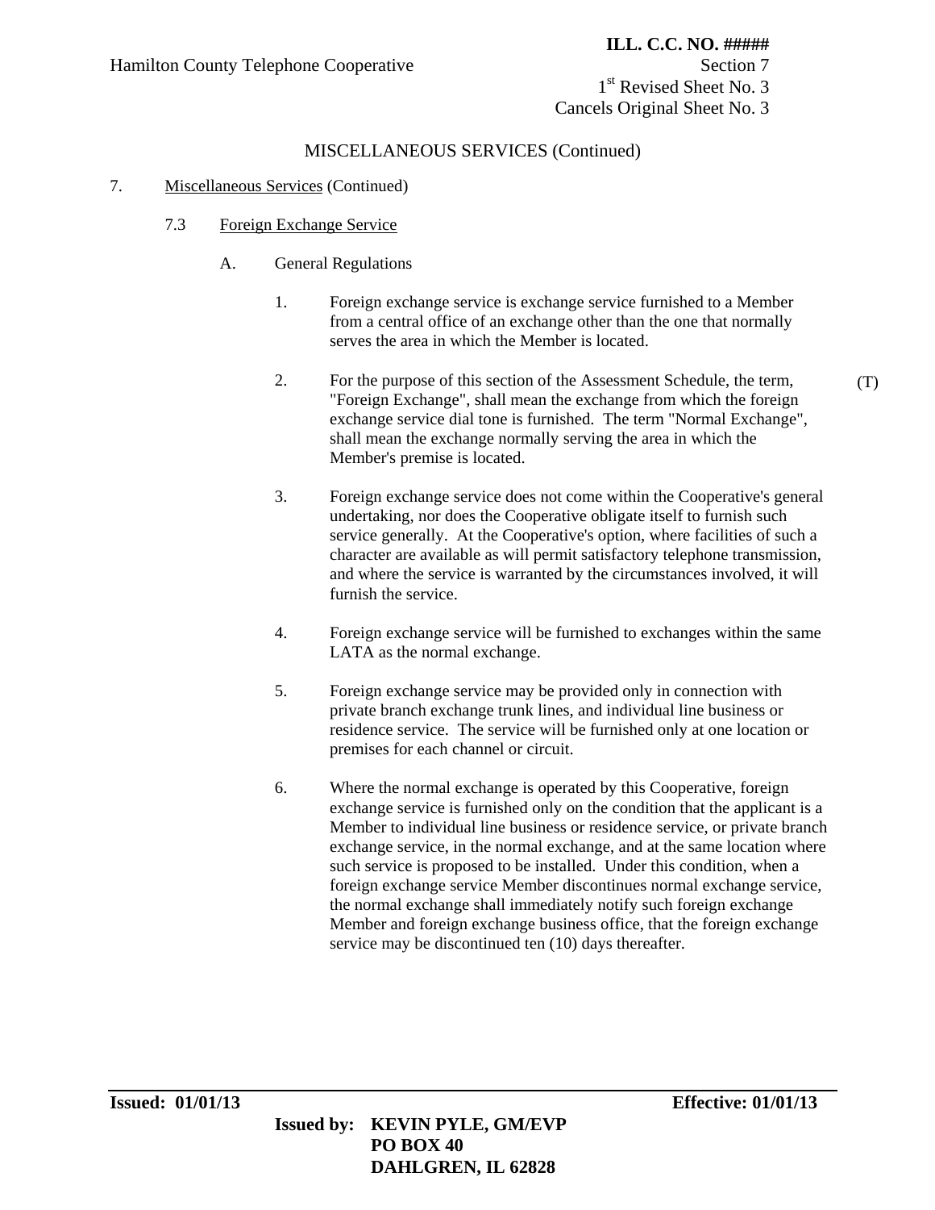## MISCELLANEOUS SERVICES (Continued)

7. Miscellaneous Services (Continued)

   7.3 Foreign Exchange Service

      A. General Regulations

         1. Foreign exchange service is exchange service furnished to a Member from a central office of an exchange other than the one that normally serves the area in which the Member is located.

         2. For the purpose of this section of the Assessment Schedule, the term, "Foreign Exchange", shall mean the exchange from which the foreign exchange service dial tone is furnished. The term "Normal Exchange", shall mean the exchange normally serving the area in which the Member's premise is located. (T)

         3. Foreign exchange service does not come within the Cooperative's general undertaking, nor does the Cooperative obligate itself to furnish such service generally. At the Cooperative's option, where facilities of such a character are available as will permit satisfactory telephone transmission, and where the service is warranted by the circumstances involved, it will furnish the service.

         4. Foreign exchange service will be furnished to exchanges within the same LATA as the normal exchange.

         5. Foreign exchange service may be provided only in connection with private branch exchange trunk lines, and individual line business or residence service. The service will be furnished only at one location or premises for each channel or circuit.

         6. Where the normal exchange is operated by this Cooperative, foreign exchange service is furnished only on the condition that the applicant is a Member to individual line business or residence service, or private branch exchange service, in the normal exchange, and at the same location where such service is proposed to be installed. Under this condition, when a foreign exchange service Member discontinues normal exchange service, the normal exchange shall immediately notify such foreign exchange Member and foreign exchange business office, that the foreign exchange service may be discontinued ten (10) days thereafter.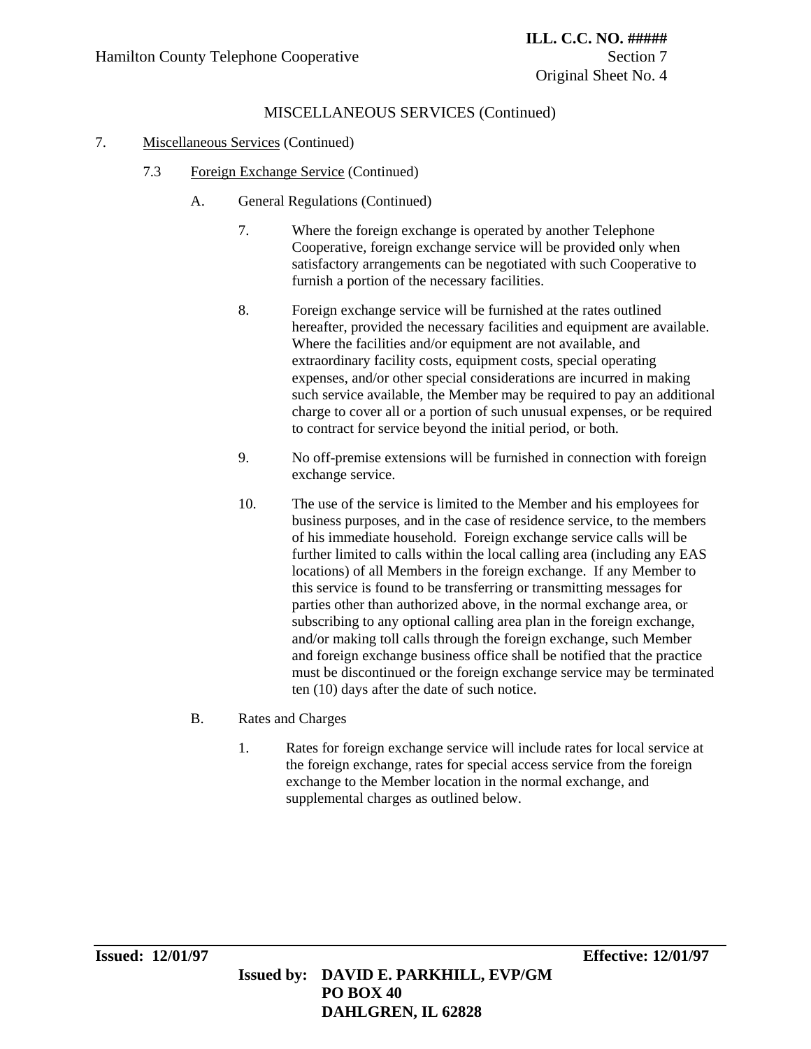MISCELLANEOUS SERVICES (Continued)

7. Miscellaneous Services (Continued)

7.3 Foreign Exchange Service (Continued)

A. General Regulations (Continued)

7. Where the foreign exchange is operated by another Telephone Cooperative, foreign exchange service will be provided only when satisfactory arrangements can be negotiated with such Cooperative to furnish a portion of the necessary facilities.

8. Foreign exchange service will be furnished at the rates outlined hereafter, provided the necessary facilities and equipment are available. Where the facilities and/or equipment are not available, and extraordinary facility costs, equipment costs, special operating expenses, and/or other special considerations are incurred in making such service available, the Member may be required to pay an additional charge to cover all or a portion of such unusual expenses, or be required to contract for service beyond the initial period, or both.

9. No off-premise extensions will be furnished in connection with foreign exchange service.

10. The use of the service is limited to the Member and his employees for business purposes, and in the case of residence service, to the members of his immediate household. Foreign exchange service calls will be further limited to calls within the local calling area (including any EAS locations) of all Members in the foreign exchange. If any Member to this service is found to be transferring or transmitting messages for parties other than authorized above, in the normal exchange area, or subscribing to any optional calling area plan in the foreign exchange, and/or making toll calls through the foreign exchange, such Member and foreign exchange business office shall be notified that the practice must be discontinued or the foreign exchange service may be terminated ten (10) days after the date of such notice.

B. Rates and Charges

1. Rates for foreign exchange service will include rates for local service at the foreign exchange, rates for special access service from the foreign exchange to the Member location in the normal exchange, and supplemental charges as outlined below.

**Issued: 12/01/97** **Effective: 12/01/97**

**Issued by: DAVID E. PARKHILL, EVP/GM**
**PO BOX 40**
**DAHLGREN, IL 62828**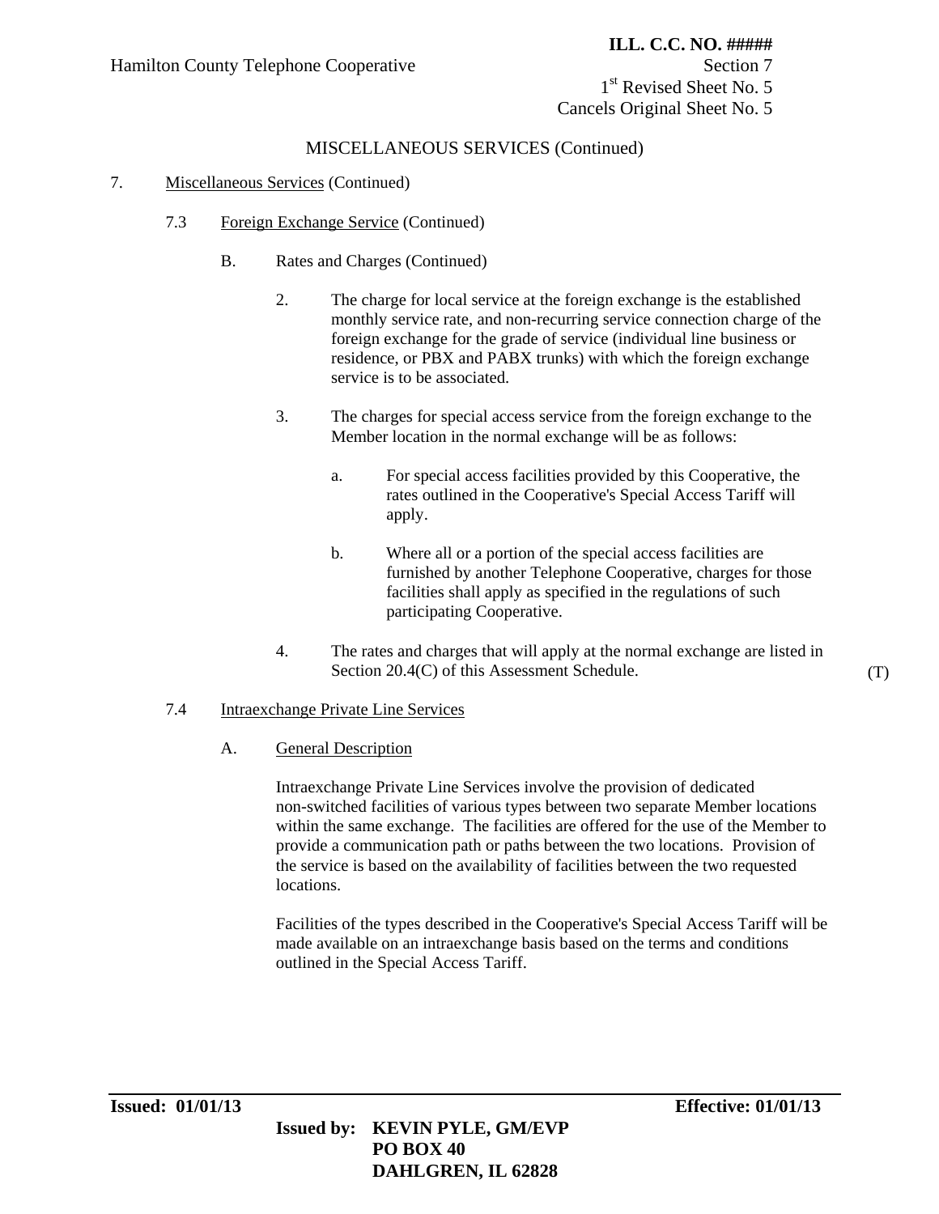## MISCELLANEOUS SERVICES (Continued)

7. Miscellaneous Services (Continued)

   7.3 Foreign Exchange Service (Continued)

      B. Rates and Charges (Continued)

         2. The charge for local service at the foreign exchange is the established monthly service rate, and non-recurring service connection charge of the foreign exchange for the grade of service (individual line business or residence, or PBX and PABX trunks) with which the foreign exchange service is to be associated.

         3. The charges for special access service from the foreign exchange to the Member location in the normal exchange will be as follows:

            a. For special access facilities provided by this Cooperative, the rates outlined in the Cooperative's Special Access Tariff will apply.

            b. Where all or a portion of the special access facilities are furnished by another Telephone Cooperative, charges for those facilities shall apply as specified in the regulations of such participating Cooperative.

         4. The rates and charges that will apply at the normal exchange are listed in Section 20.4(C) of this Assessment Schedule. (T)

   7.4 Intraexchange Private Line Services

      A. General Description

      Intraexchange Private Line Services involve the provision of dedicated non-switched facilities of various types between two separate Member locations within the same exchange. The facilities are offered for the use of the Member to provide a communication path or paths between the two locations. Provision of the service is based on the availability of facilities between the two requested locations.

      Facilities of the types described in the Cooperative's Special Access Tariff will be made available on an intraexchange basis based on the terms and conditions outlined in the Special Access Tariff.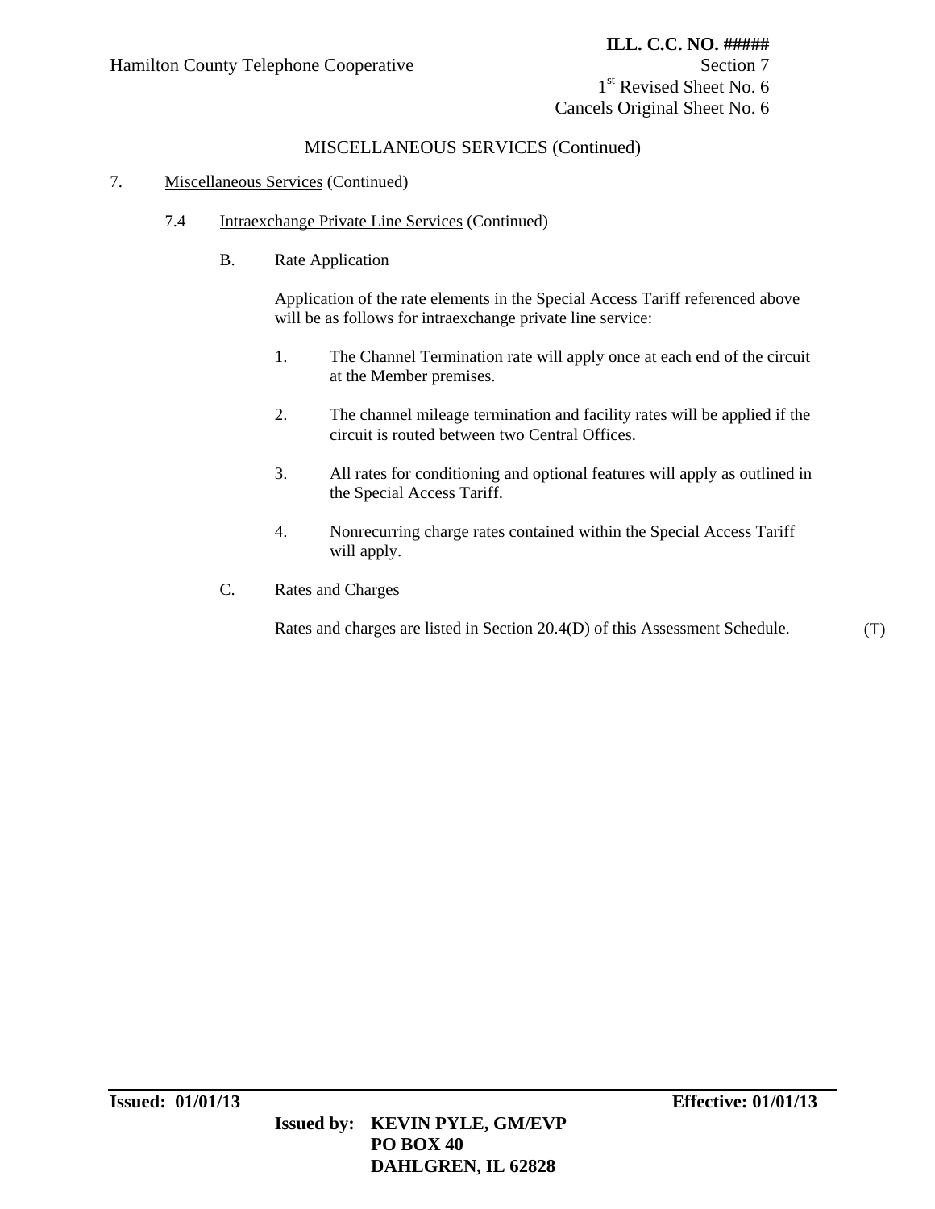MISCELLANEOUS SERVICES (Continued)

7. Miscellaneous Services (Continued)

7.4 Intraexchange Private Line Services (Continued)

B. Rate Application

Application of the rate elements in the Special Access Tariff referenced above will be as follows for intraexchange private line service:

1. The Channel Termination rate will apply once at each end of the circuit at the Member premises.

2. The channel mileage termination and facility rates will be applied if the circuit is routed between two Central Offices.

3. All rates for conditioning and optional features will apply as outlined in the Special Access Tariff.

4. Nonrecurring charge rates contained within the Special Access Tariff will apply.

C. Rates and Charges

Rates and charges are listed in Section 20.4(D) of this Assessment Schedule. (T)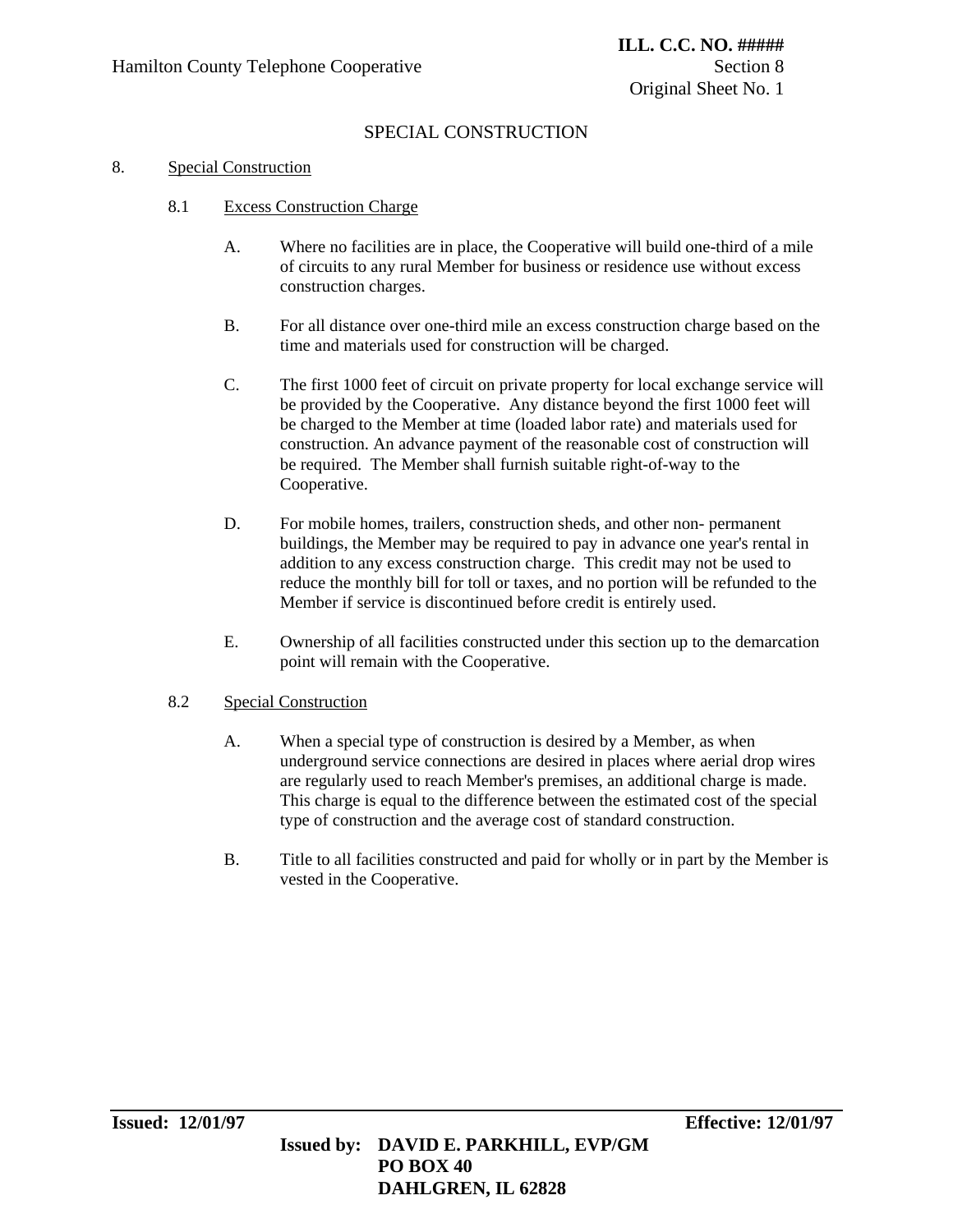## SPECIAL CONSTRUCTION

8. Special Construction

8.1 Excess Construction Charge

A. Where no facilities are in place, the Cooperative will build one-third of a mile of circuits to any rural Member for business or residence use without excess construction charges.

B. For all distance over one-third mile an excess construction charge based on the time and materials used for construction will be charged.

C. The first 1000 feet of circuit on private property for local exchange service will be provided by the Cooperative. Any distance beyond the first 1000 feet will be charged to the Member at time (loaded labor rate) and materials used for construction. An advance payment of the reasonable cost of construction will be required. The Member shall furnish suitable right-of-way to the Cooperative.

D. For mobile homes, trailers, construction sheds, and other non- permanent buildings, the Member may be required to pay in advance one year's rental in addition to any excess construction charge. This credit may not be used to reduce the monthly bill for toll or taxes, and no portion will be refunded to the Member if service is discontinued before credit is entirely used.

E. Ownership of all facilities constructed under this section up to the demarcation point will remain with the Cooperative.

8.2 Special Construction

A. When a special type of construction is desired by a Member, as when underground service connections are desired in places where aerial drop wires are regularly used to reach Member's premises, an additional charge is made. This charge is equal to the difference between the estimated cost of the special type of construction and the average cost of standard construction.

B. Title to all facilities constructed and paid for wholly or in part by the Member is vested in the Cooperative.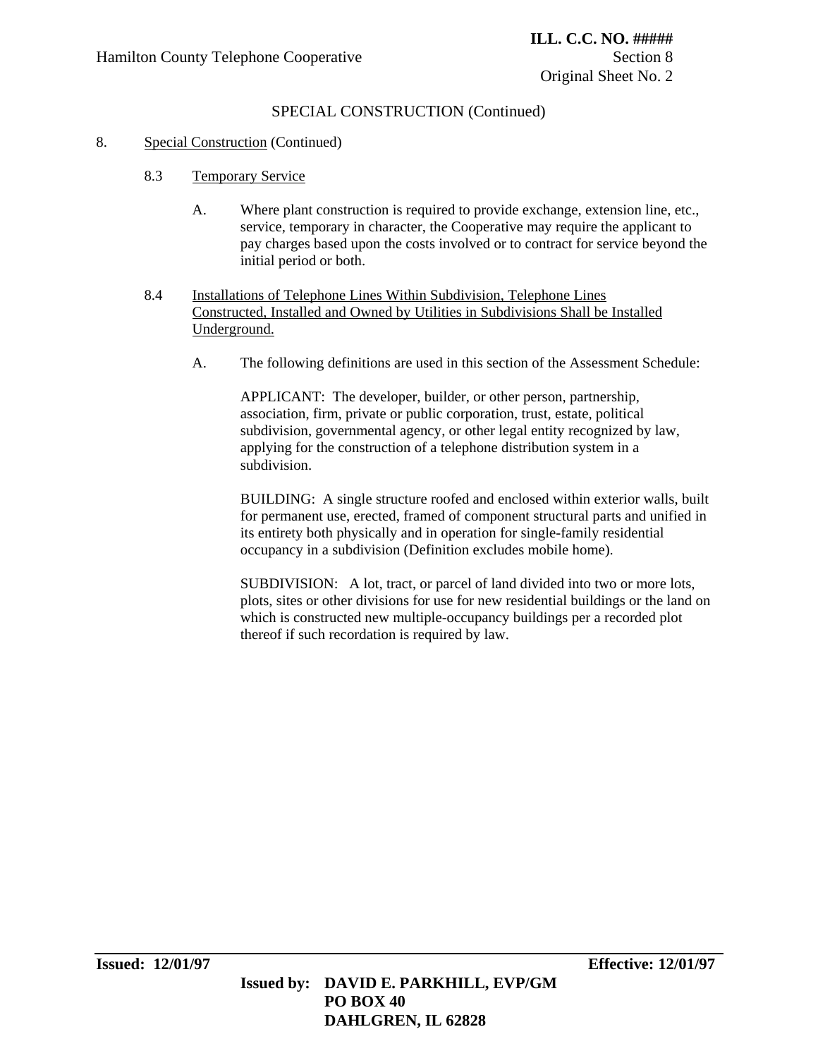SPECIAL CONSTRUCTION (Continued)

8. Special Construction (Continued)

8.3 Temporary Service

A. Where plant construction is required to provide exchange, extension line, etc., service, temporary in character, the Cooperative may require the applicant to pay charges based upon the costs involved or to contract for service beyond the initial period or both.

8.4 Installations of Telephone Lines Within Subdivision, Telephone Lines Constructed, Installed and Owned by Utilities in Subdivisions Shall be Installed Underground.

A. The following definitions are used in this section of the Assessment Schedule:

APPLICANT: The developer, builder, or other person, partnership, association, firm, private or public corporation, trust, estate, political subdivision, governmental agency, or other legal entity recognized by law, applying for the construction of a telephone distribution system in a subdivision.

BUILDING: A single structure roofed and enclosed within exterior walls, built for permanent use, erected, framed of component structural parts and unified in its entirety both physically and in operation for single-family residential occupancy in a subdivision (Definition excludes mobile home).

SUBDIVISION: A lot, tract, or parcel of land divided into two or more lots, plots, sites or other divisions for use for new residential buildings or the land on which is constructed new multiple-occupancy buildings per a recorded plot thereof if such recordation is required by law.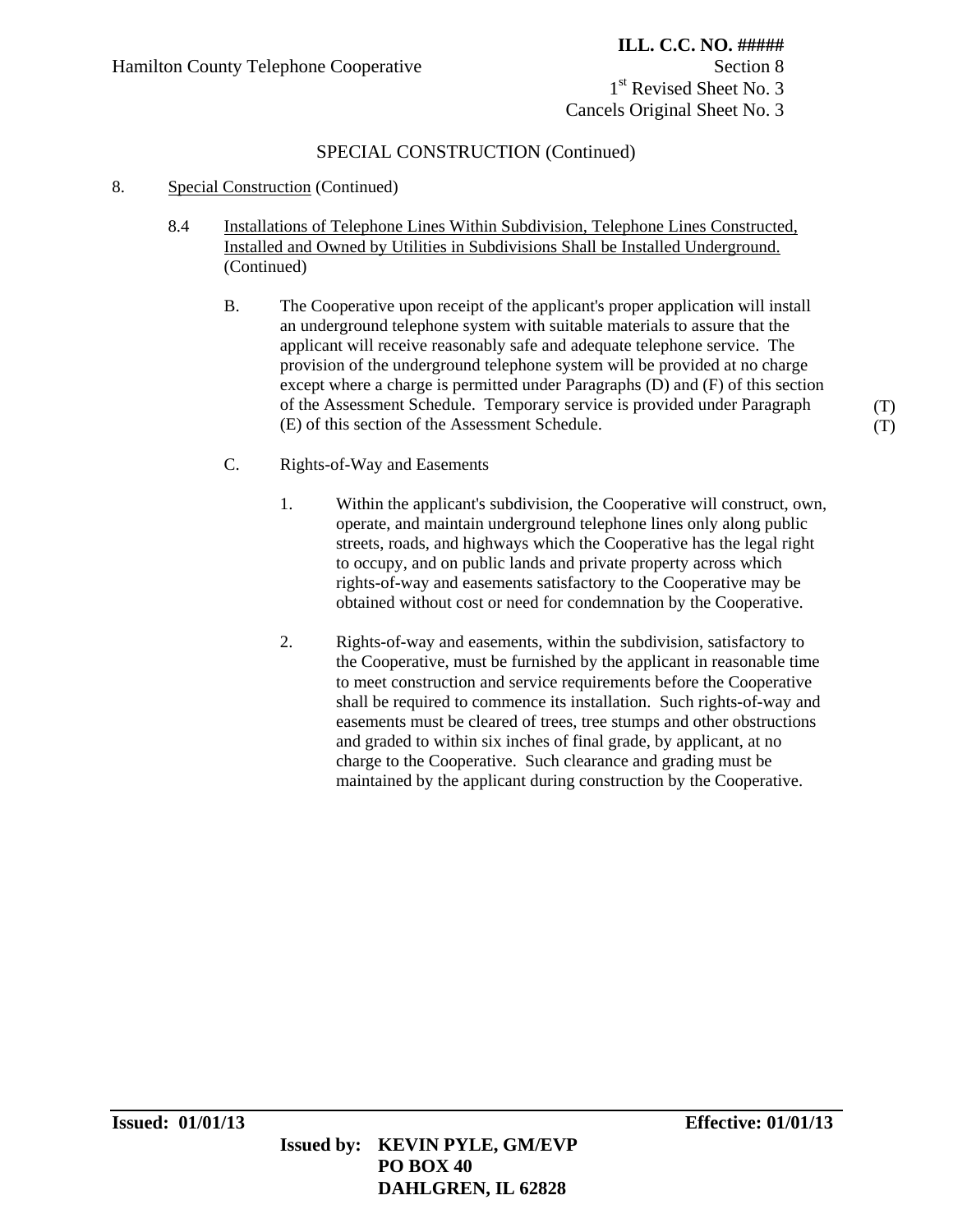## SPECIAL CONSTRUCTION (Continued)

8. Special Construction (Continued)

   8.4 Installations of Telephone Lines Within Subdivision, Telephone Lines Constructed, Installed and Owned by Utilities in Subdivisions Shall be Installed Underground. (Continued)

   B. The Cooperative upon receipt of the applicant's proper application will install an underground telephone system with suitable materials to assure that the applicant will receive reasonably safe and adequate telephone service. The provision of the underground telephone system will be provided at no charge except where a charge is permitted under Paragraphs (D) and (F) of this section of the Assessment Schedule. Temporary service is provided under Paragraph (E) of this section of the Assessment Schedule. (T) (T)

   C. Rights-of-Way and Easements

      1. Within the applicant's subdivision, the Cooperative will construct, own, operate, and maintain underground telephone lines only along public streets, roads, and highways which the Cooperative has the legal right to occupy, and on public lands and private property across which rights-of-way and easements satisfactory to the Cooperative may be obtained without cost or need for condemnation by the Cooperative.

      2. Rights-of-way and easements, within the subdivision, satisfactory to the Cooperative, must be furnished by the applicant in reasonable time to meet construction and service requirements before the Cooperative shall be required to commence its installation. Such rights-of-way and easements must be cleared of trees, tree stumps and other obstructions and graded to within six inches of final grade, by applicant, at no charge to the Cooperative. Such clearance and grading must be maintained by the applicant during construction by the Cooperative.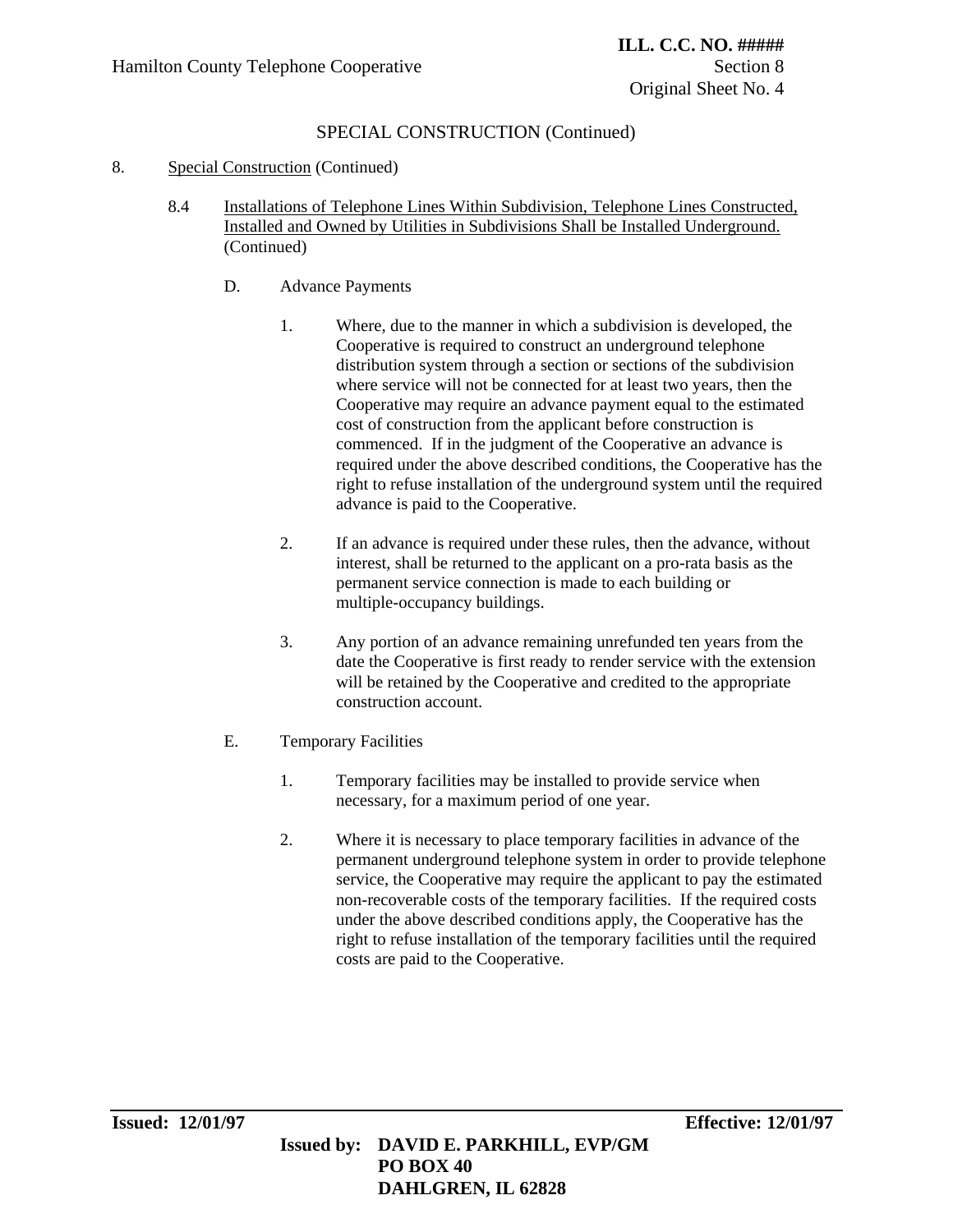SPECIAL CONSTRUCTION (Continued)

8. Special Construction (Continued)

8.4 Installations of Telephone Lines Within Subdivision, Telephone Lines Constructed, Installed and Owned by Utilities in Subdivisions Shall be Installed Underground. (Continued)

D. Advance Payments

1. Where, due to the manner in which a subdivision is developed, the Cooperative is required to construct an underground telephone distribution system through a section or sections of the subdivision where service will not be connected for at least two years, then the Cooperative may require an advance payment equal to the estimated cost of construction from the applicant before construction is commenced. If in the judgment of the Cooperative an advance is required under the above described conditions, the Cooperative has the right to refuse installation of the underground system until the required advance is paid to the Cooperative.

2. If an advance is required under these rules, then the advance, without interest, shall be returned to the applicant on a pro-rata basis as the permanent service connection is made to each building or multiple-occupancy buildings.

3. Any portion of an advance remaining unrefunded ten years from the date the Cooperative is first ready to render service with the extension will be retained by the Cooperative and credited to the appropriate construction account.

E. Temporary Facilities

1. Temporary facilities may be installed to provide service when necessary, for a maximum period of one year.

2. Where it is necessary to place temporary facilities in advance of the permanent underground telephone system in order to provide telephone service, the Cooperative may require the applicant to pay the estimated non-recoverable costs of the temporary facilities. If the required costs under the above described conditions apply, the Cooperative has the right to refuse installation of the temporary facilities until the required costs are paid to the Cooperative.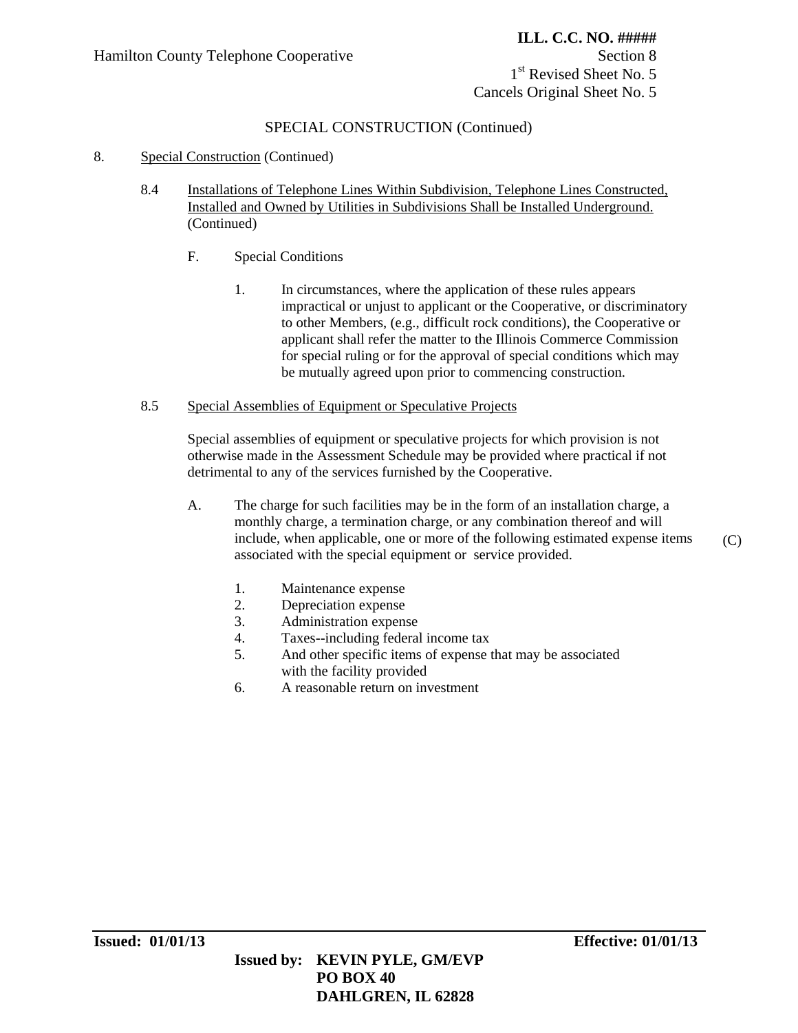SPECIAL CONSTRUCTION (Continued)

8. Special Construction (Continued)

8.4 Installations of Telephone Lines Within Subdivision, Telephone Lines Constructed, Installed and Owned by Utilities in Subdivisions Shall be Installed Underground. (Continued)

F. Special Conditions

1. In circumstances, where the application of these rules appears impractical or unjust to applicant or the Cooperative, or discriminatory to other Members, (e.g., difficult rock conditions), the Cooperative or applicant shall refer the matter to the Illinois Commerce Commission for special ruling or for the approval of special conditions which may be mutually agreed upon prior to commencing construction.

8.5 Special Assemblies of Equipment or Speculative Projects

Special assemblies of equipment or speculative projects for which provision is not otherwise made in the Assessment Schedule may be provided where practical if not detrimental to any of the services furnished by the Cooperative.

A. The charge for such facilities may be in the form of an installation charge, a monthly charge, a termination charge, or any combination thereof and will include, when applicable, one or more of the following estimated expense items associated with the special equipment or service provided. (C)

1. Maintenance expense
2. Depreciation expense
3. Administration expense
4. Taxes--including federal income tax
5. And other specific items of expense that may be associated with the facility provided
6. A reasonable return on investment

**Issued: 01/01/13** **Effective: 01/01/13**

**Issued by: KEVIN PYLE, GM/EVP**
**PO BOX 40**
**DAHLGREN, IL 62828**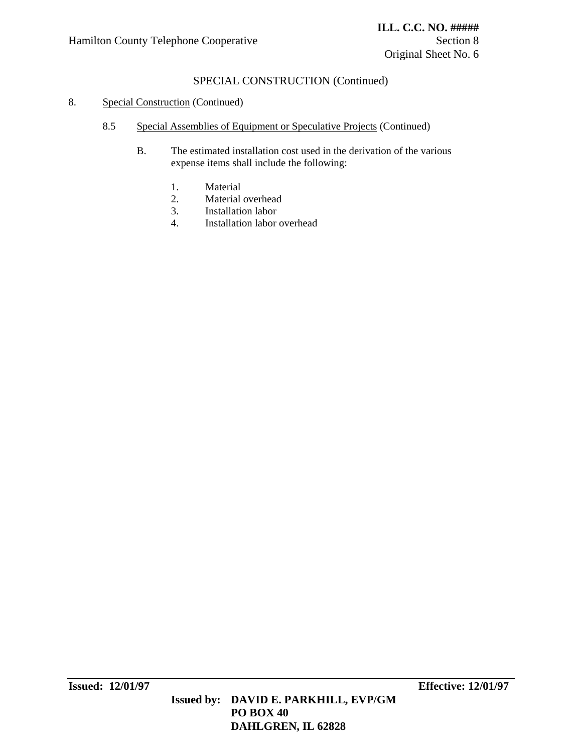## SPECIAL CONSTRUCTION (Continued)

8. Special Construction (Continued)

   8.5 Special Assemblies of Equipment or Speculative Projects (Continued)

      B. The estimated installation cost used in the derivation of the various expense items shall include the following:

         1. Material
         2. Material overhead
         3. Installation labor
         4. Installation labor overhead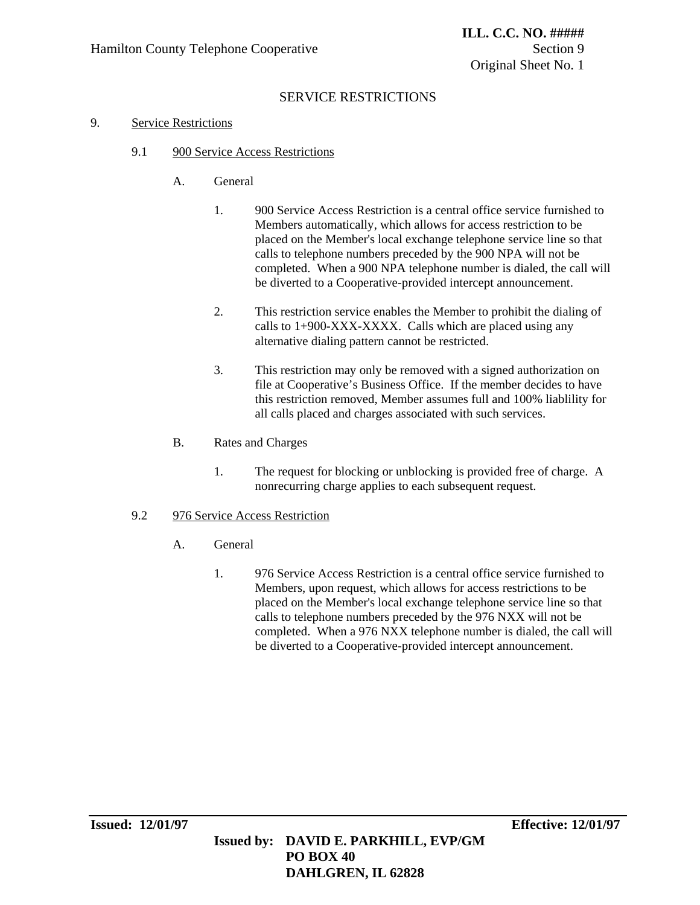# SERVICE RESTRICTIONS

9. <u>Service Restrictions</u>

9.1 <u>900 Service Access Restrictions</u>

A. General

1. 900 Service Access Restriction is a central office service furnished to Members automatically, which allows for access restriction to be placed on the Member's local exchange telephone service line so that calls to telephone numbers preceded by the 900 NPA will not be completed. When a 900 NPA telephone number is dialed, the call will be diverted to a Cooperative-provided intercept announcement.

2. This restriction service enables the Member to prohibit the dialing of calls to 1+900-XXX-XXXX. Calls which are placed using any alternative dialing pattern cannot be restricted.

3. This restriction may only be removed with a signed authorization on file at Cooperative's Business Office. If the member decides to have this restriction removed, Member assumes full and 100% liablility for all calls placed and charges associated with such services.

B. Rates and Charges

1. The request for blocking or unblocking is provided free of charge. A nonrecurring charge applies to each subsequent request.

9.2 <u>976 Service Access Restriction</u>

A. General

1. 976 Service Access Restriction is a central office service furnished to Members, upon request, which allows for access restrictions to be placed on the Member's local exchange telephone service line so that calls to telephone numbers preceded by the 976 NXX will not be completed. When a 976 NXX telephone number is dialed, the call will be diverted to a Cooperative-provided intercept announcement.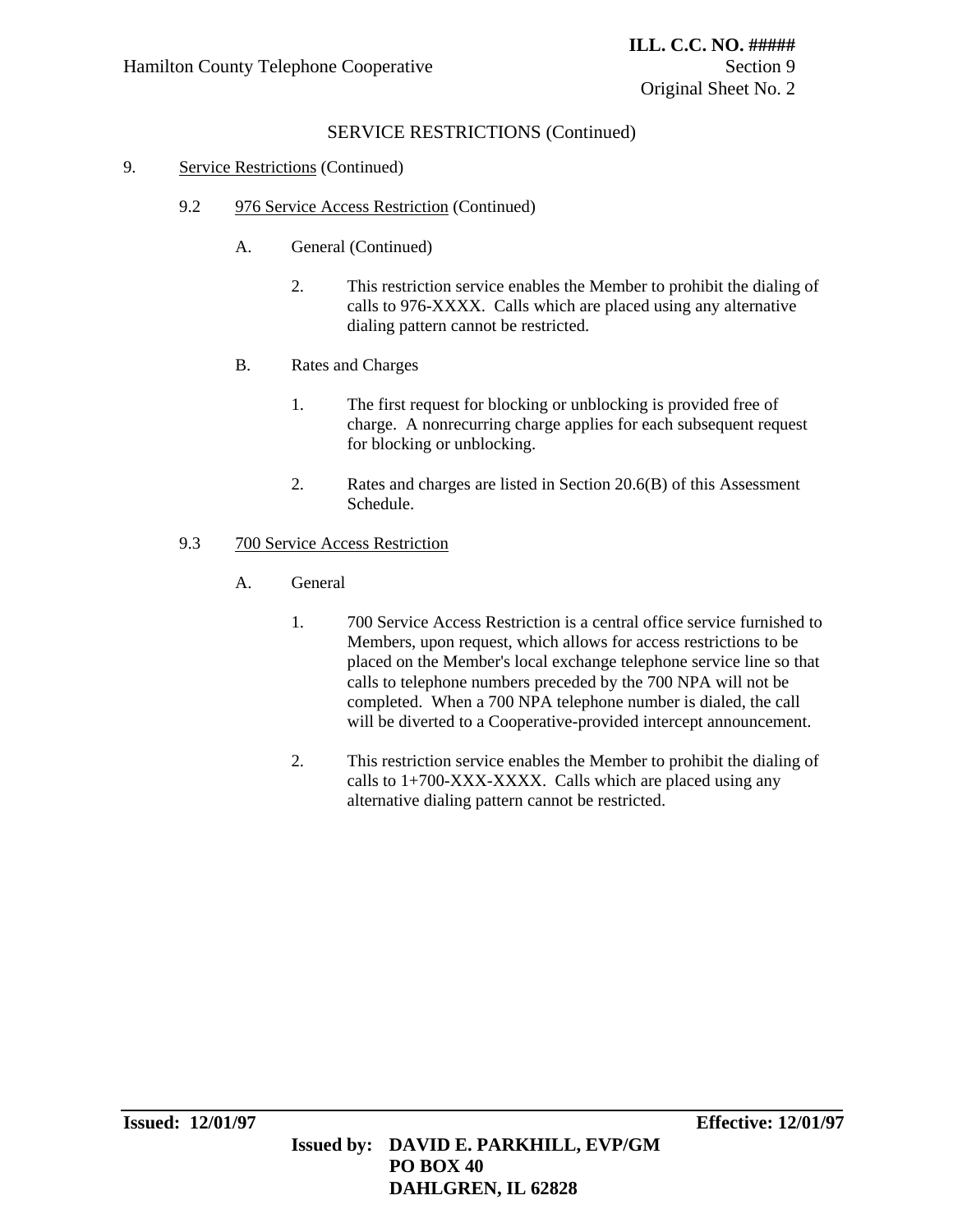SERVICE RESTRICTIONS (Continued)

9. Service Restrictions (Continued)

9.2 976 Service Access Restriction (Continued)

A. General (Continued)

2. This restriction service enables the Member to prohibit the dialing of calls to 976-XXXX. Calls which are placed using any alternative dialing pattern cannot be restricted.

B. Rates and Charges

1. The first request for blocking or unblocking is provided free of charge. A nonrecurring charge applies for each subsequent request for blocking or unblocking.

2. Rates and charges are listed in Section 20.6(B) of this Assessment Schedule.

9.3 700 Service Access Restriction

A. General

1. 700 Service Access Restriction is a central office service furnished to Members, upon request, which allows for access restrictions to be placed on the Member's local exchange telephone service line so that calls to telephone numbers preceded by the 700 NPA will not be completed. When a 700 NPA telephone number is dialed, the call will be diverted to a Cooperative-provided intercept announcement.

2. This restriction service enables the Member to prohibit the dialing of calls to 1+700-XXX-XXXX. Calls which are placed using any alternative dialing pattern cannot be restricted.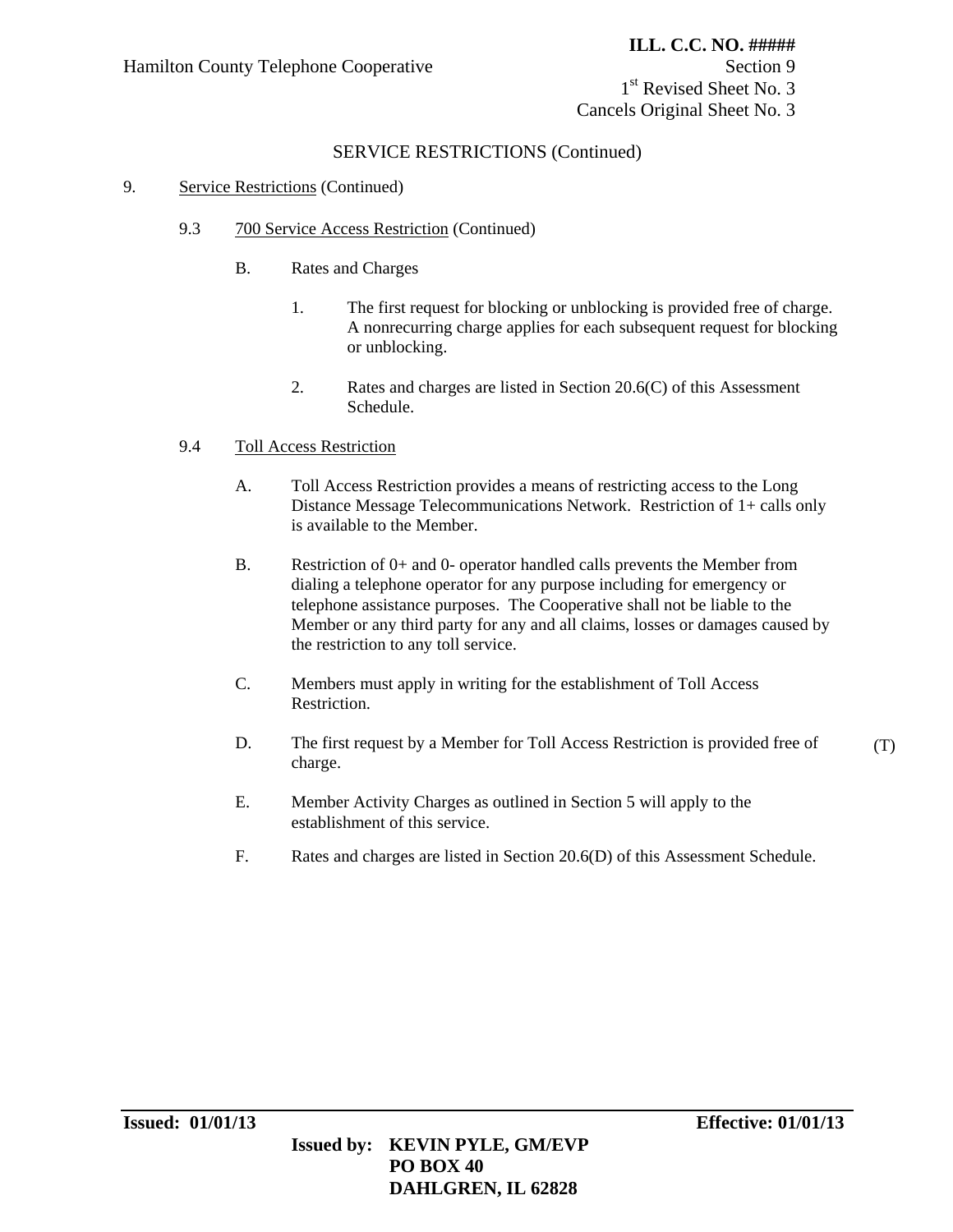## SERVICE RESTRICTIONS (Continued)

9. Service Restrictions (Continued)

9.3 700 Service Access Restriction (Continued)

B. Rates and Charges

1. The first request for blocking or unblocking is provided free of charge. A nonrecurring charge applies for each subsequent request for blocking or unblocking.

2. Rates and charges are listed in Section 20.6(C) of this Assessment Schedule.

9.4 Toll Access Restriction

A. Toll Access Restriction provides a means of restricting access to the Long Distance Message Telecommunications Network. Restriction of 1+ calls only is available to the Member.

B. Restriction of 0+ and 0- operator handled calls prevents the Member from dialing a telephone operator for any purpose including for emergency or telephone assistance purposes. The Cooperative shall not be liable to the Member or any third party for any and all claims, losses or damages caused by the restriction to any toll service.

C. Members must apply in writing for the establishment of Toll Access Restriction.

D. The first request by a Member for Toll Access Restriction is provided free of charge. (T)

E. Member Activity Charges as outlined in Section 5 will apply to the establishment of this service.

F. Rates and charges are listed in Section 20.6(D) of this Assessment Schedule.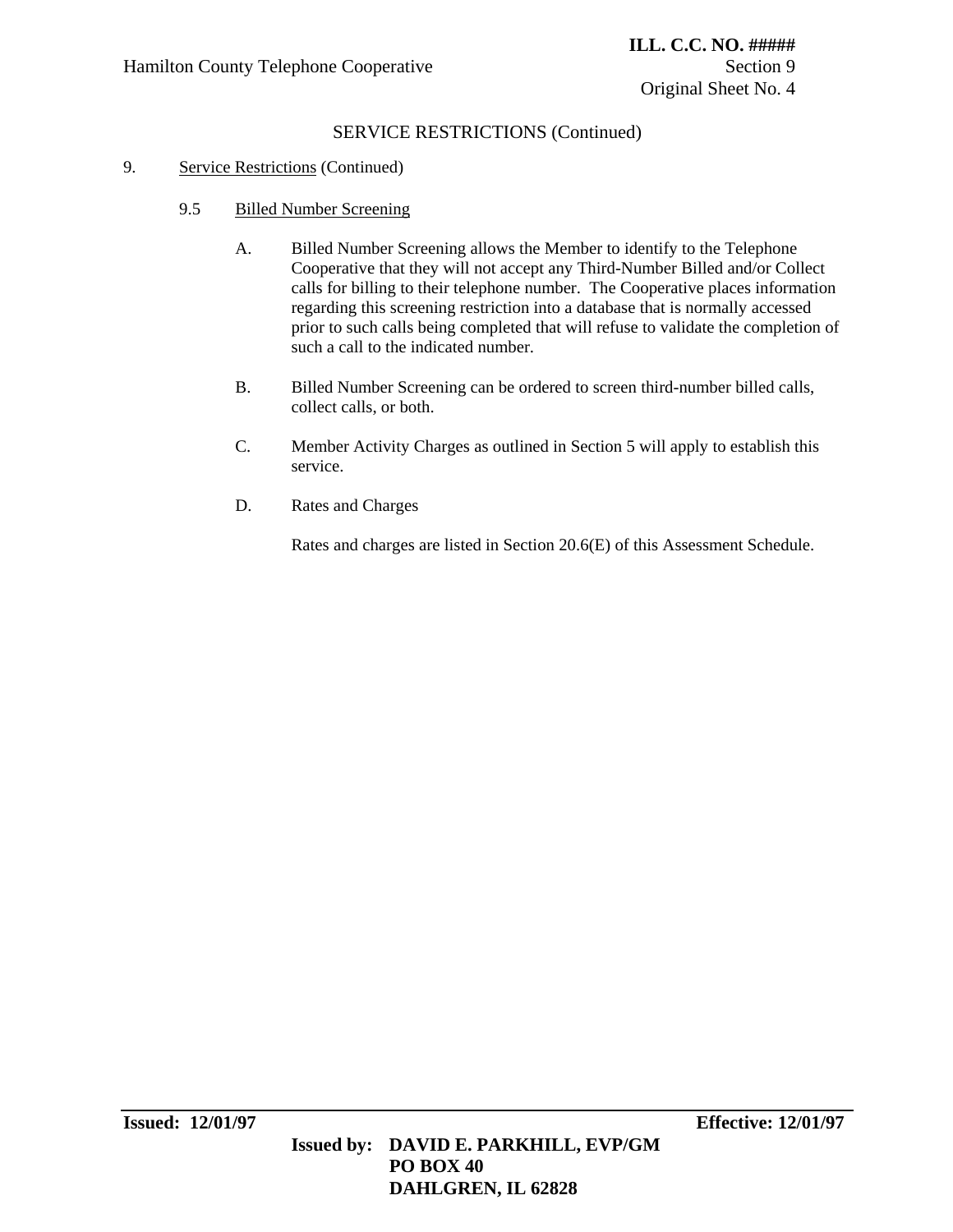SERVICE RESTRICTIONS (Continued)

9. Service Restrictions (Continued)

9.5 Billed Number Screening

A. Billed Number Screening allows the Member to identify to the Telephone Cooperative that they will not accept any Third-Number Billed and/or Collect calls for billing to their telephone number. The Cooperative places information regarding this screening restriction into a database that is normally accessed prior to such calls being completed that will refuse to validate the completion of such a call to the indicated number.

B. Billed Number Screening can be ordered to screen third-number billed calls, collect calls, or both.

C. Member Activity Charges as outlined in Section 5 will apply to establish this service.

D. Rates and Charges

Rates and charges are listed in Section 20.6(E) of this Assessment Schedule.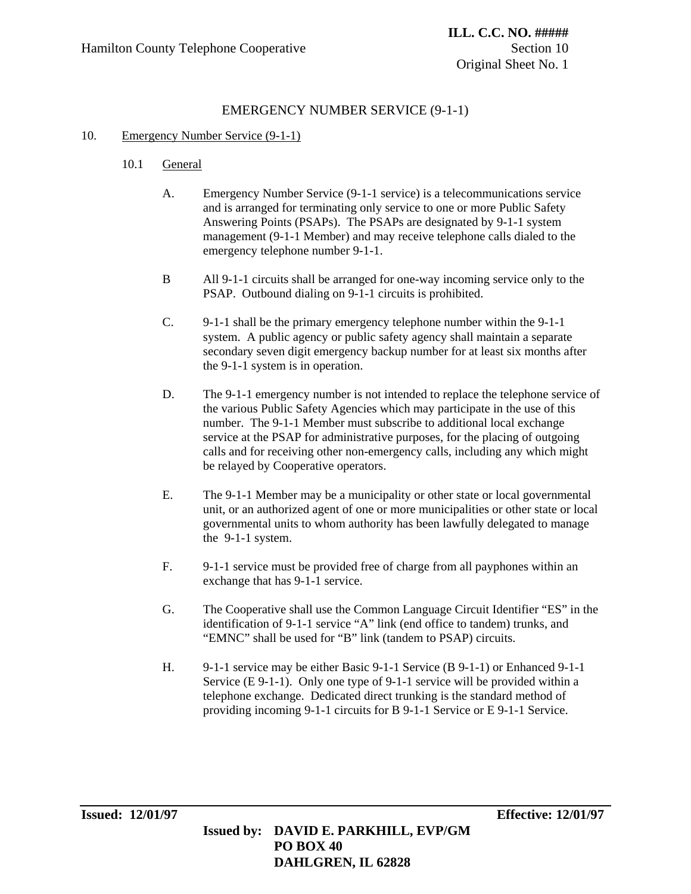# EMERGENCY NUMBER SERVICE (9-1-1)

## 10. Emergency Number Service (9-1-1)

### 10.1 General

A. Emergency Number Service (9-1-1 service) is a telecommunications service and is arranged for terminating only service to one or more Public Safety Answering Points (PSAPs). The PSAPs are designated by 9-1-1 system management (9-1-1 Member) and may receive telephone calls dialed to the emergency telephone number 9-1-1.

B All 9-1-1 circuits shall be arranged for one-way incoming service only to the PSAP. Outbound dialing on 9-1-1 circuits is prohibited.

C. 9-1-1 shall be the primary emergency telephone number within the 9-1-1 system. A public agency or public safety agency shall maintain a separate secondary seven digit emergency backup number for at least six months after the 9-1-1 system is in operation.

D. The 9-1-1 emergency number is not intended to replace the telephone service of the various Public Safety Agencies which may participate in the use of this number. The 9-1-1 Member must subscribe to additional local exchange service at the PSAP for administrative purposes, for the placing of outgoing calls and for receiving other non-emergency calls, including any which might be relayed by Cooperative operators.

E. The 9-1-1 Member may be a municipality or other state or local governmental unit, or an authorized agent of one or more municipalities or other state or local governmental units to whom authority has been lawfully delegated to manage the 9-1-1 system.

F. 9-1-1 service must be provided free of charge from all payphones within an exchange that has 9-1-1 service.

G. The Cooperative shall use the Common Language Circuit Identifier "ES" in the identification of 9-1-1 service "A" link (end office to tandem) trunks, and "EMNC" shall be used for "B" link (tandem to PSAP) circuits.

H. 9-1-1 service may be either Basic 9-1-1 Service (B 9-1-1) or Enhanced 9-1-1 Service (E 9-1-1). Only one type of 9-1-1 service will be provided within a telephone exchange. Dedicated direct trunking is the standard method of providing incoming 9-1-1 circuits for B 9-1-1 Service or E 9-1-1 Service.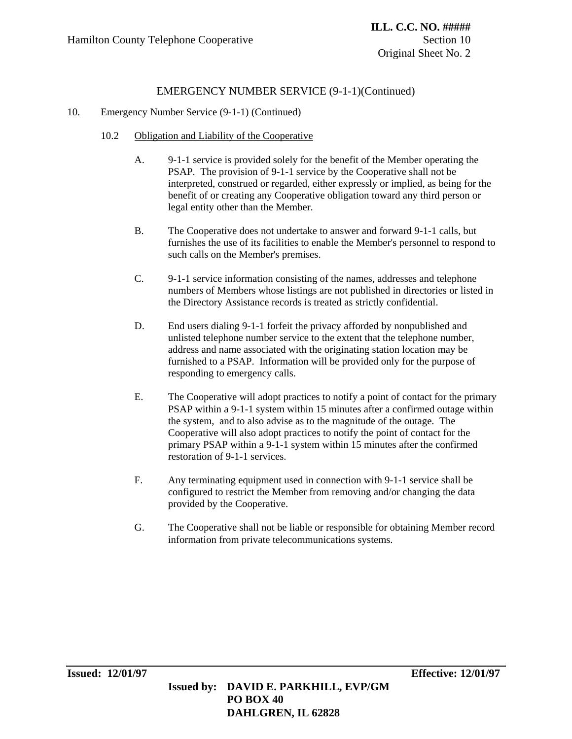## EMERGENCY NUMBER SERVICE (9-1-1)(Continued)

10. Emergency Number Service (9-1-1) (Continued)

### 10.2 Obligation and Liability of the Cooperative

A. 9-1-1 service is provided solely for the benefit of the Member operating the PSAP. The provision of 9-1-1 service by the Cooperative shall not be interpreted, construed or regarded, either expressly or implied, as being for the benefit of or creating any Cooperative obligation toward any third person or legal entity other than the Member.

B. The Cooperative does not undertake to answer and forward 9-1-1 calls, but furnishes the use of its facilities to enable the Member's personnel to respond to such calls on the Member's premises.

C. 9-1-1 service information consisting of the names, addresses and telephone numbers of Members whose listings are not published in directories or listed in the Directory Assistance records is treated as strictly confidential.

D. End users dialing 9-1-1 forfeit the privacy afforded by nonpublished and unlisted telephone number service to the extent that the telephone number, address and name associated with the originating station location may be furnished to a PSAP. Information will be provided only for the purpose of responding to emergency calls.

E. The Cooperative will adopt practices to notify a point of contact for the primary PSAP within a 9-1-1 system within 15 minutes after a confirmed outage within the system, and to also advise as to the magnitude of the outage. The Cooperative will also adopt practices to notify the point of contact for the primary PSAP within a 9-1-1 system within 15 minutes after the confirmed restoration of 9-1-1 services.

F. Any terminating equipment used in connection with 9-1-1 service shall be configured to restrict the Member from removing and/or changing the data provided by the Cooperative.

G. The Cooperative shall not be liable or responsible for obtaining Member record information from private telecommunications systems.

**Issued: 12/01/97** **Effective: 12/01/97**

**Issued by: DAVID E. PARKHILL, EVP/GM**
**PO BOX 40**
**DAHLGREN, IL 62828**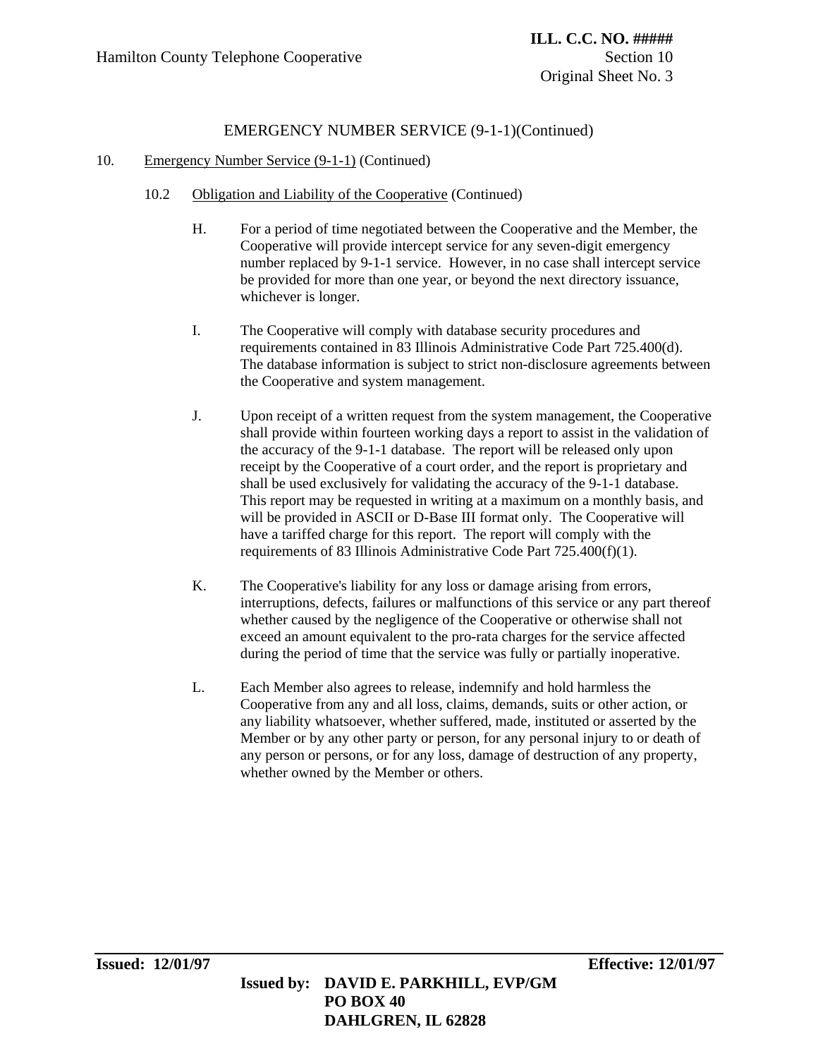# EMERGENCY NUMBER SERVICE (9-1-1)(Continued)

10. Emergency Number Service (9-1-1) (Continued)

10.2 Obligation and Liability of the Cooperative (Continued)

H. For a period of time negotiated between the Cooperative and the Member, the Cooperative will provide intercept service for any seven-digit emergency number replaced by 9-1-1 service. However, in no case shall intercept service be provided for more than one year, or beyond the next directory issuance, whichever is longer.

I. The Cooperative will comply with database security procedures and requirements contained in 83 Illinois Administrative Code Part 725.400(d). The database information is subject to strict non-disclosure agreements between the Cooperative and system management.

J. Upon receipt of a written request from the system management, the Cooperative shall provide within fourteen working days a report to assist in the validation of the accuracy of the 9-1-1 database. The report will be released only upon receipt by the Cooperative of a court order, and the report is proprietary and shall be used exclusively for validating the accuracy of the 9-1-1 database. This report may be requested in writing at a maximum on a monthly basis, and will be provided in ASCII or D-Base III format only. The Cooperative will have a tariffed charge for this report. The report will comply with the requirements of 83 Illinois Administrative Code Part 725.400(f)(1).

K. The Cooperative's liability for any loss or damage arising from errors, interruptions, defects, failures or malfunctions of this service or any part thereof whether caused by the negligence of the Cooperative or otherwise shall not exceed an amount equivalent to the pro-rata charges for the service affected during the period of time that the service was fully or partially inoperative.

L. Each Member also agrees to release, indemnify and hold harmless the Cooperative from any and all loss, claims, demands, suits or other action, or any liability whatsoever, whether suffered, made, instituted or asserted by the Member or by any other party or person, for any personal injury to or death of any person or persons, or for any loss, damage of destruction of any property, whether owned by the Member or others.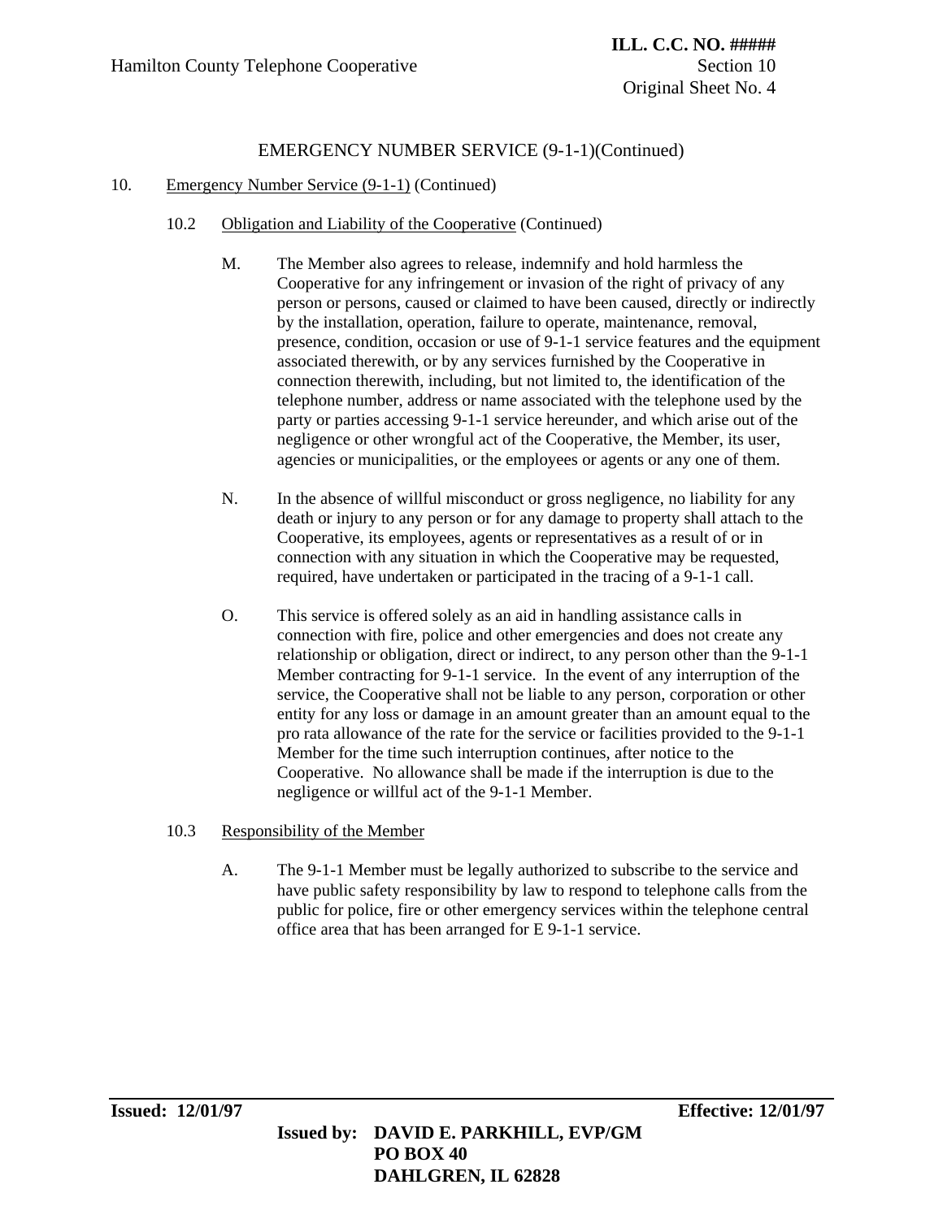## EMERGENCY NUMBER SERVICE (9-1-1)(Continued)

10. Emergency Number Service (9-1-1) (Continued)

10.2 Obligation and Liability of the Cooperative (Continued)

M. The Member also agrees to release, indemnify and hold harmless the Cooperative for any infringement or invasion of the right of privacy of any person or persons, caused or claimed to have been caused, directly or indirectly by the installation, operation, failure to operate, maintenance, removal, presence, condition, occasion or use of 9-1-1 service features and the equipment associated therewith, or by any services furnished by the Cooperative in connection therewith, including, but not limited to, the identification of the telephone number, address or name associated with the telephone used by the party or parties accessing 9-1-1 service hereunder, and which arise out of the negligence or other wrongful act of the Cooperative, the Member, its user, agencies or municipalities, or the employees or agents or any one of them.

N. In the absence of willful misconduct or gross negligence, no liability for any death or injury to any person or for any damage to property shall attach to the Cooperative, its employees, agents or representatives as a result of or in connection with any situation in which the Cooperative may be requested, required, have undertaken or participated in the tracing of a 9-1-1 call.

O. This service is offered solely as an aid in handling assistance calls in connection with fire, police and other emergencies and does not create any relationship or obligation, direct or indirect, to any person other than the 9-1-1 Member contracting for 9-1-1 service. In the event of any interruption of the service, the Cooperative shall not be liable to any person, corporation or other entity for any loss or damage in an amount greater than an amount equal to the pro rata allowance of the rate for the service or facilities provided to the 9-1-1 Member for the time such interruption continues, after notice to the Cooperative. No allowance shall be made if the interruption is due to the negligence or willful act of the 9-1-1 Member.

10.3 Responsibility of the Member

A. The 9-1-1 Member must be legally authorized to subscribe to the service and have public safety responsibility by law to respond to telephone calls from the public for police, fire or other emergency services within the telephone central office area that has been arranged for E 9-1-1 service.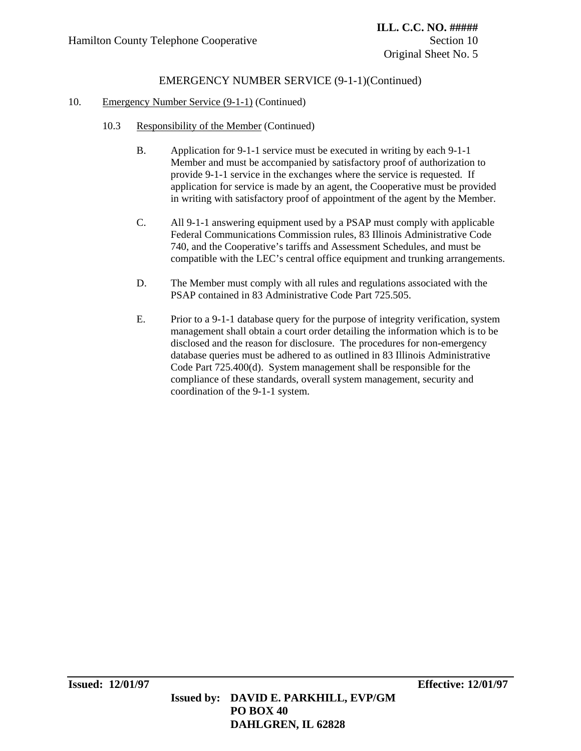# EMERGENCY NUMBER SERVICE (9-1-1)(Continued)

10. Emergency Number Service (9-1-1) (Continued)

   10.3 Responsibility of the Member (Continued)

      B. Application for 9-1-1 service must be executed in writing by each 9-1-1 Member and must be accompanied by satisfactory proof of authorization to provide 9-1-1 service in the exchanges where the service is requested. If application for service is made by an agent, the Cooperative must be provided in writing with satisfactory proof of appointment of the agent by the Member.

      C. All 9-1-1 answering equipment used by a PSAP must comply with applicable Federal Communications Commission rules, 83 Illinois Administrative Code 740, and the Cooperative's tariffs and Assessment Schedules, and must be compatible with the LEC's central office equipment and trunking arrangements.

      D. The Member must comply with all rules and regulations associated with the PSAP contained in 83 Administrative Code Part 725.505.

      E. Prior to a 9-1-1 database query for the purpose of integrity verification, system management shall obtain a court order detailing the information which is to be disclosed and the reason for disclosure. The procedures for non-emergency database queries must be adhered to as outlined in 83 Illinois Administrative Code Part 725.400(d). System management shall be responsible for the compliance of these standards, overall system management, security and coordination of the 9-1-1 system.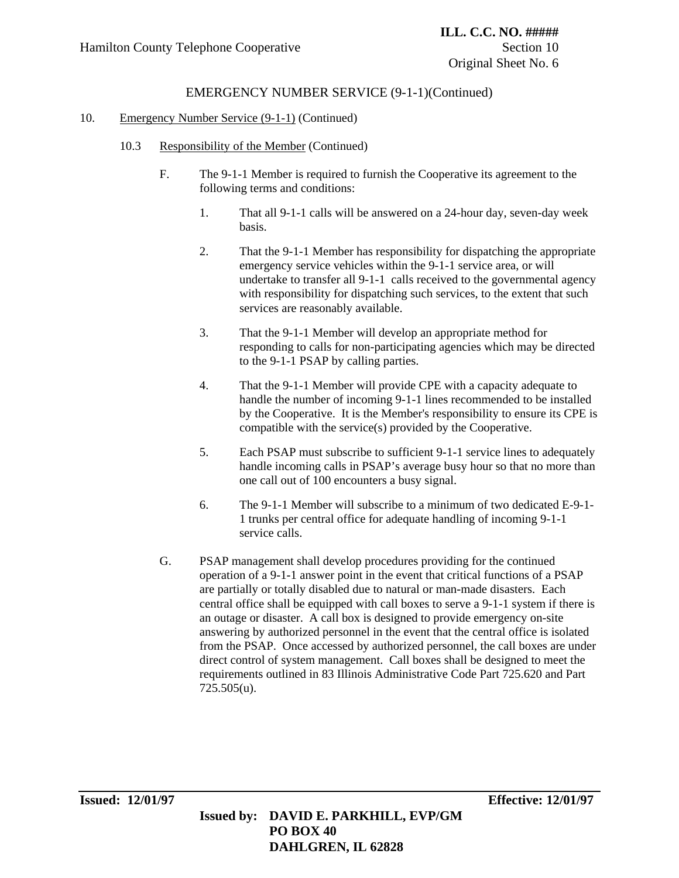# EMERGENCY NUMBER SERVICE (9-1-1)(Continued)

10. Emergency Number Service (9-1-1) (Continued)

10.3 Responsibility of the Member (Continued)

F. The 9-1-1 Member is required to furnish the Cooperative its agreement to the following terms and conditions:

1. That all 9-1-1 calls will be answered on a 24-hour day, seven-day week basis.

2. That the 9-1-1 Member has responsibility for dispatching the appropriate emergency service vehicles within the 9-1-1 service area, or will undertake to transfer all 9-1-1 calls received to the governmental agency with responsibility for dispatching such services, to the extent that such services are reasonably available.

3. That the 9-1-1 Member will develop an appropriate method for responding to calls for non-participating agencies which may be directed to the 9-1-1 PSAP by calling parties.

4. That the 9-1-1 Member will provide CPE with a capacity adequate to handle the number of incoming 9-1-1 lines recommended to be installed by the Cooperative. It is the Member's responsibility to ensure its CPE is compatible with the service(s) provided by the Cooperative.

5. Each PSAP must subscribe to sufficient 9-1-1 service lines to adequately handle incoming calls in PSAP's average busy hour so that no more than one call out of 100 encounters a busy signal.

6. The 9-1-1 Member will subscribe to a minimum of two dedicated E-9-1-1 trunks per central office for adequate handling of incoming 9-1-1 service calls.

G. PSAP management shall develop procedures providing for the continued operation of a 9-1-1 answer point in the event that critical functions of a PSAP are partially or totally disabled due to natural or man-made disasters. Each central office shall be equipped with call boxes to serve a 9-1-1 system if there is an outage or disaster. A call box is designed to provide emergency on-site answering by authorized personnel in the event that the central office is isolated from the PSAP. Once accessed by authorized personnel, the call boxes are under direct control of system management. Call boxes shall be designed to meet the requirements outlined in 83 Illinois Administrative Code Part 725.620 and Part 725.505(u).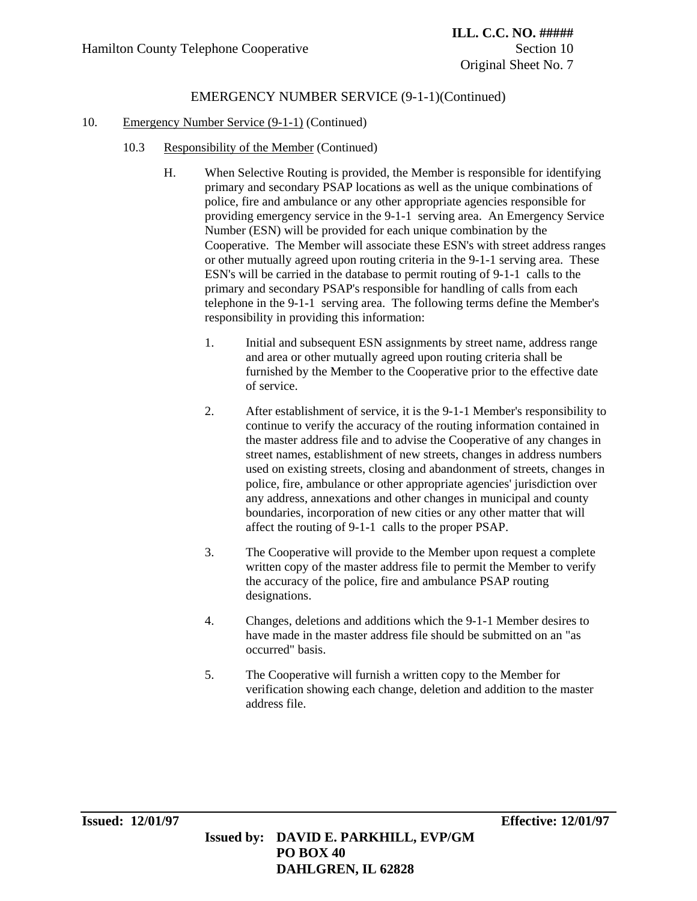EMERGENCY NUMBER SERVICE (9-1-1)(Continued)

10. Emergency Number Service (9-1-1) (Continued)

10.3 Responsibility of the Member (Continued)

H. When Selective Routing is provided, the Member is responsible for identifying primary and secondary PSAP locations as well as the unique combinations of police, fire and ambulance or any other appropriate agencies responsible for providing emergency service in the 9-1-1 serving area. An Emergency Service Number (ESN) will be provided for each unique combination by the Cooperative. The Member will associate these ESN's with street address ranges or other mutually agreed upon routing criteria in the 9-1-1 serving area. These ESN's will be carried in the database to permit routing of 9-1-1 calls to the primary and secondary PSAP's responsible for handling of calls from each telephone in the 9-1-1 serving area. The following terms define the Member's responsibility in providing this information:

1. Initial and subsequent ESN assignments by street name, address range and area or other mutually agreed upon routing criteria shall be furnished by the Member to the Cooperative prior to the effective date of service.

2. After establishment of service, it is the 9-1-1 Member's responsibility to continue to verify the accuracy of the routing information contained in the master address file and to advise the Cooperative of any changes in street names, establishment of new streets, changes in address numbers used on existing streets, closing and abandonment of streets, changes in police, fire, ambulance or other appropriate agencies' jurisdiction over any address, annexations and other changes in municipal and county boundaries, incorporation of new cities or any other matter that will affect the routing of 9-1-1 calls to the proper PSAP.

3. The Cooperative will provide to the Member upon request a complete written copy of the master address file to permit the Member to verify the accuracy of the police, fire and ambulance PSAP routing designations.

4. Changes, deletions and additions which the 9-1-1 Member desires to have made in the master address file should be submitted on an "as occurred" basis.

5. The Cooperative will furnish a written copy to the Member for verification showing each change, deletion and addition to the master address file.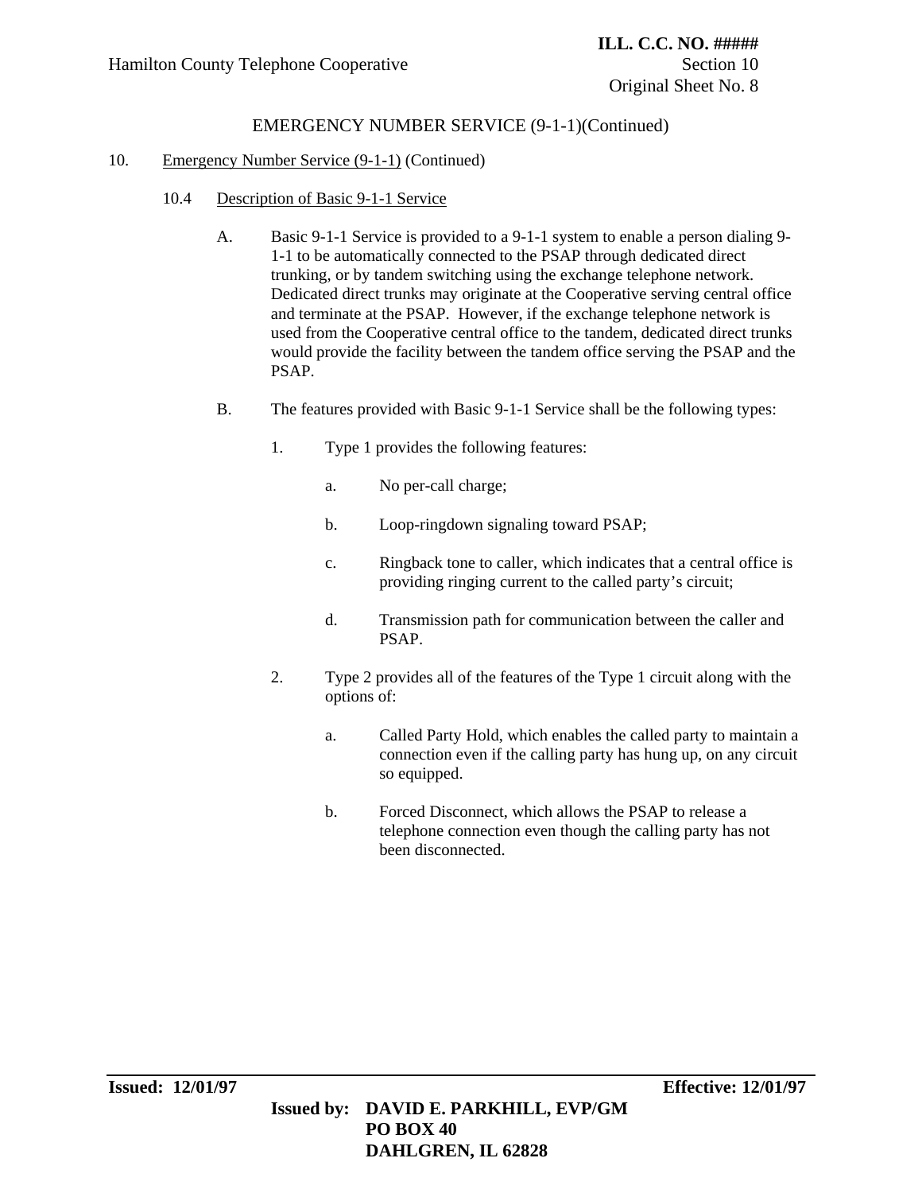EMERGENCY NUMBER SERVICE (9-1-1)(Continued)

10. Emergency Number Service (9-1-1) (Continued)

10.4 Description of Basic 9-1-1 Service

A. Basic 9-1-1 Service is provided to a 9-1-1 system to enable a person dialing 9-1-1 to be automatically connected to the PSAP through dedicated direct trunking, or by tandem switching using the exchange telephone network. Dedicated direct trunks may originate at the Cooperative serving central office and terminate at the PSAP. However, if the exchange telephone network is used from the Cooperative central office to the tandem, dedicated direct trunks would provide the facility between the tandem office serving the PSAP and the PSAP.

B. The features provided with Basic 9-1-1 Service shall be the following types:

1. Type 1 provides the following features:

   a. No per-call charge;

   b. Loop-ringdown signaling toward PSAP;

   c. Ringback tone to caller, which indicates that a central office is providing ringing current to the called party's circuit;

   d. Transmission path for communication between the caller and PSAP.

2. Type 2 provides all of the features of the Type 1 circuit along with the options of:

   a. Called Party Hold, which enables the called party to maintain a connection even if the calling party has hung up, on any circuit so equipped.

   b. Forced Disconnect, which allows the PSAP to release a telephone connection even though the calling party has not been disconnected.

**Issued: 12/01/97** **Effective: 12/01/97**

**Issued by: DAVID E. PARKHILL, EVP/GM**
**PO BOX 40**
**DAHLGREN, IL 62828**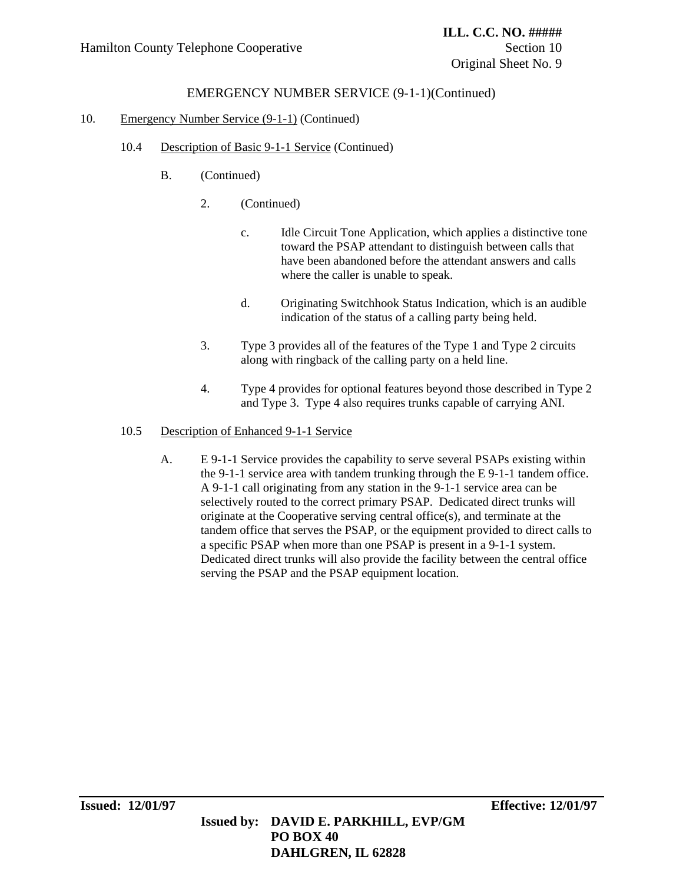EMERGENCY NUMBER SERVICE (9-1-1)(Continued)

10. Emergency Number Service (9-1-1) (Continued)

10.4 Description of Basic 9-1-1 Service (Continued)

B. (Continued)

2. (Continued)

c. Idle Circuit Tone Application, which applies a distinctive tone toward the PSAP attendant to distinguish between calls that have been abandoned before the attendant answers and calls where the caller is unable to speak.

d. Originating Switchhook Status Indication, which is an audible indication of the status of a calling party being held.

3. Type 3 provides all of the features of the Type 1 and Type 2 circuits along with ringback of the calling party on a held line.

4. Type 4 provides for optional features beyond those described in Type 2 and Type 3. Type 4 also requires trunks capable of carrying ANI.

10.5 Description of Enhanced 9-1-1 Service

A. E 9-1-1 Service provides the capability to serve several PSAPs existing within the 9-1-1 service area with tandem trunking through the E 9-1-1 tandem office. A 9-1-1 call originating from any station in the 9-1-1 service area can be selectively routed to the correct primary PSAP. Dedicated direct trunks will originate at the Cooperative serving central office(s), and terminate at the tandem office that serves the PSAP, or the equipment provided to direct calls to a specific PSAP when more than one PSAP is present in a 9-1-1 system. Dedicated direct trunks will also provide the facility between the central office serving the PSAP and the PSAP equipment location.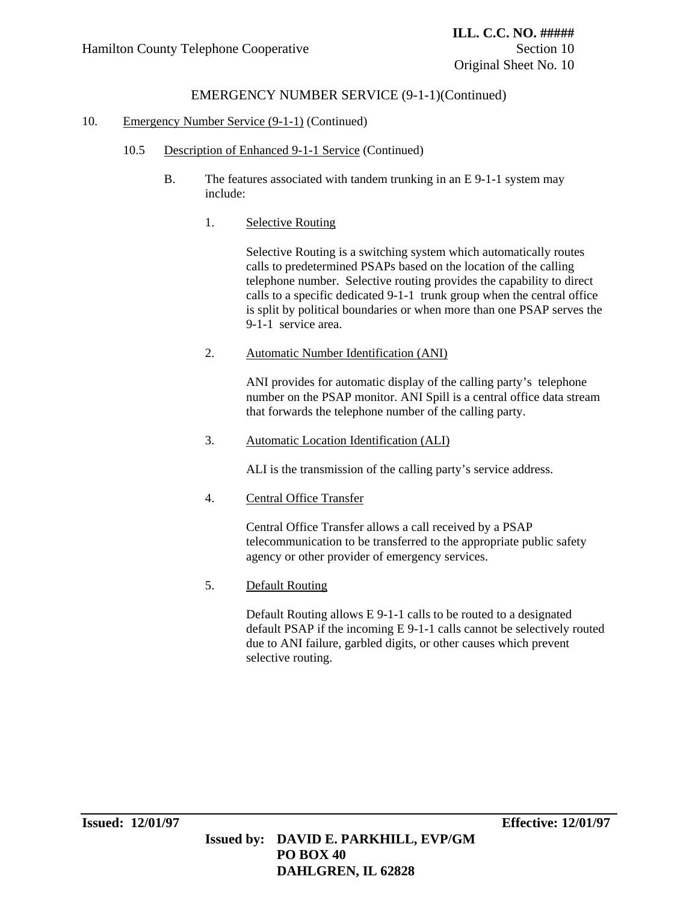EMERGENCY NUMBER SERVICE (9-1-1)(Continued)

10. Emergency Number Service (9-1-1) (Continued)

10.5 Description of Enhanced 9-1-1 Service (Continued)

B. The features associated with tandem trunking in an E 9-1-1 system may include:

1. Selective Routing

   Selective Routing is a switching system which automatically routes calls to predetermined PSAPs based on the location of the calling telephone number. Selective routing provides the capability to direct calls to a specific dedicated 9-1-1 trunk group when the central office is split by political boundaries or when more than one PSAP serves the 9-1-1 service area.

2. Automatic Number Identification (ANI)

   ANI provides for automatic display of the calling party's telephone number on the PSAP monitor. ANI Spill is a central office data stream that forwards the telephone number of the calling party.

3. Automatic Location Identification (ALI)

   ALI is the transmission of the calling party's service address.

4. Central Office Transfer

   Central Office Transfer allows a call received by a PSAP telecommunication to be transferred to the appropriate public safety agency or other provider of emergency services.

5. Default Routing

   Default Routing allows E 9-1-1 calls to be routed to a designated default PSAP if the incoming E 9-1-1 calls cannot be selectively routed due to ANI failure, garbled digits, or other causes which prevent selective routing.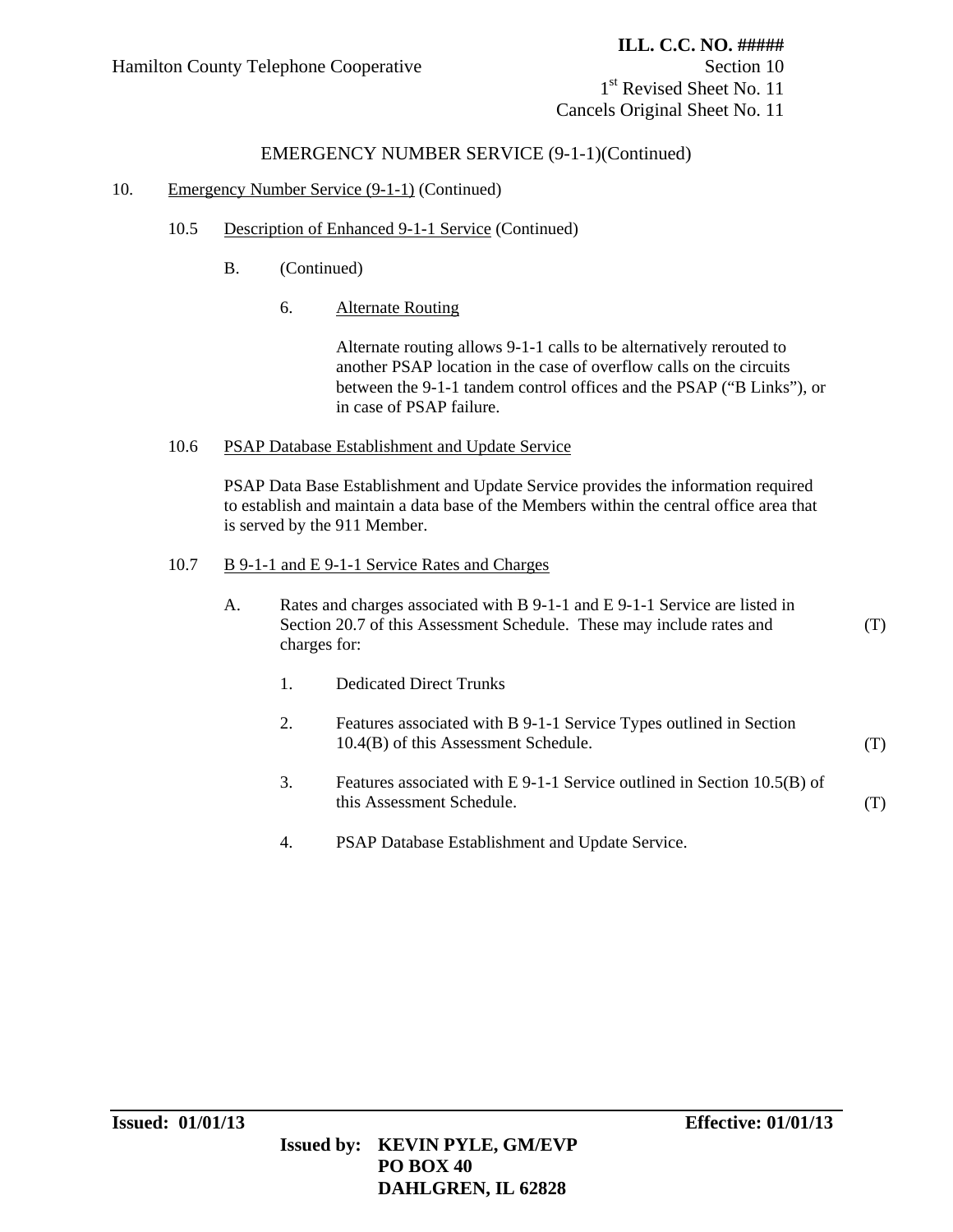EMERGENCY NUMBER SERVICE (9-1-1)(Continued)

10. Emergency Number Service (9-1-1) (Continued)

10.5 Description of Enhanced 9-1-1 Service (Continued)

B. (Continued)

6. Alternate Routing

Alternate routing allows 9-1-1 calls to be alternatively rerouted to another PSAP location in the case of overflow calls on the circuits between the 9-1-1 tandem control offices and the PSAP ("B Links"), or in case of PSAP failure.

10.6 PSAP Database Establishment and Update Service

PSAP Data Base Establishment and Update Service provides the information required to establish and maintain a data base of the Members within the central office area that is served by the 911 Member.

10.7 B 9-1-1 and E 9-1-1 Service Rates and Charges

A. Rates and charges associated with B 9-1-1 and E 9-1-1 Service are listed in Section 20.7 of this Assessment Schedule. These may include rates and charges for: (T)

1. Dedicated Direct Trunks

2. Features associated with B 9-1-1 Service Types outlined in Section 10.4(B) of this Assessment Schedule. (T)

3. Features associated with E 9-1-1 Service outlined in Section 10.5(B) of this Assessment Schedule. (T)

4. PSAP Database Establishment and Update Service.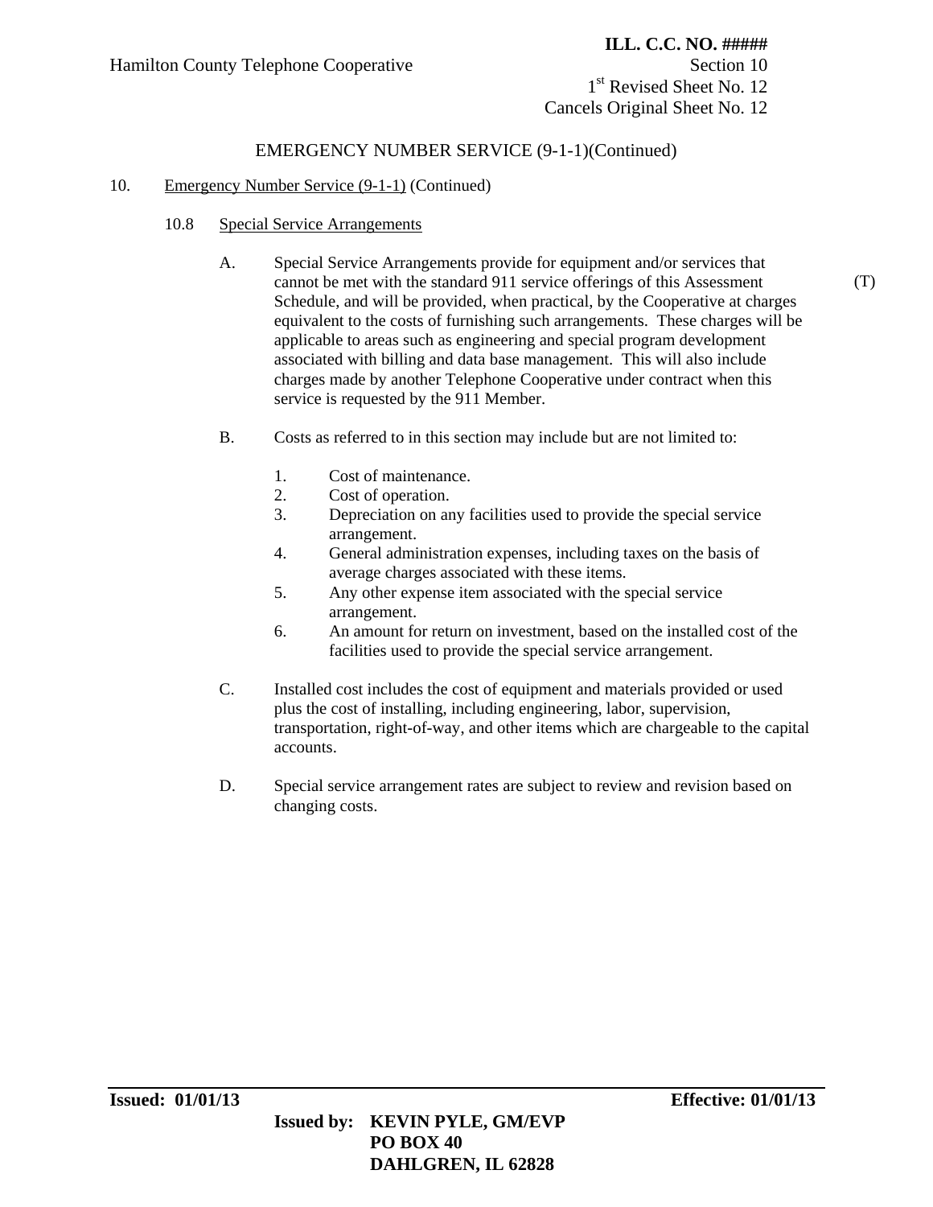## EMERGENCY NUMBER SERVICE (9-1-1)(Continued)

10. Emergency Number Service (9-1-1) (Continued)

10.8 Special Service Arrangements

A. Special Service Arrangements provide for equipment and/or services that cannot be met with the standard 911 service offerings of this Assessment Schedule, and will be provided, when practical, by the Cooperative at charges equivalent to the costs of furnishing such arrangements. These charges will be applicable to areas such as engineering and special program development associated with billing and data base management. This will also include charges made by another Telephone Cooperative under contract when this service is requested by the 911 Member. (T)

B. Costs as referred to in this section may include but are not limited to:

1. Cost of maintenance.
2. Cost of operation.
3. Depreciation on any facilities used to provide the special service arrangement.
4. General administration expenses, including taxes on the basis of average charges associated with these items.
5. Any other expense item associated with the special service arrangement.
6. An amount for return on investment, based on the installed cost of the facilities used to provide the special service arrangement.

C. Installed cost includes the cost of equipment and materials provided or used plus the cost of installing, including engineering, labor, supervision, transportation, right-of-way, and other items which are chargeable to the capital accounts.

D. Special service arrangement rates are subject to review and revision based on changing costs.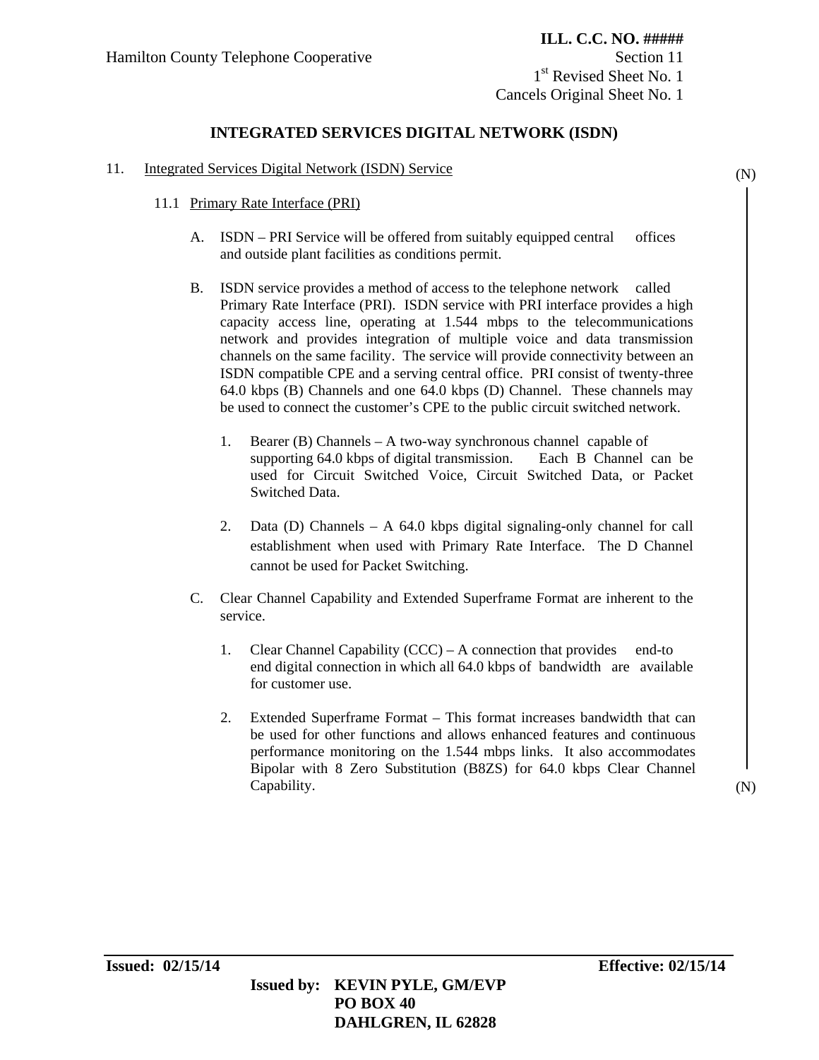# INTEGRATED SERVICES DIGITAL NETWORK (ISDN)

## 11. Integrated Services Digital Network (ISDN) Service

(N)

### 11.1 Primary Rate Interface (PRI)

A. ISDN – PRI Service will be offered from suitably equipped central offices and outside plant facilities as conditions permit.

B. ISDN service provides a method of access to the telephone network called Primary Rate Interface (PRI). ISDN service with PRI interface provides a high capacity access line, operating at 1.544 mbps to the telecommunications network and provides integration of multiple voice and data transmission channels on the same facility. The service will provide connectivity between an ISDN compatible CPE and a serving central office. PRI consist of twenty-three 64.0 kbps (B) Channels and one 64.0 kbps (D) Channel. These channels may be used to connect the customer's CPE to the public circuit switched network.

1. Bearer (B) Channels – A two-way synchronous channel capable of supporting 64.0 kbps of digital transmission. Each B Channel can be used for Circuit Switched Voice, Circuit Switched Data, or Packet Switched Data.

2. Data (D) Channels – A 64.0 kbps digital signaling-only channel for call establishment when used with Primary Rate Interface. The D Channel cannot be used for Packet Switching.

C. Clear Channel Capability and Extended Superframe Format are inherent to the service.

1. Clear Channel Capability (CCC) – A connection that provides end-to end digital connection in which all 64.0 kbps of bandwidth are available for customer use.

2. Extended Superframe Format – This format increases bandwidth that can be used for other functions and allows enhanced features and continuous performance monitoring on the 1.544 mbps links. It also accommodates Bipolar with 8 Zero Substitution (B8ZS) for 64.0 kbps Clear Channel Capability.

(N)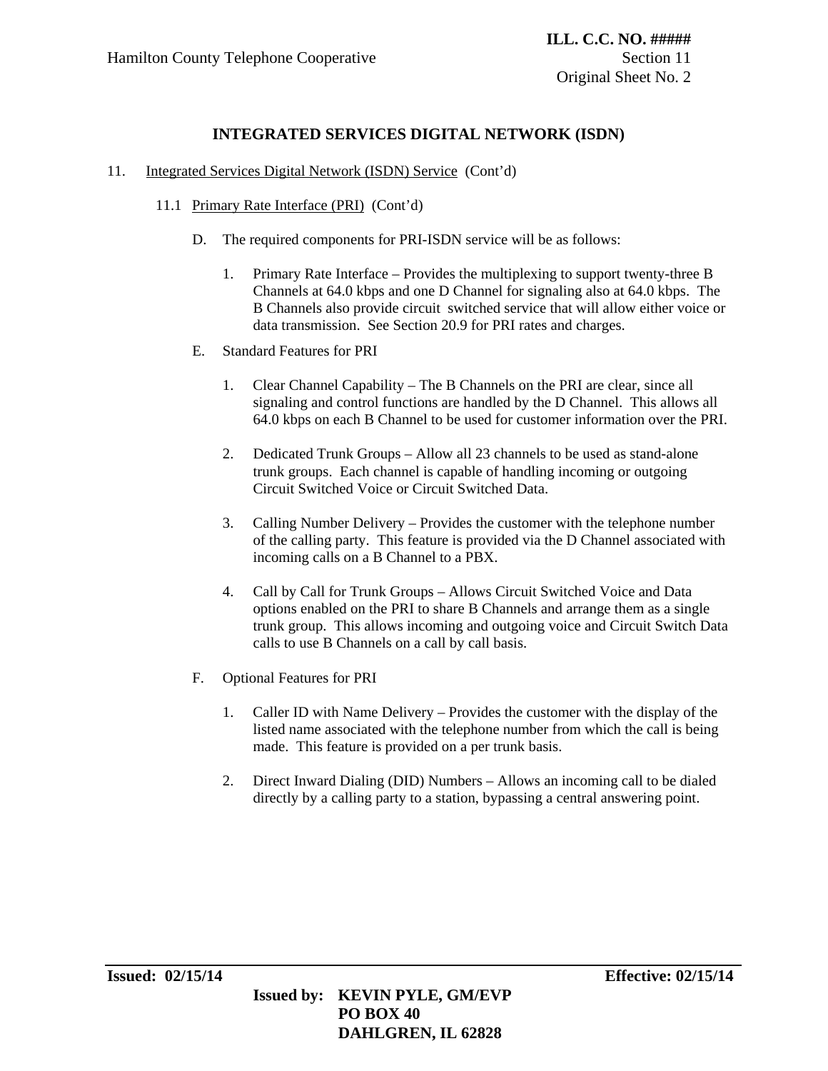## INTEGRATED SERVICES DIGITAL NETWORK (ISDN)

11. Integrated Services Digital Network (ISDN) Service (Cont'd)

  11.1 Primary Rate Interface (PRI) (Cont'd)

  D. The required components for PRI-ISDN service will be as follows:

    1. Primary Rate Interface – Provides the multiplexing to support twenty-three B Channels at 64.0 kbps and one D Channel for signaling also at 64.0 kbps. The B Channels also provide circuit switched service that will allow either voice or data transmission. See Section 20.9 for PRI rates and charges.

  E. Standard Features for PRI

    1. Clear Channel Capability – The B Channels on the PRI are clear, since all signaling and control functions are handled by the D Channel. This allows all 64.0 kbps on each B Channel to be used for customer information over the PRI.

    2. Dedicated Trunk Groups – Allow all 23 channels to be used as stand-alone trunk groups. Each channel is capable of handling incoming or outgoing Circuit Switched Voice or Circuit Switched Data.

    3. Calling Number Delivery – Provides the customer with the telephone number of the calling party. This feature is provided via the D Channel associated with incoming calls on a B Channel to a PBX.

    4. Call by Call for Trunk Groups – Allows Circuit Switched Voice and Data options enabled on the PRI to share B Channels and arrange them as a single trunk group. This allows incoming and outgoing voice and Circuit Switch Data calls to use B Channels on a call by call basis.

  F. Optional Features for PRI

    1. Caller ID with Name Delivery – Provides the customer with the display of the listed name associated with the telephone number from which the call is being made. This feature is provided on a per trunk basis.

    2. Direct Inward Dialing (DID) Numbers – Allows an incoming call to be dialed directly by a calling party to a station, bypassing a central answering point.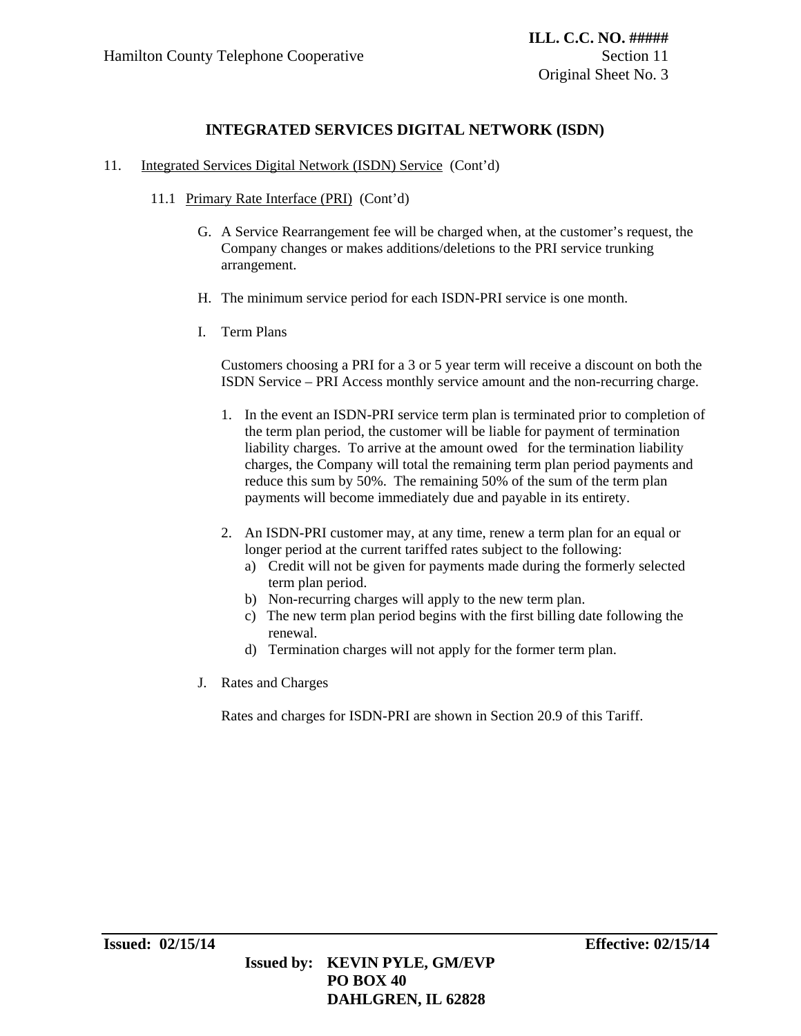# INTEGRATED SERVICES DIGITAL NETWORK (ISDN)

11. Integrated Services Digital Network (ISDN) Service (Cont'd)

11.1 Primary Rate Interface (PRI) (Cont'd)

G. A Service Rearrangement fee will be charged when, at the customer's request, the Company changes or makes additions/deletions to the PRI service trunking arrangement.

H. The minimum service period for each ISDN-PRI service is one month.

I. Term Plans

Customers choosing a PRI for a 3 or 5 year term will receive a discount on both the ISDN Service – PRI Access monthly service amount and the non-recurring charge.

1. In the event an ISDN-PRI service term plan is terminated prior to completion of the term plan period, the customer will be liable for payment of termination liability charges. To arrive at the amount owed for the termination liability charges, the Company will total the remaining term plan period payments and reduce this sum by 50%. The remaining 50% of the sum of the term plan payments will become immediately due and payable in its entirety.

2. An ISDN-PRI customer may, at any time, renew a term plan for an equal or longer period at the current tariffed rates subject to the following:
   a) Credit will not be given for payments made during the formerly selected term plan period.
   b) Non-recurring charges will apply to the new term plan.
   c) The new term plan period begins with the first billing date following the renewal.
   d) Termination charges will not apply for the former term plan.

J. Rates and Charges

Rates and charges for ISDN-PRI are shown in Section 20.9 of this Tariff.

**Issued: 02/15/14** **Effective: 02/15/14**

**Issued by: KEVIN PYLE, GM/EVP**
**PO BOX 40**
**DAHLGREN, IL 62828**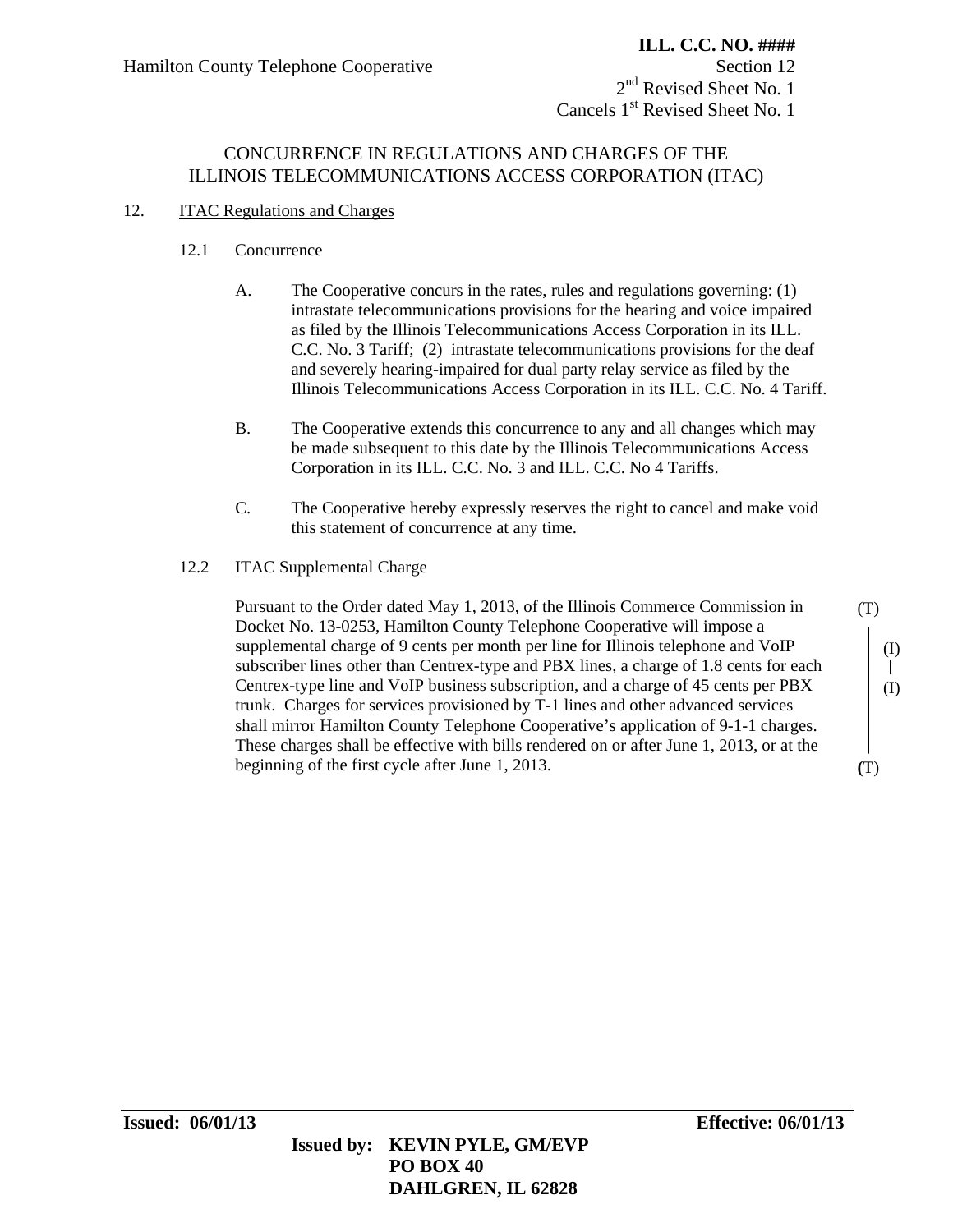**ILL. C.C. NO. ####**

Hamilton County Telephone Cooperative

Section 12

2nd Revised Sheet No. 1

Cancels 1st Revised Sheet No. 1

## CONCURRENCE IN REGULATIONS AND CHARGES OF THE ILLINOIS TELECOMMUNICATIONS ACCESS CORPORATION (ITAC)

12. ITAC Regulations and Charges

12.1 Concurrence

A. The Cooperative concurs in the rates, rules and regulations governing: (1) intrastate telecommunications provisions for the hearing and voice impaired as filed by the Illinois Telecommunications Access Corporation in its ILL. C.C. No. 3 Tariff; (2) intrastate telecommunications provisions for the deaf and severely hearing-impaired for dual party relay service as filed by the Illinois Telecommunications Access Corporation in its ILL. C.C. No. 4 Tariff.

B. The Cooperative extends this concurrence to any and all changes which may be made subsequent to this date by the Illinois Telecommunications Access Corporation in its ILL. C.C. No. 3 and ILL. C.C. No 4 Tariffs.

C. The Cooperative hereby expressly reserves the right to cancel and make void this statement of concurrence at any time.

12.2 ITAC Supplemental Charge

Pursuant to the Order dated May 1, 2013, of the Illinois Commerce Commission in Docket No. 13-0253, Hamilton County Telephone Cooperative will impose a supplemental charge of 9 cents per month per line for Illinois telephone and VoIP subscriber lines other than Centrex-type and PBX lines, a charge of 1.8 cents for each Centrex-type line and VoIP business subscription, and a charge of 45 cents per PBX trunk. Charges for services provisioned by T-1 lines and other advanced services shall mirror Hamilton County Telephone Cooperative's application of 9-1-1 charges. These charges shall be effective with bills rendered on or after June 1, 2013, or at the beginning of the first cycle after June 1, 2013. (T) (I) (I) (T)

**Issued: 06/01/13** **Effective: 06/01/13**

**Issued by: KEVIN PYLE, GM/EVP**
**PO BOX 40**
**DAHLGREN, IL 62828**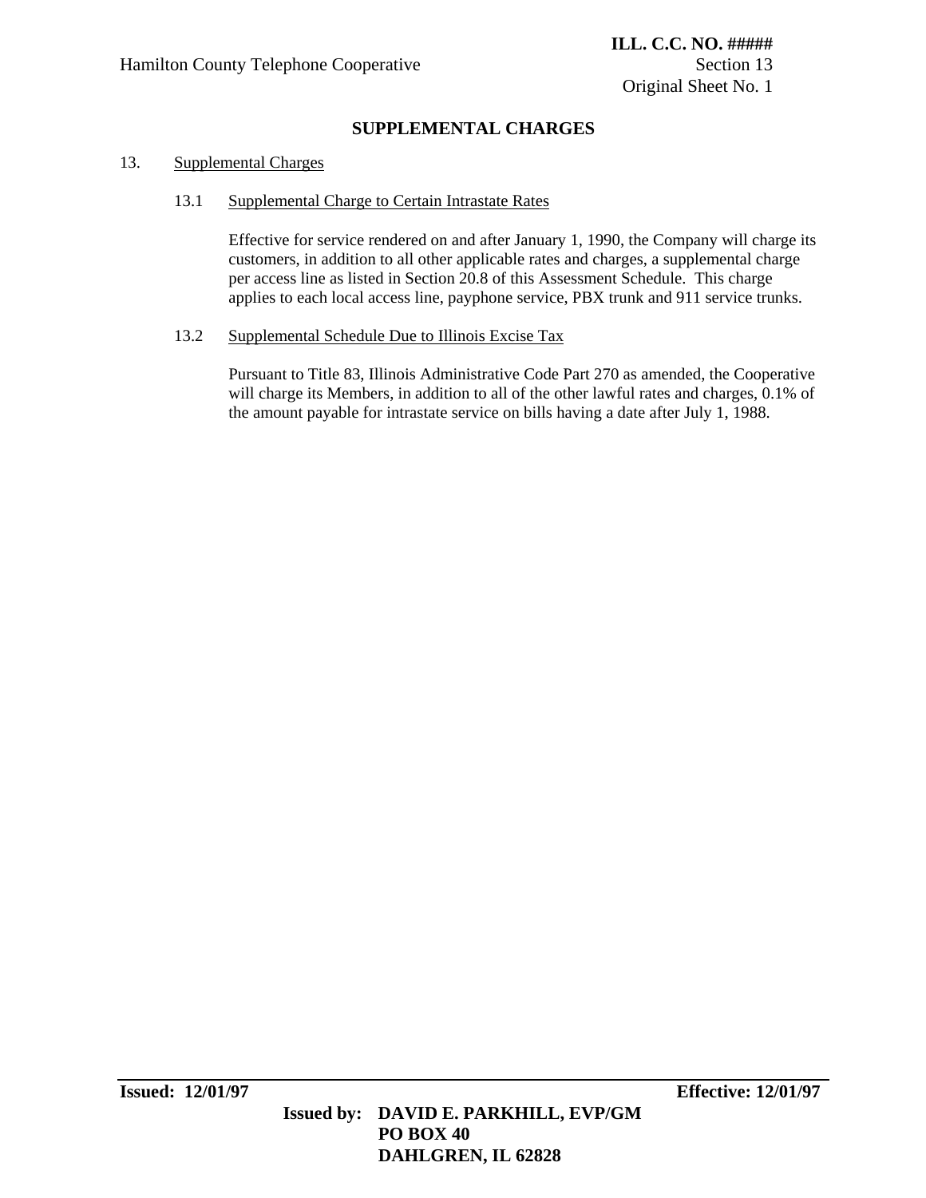## SUPPLEMENTAL CHARGES

13. Supplemental Charges

13.1 Supplemental Charge to Certain Intrastate Rates

Effective for service rendered on and after January 1, 1990, the Company will charge its customers, in addition to all other applicable rates and charges, a supplemental charge per access line as listed in Section 20.8 of this Assessment Schedule. This charge applies to each local access line, payphone service, PBX trunk and 911 service trunks.

13.2 Supplemental Schedule Due to Illinois Excise Tax

Pursuant to Title 83, Illinois Administrative Code Part 270 as amended, the Cooperative will charge its Members, in addition to all of the other lawful rates and charges, 0.1% of the amount payable for intrastate service on bills having a date after July 1, 1988.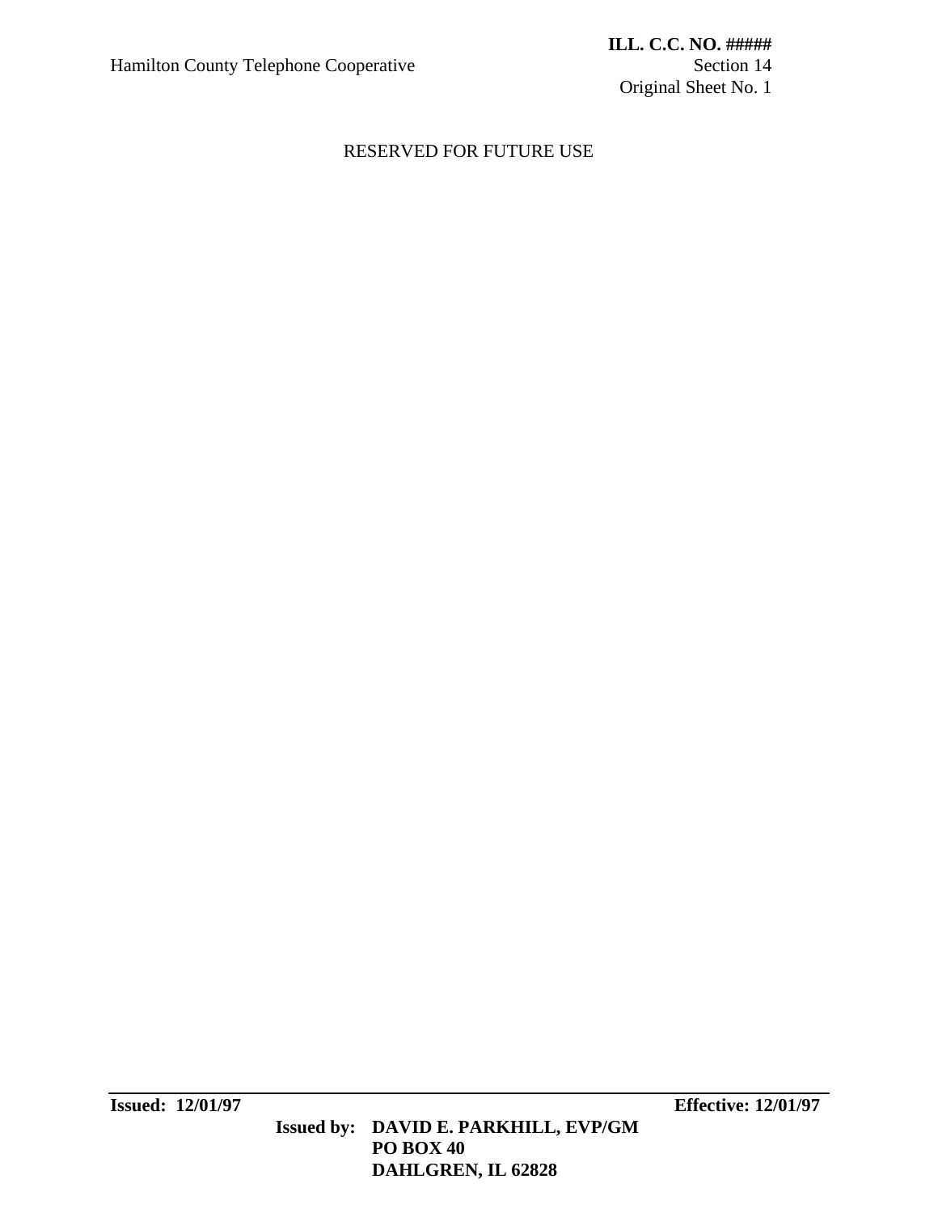RESERVED FOR FUTURE USE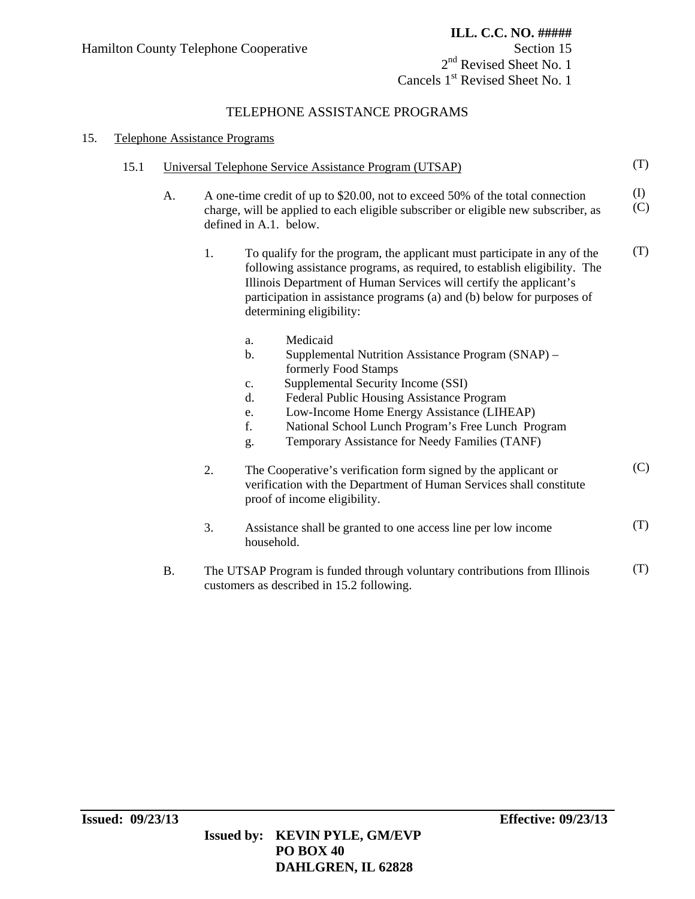# TELEPHONE ASSISTANCE PROGRAMS

## 15. Telephone Assistance Programs

### 15.1 Universal Telephone Service Assistance Program (UTSAP) (T)

A. A one-time credit of up to $20.00, not to exceed 50% of the total connection charge, will be applied to each eligible subscriber or eligible new subscriber, as defined in A.1. below. (I) (C)

1. To qualify for the program, the applicant must participate in any of the following assistance programs, as required, to establish eligibility. The Illinois Department of Human Services will certify the applicant's participation in assistance programs (a) and (b) below for purposes of determining eligibility: (T)

   a. Medicaid
   b. Supplemental Nutrition Assistance Program (SNAP) – formerly Food Stamps
   c. Supplemental Security Income (SSI)
   d. Federal Public Housing Assistance Program
   e. Low-Income Home Energy Assistance (LIHEAP)
   f. National School Lunch Program's Free Lunch Program
   g. Temporary Assistance for Needy Families (TANF)

2. The Cooperative's verification form signed by the applicant or verification with the Department of Human Services shall constitute proof of income eligibility. (C)

3. Assistance shall be granted to one access line per low income household. (T)

B. The UTSAP Program is funded through voluntary contributions from Illinois customers as described in 15.2 following. (T)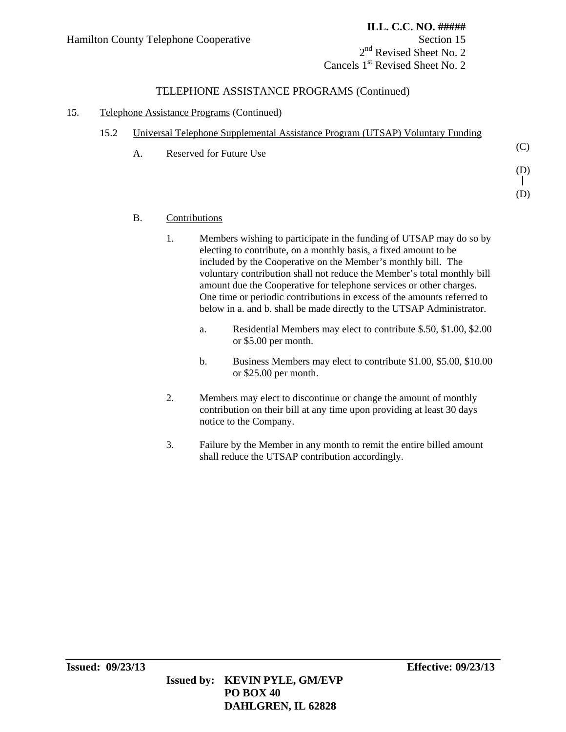TELEPHONE ASSISTANCE PROGRAMS (Continued)

15. Telephone Assistance Programs (Continued)

15.2 Universal Telephone Supplemental Assistance Program (UTSAP) Voluntary Funding

A. Reserved for Future Use (C)

(D)
|
(D)

B. Contributions

1. Members wishing to participate in the funding of UTSAP may do so by electing to contribute, on a monthly basis, a fixed amount to be included by the Cooperative on the Member's monthly bill. The voluntary contribution shall not reduce the Member's total monthly bill amount due the Cooperative for telephone services or other charges. One time or periodic contributions in excess of the amounts referred to below in a. and b. shall be made directly to the UTSAP Administrator.

   a. Residential Members may elect to contribute \$.50, \$1.00, \$2.00 or \$5.00 per month.

   b. Business Members may elect to contribute \$1.00, \$5.00, \$10.00 or \$25.00 per month.

2. Members may elect to discontinue or change the amount of monthly contribution on their bill at any time upon providing at least 30 days notice to the Company.

3. Failure by the Member in any month to remit the entire billed amount shall reduce the UTSAP contribution accordingly.

**Issued: 09/23/13** **Effective: 09/23/13**

**Issued by: KEVIN PYLE, GM/EVP**
**PO BOX 40**
**DAHLGREN, IL 62828**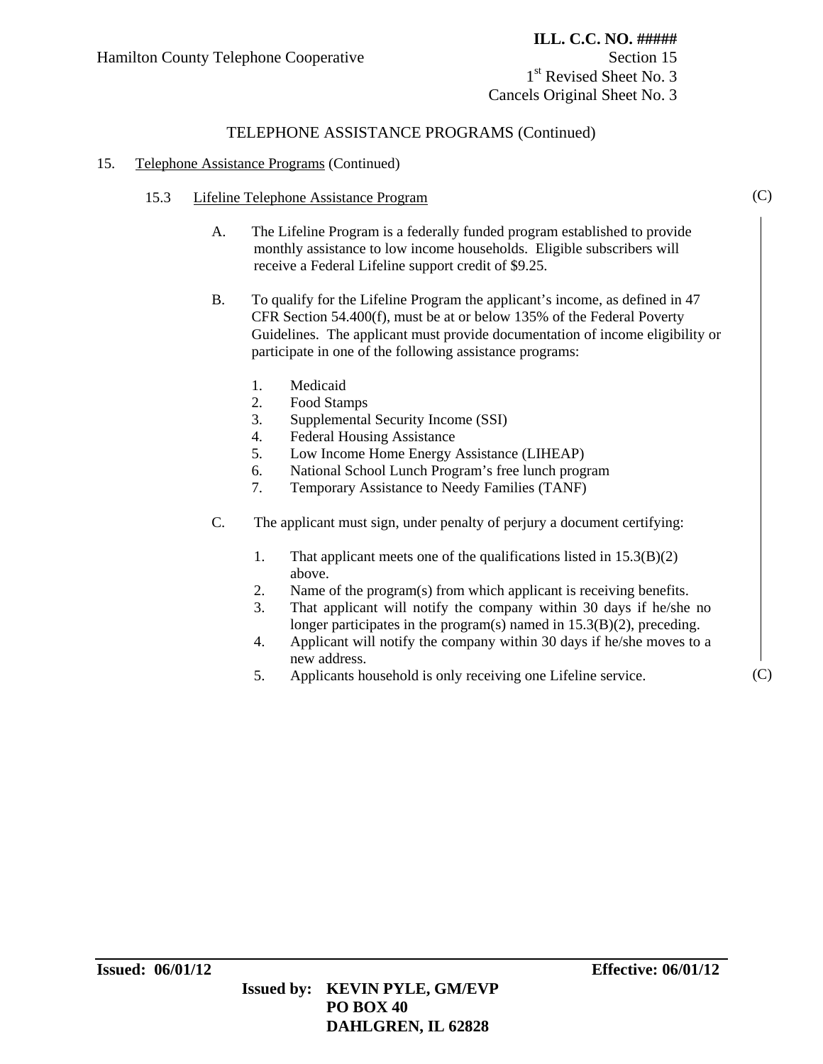Hamilton County Telephone Cooperative

**ILL. C.C. NO. #####**
Section 15
1st Revised Sheet No. 3
Cancels Original Sheet No. 3

TELEPHONE ASSISTANCE PROGRAMS (Continued)

15. Telephone Assistance Programs (Continued)

15.3 Lifeline Telephone Assistance Program (C)

A. The Lifeline Program is a federally funded program established to provide monthly assistance to low income households. Eligible subscribers will receive a Federal Lifeline support credit of $9.25.

B. To qualify for the Lifeline Program the applicant's income, as defined in 47 CFR Section 54.400(f), must be at or below 135% of the Federal Poverty Guidelines. The applicant must provide documentation of income eligibility or participate in one of the following assistance programs:

1. Medicaid
2. Food Stamps
3. Supplemental Security Income (SSI)
4. Federal Housing Assistance
5. Low Income Home Energy Assistance (LIHEAP)
6. National School Lunch Program's free lunch program
7. Temporary Assistance to Needy Families (TANF)

C. The applicant must sign, under penalty of perjury a document certifying:

1. That applicant meets one of the qualifications listed in 15.3(B)(2) above.
2. Name of the program(s) from which applicant is receiving benefits.
3. That applicant will notify the company within 30 days if he/she no longer participates in the program(s) named in 15.3(B)(2), preceding.
4. Applicant will notify the company within 30 days if he/she moves to a new address.
5. Applicants household is only receiving one Lifeline service. (C)

**Issued: 06/01/12** **Effective: 06/01/12**

**Issued by: KEVIN PYLE, GM/EVP**
**PO BOX 40**
**DAHLGREN, IL 62828**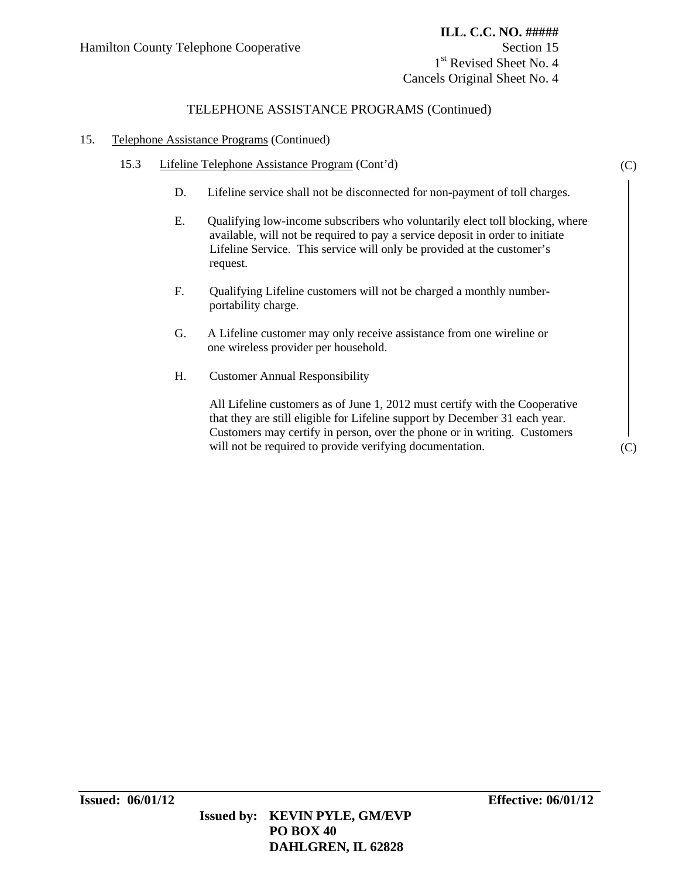**ILL. C.C. NO. #####**

Hamilton County Telephone Cooperative

Section 15

1st Revised Sheet No. 4

Cancels Original Sheet No. 4

TELEPHONE ASSISTANCE PROGRAMS (Continued)

15. Telephone Assistance Programs (Continued)

15.3 Lifeline Telephone Assistance Program (Cont'd) (C)

D. Lifeline service shall not be disconnected for non-payment of toll charges.

E. Qualifying low-income subscribers who voluntarily elect toll blocking, where available, will not be required to pay a service deposit in order to initiate Lifeline Service. This service will only be provided at the customer's request.

F. Qualifying Lifeline customers will not be charged a monthly number-portability charge.

G. A Lifeline customer may only receive assistance from one wireline or one wireless provider per household.

H. Customer Annual Responsibility

All Lifeline customers as of June 1, 2012 must certify with the Cooperative that they are still eligible for Lifeline support by December 31 each year. Customers may certify in person, over the phone or in writing. Customers will not be required to provide verifying documentation. (C)

**Issued: 06/01/12** **Effective: 06/01/12**

**Issued by: KEVIN PYLE, GM/EVP**
**PO BOX 40**
**DAHLGREN, IL 62828**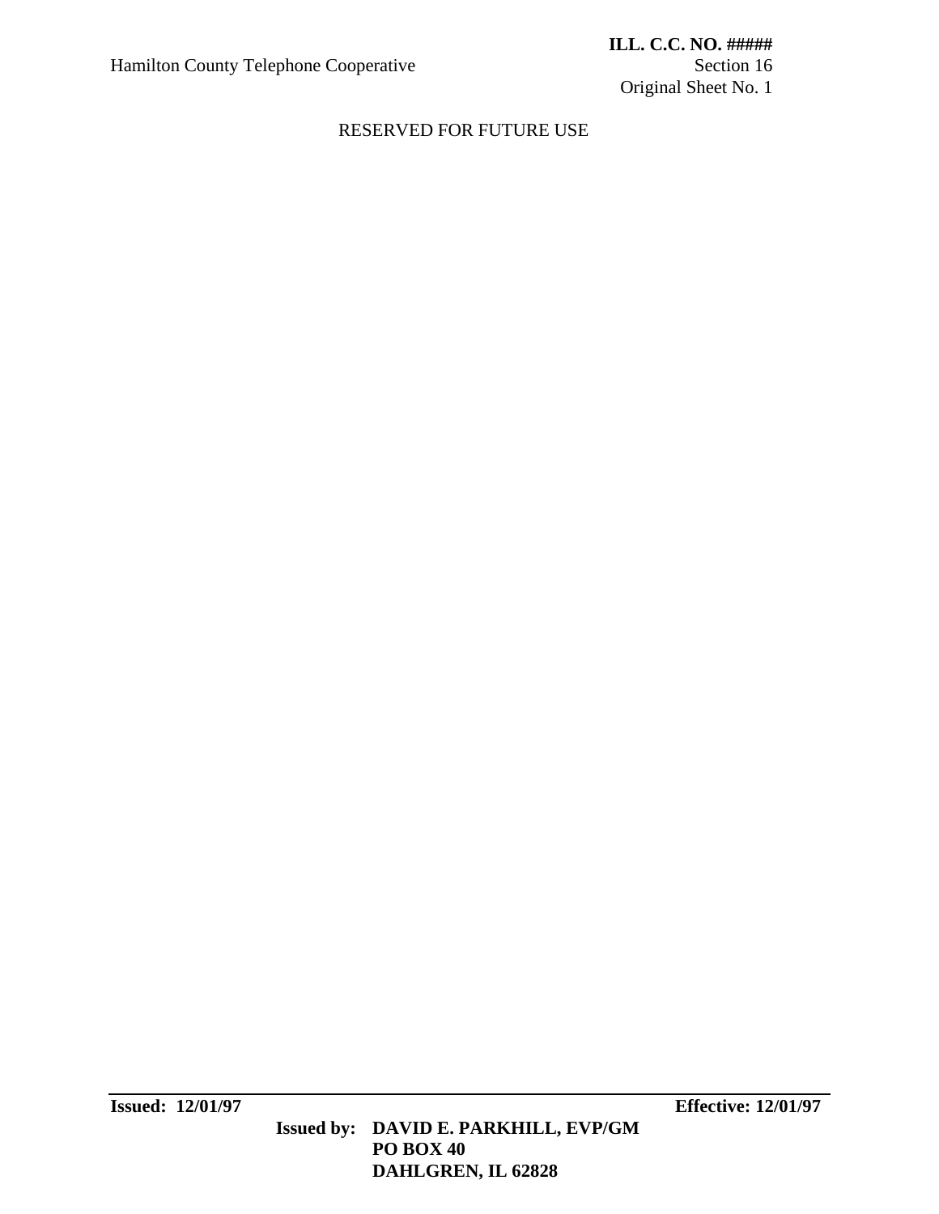RESERVED FOR FUTURE USE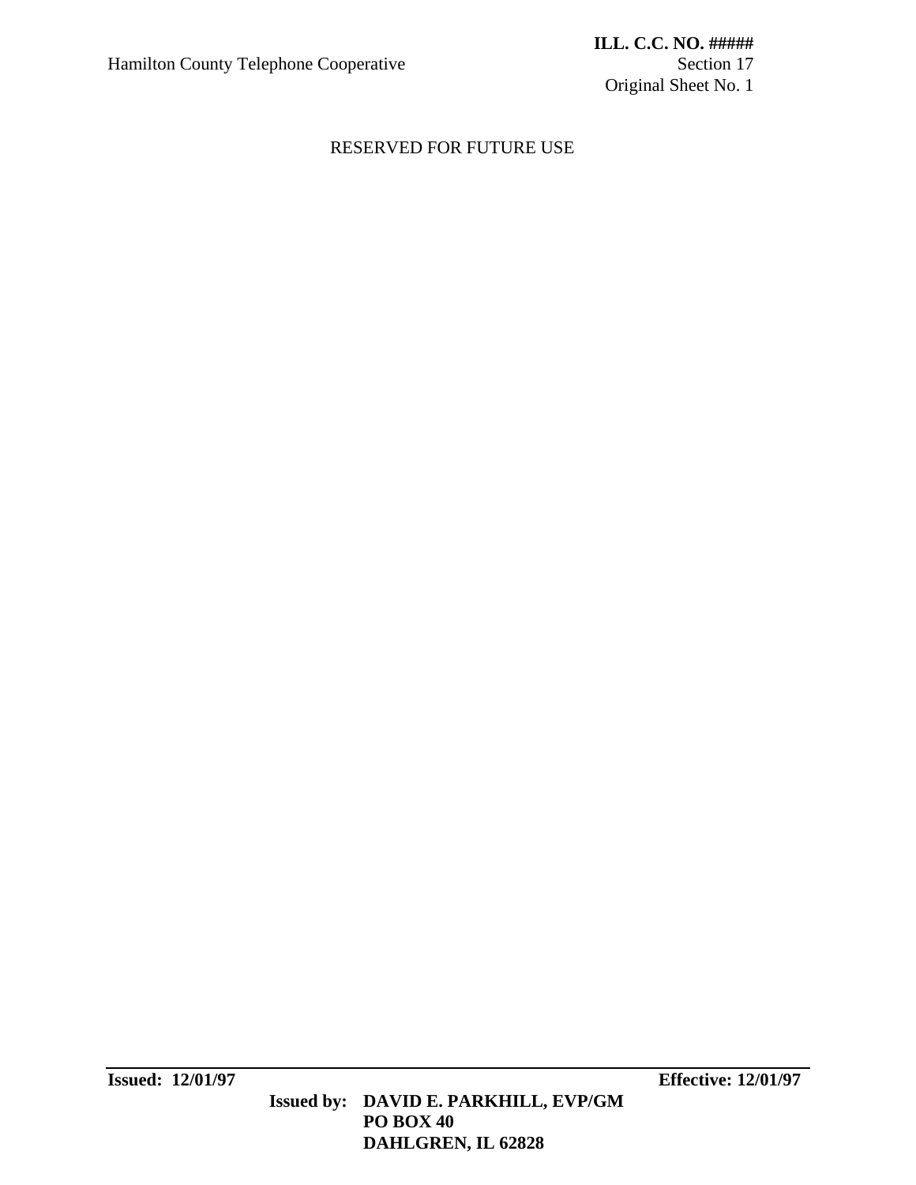RESERVED FOR FUTURE USE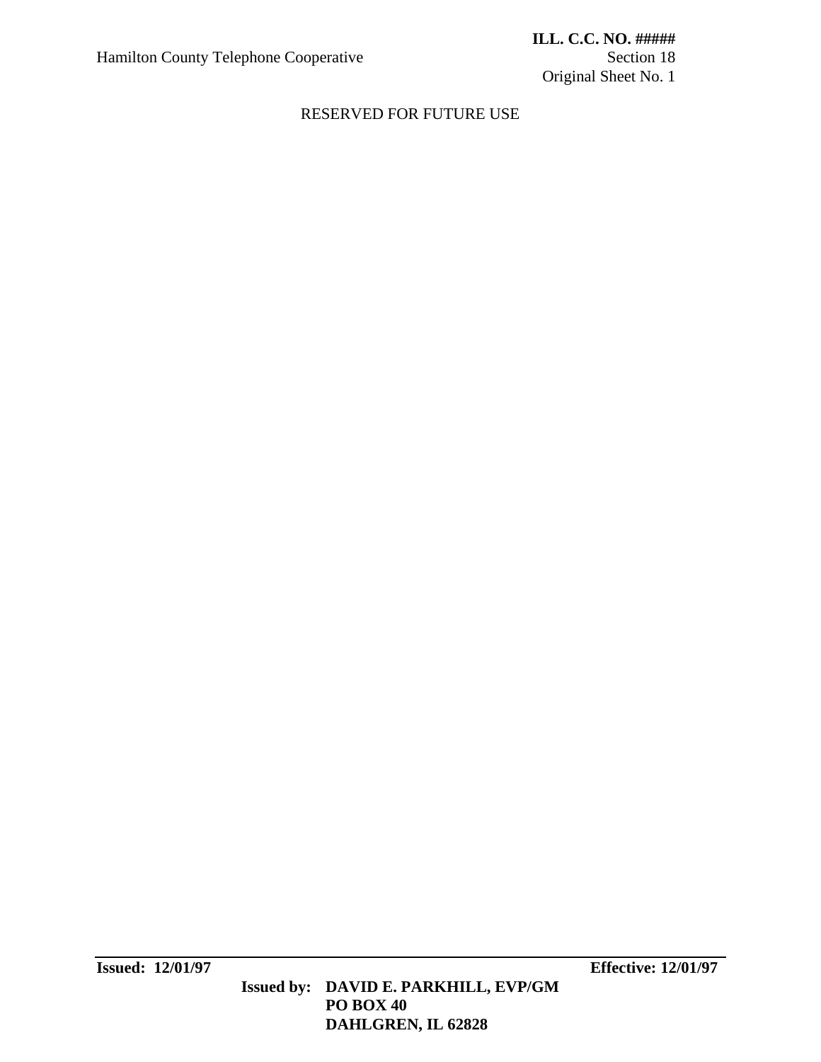RESERVED FOR FUTURE USE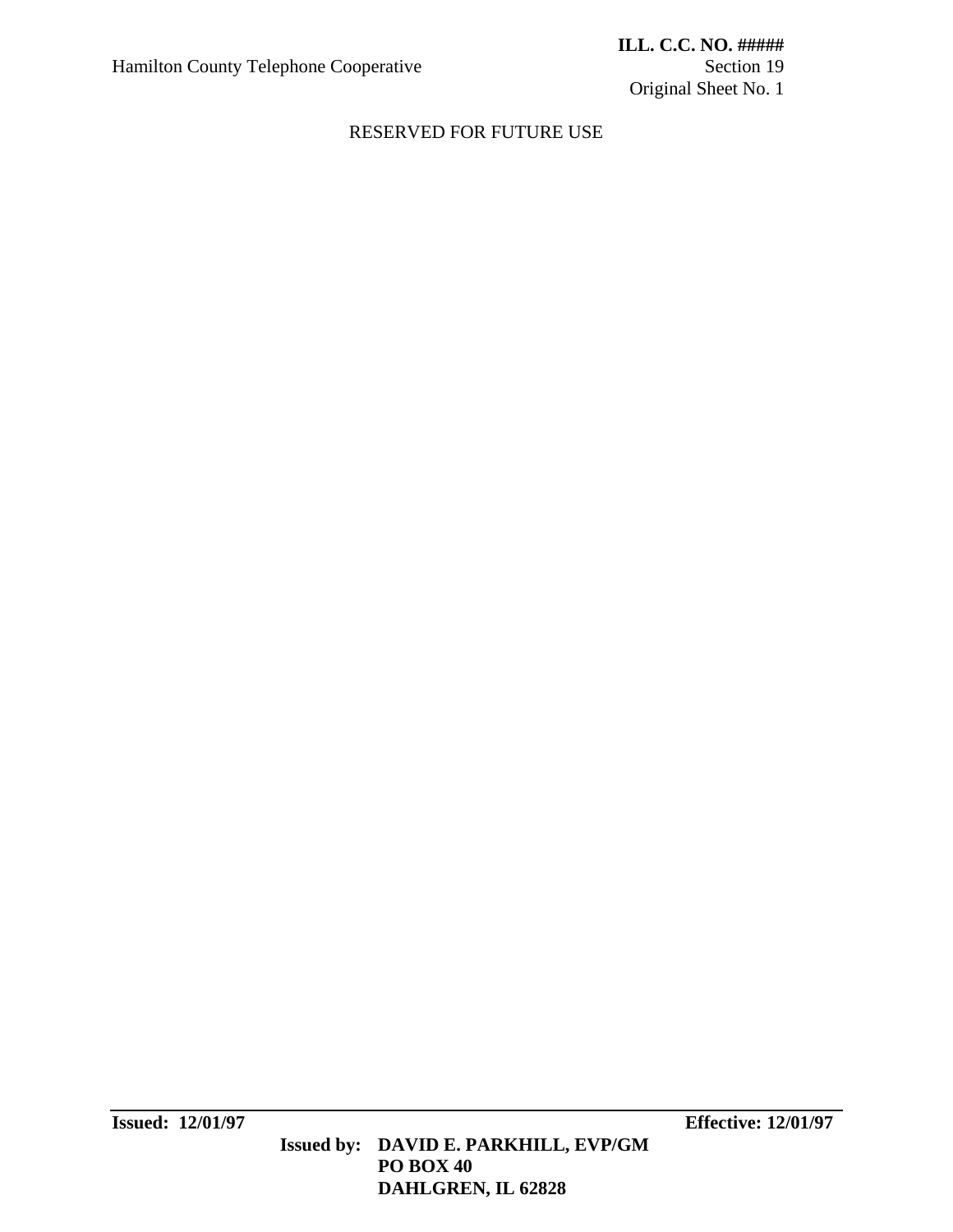RESERVED FOR FUTURE USE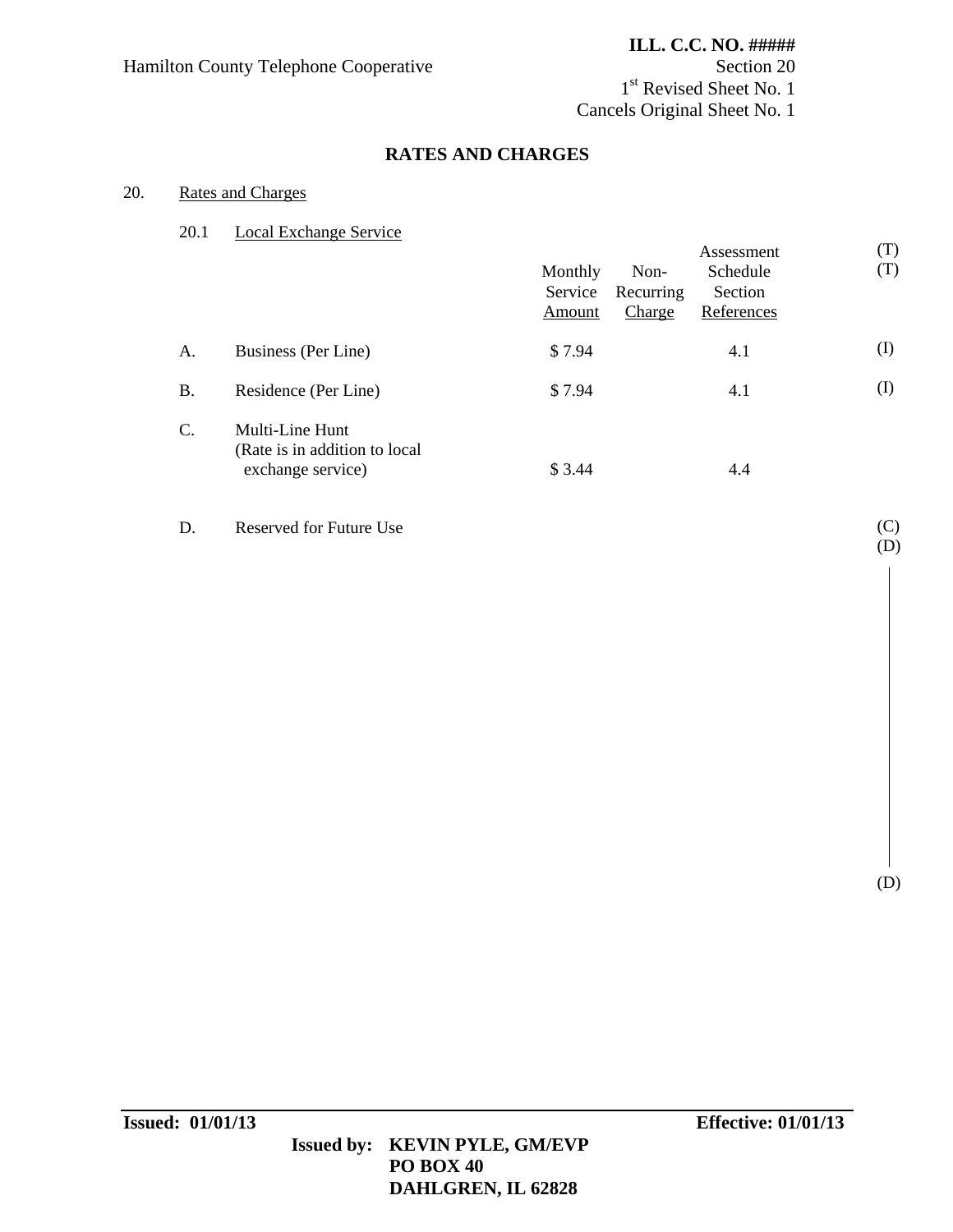ILL. C.C. NO. #####

Hamilton County Telephone Cooperative

Section 20

1st Revised Sheet No. 1

Cancels Original Sheet No. 1

## RATES AND CHARGES

20. Rates and Charges

20.1 Local Exchange Service

| | | Monthly Service Amount | Non-Recurring Charge | Assessment Schedule Section References | |
|---|---|---|---|---|---|
| | | | | | (T) (T) |
| A. | Business (Per Line) | $ 7.94 | | 4.1 | (I) |
| B. | Residence (Per Line) | $ 7.94 | | 4.1 | (I) |
| C. | Multi-Line Hunt (Rate is in addition to local exchange service) | $ 3.44 | | 4.4 | |
| D. | Reserved for Future Use | | | | (C) (D) |

(D)

**Issued: 01/01/13** **Effective: 01/01/13**

**Issued by: KEVIN PYLE, GM/EVP**
**PO BOX 40**
**DAHLGREN, IL 62828**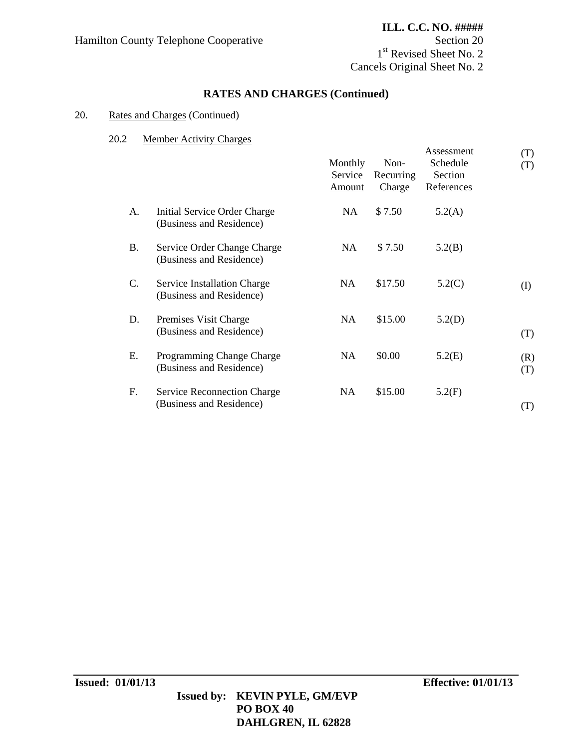Hamilton County Telephone Cooperative

**ILL. C.C. NO. #####**
Section 20
1st Revised Sheet No. 2
Cancels Original Sheet No. 2

## RATES AND CHARGES (Continued)

20. Rates and Charges (Continued)

20.2 Member Activity Charges

| | | Monthly Service Amount | Non-Recurring Charge | Assessment Schedule Section References | (T) (T) |
|---|---|---|---|---|---|
| A. | Initial Service Order Charge (Business and Residence) | NA | $ 7.50 | 5.2(A) | |
| B. | Service Order Change Charge (Business and Residence) | NA | $ 7.50 | 5.2(B) | |
| C. | Service Installation Charge (Business and Residence) | NA | $17.50 | 5.2(C) | (I) |
| D. | Premises Visit Charge (Business and Residence) | NA | $15.00 | 5.2(D) | (T) |
| E. | Programming Change Charge (Business and Residence) | NA | $0.00 | 5.2(E) | (R) (T) |
| F. | Service Reconnection Charge (Business and Residence) | NA | $15.00 | 5.2(F) | (T) |

**Issued: 01/01/13** **Effective: 01/01/13**

**Issued by: KEVIN PYLE, GM/EVP**
**PO BOX 40**
**DAHLGREN, IL 62828**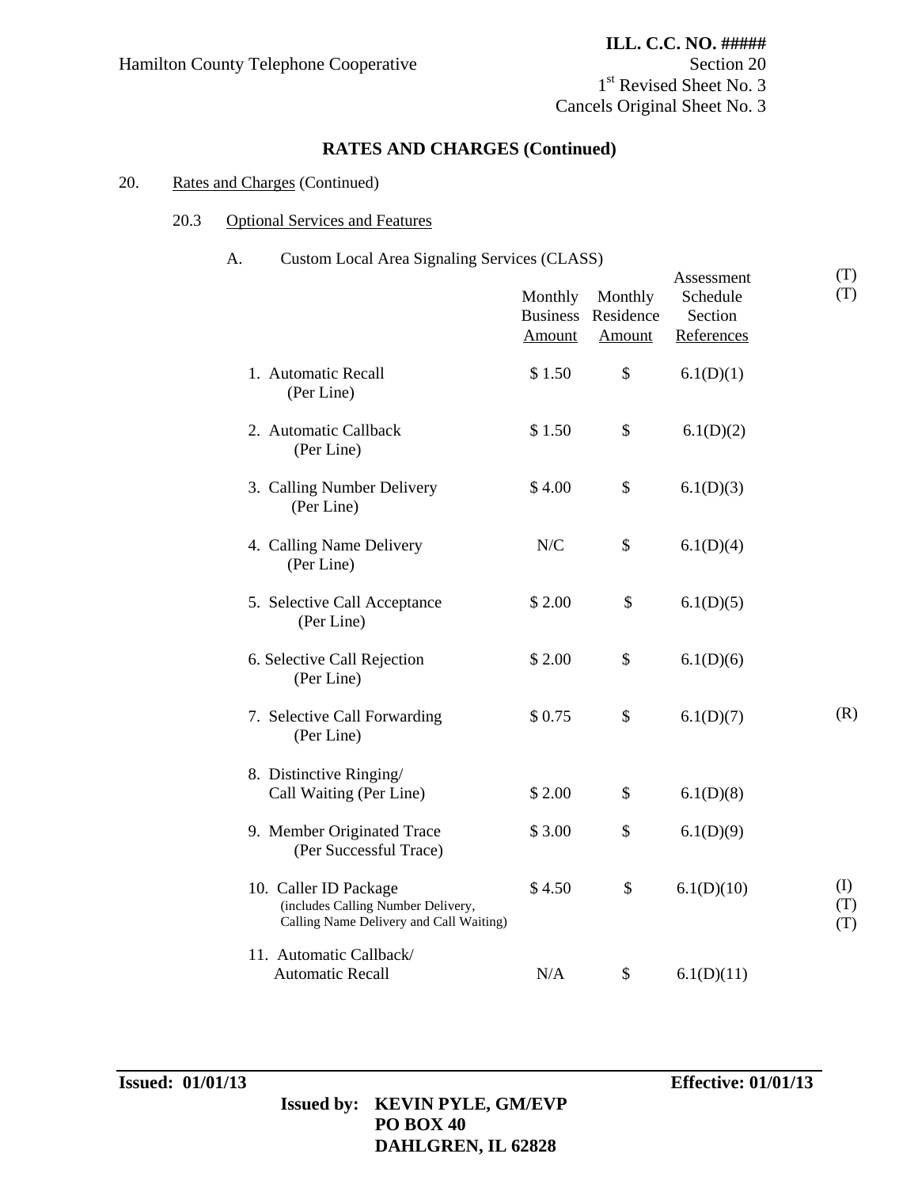ILL. C.C. NO. #####

Hamilton County Telephone Cooperative

Section 20

1st Revised Sheet No. 3

Cancels Original Sheet No. 3

## RATES AND CHARGES (Continued)

20. Rates and Charges (Continued)

20.3 Optional Services and Features

A. Custom Local Area Signaling Services (CLASS)

| | Monthly Business Amount | Monthly Residence Amount | Assessment Schedule Section References | (T) (T) |
|---|---|---|---|---|
| 1. Automatic Recall (Per Line) | $ 1.50 | $ | 6.1(D)(1) | |
| 2. Automatic Callback (Per Line) | $ 1.50 | $ | 6.1(D)(2) | |
| 3. Calling Number Delivery (Per Line) | $ 4.00 | $ | 6.1(D)(3) | |
| 4. Calling Name Delivery (Per Line) | N/C | $ | 6.1(D)(4) | |
| 5. Selective Call Acceptance (Per Line) | $ 2.00 | $ | 6.1(D)(5) | |
| 6. Selective Call Rejection (Per Line) | $ 2.00 | $ | 6.1(D)(6) | |
| 7. Selective Call Forwarding (Per Line) | $ 0.75 | $ | 6.1(D)(7) | (R) |
| 8. Distinctive Ringing/ Call Waiting (Per Line) | $ 2.00 | $ | 6.1(D)(8) | |
| 9. Member Originated Trace (Per Successful Trace) | $ 3.00 | $ | 6.1(D)(9) | |
| 10. Caller ID Package (includes Calling Number Delivery, Calling Name Delivery and Call Waiting) | $ 4.50 | $ | 6.1(D)(10) | (I) (T) (T) |
| 11. Automatic Callback/ Automatic Recall | N/A | $ | 6.1(D)(11) | |

**Issued: 01/01/13** **Effective: 01/01/13**

**Issued by: KEVIN PYLE, GM/EVP**
**PO BOX 40**
**DAHLGREN, IL 62828**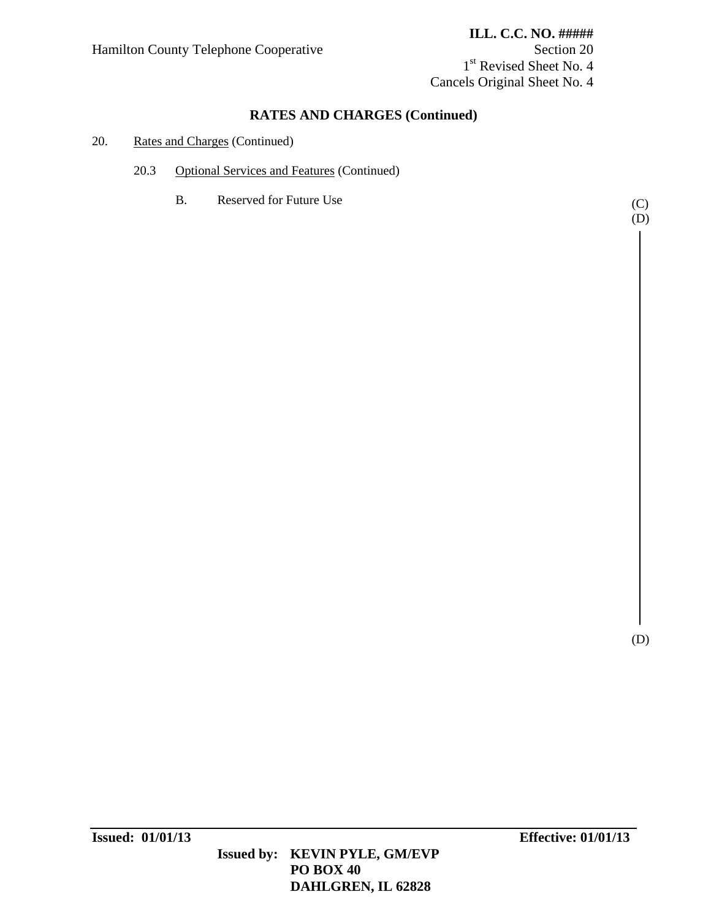## RATES AND CHARGES (Continued)

20. Rates and Charges (Continued)

20.3 Optional Services and Features (Continued)

B. Reserved for Future Use (C) (D)

(D)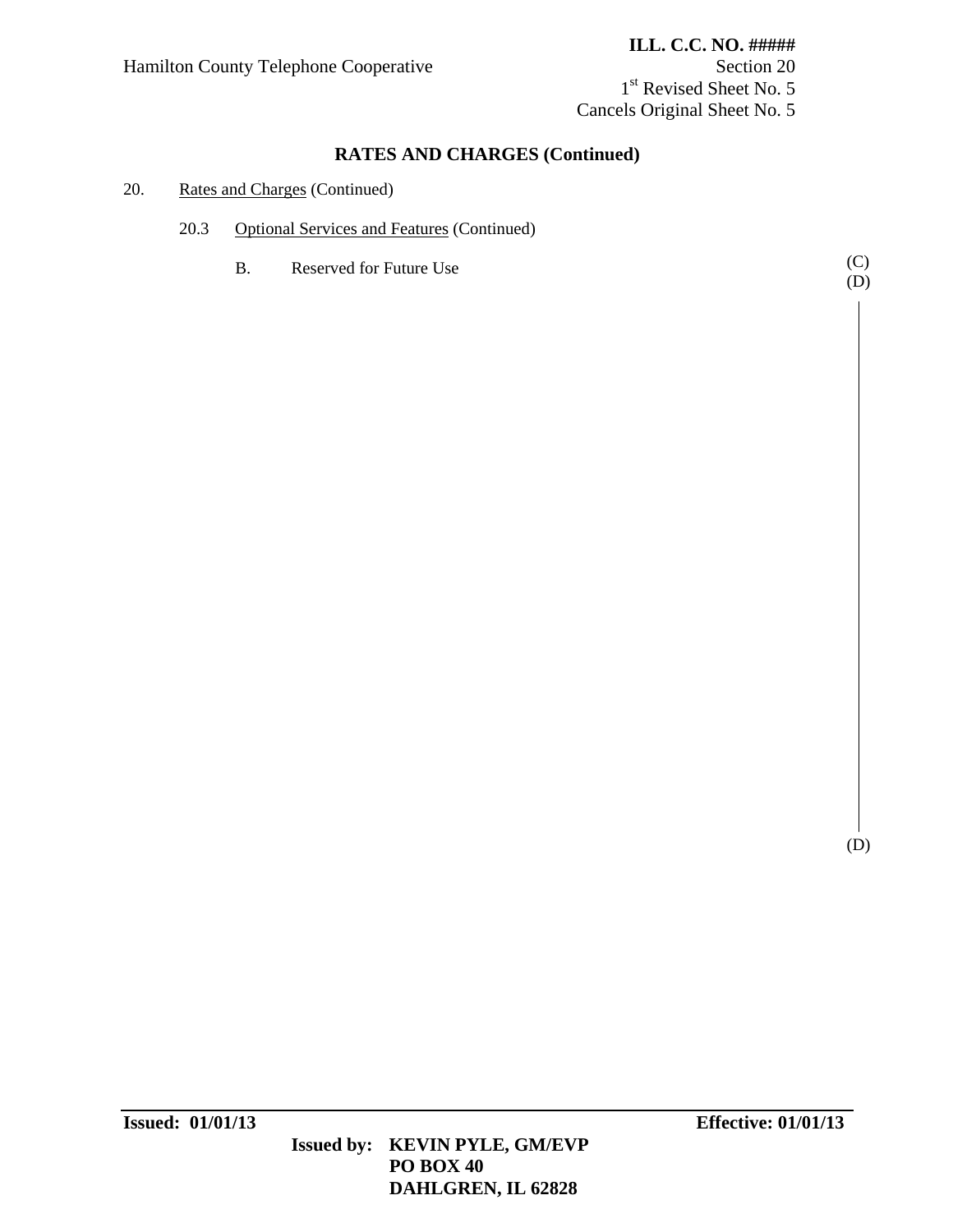## RATES AND CHARGES (Continued)

20. Rates and Charges (Continued)

20.3 Optional Services and Features (Continued)

B. Reserved for Future Use (C) (D)

(D)

**Issued: 01/01/13** **Effective: 01/01/13**

**Issued by: KEVIN PYLE, GM/EVP**
**PO BOX 40**
**DAHLGREN, IL 62828**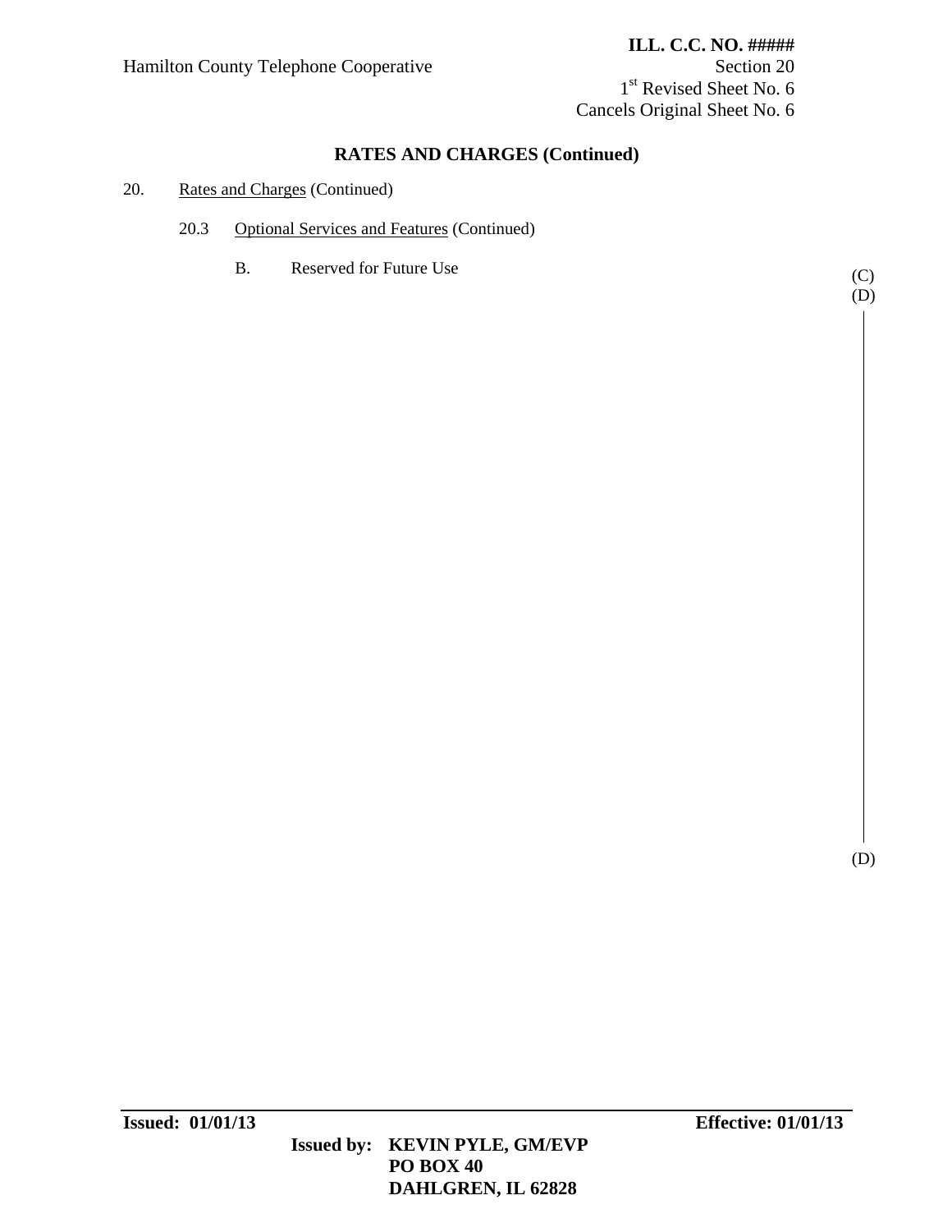Hamilton County Telephone Cooperative

**ILL. C.C. NO. #####**
Section 20
1st Revised Sheet No. 6
Cancels Original Sheet No. 6

## RATES AND CHARGES (Continued)

20. Rates and Charges (Continued)

20.3 Optional Services and Features (Continued)

B. Reserved for Future Use (C)

(D)

(D)

**Issued: 01/01/13** **Effective: 01/01/13**

**Issued by: KEVIN PYLE, GM/EVP**
**PO BOX 40**
**DAHLGREN, IL 62828**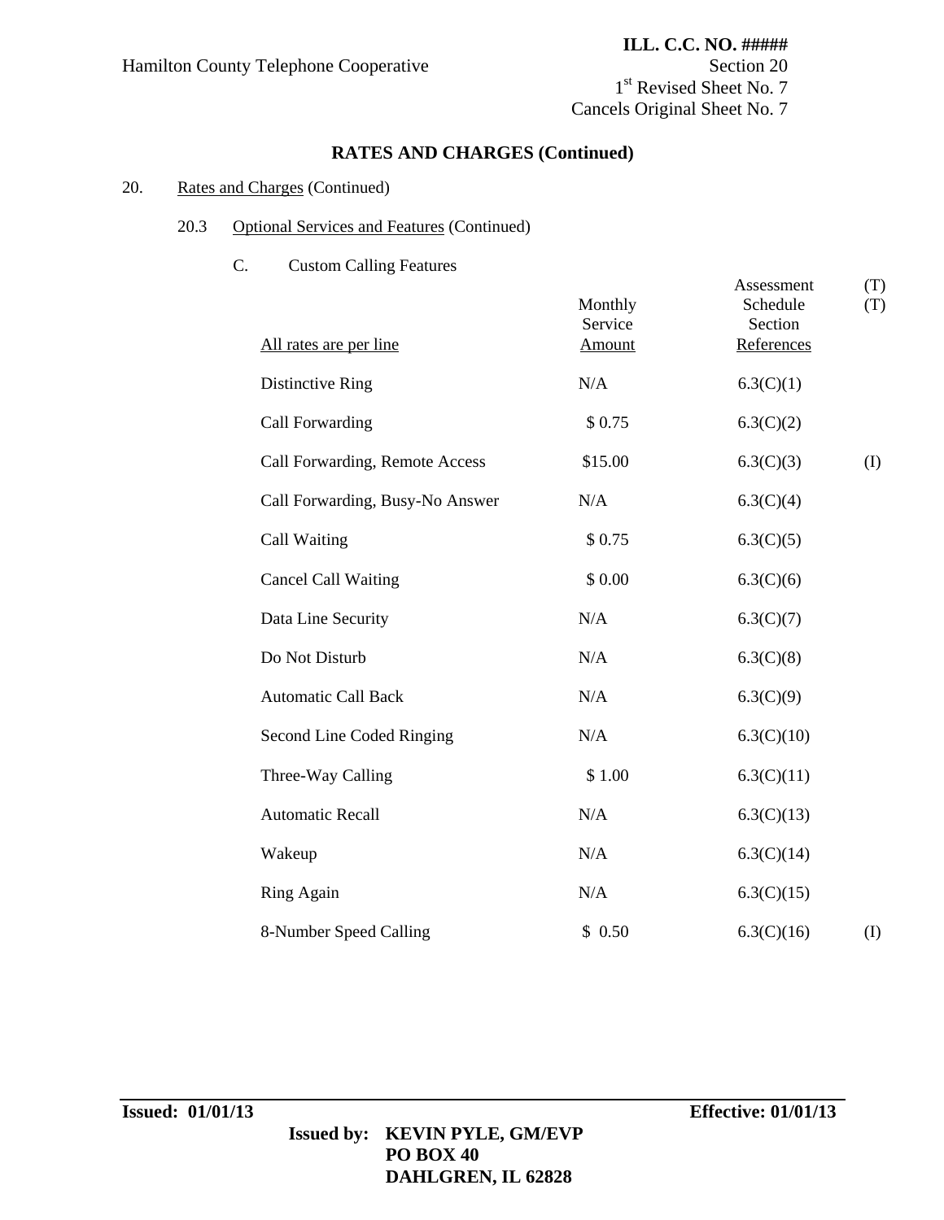**ILL. C.C. NO. #####**

Hamilton County Telephone Cooperative

Section 20

1st Revised Sheet No. 7

Cancels Original Sheet No. 7

## RATES AND CHARGES (Continued)

20. Rates and Charges (Continued)

20.3 Optional Services and Features (Continued)

C. Custom Calling Features

| All rates are per line | Monthly Service Amount | Assessment Schedule Section References | (T) (T) |
|---|---|---|---|
| Distinctive Ring | N/A | 6.3(C)(1) | |
| Call Forwarding | $ 0.75 | 6.3(C)(2) | |
| Call Forwarding, Remote Access | $15.00 | 6.3(C)(3) | (I) |
| Call Forwarding, Busy-No Answer | N/A | 6.3(C)(4) | |
| Call Waiting | $ 0.75 | 6.3(C)(5) | |
| Cancel Call Waiting | $ 0.00 | 6.3(C)(6) | |
| Data Line Security | N/A | 6.3(C)(7) | |
| Do Not Disturb | N/A | 6.3(C)(8) | |
| Automatic Call Back | N/A | 6.3(C)(9) | |
| Second Line Coded Ringing | N/A | 6.3(C)(10) | |
| Three-Way Calling | $ 1.00 | 6.3(C)(11) | |
| Automatic Recall | N/A | 6.3(C)(13) | |
| Wakeup | N/A | 6.3(C)(14) | |
| Ring Again | N/A | 6.3(C)(15) | |
| 8-Number Speed Calling | $ 0.50 | 6.3(C)(16) | (I) |

**Issued: 01/01/13** **Effective: 01/01/13**

**Issued by: KEVIN PYLE, GM/EVP**
**PO BOX 40**
**DAHLGREN, IL 62828**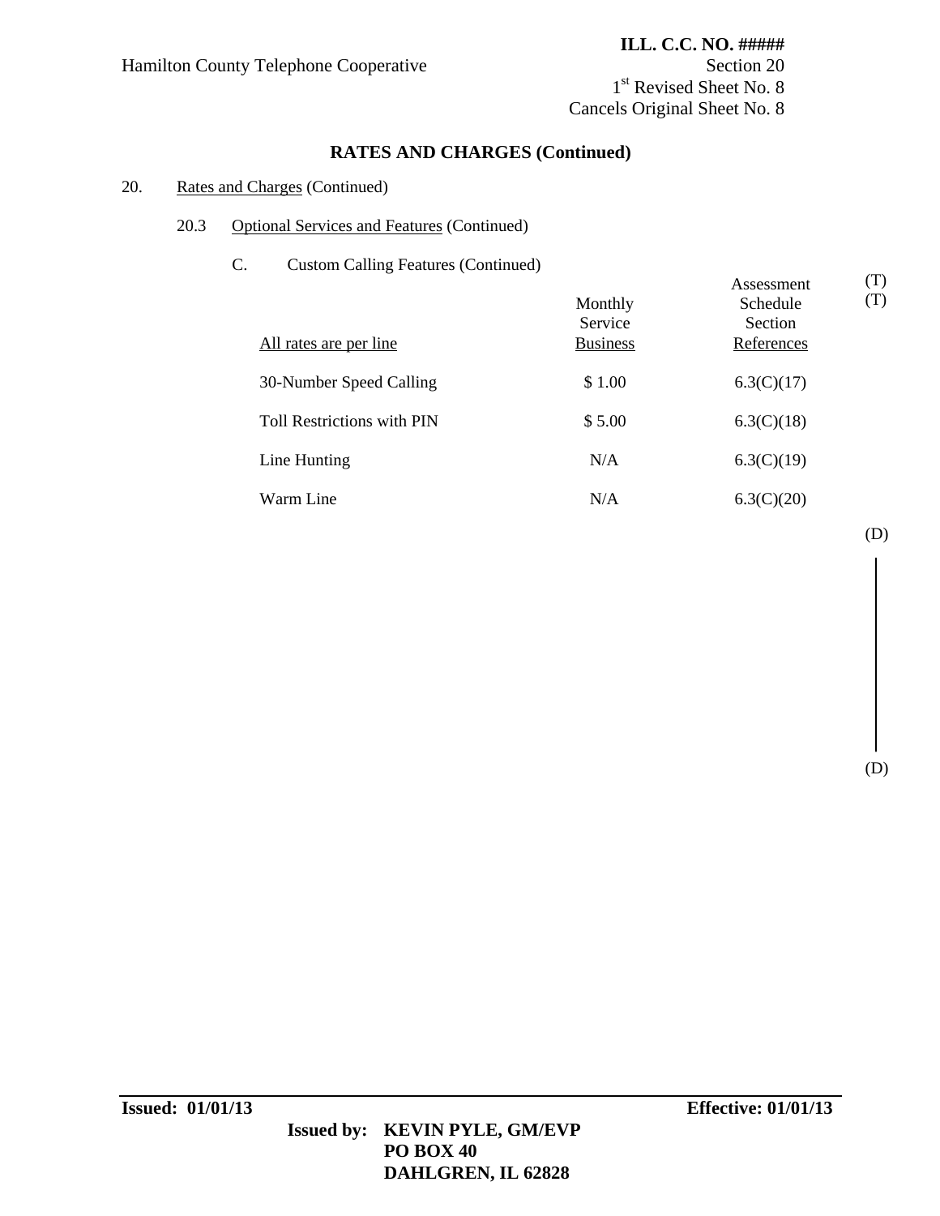Hamilton County Telephone Cooperative

**ILL. C.C. NO. #####**
Section 20
1st Revised Sheet No. 8
Cancels Original Sheet No. 8

## RATES AND CHARGES (Continued)

20. Rates and Charges (Continued)

20.3 Optional Services and Features (Continued)

C. Custom Calling Features (Continued)

| All rates are per line | Monthly Service Business | Assessment Schedule Section References | |
|---|---|---|---|
| | | | (T) |
| | | | (T) |
| 30-Number Speed Calling | $ 1.00 | 6.3(C)(17) | |
| Toll Restrictions with PIN | $ 5.00 | 6.3(C)(18) | |
| Line Hunting | N/A | 6.3(C)(19) | |
| Warm Line | N/A | 6.3(C)(20) | |

(D)

(D)

**Issued: 01/01/13** **Effective: 01/01/13**

**Issued by: KEVIN PYLE, GM/EVP**
**PO BOX 40**
**DAHLGREN, IL 62828**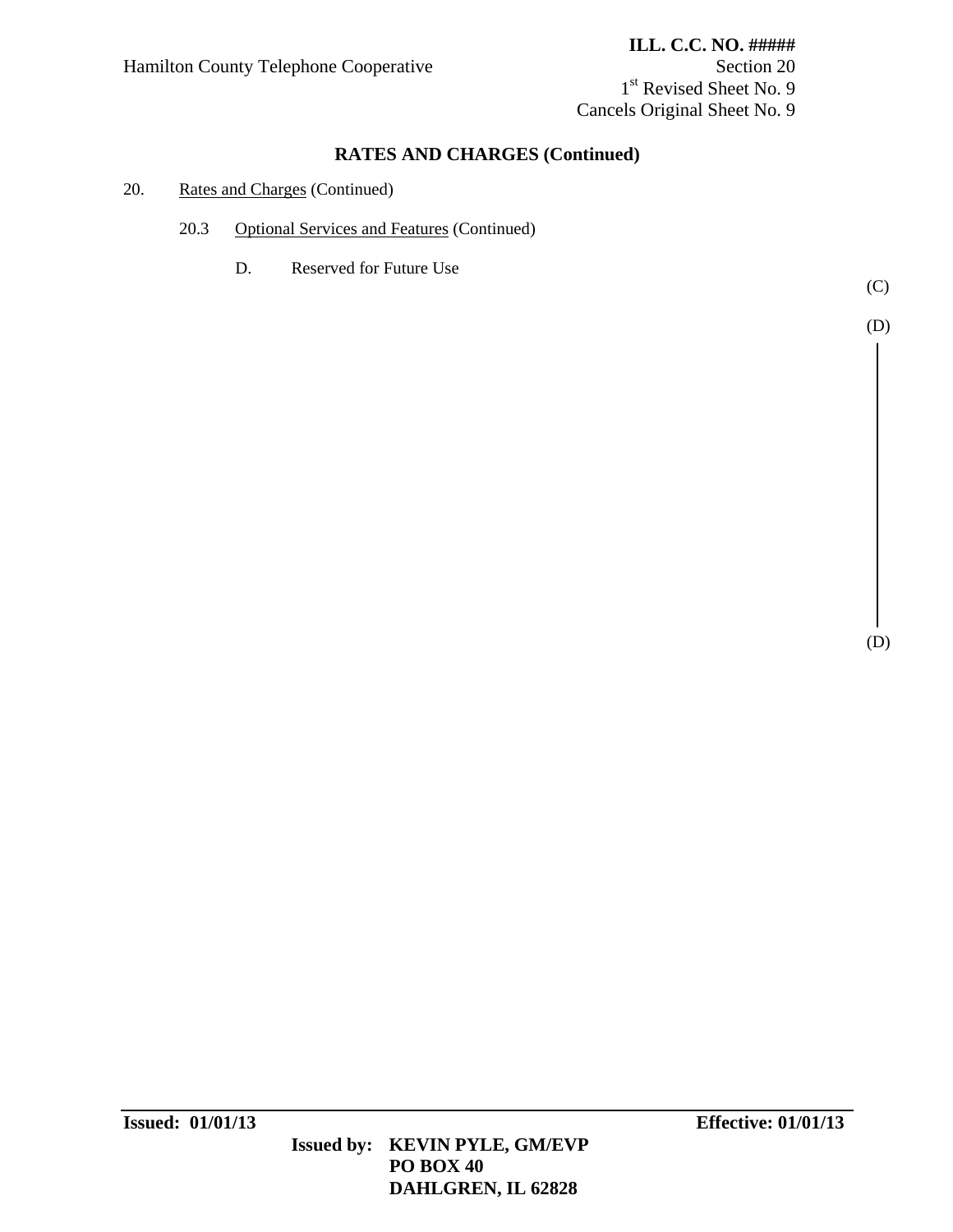**ILL. C.C. NO. #####**

Hamilton County Telephone Cooperative

Section 20

1st Revised Sheet No. 9

Cancels Original Sheet No. 9

## RATES AND CHARGES (Continued)

20. Rates and Charges (Continued)

20.3 Optional Services and Features (Continued)

D. Reserved for Future Use

(C)

(D)

(D)

**Issued: 01/01/13** **Effective: 01/01/13**

**Issued by: KEVIN PYLE, GM/EVP**
**PO BOX 40**
**DAHLGREN, IL 62828**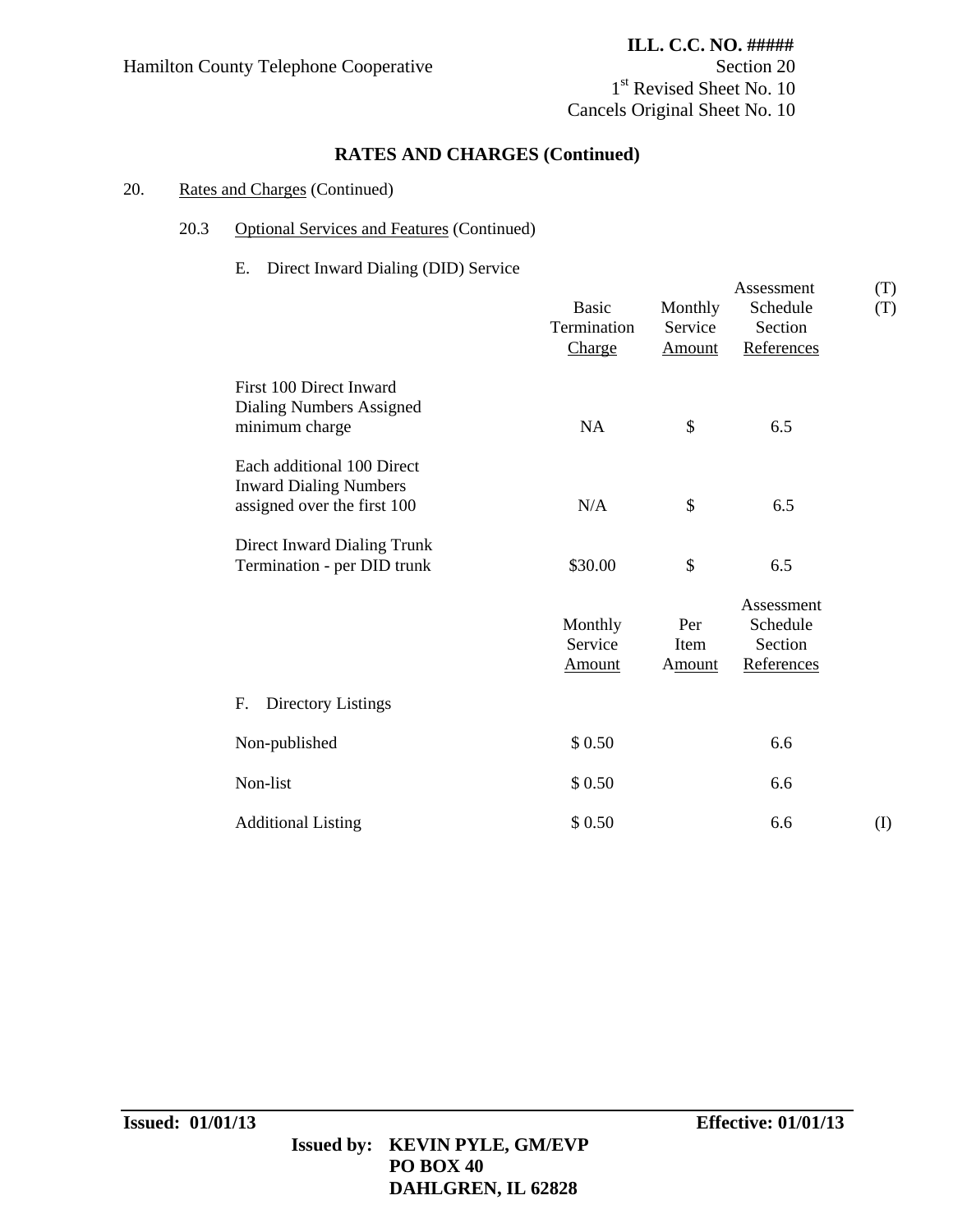Hamilton County Telephone Cooperative

**ILL. C.C. NO. #####**
Section 20
1st Revised Sheet No. 10
Cancels Original Sheet No. 10

## RATES AND CHARGES (Continued)

20. Rates and Charges (Continued)

20.3 Optional Services and Features (Continued)

E. Direct Inward Dialing (DID) Service

| | Basic Termination Charge | Monthly Service Amount | Assessment Schedule Section References | (T) (T) |
|---|---|---|---|---|
| First 100 Direct Inward Dialing Numbers Assigned minimum charge | NA | $ | 6.5 | |
| Each additional 100 Direct Inward Dialing Numbers assigned over the first 100 | N/A | $ | 6.5 | |
| Direct Inward Dialing Trunk Termination - per DID trunk | $30.00 | $ | 6.5 | |

| | Monthly Service Amount | Per Item Amount | Assessment Schedule Section References | |
|---|---|---|---|---|
| F. Directory Listings | | | | |
| Non-published | $ 0.50 | | 6.6 | |
| Non-list | $ 0.50 | | 6.6 | |
| Additional Listing | $ 0.50 | | 6.6 | (I) |

**Issued: 01/01/13** **Effective: 01/01/13**

**Issued by: KEVIN PYLE, GM/EVP**
**PO BOX 40**
**DAHLGREN, IL 62828**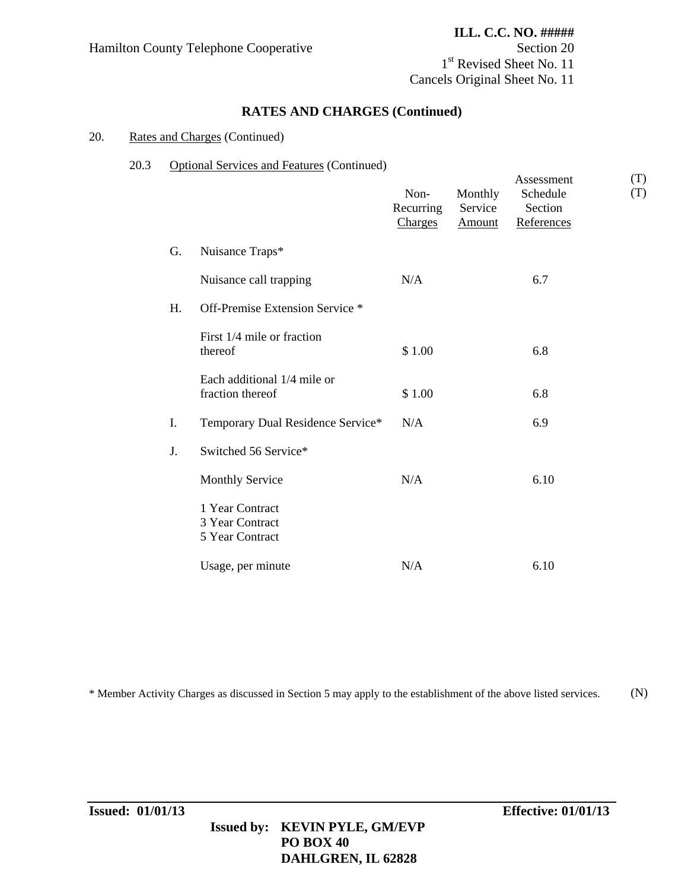ILL. C.C. NO. #####

Hamilton County Telephone Cooperative

Section 20
1st Revised Sheet No. 11
Cancels Original Sheet No. 11

## RATES AND CHARGES (Continued)

20. Rates and Charges (Continued)

20.3 Optional Services and Features (Continued)

| | | Non-Recurring Charges | Monthly Service Amount | Assessment Schedule Section References | |
|---|---|---|---|---|---|
| | | | | | (T) (T) |
| G. | Nuisance Traps* | | | | |
| | Nuisance call trapping | N/A | | 6.7 | |
| H. | Off-Premise Extension Service * | | | | |
| | First 1/4 mile or fraction thereof | $ 1.00 | | 6.8 | |
| | Each additional 1/4 mile or fraction thereof | $ 1.00 | | 6.8 | |
| I. | Temporary Dual Residence Service* | N/A | | 6.9 | |
| J. | Switched 56 Service* | | | | |
| | Monthly Service | N/A | | 6.10 | |
| | 1 Year Contract<br>3 Year Contract<br>5 Year Contract | | | | |
| | Usage, per minute | N/A | | 6.10 | |

\* Member Activity Charges as discussed in Section 5 may apply to the establishment of the above listed services. (N)

**Issued: 01/01/13** **Effective: 01/01/13**

**Issued by: KEVIN PYLE, GM/EVP**
**PO BOX 40**
**DAHLGREN, IL 62828**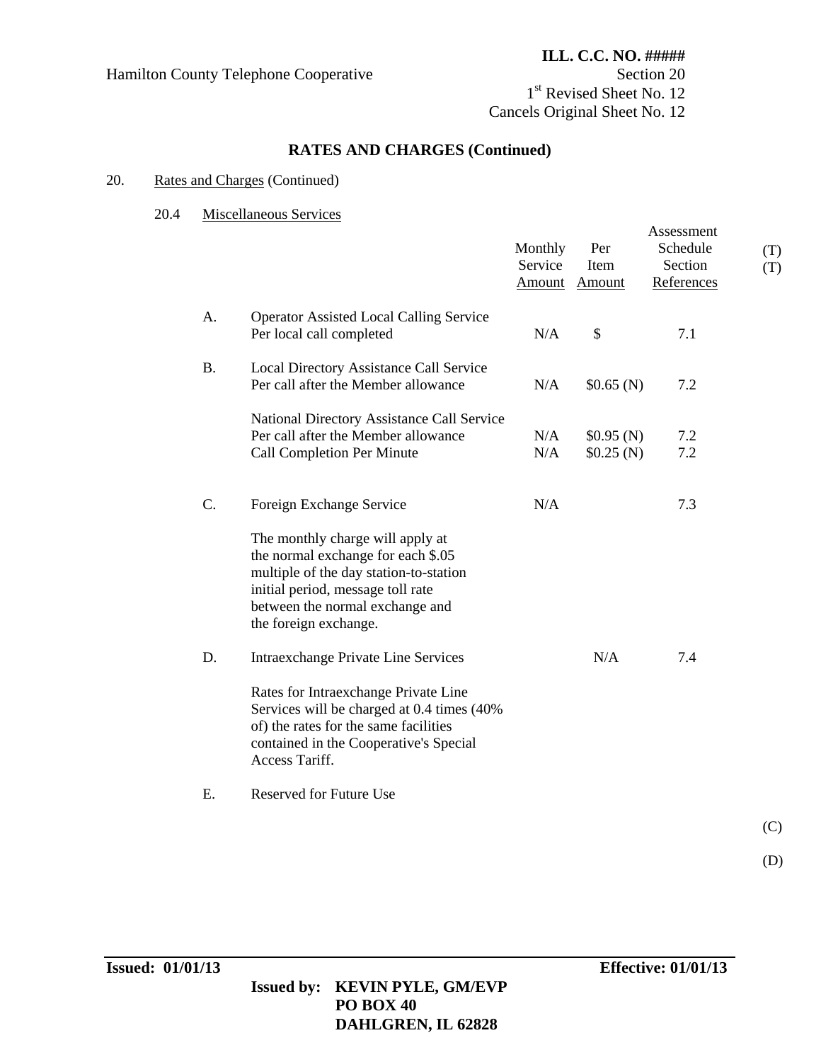Hamilton County Telephone Cooperative

**ILL. C.C. NO. #####**
Section 20
1st Revised Sheet No. 12
Cancels Original Sheet No. 12

## RATES AND CHARGES (Continued)

20. Rates and Charges (Continued)

20.4 Miscellaneous Services

| | | Monthly Service Amount | Per Item Amount | Assessment Schedule Section References | |
|---|---|---|---|---|---|
| | | | | | (T) (T) |
| A. | Operator Assisted Local Calling Service<br>Per local call completed | N/A | $ | 7.1 | |
| B. | Local Directory Assistance Call Service<br>Per call after the Member allowance | N/A | $0.65 (N) | 7.2 | |
| | National Directory Assistance Call Service<br>Per call after the Member allowance | N/A | $0.95 (N) | 7.2 | |
| | Call Completion Per Minute | N/A | $0.25 (N) | 7.2 | |
| C. | Foreign Exchange Service | N/A | | 7.3 | |
| | The monthly charge will apply at the normal exchange for each $.05 multiple of the day station-to-station initial period, message toll rate between the normal exchange and the foreign exchange. | | | | |
| D. | Intraexchange Private Line Services | | N/A | 7.4 | |
| | Rates for Intraexchange Private Line Services will be charged at 0.4 times (40% of) the rates for the same facilities contained in the Cooperative's Special Access Tariff. | | | | |
| E. | Reserved for Future Use | | | | |

(C)

(D)

**Issued: 01/01/13** **Effective: 01/01/13**

**Issued by: KEVIN PYLE, GM/EVP**
**PO BOX 40**
**DAHLGREN, IL 62828**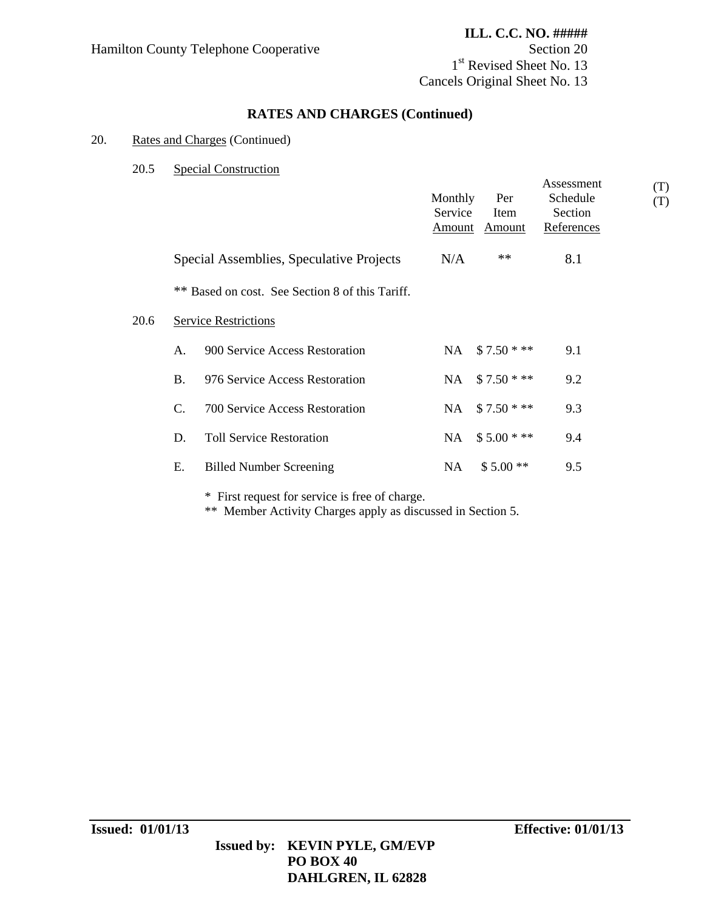Hamilton County Telephone Cooperative

**ILL. C.C. NO. #####**
Section 20
1st Revised Sheet No. 13
Cancels Original Sheet No. 13

## RATES AND CHARGES (Continued)

20. Rates and Charges (Continued)

20.5 Special Construction

| | Monthly Service Amount | Per Item Amount | Assessment Schedule Section References | |
|---|---|---|---|---|
| | | | | (T) (T) |
| Special Assemblies, Speculative Projects | N/A | ** | 8.1 | |

** Based on cost. See Section 8 of this Tariff.

20.6 Service Restrictions

| | | Monthly Service Amount | Per Item Amount | Assessment Schedule Section References |
|---|---|---|---|---|
| A. | 900 Service Access Restoration | NA | $ 7.50 * ** | 9.1 |
| B. | 976 Service Access Restoration | NA | $ 7.50 * ** | 9.2 |
| C. | 700 Service Access Restoration | NA | $ 7.50 * ** | 9.3 |
| D. | Toll Service Restoration | NA | $ 5.00 * ** | 9.4 |
| E. | Billed Number Screening | NA | $ 5.00 ** | 9.5 |

* First request for service is free of charge.
** Member Activity Charges apply as discussed in Section 5.

**Issued: 01/01/13** **Effective: 01/01/13**

**Issued by: KEVIN PYLE, GM/EVP**
**PO BOX 40**
**DAHLGREN, IL 62828**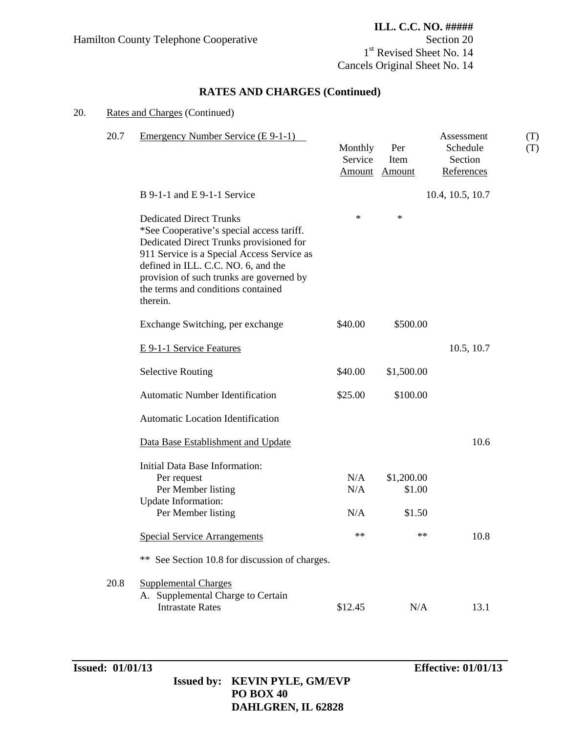Hamilton County Telephone Cooperative

**ILL. C.C. NO. #####**
Section 20
1st Revised Sheet No. 14
Cancels Original Sheet No. 14

## RATES AND CHARGES (Continued)

20. Rates and Charges (Continued)

20.7 Emergency Number Service (E 9-1-1) (T)

| | Monthly Service Amount | Per Item Amount | Assessment Schedule Section References (T) |
|---|---|---|---|
| B 9-1-1 and E 9-1-1 Service | | | 10.4, 10.5, 10.7 |
| Dedicated Direct Trunks<br>*See Cooperative's special access tariff. Dedicated Direct Trunks provisioned for 911 Service is a Special Access Service as defined in ILL. C.C. NO. 6, and the provision of such trunks are governed by the terms and conditions contained therein. | * | * | |
| Exchange Switching, per exchange | $40.00 | $500.00 | |
| E 9-1-1 Service Features | | | 10.5, 10.7 |
| Selective Routing | $40.00 | $1,500.00 | |
| Automatic Number Identification | $25.00 | $100.00 | |
| Automatic Location Identification | | | |
| Data Base Establishment and Update | | | 10.6 |
| Initial Data Base Information: | | | |
| Per request | N/A | $1,200.00 | |
| Per Member listing | N/A | $1.00 | |
| Update Information: | | | |
| Per Member listing | N/A | $1.50 | |
| Special Service Arrangements | ** | ** | 10.8 |

** See Section 10.8 for discussion of charges.

20.8 Supplemental Charges

| | Monthly Service Amount | Per Item Amount | Assessment Schedule Section References |
|---|---|---|---|
| A. Supplemental Charge to Certain Intrastate Rates | $12.45 | N/A | 13.1 |

**Issued: 01/01/13** **Effective: 01/01/13**

**Issued by: KEVIN PYLE, GM/EVP**
**PO BOX 40**
**DAHLGREN, IL 62828**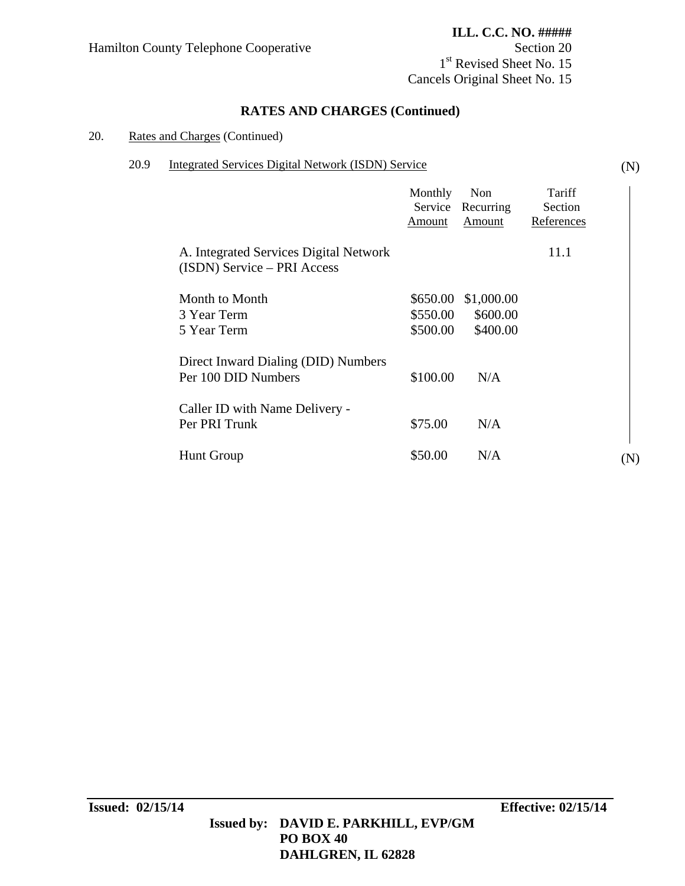Hamilton County Telephone Cooperative

**ILL. C.C. NO. #####**
Section 20
1st Revised Sheet No. 15
Cancels Original Sheet No. 15

## RATES AND CHARGES (Continued)

20. Rates and Charges (Continued)

20.9 Integrated Services Digital Network (ISDN) Service (N)

| | Monthly Service Amount | Non Recurring Amount | Tariff Section References |
|---|---|---|---|
| A. Integrated Services Digital Network (ISDN) Service – PRI Access | | | 11.1 |
| Month to Month | $650.00 | $1,000.00 | |
| 3 Year Term | $550.00 | $600.00 | |
| 5 Year Term | $500.00 | $400.00 | |
| Direct Inward Dialing (DID) Numbers Per 100 DID Numbers | $100.00 | N/A | |
| Caller ID with Name Delivery - Per PRI Trunk | $75.00 | N/A | |
| Hunt Group | $50.00 | N/A | |

(N)

**Issued: 02/15/14** **Effective: 02/15/14**

**Issued by: DAVID E. PARKHILL, EVP/GM**
**PO BOX 40**
**DAHLGREN, IL 62828**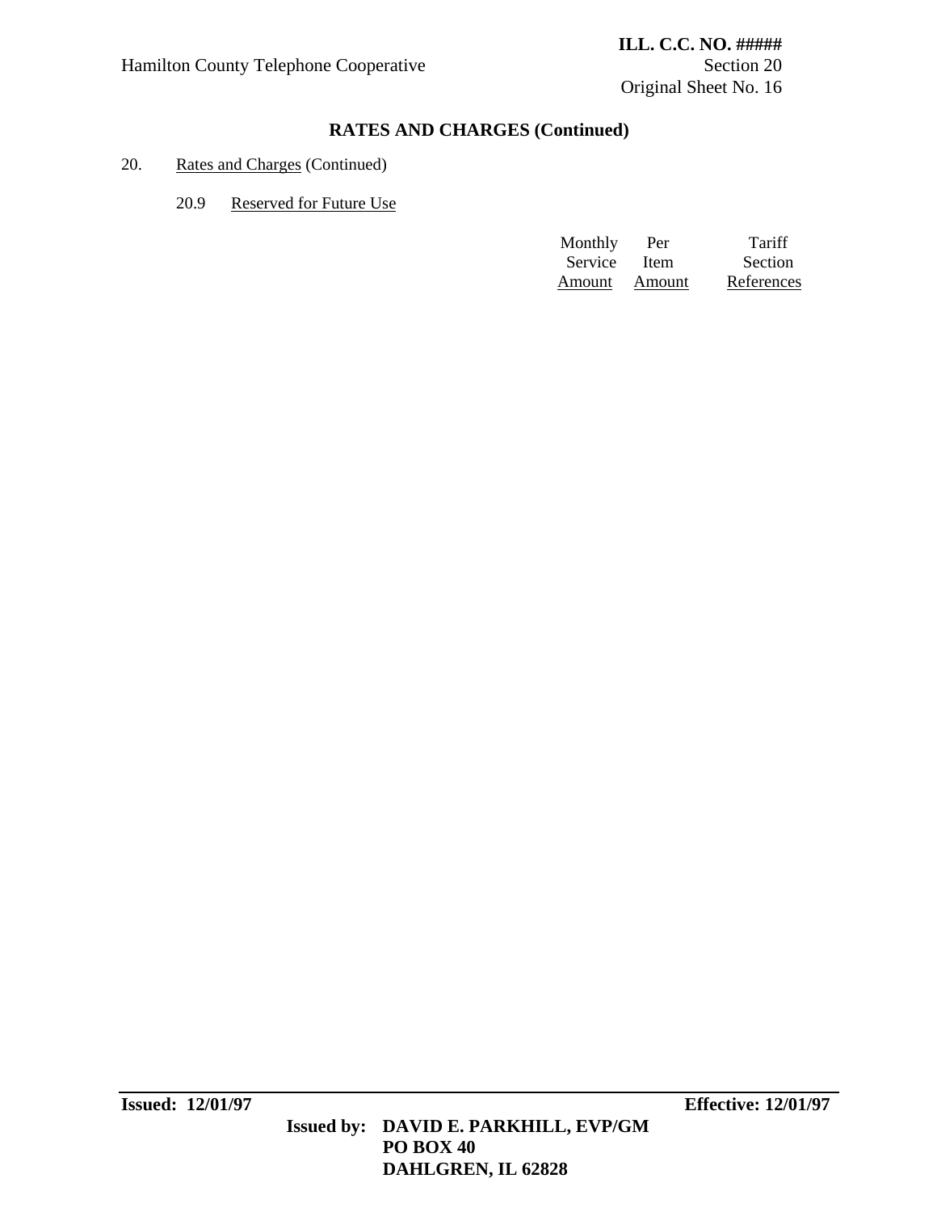## RATES AND CHARGES (Continued)

20. Rates and Charges (Continued)

20.9 Reserved for Future Use

| Monthly Service Amount | Per Item Amount | Tariff Section References |
|---|---|---|

**Issued: 12/01/97** **Effective: 12/01/97**

**Issued by: DAVID E. PARKHILL, EVP/GM**
**PO BOX 40**
**DAHLGREN, IL 62828**